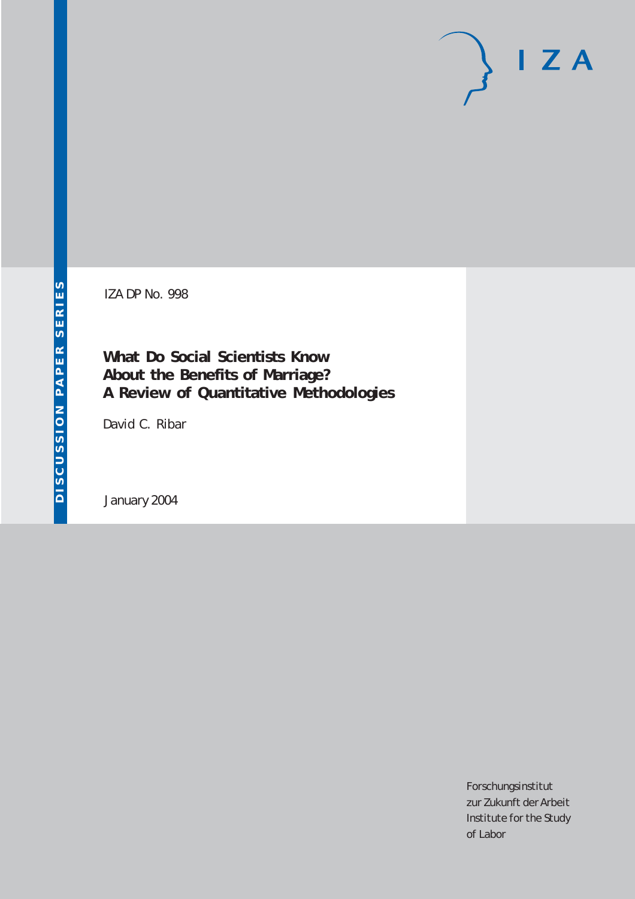DISCUSSION PAPER SERIES

IZA

IZA DP No. 998

# What Do Social Scientists Know About the Benefits of Marriage? A Review of Quantitative Methodologies

David C. Ribar

January 2004

Forschungsinstitut
zur Zukunft der Arbeit
Institute for the Study
of Labor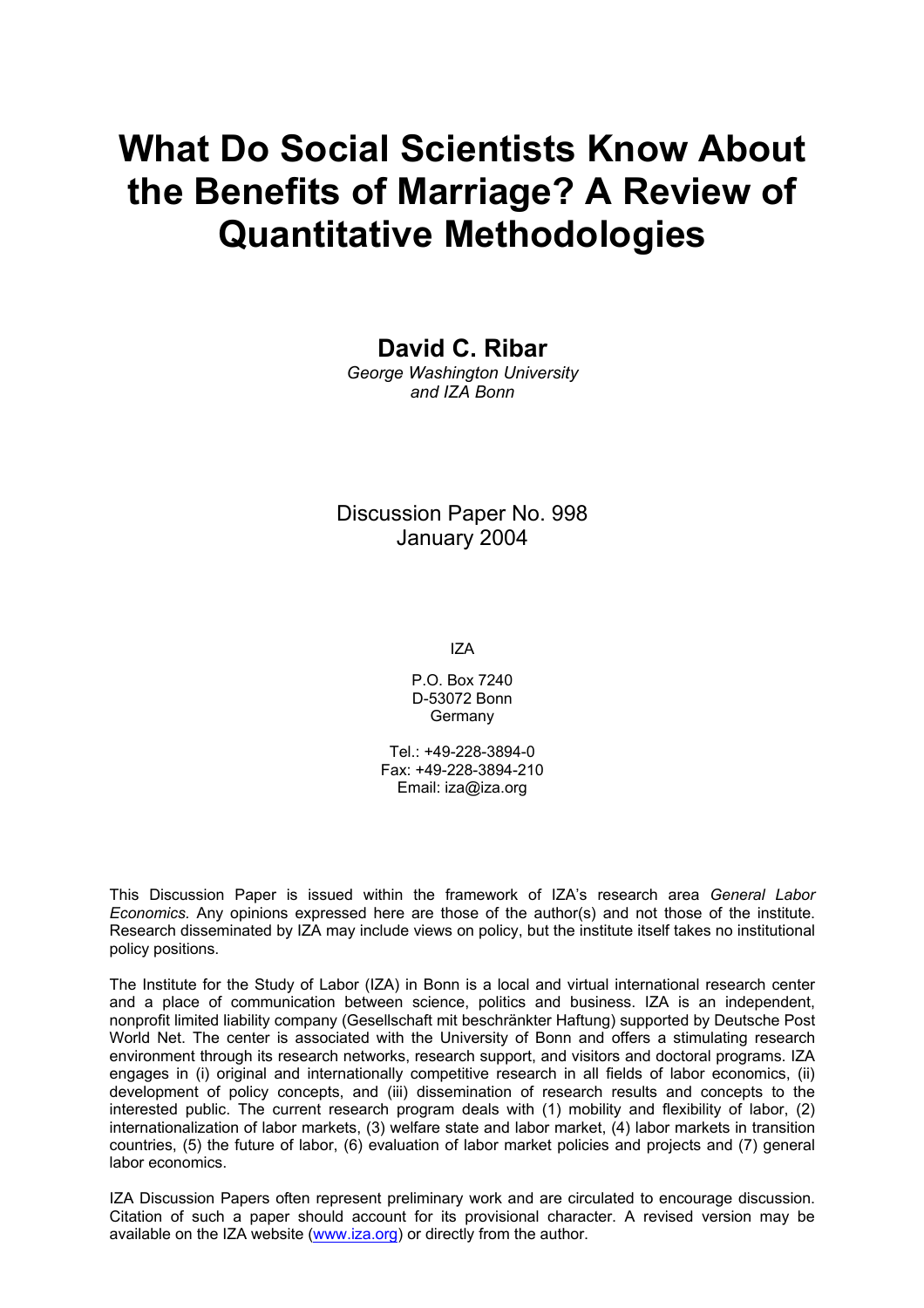# What Do Social Scientists Know About the Benefits of Marriage? A Review of Quantitative Methodologies

**David C. Ribar**

*George Washington University and IZA Bonn*

Discussion Paper No. 998
January 2004

IZA

P.O. Box 7240
D-53072 Bonn
Germany

Tel.: +49-228-3894-0
Fax: +49-228-3894-210
Email: iza@iza.org

This Discussion Paper is issued within the framework of IZA's research area *General Labor Economics.* Any opinions expressed here are those of the author(s) and not those of the institute. Research disseminated by IZA may include views on policy, but the institute itself takes no institutional policy positions.

The Institute for the Study of Labor (IZA) in Bonn is a local and virtual international research center and a place of communication between science, politics and business. IZA is an independent, nonprofit limited liability company (Gesellschaft mit beschränkter Haftung) supported by Deutsche Post World Net. The center is associated with the University of Bonn and offers a stimulating research environment through its research networks, research support, and visitors and doctoral programs. IZA engages in (i) original and internationally competitive research in all fields of labor economics, (ii) development of policy concepts, and (iii) dissemination of research results and concepts to the interested public. The current research program deals with (1) mobility and flexibility of labor, (2) internationalization of labor markets, (3) welfare state and labor market, (4) labor markets in transition countries, (5) the future of labor, (6) evaluation of labor market policies and projects and (7) general labor economics.

IZA Discussion Papers often represent preliminary work and are circulated to encourage discussion. Citation of such a paper should account for its provisional character. A revised version may be available on the IZA website (www.iza.org) or directly from the author.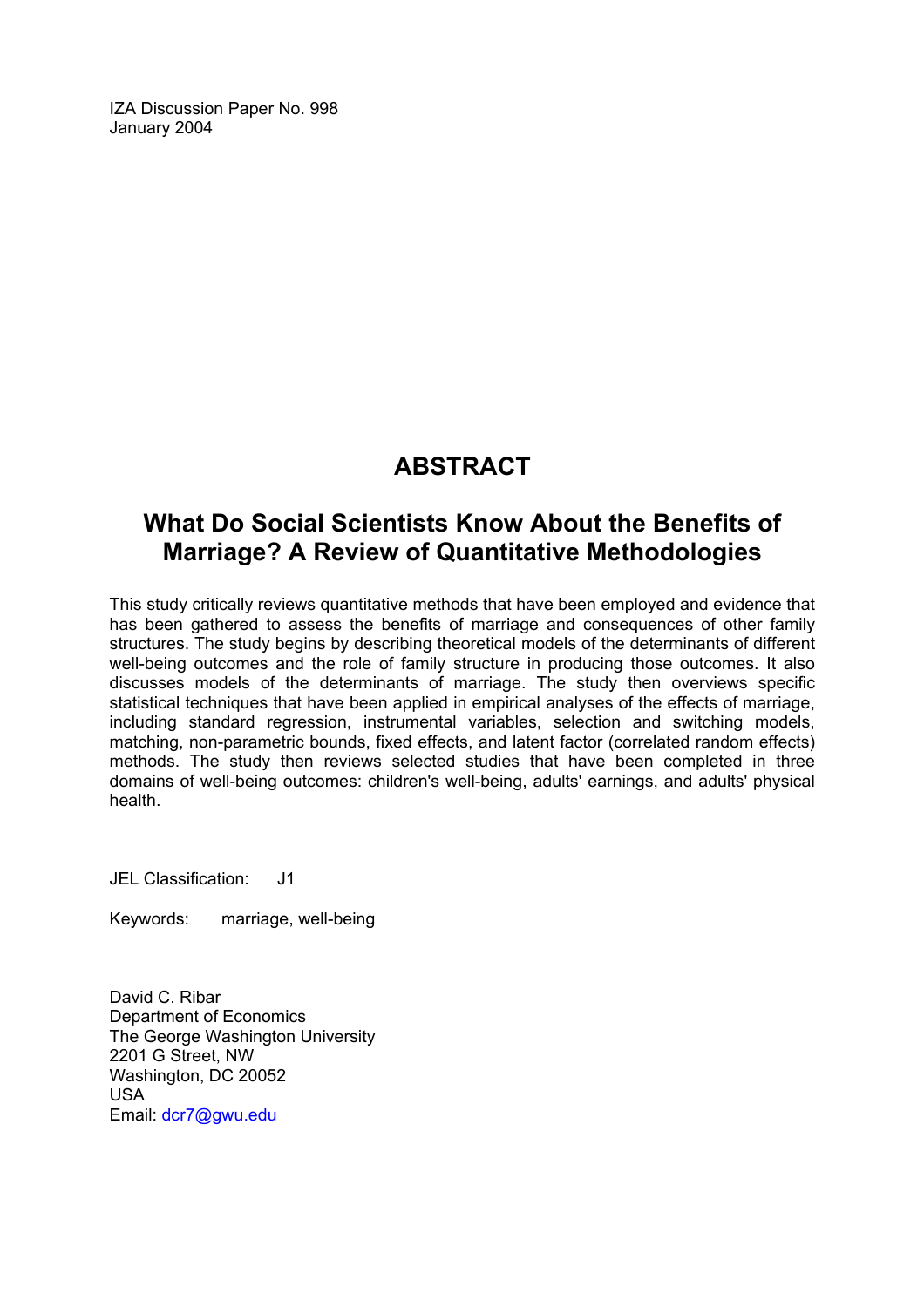IZA Discussion Paper No. 998
January 2004

# ABSTRACT

## What Do Social Scientists Know About the Benefits of Marriage? A Review of Quantitative Methodologies

This study critically reviews quantitative methods that have been employed and evidence that has been gathered to assess the benefits of marriage and consequences of other family structures. The study begins by describing theoretical models of the determinants of different well-being outcomes and the role of family structure in producing those outcomes. It also discusses models of the determinants of marriage. The study then overviews specific statistical techniques that have been applied in empirical analyses of the effects of marriage, including standard regression, instrumental variables, selection and switching models, matching, non-parametric bounds, fixed effects, and latent factor (correlated random effects) methods. The study then reviews selected studies that have been completed in three domains of well-being outcomes: children's well-being, adults' earnings, and adults' physical health.

JEL Classification: J1

Keywords: marriage, well-being

David C. Ribar
Department of Economics
The George Washington University
2201 G Street, NW
Washington, DC 20052
USA
Email: dcr7@gwu.edu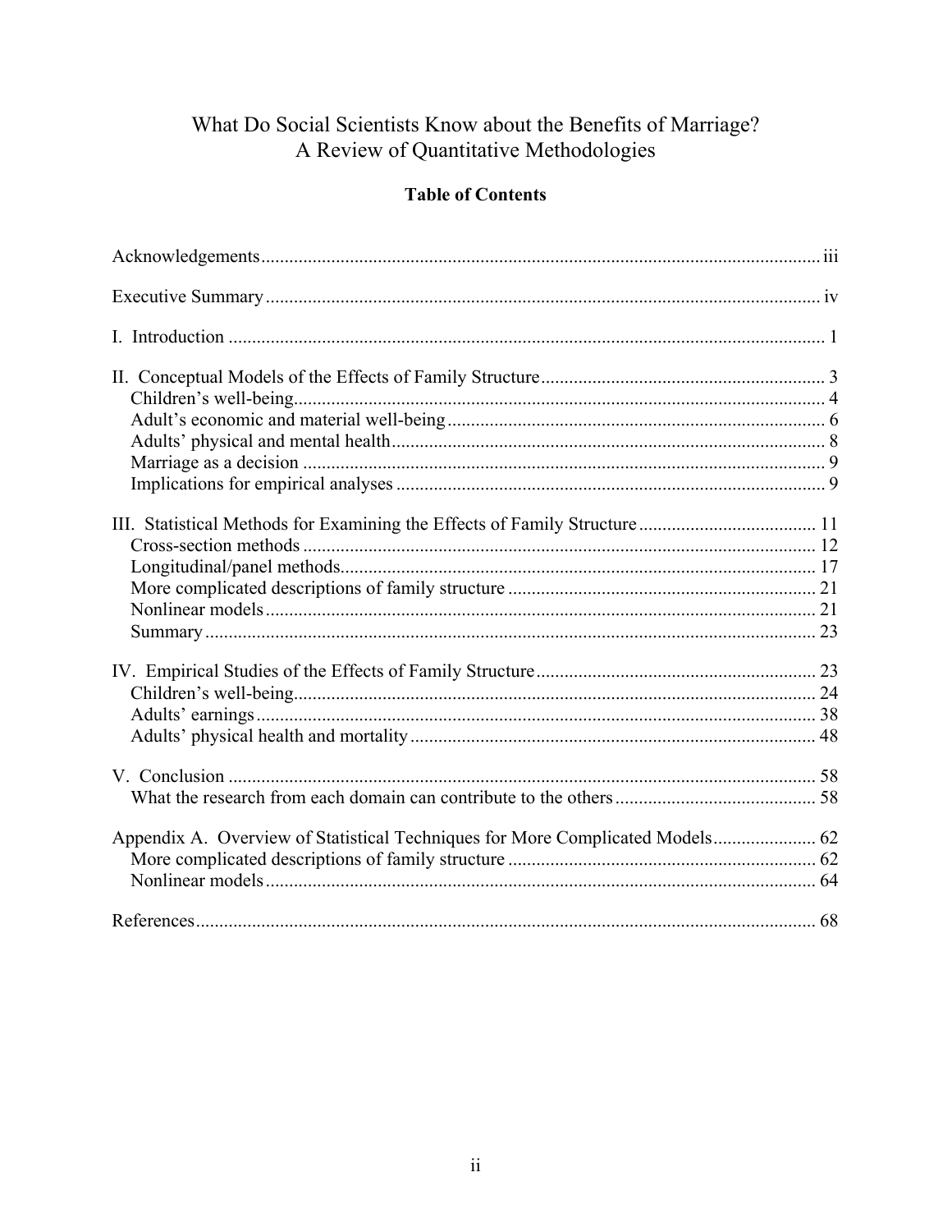# What Do Social Scientists Know about the Benefits of Marriage? A Review of Quantitative Methodologies

## Table of Contents

Acknowledgements ... iii

Executive Summary ... iv

I. Introduction ... 1

II. Conceptual Models of the Effects of Family Structure ... 3
- Children's well-being ... 4
- Adult's economic and material well-being ... 6
- Adults' physical and mental health ... 8
- Marriage as a decision ... 9
- Implications for empirical analyses ... 9

III. Statistical Methods for Examining the Effects of Family Structure ... 11
- Cross-section methods ... 12
- Longitudinal/panel methods ... 17
- More complicated descriptions of family structure ... 21
- Nonlinear models ... 21
- Summary ... 23

IV. Empirical Studies of the Effects of Family Structure ... 23
- Children's well-being ... 24
- Adults' earnings ... 38
- Adults' physical health and mortality ... 48

V. Conclusion ... 58
- What the research from each domain can contribute to the others ... 58

Appendix A. Overview of Statistical Techniques for More Complicated Models ... 62
- More complicated descriptions of family structure ... 62
- Nonlinear models ... 64

References ... 68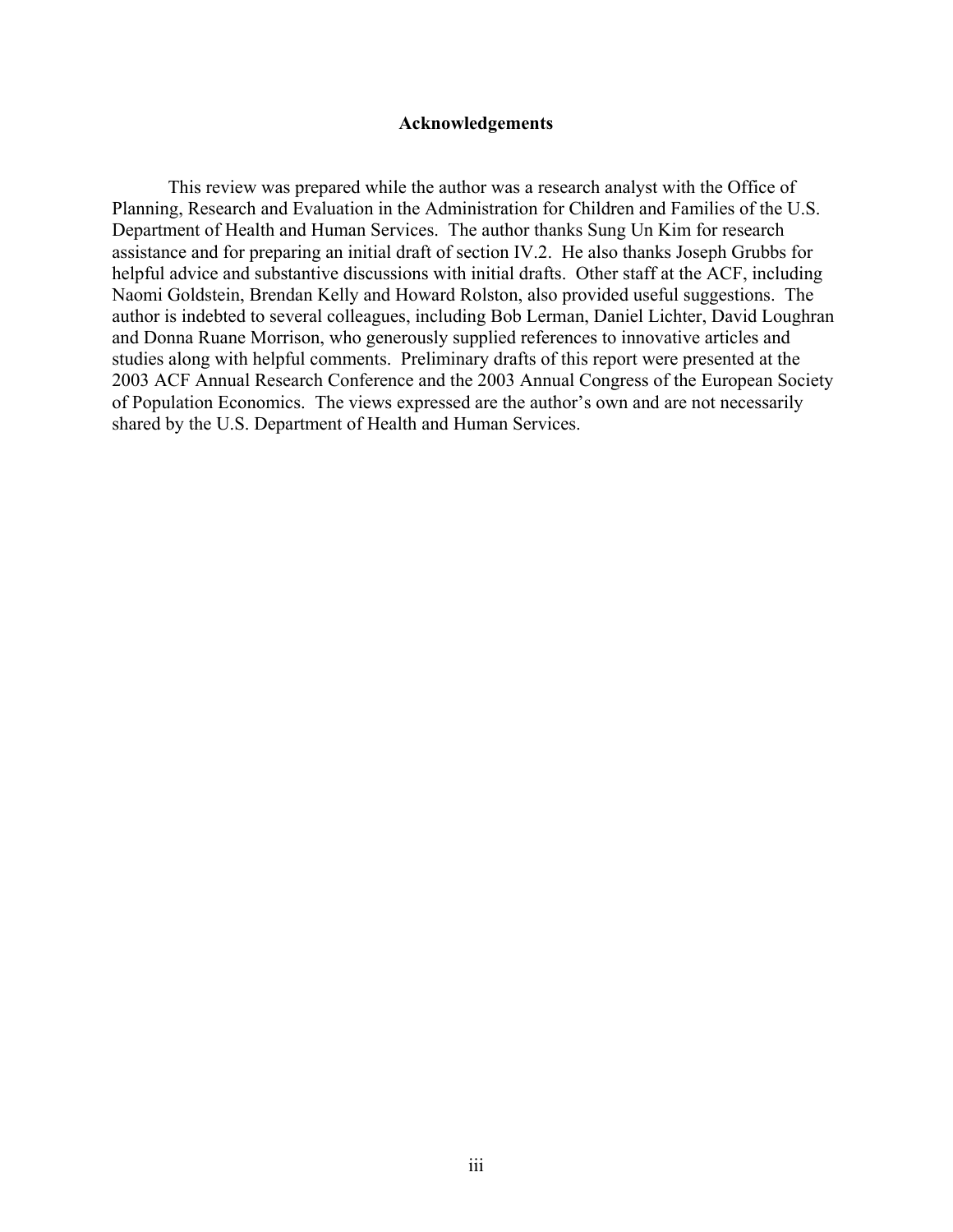## Acknowledgements

This review was prepared while the author was a research analyst with the Office of Planning, Research and Evaluation in the Administration for Children and Families of the U.S. Department of Health and Human Services. The author thanks Sung Un Kim for research assistance and for preparing an initial draft of section IV.2. He also thanks Joseph Grubbs for helpful advice and substantive discussions with initial drafts. Other staff at the ACF, including Naomi Goldstein, Brendan Kelly and Howard Rolston, also provided useful suggestions. The author is indebted to several colleagues, including Bob Lerman, Daniel Lichter, David Loughran and Donna Ruane Morrison, who generously supplied references to innovative articles and studies along with helpful comments. Preliminary drafts of this report were presented at the 2003 ACF Annual Research Conference and the 2003 Annual Congress of the European Society of Population Economics. The views expressed are the author's own and are not necessarily shared by the U.S. Department of Health and Human Services.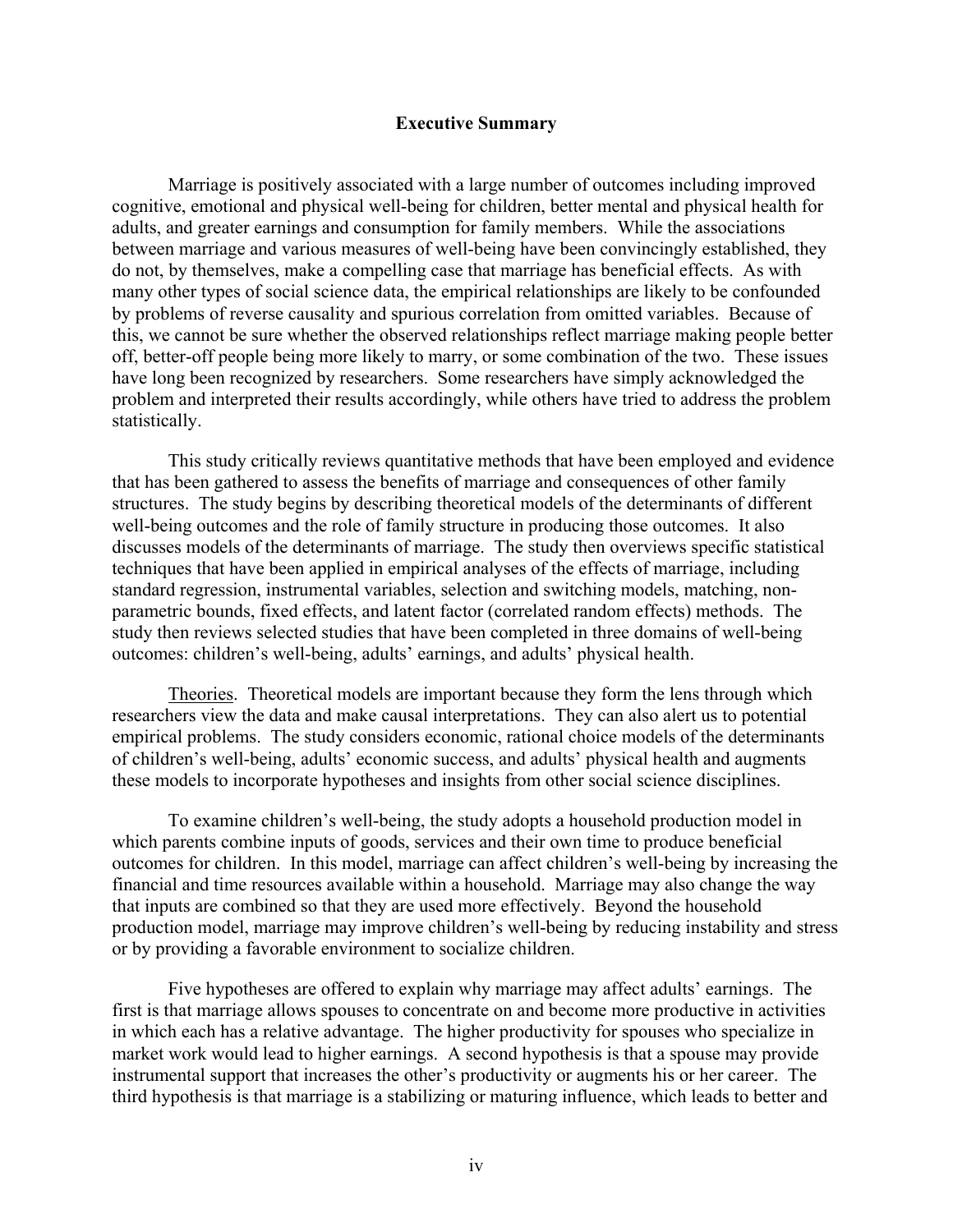## Executive Summary

Marriage is positively associated with a large number of outcomes including improved cognitive, emotional and physical well-being for children, better mental and physical health for adults, and greater earnings and consumption for family members. While the associations between marriage and various measures of well-being have been convincingly established, they do not, by themselves, make a compelling case that marriage has beneficial effects. As with many other types of social science data, the empirical relationships are likely to be confounded by problems of reverse causality and spurious correlation from omitted variables. Because of this, we cannot be sure whether the observed relationships reflect marriage making people better off, better-off people being more likely to marry, or some combination of the two. These issues have long been recognized by researchers. Some researchers have simply acknowledged the problem and interpreted their results accordingly, while others have tried to address the problem statistically.

This study critically reviews quantitative methods that have been employed and evidence that has been gathered to assess the benefits of marriage and consequences of other family structures. The study begins by describing theoretical models of the determinants of different well-being outcomes and the role of family structure in producing those outcomes. It also discusses models of the determinants of marriage. The study then overviews specific statistical techniques that have been applied in empirical analyses of the effects of marriage, including standard regression, instrumental variables, selection and switching models, matching, non-parametric bounds, fixed effects, and latent factor (correlated random effects) methods. The study then reviews selected studies that have been completed in three domains of well-being outcomes: children's well-being, adults' earnings, and adults' physical health.

Theories. Theoretical models are important because they form the lens through which researchers view the data and make causal interpretations. They can also alert us to potential empirical problems. The study considers economic, rational choice models of the determinants of children's well-being, adults' economic success, and adults' physical health and augments these models to incorporate hypotheses and insights from other social science disciplines.

To examine children's well-being, the study adopts a household production model in which parents combine inputs of goods, services and their own time to produce beneficial outcomes for children. In this model, marriage can affect children's well-being by increasing the financial and time resources available within a household. Marriage may also change the way that inputs are combined so that they are used more effectively. Beyond the household production model, marriage may improve children's well-being by reducing instability and stress or by providing a favorable environment to socialize children.

Five hypotheses are offered to explain why marriage may affect adults' earnings. The first is that marriage allows spouses to concentrate on and become more productive in activities in which each has a relative advantage. The higher productivity for spouses who specialize in market work would lead to higher earnings. A second hypothesis is that a spouse may provide instrumental support that increases the other's productivity or augments his or her career. The third hypothesis is that marriage is a stabilizing or maturing influence, which leads to better and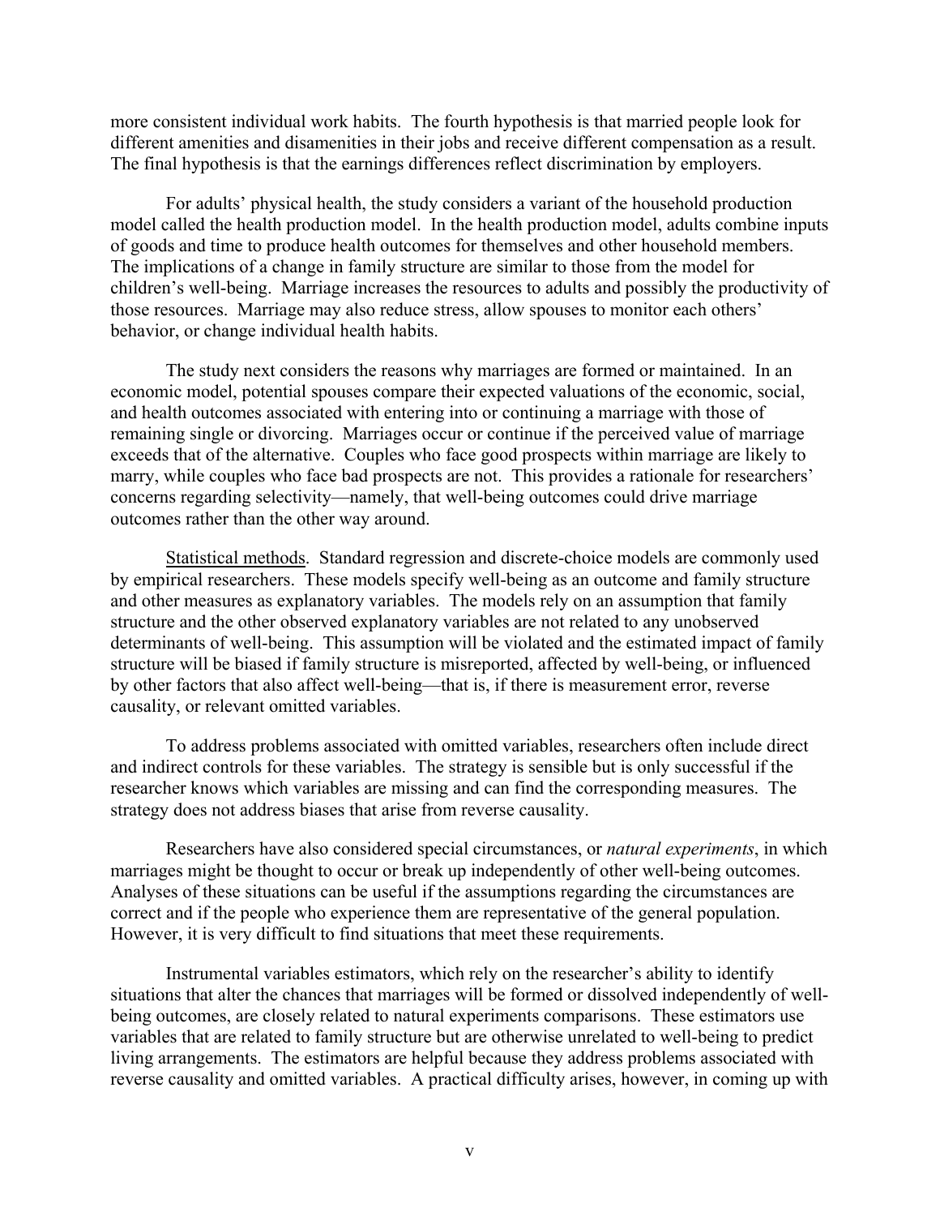more consistent individual work habits. The fourth hypothesis is that married people look for different amenities and disamenities in their jobs and receive different compensation as a result. The final hypothesis is that the earnings differences reflect discrimination by employers.

For adults' physical health, the study considers a variant of the household production model called the health production model. In the health production model, adults combine inputs of goods and time to produce health outcomes for themselves and other household members. The implications of a change in family structure are similar to those from the model for children's well-being. Marriage increases the resources to adults and possibly the productivity of those resources. Marriage may also reduce stress, allow spouses to monitor each others' behavior, or change individual health habits.

The study next considers the reasons why marriages are formed or maintained. In an economic model, potential spouses compare their expected valuations of the economic, social, and health outcomes associated with entering into or continuing a marriage with those of remaining single or divorcing. Marriages occur or continue if the perceived value of marriage exceeds that of the alternative. Couples who face good prospects within marriage are likely to marry, while couples who face bad prospects are not. This provides a rationale for researchers' concerns regarding selectivity—namely, that well-being outcomes could drive marriage outcomes rather than the other way around.

Statistical methods. Standard regression and discrete-choice models are commonly used by empirical researchers. These models specify well-being as an outcome and family structure and other measures as explanatory variables. The models rely on an assumption that family structure and the other observed explanatory variables are not related to any unobserved determinants of well-being. This assumption will be violated and the estimated impact of family structure will be biased if family structure is misreported, affected by well-being, or influenced by other factors that also affect well-being—that is, if there is measurement error, reverse causality, or relevant omitted variables.

To address problems associated with omitted variables, researchers often include direct and indirect controls for these variables. The strategy is sensible but is only successful if the researcher knows which variables are missing and can find the corresponding measures. The strategy does not address biases that arise from reverse causality.

Researchers have also considered special circumstances, or *natural experiments*, in which marriages might be thought to occur or break up independently of other well-being outcomes. Analyses of these situations can be useful if the assumptions regarding the circumstances are correct and if the people who experience them are representative of the general population. However, it is very difficult to find situations that meet these requirements.

Instrumental variables estimators, which rely on the researcher's ability to identify situations that alter the chances that marriages will be formed or dissolved independently of well-being outcomes, are closely related to natural experiments comparisons. These estimators use variables that are related to family structure but are otherwise unrelated to well-being to predict living arrangements. The estimators are helpful because they address problems associated with reverse causality and omitted variables. A practical difficulty arises, however, in coming up with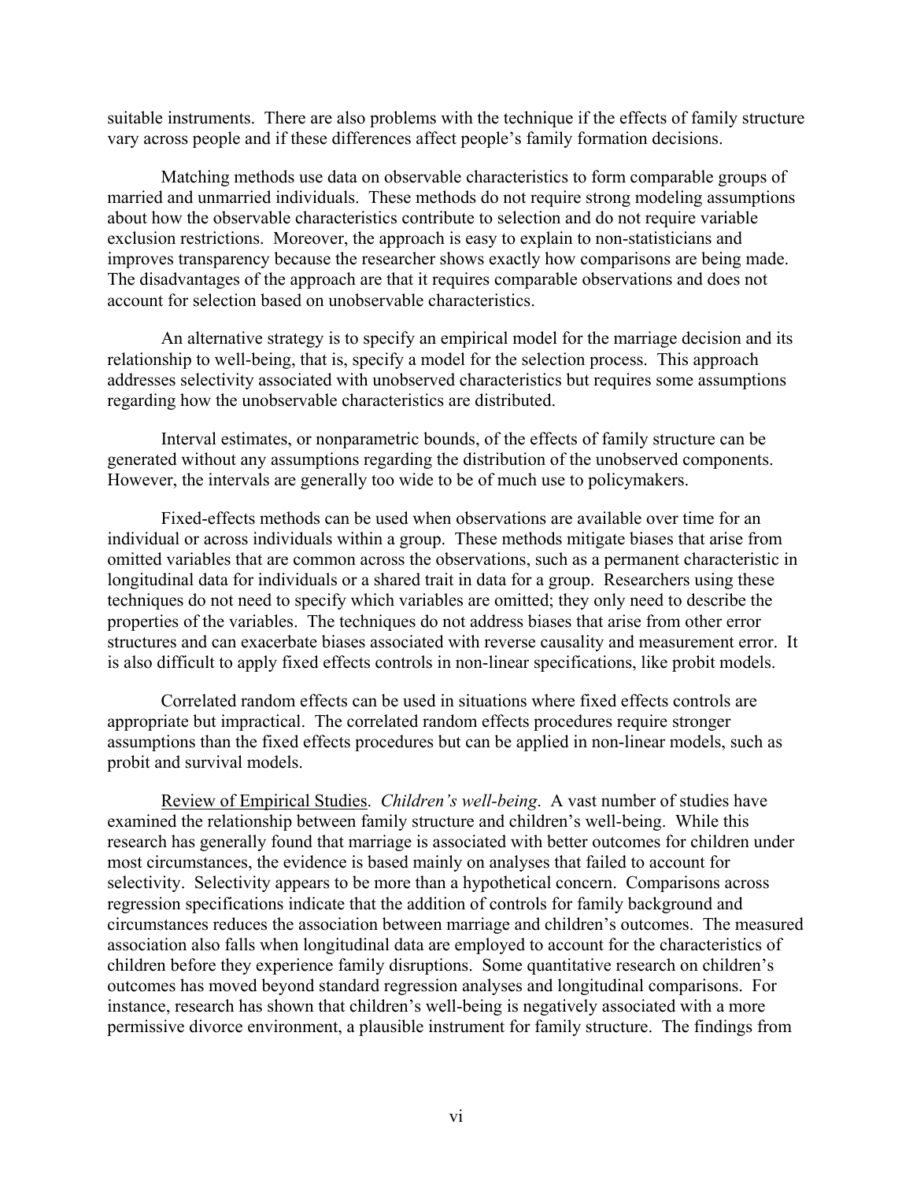suitable instruments. There are also problems with the technique if the effects of family structure vary across people and if these differences affect people's family formation decisions.

Matching methods use data on observable characteristics to form comparable groups of married and unmarried individuals. These methods do not require strong modeling assumptions about how the observable characteristics contribute to selection and do not require variable exclusion restrictions. Moreover, the approach is easy to explain to non-statisticians and improves transparency because the researcher shows exactly how comparisons are being made. The disadvantages of the approach are that it requires comparable observations and does not account for selection based on unobservable characteristics.

An alternative strategy is to specify an empirical model for the marriage decision and its relationship to well-being, that is, specify a model for the selection process. This approach addresses selectivity associated with unobserved characteristics but requires some assumptions regarding how the unobservable characteristics are distributed.

Interval estimates, or nonparametric bounds, of the effects of family structure can be generated without any assumptions regarding the distribution of the unobserved components. However, the intervals are generally too wide to be of much use to policymakers.

Fixed-effects methods can be used when observations are available over time for an individual or across individuals within a group. These methods mitigate biases that arise from omitted variables that are common across the observations, such as a permanent characteristic in longitudinal data for individuals or a shared trait in data for a group. Researchers using these techniques do not need to specify which variables are omitted; they only need to describe the properties of the variables. The techniques do not address biases that arise from other error structures and can exacerbate biases associated with reverse causality and measurement error. It is also difficult to apply fixed effects controls in non-linear specifications, like probit models.

Correlated random effects can be used in situations where fixed effects controls are appropriate but impractical. The correlated random effects procedures require stronger assumptions than the fixed effects procedures but can be applied in non-linear models, such as probit and survival models.

Review of Empirical Studies. *Children's well-being*. A vast number of studies have examined the relationship between family structure and children's well-being. While this research has generally found that marriage is associated with better outcomes for children under most circumstances, the evidence is based mainly on analyses that failed to account for selectivity. Selectivity appears to be more than a hypothetical concern. Comparisons across regression specifications indicate that the addition of controls for family background and circumstances reduces the association between marriage and children's outcomes. The measured association also falls when longitudinal data are employed to account for the characteristics of children before they experience family disruptions. Some quantitative research on children's outcomes has moved beyond standard regression analyses and longitudinal comparisons. For instance, research has shown that children's well-being is negatively associated with a more permissive divorce environment, a plausible instrument for family structure. The findings from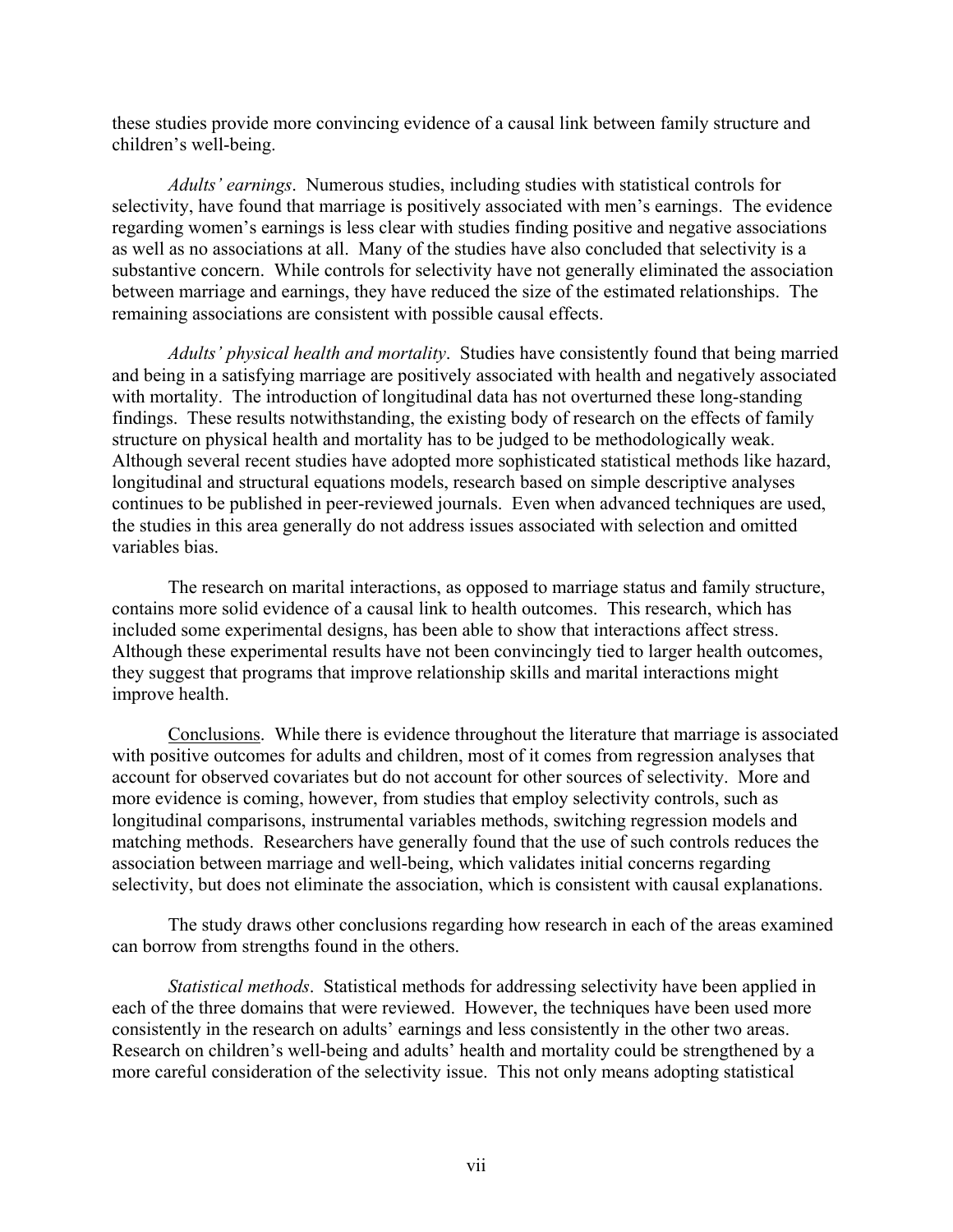these studies provide more convincing evidence of a causal link between family structure and children's well-being.

*Adults' earnings*. Numerous studies, including studies with statistical controls for selectivity, have found that marriage is positively associated with men's earnings. The evidence regarding women's earnings is less clear with studies finding positive and negative associations as well as no associations at all. Many of the studies have also concluded that selectivity is a substantive concern. While controls for selectivity have not generally eliminated the association between marriage and earnings, they have reduced the size of the estimated relationships. The remaining associations are consistent with possible causal effects.

*Adults' physical health and mortality*. Studies have consistently found that being married and being in a satisfying marriage are positively associated with health and negatively associated with mortality. The introduction of longitudinal data has not overturned these long-standing findings. These results notwithstanding, the existing body of research on the effects of family structure on physical health and mortality has to be judged to be methodologically weak. Although several recent studies have adopted more sophisticated statistical methods like hazard, longitudinal and structural equations models, research based on simple descriptive analyses continues to be published in peer-reviewed journals. Even when advanced techniques are used, the studies in this area generally do not address issues associated with selection and omitted variables bias.

The research on marital interactions, as opposed to marriage status and family structure, contains more solid evidence of a causal link to health outcomes. This research, which has included some experimental designs, has been able to show that interactions affect stress. Although these experimental results have not been convincingly tied to larger health outcomes, they suggest that programs that improve relationship skills and marital interactions might improve health.

<u>Conclusions</u>. While there is evidence throughout the literature that marriage is associated with positive outcomes for adults and children, most of it comes from regression analyses that account for observed covariates but do not account for other sources of selectivity. More and more evidence is coming, however, from studies that employ selectivity controls, such as longitudinal comparisons, instrumental variables methods, switching regression models and matching methods. Researchers have generally found that the use of such controls reduces the association between marriage and well-being, which validates initial concerns regarding selectivity, but does not eliminate the association, which is consistent with causal explanations.

The study draws other conclusions regarding how research in each of the areas examined can borrow from strengths found in the others.

*Statistical methods*. Statistical methods for addressing selectivity have been applied in each of the three domains that were reviewed. However, the techniques have been used more consistently in the research on adults' earnings and less consistently in the other two areas. Research on children's well-being and adults' health and mortality could be strengthened by a more careful consideration of the selectivity issue. This not only means adopting statistical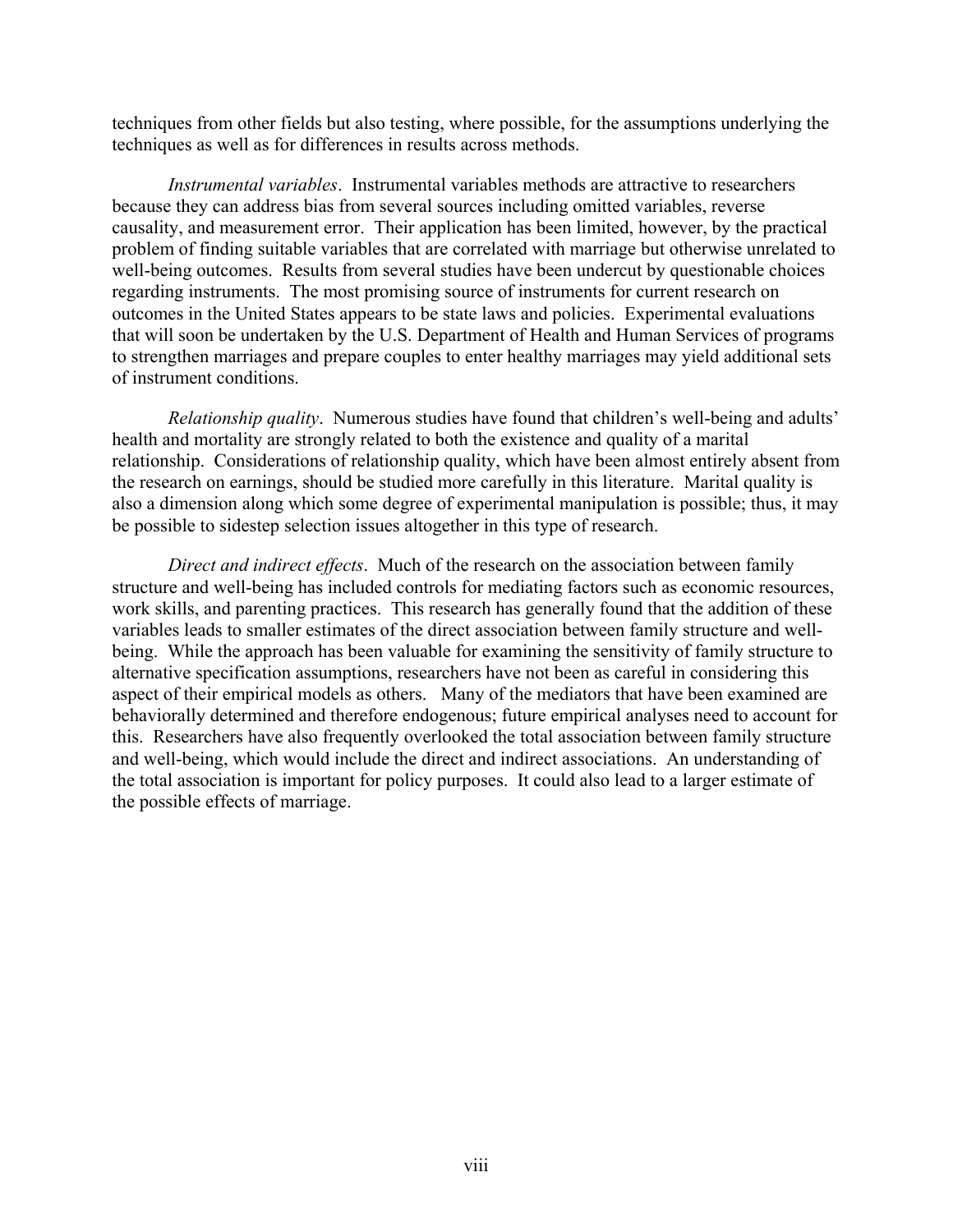techniques from other fields but also testing, where possible, for the assumptions underlying the techniques as well as for differences in results across methods.

*Instrumental variables*. Instrumental variables methods are attractive to researchers because they can address bias from several sources including omitted variables, reverse causality, and measurement error. Their application has been limited, however, by the practical problem of finding suitable variables that are correlated with marriage but otherwise unrelated to well-being outcomes. Results from several studies have been undercut by questionable choices regarding instruments. The most promising source of instruments for current research on outcomes in the United States appears to be state laws and policies. Experimental evaluations that will soon be undertaken by the U.S. Department of Health and Human Services of programs to strengthen marriages and prepare couples to enter healthy marriages may yield additional sets of instrument conditions.

*Relationship quality*. Numerous studies have found that children's well-being and adults' health and mortality are strongly related to both the existence and quality of a marital relationship. Considerations of relationship quality, which have been almost entirely absent from the research on earnings, should be studied more carefully in this literature. Marital quality is also a dimension along which some degree of experimental manipulation is possible; thus, it may be possible to sidestep selection issues altogether in this type of research.

*Direct and indirect effects*. Much of the research on the association between family structure and well-being has included controls for mediating factors such as economic resources, work skills, and parenting practices. This research has generally found that the addition of these variables leads to smaller estimates of the direct association between family structure and well-being. While the approach has been valuable for examining the sensitivity of family structure to alternative specification assumptions, researchers have not been as careful in considering this aspect of their empirical models as others. Many of the mediators that have been examined are behaviorally determined and therefore endogenous; future empirical analyses need to account for this. Researchers have also frequently overlooked the total association between family structure and well-being, which would include the direct and indirect associations. An understanding of the total association is important for policy purposes. It could also lead to a larger estimate of the possible effects of marriage.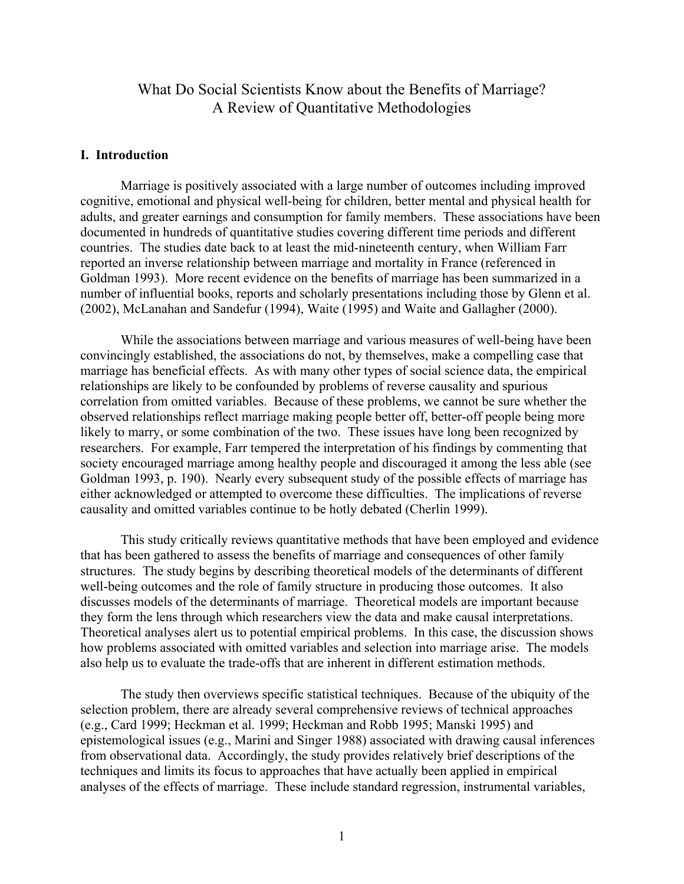// What Do Social Scientists Know about the Benefits of Marriage?
// A Review of Quantitative Methodologies

## What Do Social Scientists Know about the Benefits of Marriage? A Review of Quantitative Methodologies

### I. Introduction

Marriage is positively associated with a large number of outcomes including improved cognitive, emotional and physical well-being for children, better mental and physical health for adults, and greater earnings and consumption for family members. These associations have been documented in hundreds of quantitative studies covering different time periods and different countries. The studies date back to at least the mid-nineteenth century, when William Farr reported an inverse relationship between marriage and mortality in France (referenced in Goldman 1993). More recent evidence on the benefits of marriage has been summarized in a number of influential books, reports and scholarly presentations including those by Glenn et al. (2002), McLanahan and Sandefur (1994), Waite (1995) and Waite and Gallagher (2000).

While the associations between marriage and various measures of well-being have been convincingly established, the associations do not, by themselves, make a compelling case that marriage has beneficial effects. As with many other types of social science data, the empirical relationships are likely to be confounded by problems of reverse causality and spurious correlation from omitted variables. Because of these problems, we cannot be sure whether the observed relationships reflect marriage making people better off, better-off people being more likely to marry, or some combination of the two. These issues have long been recognized by researchers. For example, Farr tempered the interpretation of his findings by commenting that society encouraged marriage among healthy people and discouraged it among the less able (see Goldman 1993, p. 190). Nearly every subsequent study of the possible effects of marriage has either acknowledged or attempted to overcome these difficulties. The implications of reverse causality and omitted variables continue to be hotly debated (Cherlin 1999).

This study critically reviews quantitative methods that have been employed and evidence that has been gathered to assess the benefits of marriage and consequences of other family structures. The study begins by describing theoretical models of the determinants of different well-being outcomes and the role of family structure in producing those outcomes. It also discusses models of the determinants of marriage. Theoretical models are important because they form the lens through which researchers view the data and make causal interpretations. Theoretical analyses alert us to potential empirical problems. In this case, the discussion shows how problems associated with omitted variables and selection into marriage arise. The models also help us to evaluate the trade-offs that are inherent in different estimation methods.

The study then overviews specific statistical techniques. Because of the ubiquity of the selection problem, there are already several comprehensive reviews of technical approaches (e.g., Card 1999; Heckman et al. 1999; Heckman and Robb 1995; Manski 1995) and epistemological issues (e.g., Marini and Singer 1988) associated with drawing causal inferences from observational data. Accordingly, the study provides relatively brief descriptions of the techniques and limits its focus to approaches that have actually been applied in empirical analyses of the effects of marriage. These include standard regression, instrumental variables,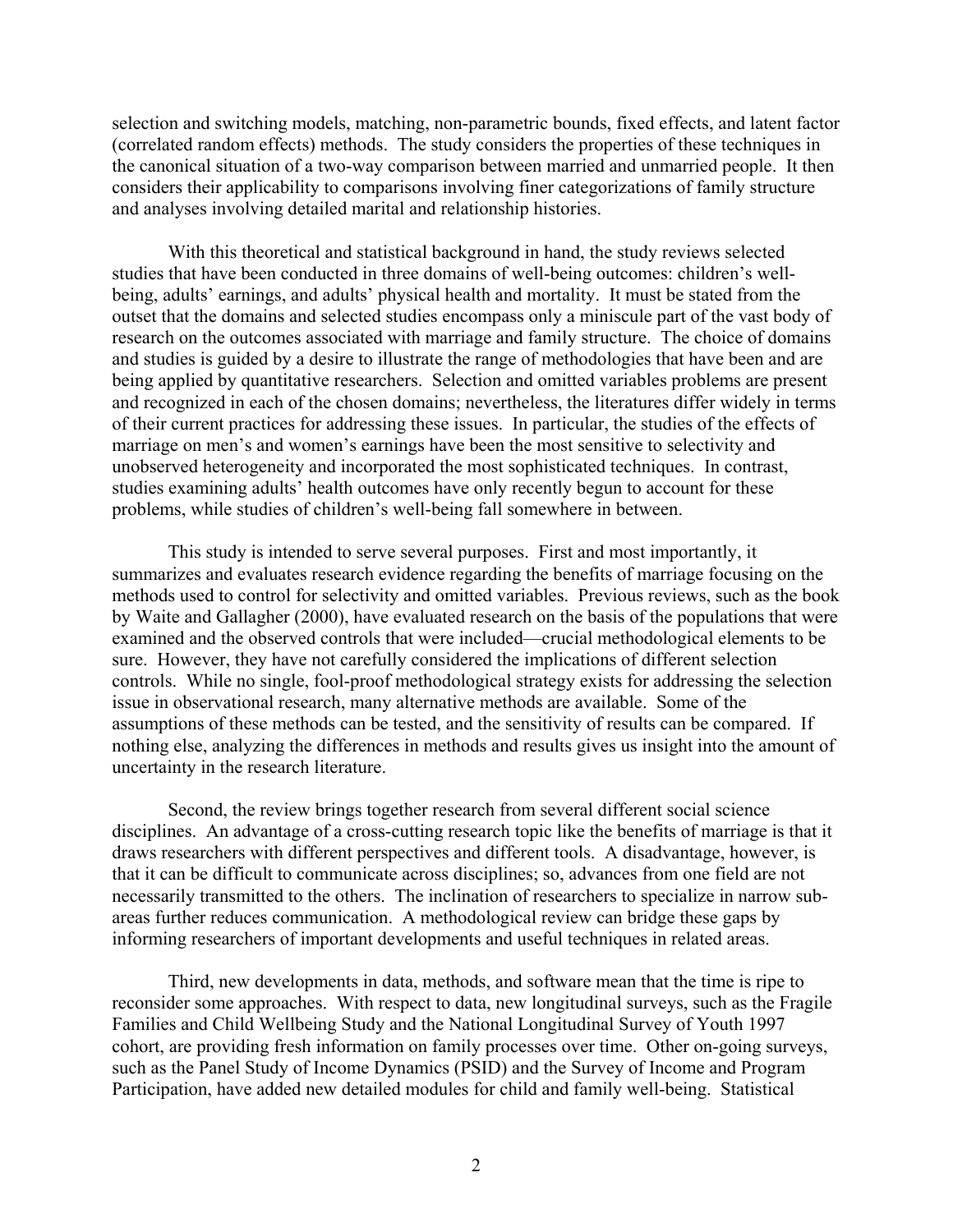selection and switching models, matching, non-parametric bounds, fixed effects, and latent factor (correlated random effects) methods. The study considers the properties of these techniques in the canonical situation of a two-way comparison between married and unmarried people. It then considers their applicability to comparisons involving finer categorizations of family structure and analyses involving detailed marital and relationship histories.

With this theoretical and statistical background in hand, the study reviews selected studies that have been conducted in three domains of well-being outcomes: children's well-being, adults' earnings, and adults' physical health and mortality. It must be stated from the outset that the domains and selected studies encompass only a miniscule part of the vast body of research on the outcomes associated with marriage and family structure. The choice of domains and studies is guided by a desire to illustrate the range of methodologies that have been and are being applied by quantitative researchers. Selection and omitted variables problems are present and recognized in each of the chosen domains; nevertheless, the literatures differ widely in terms of their current practices for addressing these issues. In particular, the studies of the effects of marriage on men's and women's earnings have been the most sensitive to selectivity and unobserved heterogeneity and incorporated the most sophisticated techniques. In contrast, studies examining adults' health outcomes have only recently begun to account for these problems, while studies of children's well-being fall somewhere in between.

This study is intended to serve several purposes. First and most importantly, it summarizes and evaluates research evidence regarding the benefits of marriage focusing on the methods used to control for selectivity and omitted variables. Previous reviews, such as the book by Waite and Gallagher (2000), have evaluated research on the basis of the populations that were examined and the observed controls that were included—crucial methodological elements to be sure. However, they have not carefully considered the implications of different selection controls. While no single, fool-proof methodological strategy exists for addressing the selection issue in observational research, many alternative methods are available. Some of the assumptions of these methods can be tested, and the sensitivity of results can be compared. If nothing else, analyzing the differences in methods and results gives us insight into the amount of uncertainty in the research literature.

Second, the review brings together research from several different social science disciplines. An advantage of a cross-cutting research topic like the benefits of marriage is that it draws researchers with different perspectives and different tools. A disadvantage, however, is that it can be difficult to communicate across disciplines; so, advances from one field are not necessarily transmitted to the others. The inclination of researchers to specialize in narrow sub-areas further reduces communication. A methodological review can bridge these gaps by informing researchers of important developments and useful techniques in related areas.

Third, new developments in data, methods, and software mean that the time is ripe to reconsider some approaches. With respect to data, new longitudinal surveys, such as the Fragile Families and Child Wellbeing Study and the National Longitudinal Survey of Youth 1997 cohort, are providing fresh information on family processes over time. Other on-going surveys, such as the Panel Study of Income Dynamics (PSID) and the Survey of Income and Program Participation, have added new detailed modules for child and family well-being. Statistical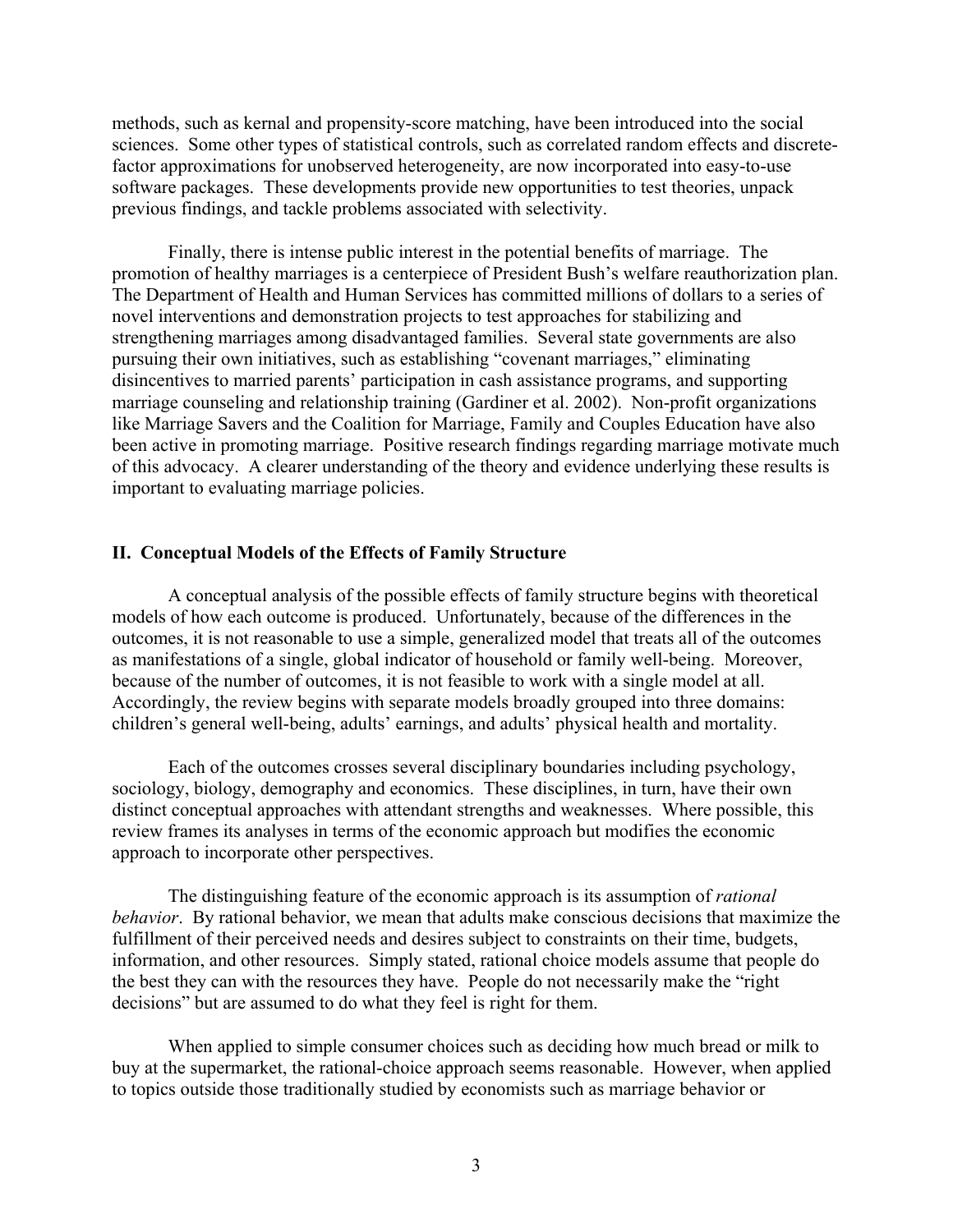methods, such as kernal and propensity-score matching, have been introduced into the social sciences. Some other types of statistical controls, such as correlated random effects and discrete-factor approximations for unobserved heterogeneity, are now incorporated into easy-to-use software packages. These developments provide new opportunities to test theories, unpack previous findings, and tackle problems associated with selectivity.

Finally, there is intense public interest in the potential benefits of marriage. The promotion of healthy marriages is a centerpiece of President Bush's welfare reauthorization plan. The Department of Health and Human Services has committed millions of dollars to a series of novel interventions and demonstration projects to test approaches for stabilizing and strengthening marriages among disadvantaged families. Several state governments are also pursuing their own initiatives, such as establishing "covenant marriages," eliminating disincentives to married parents' participation in cash assistance programs, and supporting marriage counseling and relationship training (Gardiner et al. 2002). Non-profit organizations like Marriage Savers and the Coalition for Marriage, Family and Couples Education have also been active in promoting marriage. Positive research findings regarding marriage motivate much of this advocacy. A clearer understanding of the theory and evidence underlying these results is important to evaluating marriage policies.

## II. Conceptual Models of the Effects of Family Structure

A conceptual analysis of the possible effects of family structure begins with theoretical models of how each outcome is produced. Unfortunately, because of the differences in the outcomes, it is not reasonable to use a simple, generalized model that treats all of the outcomes as manifestations of a single, global indicator of household or family well-being. Moreover, because of the number of outcomes, it is not feasible to work with a single model at all. Accordingly, the review begins with separate models broadly grouped into three domains: children's general well-being, adults' earnings, and adults' physical health and mortality.

Each of the outcomes crosses several disciplinary boundaries including psychology, sociology, biology, demography and economics. These disciplines, in turn, have their own distinct conceptual approaches with attendant strengths and weaknesses. Where possible, this review frames its analyses in terms of the economic approach but modifies the economic approach to incorporate other perspectives.

The distinguishing feature of the economic approach is its assumption of *rational behavior*. By rational behavior, we mean that adults make conscious decisions that maximize the fulfillment of their perceived needs and desires subject to constraints on their time, budgets, information, and other resources. Simply stated, rational choice models assume that people do the best they can with the resources they have. People do not necessarily make the "right decisions" but are assumed to do what they feel is right for them.

When applied to simple consumer choices such as deciding how much bread or milk to buy at the supermarket, the rational-choice approach seems reasonable. However, when applied to topics outside those traditionally studied by economists such as marriage behavior or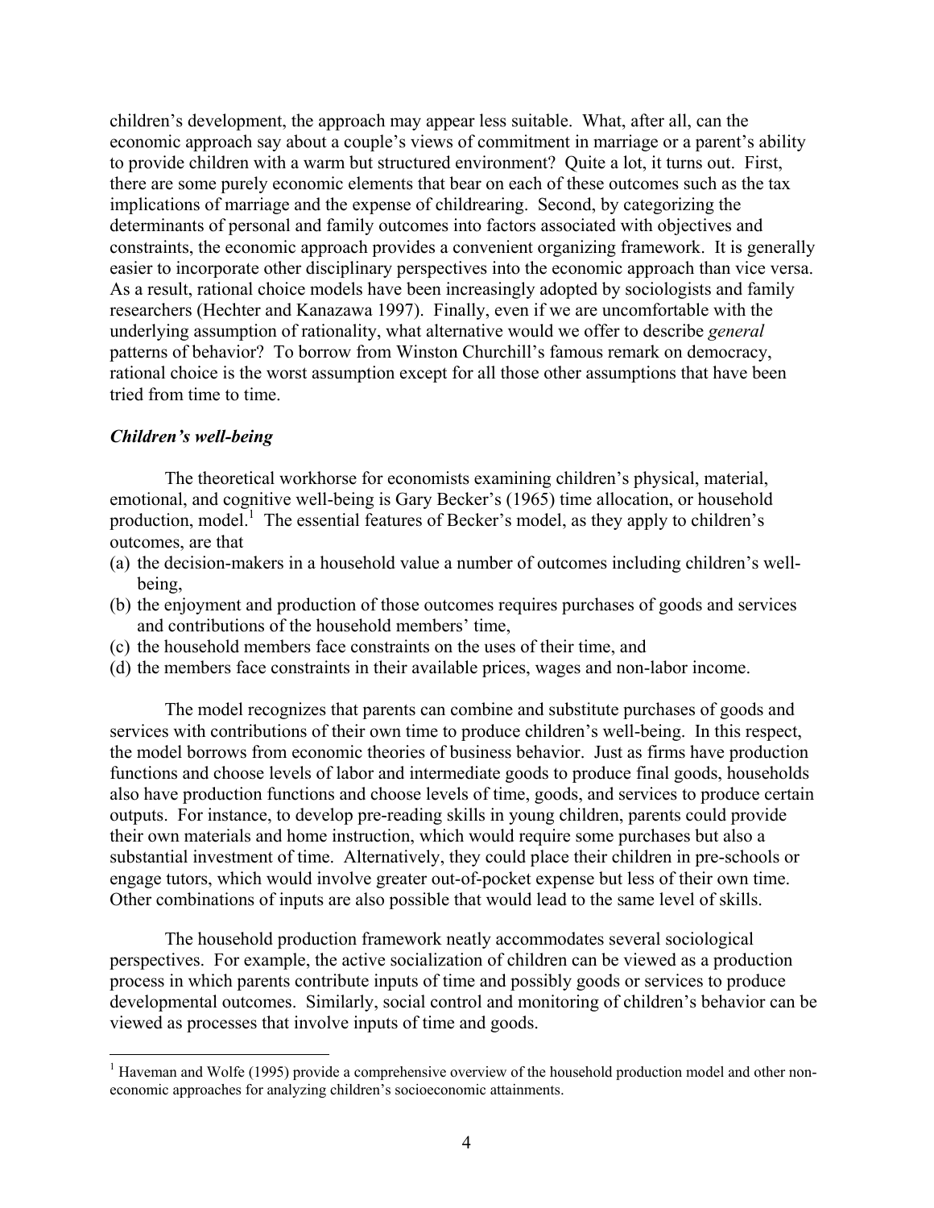children's development, the approach may appear less suitable. What, after all, can the economic approach say about a couple's views of commitment in marriage or a parent's ability to provide children with a warm but structured environment? Quite a lot, it turns out. First, there are some purely economic elements that bear on each of these outcomes such as the tax implications of marriage and the expense of childrearing. Second, by categorizing the determinants of personal and family outcomes into factors associated with objectives and constraints, the economic approach provides a convenient organizing framework. It is generally easier to incorporate other disciplinary perspectives into the economic approach than vice versa. As a result, rational choice models have been increasingly adopted by sociologists and family researchers (Hechter and Kanazawa 1997). Finally, even if we are uncomfortable with the underlying assumption of rationality, what alternative would we offer to describe *general* patterns of behavior? To borrow from Winston Churchill's famous remark on democracy, rational choice is the worst assumption except for all those other assumptions that have been tried from time to time.

### *Children's well-being*

The theoretical workhorse for economists examining children's physical, material, emotional, and cognitive well-being is Gary Becker's (1965) time allocation, or household production, model.[1] The essential features of Becker's model, as they apply to children's outcomes, are that

(a) the decision-makers in a household value a number of outcomes including children's well-being,
(b) the enjoyment and production of those outcomes requires purchases of goods and services and contributions of the household members' time,
(c) the household members face constraints on the uses of their time, and
(d) the members face constraints in their available prices, wages and non-labor income.

The model recognizes that parents can combine and substitute purchases of goods and services with contributions of their own time to produce children's well-being. In this respect, the model borrows from economic theories of business behavior. Just as firms have production functions and choose levels of labor and intermediate goods to produce final goods, households also have production functions and choose levels of time, goods, and services to produce certain outputs. For instance, to develop pre-reading skills in young children, parents could provide their own materials and home instruction, which would require some purchases but also a substantial investment of time. Alternatively, they could place their children in pre-schools or engage tutors, which would involve greater out-of-pocket expense but less of their own time. Other combinations of inputs are also possible that would lead to the same level of skills.

The household production framework neatly accommodates several sociological perspectives. For example, the active socialization of children can be viewed as a production process in which parents contribute inputs of time and possibly goods or services to produce developmental outcomes. Similarly, social control and monitoring of children's behavior can be viewed as processes that involve inputs of time and goods.

[1] Haveman and Wolfe (1995) provide a comprehensive overview of the household production model and other non-economic approaches for analyzing children's socioeconomic attainments.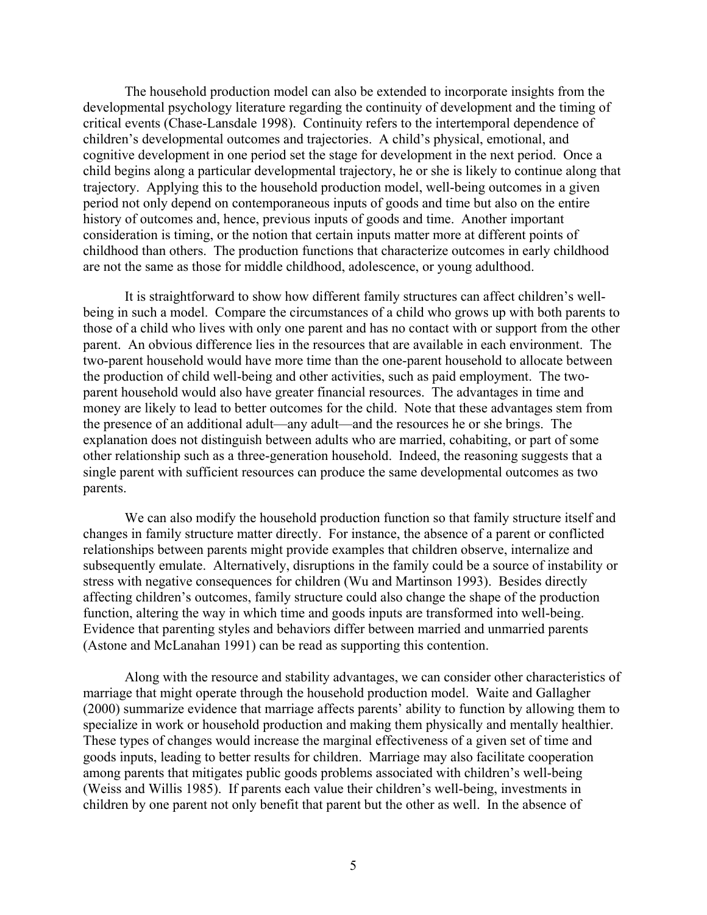The household production model can also be extended to incorporate insights from the developmental psychology literature regarding the continuity of development and the timing of critical events (Chase-Lansdale 1998). Continuity refers to the intertemporal dependence of children's developmental outcomes and trajectories. A child's physical, emotional, and cognitive development in one period set the stage for development in the next period. Once a child begins along a particular developmental trajectory, he or she is likely to continue along that trajectory. Applying this to the household production model, well-being outcomes in a given period not only depend on contemporaneous inputs of goods and time but also on the entire history of outcomes and, hence, previous inputs of goods and time. Another important consideration is timing, or the notion that certain inputs matter more at different points of childhood than others. The production functions that characterize outcomes in early childhood are not the same as those for middle childhood, adolescence, or young adulthood.

It is straightforward to show how different family structures can affect children's well-being in such a model. Compare the circumstances of a child who grows up with both parents to those of a child who lives with only one parent and has no contact with or support from the other parent. An obvious difference lies in the resources that are available in each environment. The two-parent household would have more time than the one-parent household to allocate between the production of child well-being and other activities, such as paid employment. The two-parent household would also have greater financial resources. The advantages in time and money are likely to lead to better outcomes for the child. Note that these advantages stem from the presence of an additional adult—any adult—and the resources he or she brings. The explanation does not distinguish between adults who are married, cohabiting, or part of some other relationship such as a three-generation household. Indeed, the reasoning suggests that a single parent with sufficient resources can produce the same developmental outcomes as two parents.

We can also modify the household production function so that family structure itself and changes in family structure matter directly. For instance, the absence of a parent or conflicted relationships between parents might provide examples that children observe, internalize and subsequently emulate. Alternatively, disruptions in the family could be a source of instability or stress with negative consequences for children (Wu and Martinson 1993). Besides directly affecting children's outcomes, family structure could also change the shape of the production function, altering the way in which time and goods inputs are transformed into well-being. Evidence that parenting styles and behaviors differ between married and unmarried parents (Astone and McLanahan 1991) can be read as supporting this contention.

Along with the resource and stability advantages, we can consider other characteristics of marriage that might operate through the household production model. Waite and Gallagher (2000) summarize evidence that marriage affects parents' ability to function by allowing them to specialize in work or household production and making them physically and mentally healthier. These types of changes would increase the marginal effectiveness of a given set of time and goods inputs, leading to better results for children. Marriage may also facilitate cooperation among parents that mitigates public goods problems associated with children's well-being (Weiss and Willis 1985). If parents each value their children's well-being, investments in children by one parent not only benefit that parent but the other as well. In the absence of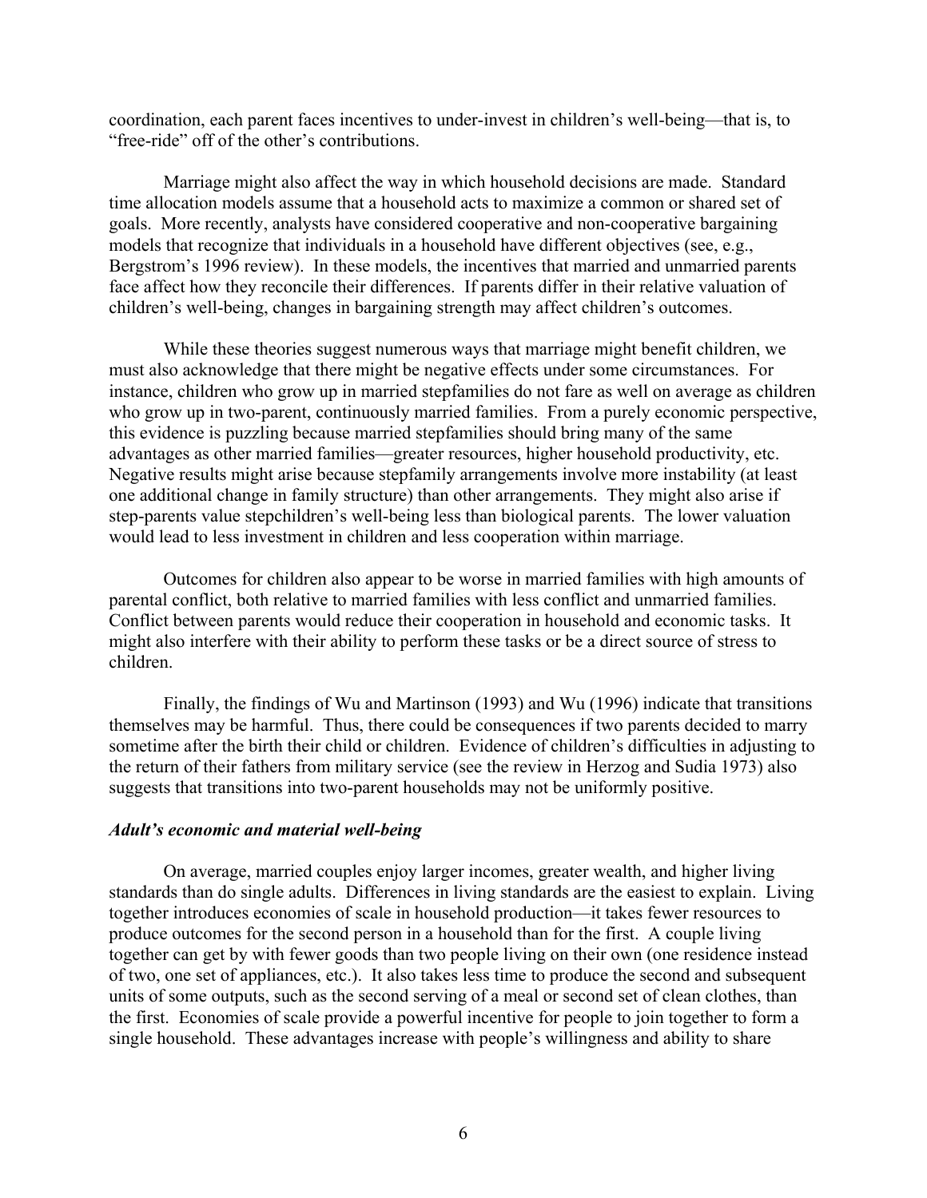coordination, each parent faces incentives to under-invest in children's well-being—that is, to "free-ride" off of the other's contributions.

Marriage might also affect the way in which household decisions are made. Standard time allocation models assume that a household acts to maximize a common or shared set of goals. More recently, analysts have considered cooperative and non-cooperative bargaining models that recognize that individuals in a household have different objectives (see, e.g., Bergstrom's 1996 review). In these models, the incentives that married and unmarried parents face affect how they reconcile their differences. If parents differ in their relative valuation of children's well-being, changes in bargaining strength may affect children's outcomes.

While these theories suggest numerous ways that marriage might benefit children, we must also acknowledge that there might be negative effects under some circumstances. For instance, children who grow up in married stepfamilies do not fare as well on average as children who grow up in two-parent, continuously married families. From a purely economic perspective, this evidence is puzzling because married stepfamilies should bring many of the same advantages as other married families—greater resources, higher household productivity, etc. Negative results might arise because stepfamily arrangements involve more instability (at least one additional change in family structure) than other arrangements. They might also arise if step-parents value stepchildren's well-being less than biological parents. The lower valuation would lead to less investment in children and less cooperation within marriage.

Outcomes for children also appear to be worse in married families with high amounts of parental conflict, both relative to married families with less conflict and unmarried families. Conflict between parents would reduce their cooperation in household and economic tasks. It might also interfere with their ability to perform these tasks or be a direct source of stress to children.

Finally, the findings of Wu and Martinson (1993) and Wu (1996) indicate that transitions themselves may be harmful. Thus, there could be consequences if two parents decided to marry sometime after the birth their child or children. Evidence of children's difficulties in adjusting to the return of their fathers from military service (see the review in Herzog and Sudia 1973) also suggests that transitions into two-parent households may not be uniformly positive.

### *Adult's economic and material well-being*

On average, married couples enjoy larger incomes, greater wealth, and higher living standards than do single adults. Differences in living standards are the easiest to explain. Living together introduces economies of scale in household production—it takes fewer resources to produce outcomes for the second person in a household than for the first. A couple living together can get by with fewer goods than two people living on their own (one residence instead of two, one set of appliances, etc.). It also takes less time to produce the second and subsequent units of some outputs, such as the second serving of a meal or second set of clean clothes, than the first. Economies of scale provide a powerful incentive for people to join together to form a single household. These advantages increase with people's willingness and ability to share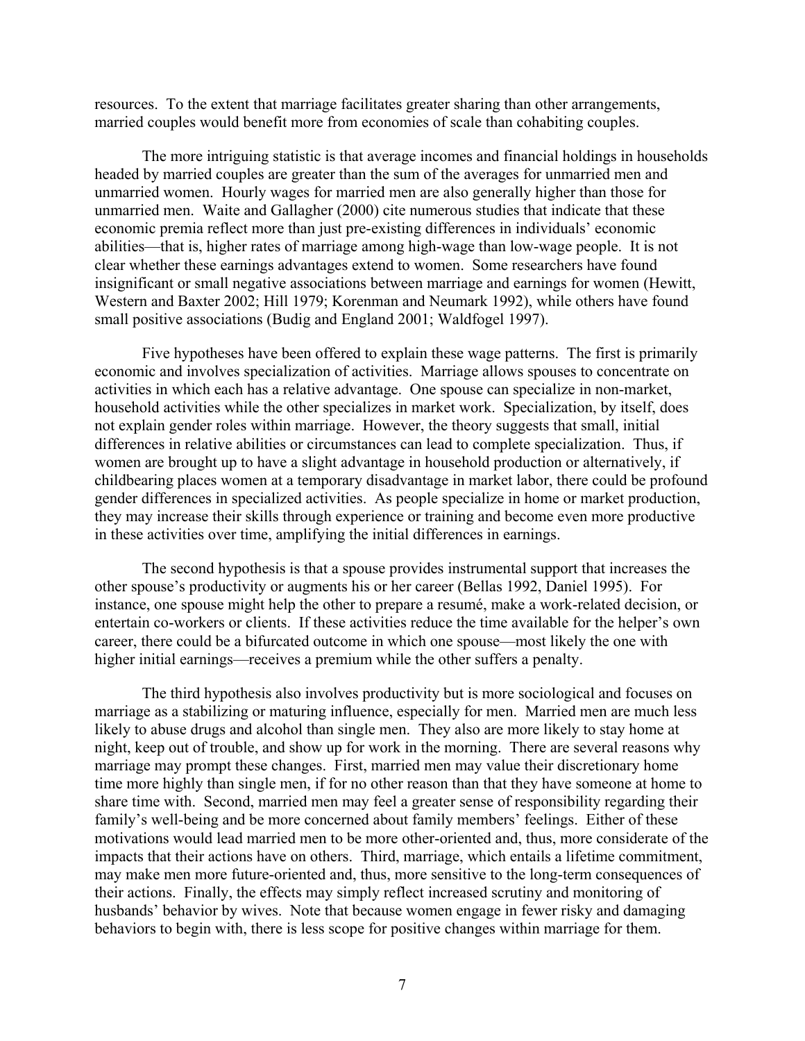resources. To the extent that marriage facilitates greater sharing than other arrangements, married couples would benefit more from economies of scale than cohabiting couples.

The more intriguing statistic is that average incomes and financial holdings in households headed by married couples are greater than the sum of the averages for unmarried men and unmarried women. Hourly wages for married men are also generally higher than those for unmarried men. Waite and Gallagher (2000) cite numerous studies that indicate that these economic premia reflect more than just pre-existing differences in individuals' economic abilities—that is, higher rates of marriage among high-wage than low-wage people. It is not clear whether these earnings advantages extend to women. Some researchers have found insignificant or small negative associations between marriage and earnings for women (Hewitt, Western and Baxter 2002; Hill 1979; Korenman and Neumark 1992), while others have found small positive associations (Budig and England 2001; Waldfogel 1997).

Five hypotheses have been offered to explain these wage patterns. The first is primarily economic and involves specialization of activities. Marriage allows spouses to concentrate on activities in which each has a relative advantage. One spouse can specialize in non-market, household activities while the other specializes in market work. Specialization, by itself, does not explain gender roles within marriage. However, the theory suggests that small, initial differences in relative abilities or circumstances can lead to complete specialization. Thus, if women are brought up to have a slight advantage in household production or alternatively, if childbearing places women at a temporary disadvantage in market labor, there could be profound gender differences in specialized activities. As people specialize in home or market production, they may increase their skills through experience or training and become even more productive in these activities over time, amplifying the initial differences in earnings.

The second hypothesis is that a spouse provides instrumental support that increases the other spouse's productivity or augments his or her career (Bellas 1992, Daniel 1995). For instance, one spouse might help the other to prepare a resumé, make a work-related decision, or entertain co-workers or clients. If these activities reduce the time available for the helper's own career, there could be a bifurcated outcome in which one spouse—most likely the one with higher initial earnings—receives a premium while the other suffers a penalty.

The third hypothesis also involves productivity but is more sociological and focuses on marriage as a stabilizing or maturing influence, especially for men. Married men are much less likely to abuse drugs and alcohol than single men. They also are more likely to stay home at night, keep out of trouble, and show up for work in the morning. There are several reasons why marriage may prompt these changes. First, married men may value their discretionary home time more highly than single men, if for no other reason than that they have someone at home to share time with. Second, married men may feel a greater sense of responsibility regarding their family's well-being and be more concerned about family members' feelings. Either of these motivations would lead married men to be more other-oriented and, thus, more considerate of the impacts that their actions have on others. Third, marriage, which entails a lifetime commitment, may make men more future-oriented and, thus, more sensitive to the long-term consequences of their actions. Finally, the effects may simply reflect increased scrutiny and monitoring of husbands' behavior by wives. Note that because women engage in fewer risky and damaging behaviors to begin with, there is less scope for positive changes within marriage for them.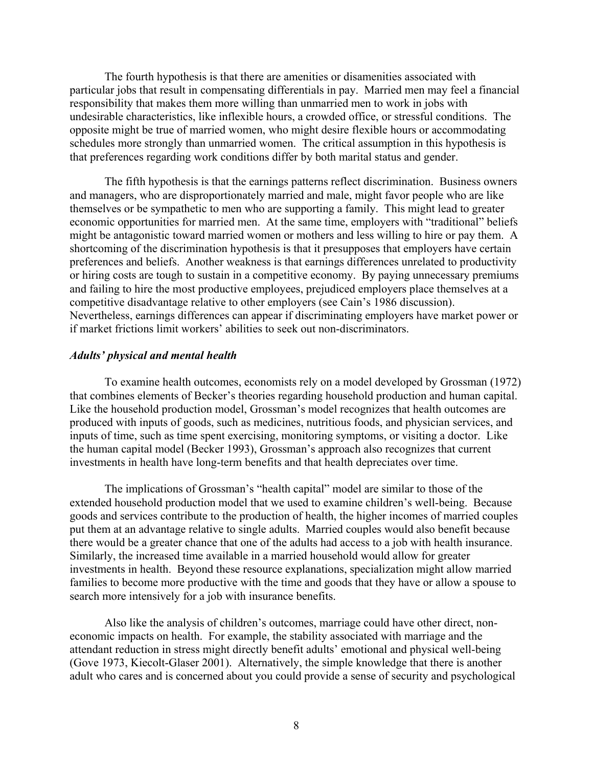The fourth hypothesis is that there are amenities or disamenities associated with particular jobs that result in compensating differentials in pay. Married men may feel a financial responsibility that makes them more willing than unmarried men to work in jobs with undesirable characteristics, like inflexible hours, a crowded office, or stressful conditions. The opposite might be true of married women, who might desire flexible hours or accommodating schedules more strongly than unmarried women. The critical assumption in this hypothesis is that preferences regarding work conditions differ by both marital status and gender.

The fifth hypothesis is that the earnings patterns reflect discrimination. Business owners and managers, who are disproportionately married and male, might favor people who are like themselves or be sympathetic to men who are supporting a family. This might lead to greater economic opportunities for married men. At the same time, employers with "traditional" beliefs might be antagonistic toward married women or mothers and less willing to hire or pay them. A shortcoming of the discrimination hypothesis is that it presupposes that employers have certain preferences and beliefs. Another weakness is that earnings differences unrelated to productivity or hiring costs are tough to sustain in a competitive economy. By paying unnecessary premiums and failing to hire the most productive employees, prejudiced employers place themselves at a competitive disadvantage relative to other employers (see Cain's 1986 discussion). Nevertheless, earnings differences can appear if discriminating employers have market power or if market frictions limit workers' abilities to seek out non-discriminators.

### *Adults' physical and mental health*

To examine health outcomes, economists rely on a model developed by Grossman (1972) that combines elements of Becker's theories regarding household production and human capital. Like the household production model, Grossman's model recognizes that health outcomes are produced with inputs of goods, such as medicines, nutritious foods, and physician services, and inputs of time, such as time spent exercising, monitoring symptoms, or visiting a doctor. Like the human capital model (Becker 1993), Grossman's approach also recognizes that current investments in health have long-term benefits and that health depreciates over time.

The implications of Grossman's "health capital" model are similar to those of the extended household production model that we used to examine children's well-being. Because goods and services contribute to the production of health, the higher incomes of married couples put them at an advantage relative to single adults. Married couples would also benefit because there would be a greater chance that one of the adults had access to a job with health insurance. Similarly, the increased time available in a married household would allow for greater investments in health. Beyond these resource explanations, specialization might allow married families to become more productive with the time and goods that they have or allow a spouse to search more intensively for a job with insurance benefits.

Also like the analysis of children's outcomes, marriage could have other direct, non-economic impacts on health. For example, the stability associated with marriage and the attendant reduction in stress might directly benefit adults' emotional and physical well-being (Gove 1973, Kiecolt-Glaser 2001). Alternatively, the simple knowledge that there is another adult who cares and is concerned about you could provide a sense of security and psychological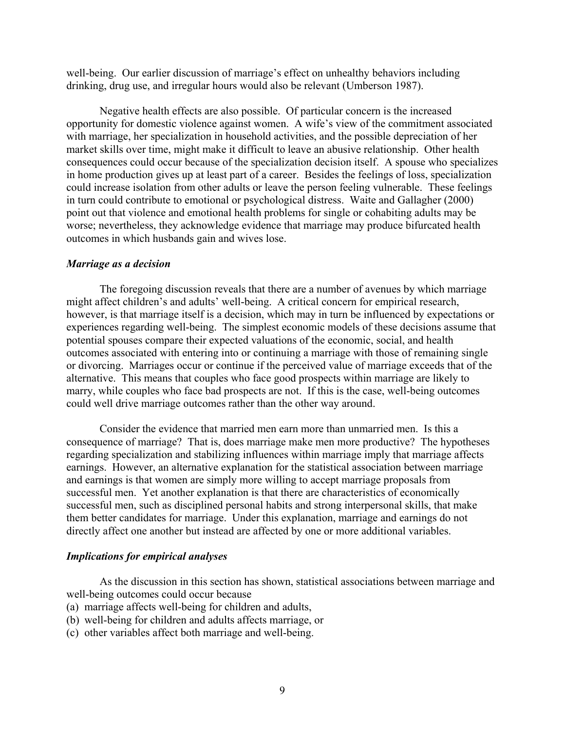well-being. Our earlier discussion of marriage's effect on unhealthy behaviors including drinking, drug use, and irregular hours would also be relevant (Umberson 1987).

Negative health effects are also possible. Of particular concern is the increased opportunity for domestic violence against women. A wife's view of the commitment associated with marriage, her specialization in household activities, and the possible depreciation of her market skills over time, might make it difficult to leave an abusive relationship. Other health consequences could occur because of the specialization decision itself. A spouse who specializes in home production gives up at least part of a career. Besides the feelings of loss, specialization could increase isolation from other adults or leave the person feeling vulnerable. These feelings in turn could contribute to emotional or psychological distress. Waite and Gallagher (2000) point out that violence and emotional health problems for single or cohabiting adults may be worse; nevertheless, they acknowledge evidence that marriage may produce bifurcated health outcomes in which husbands gain and wives lose.

### *Marriage as a decision*

The foregoing discussion reveals that there are a number of avenues by which marriage might affect children's and adults' well-being. A critical concern for empirical research, however, is that marriage itself is a decision, which may in turn be influenced by expectations or experiences regarding well-being. The simplest economic models of these decisions assume that potential spouses compare their expected valuations of the economic, social, and health outcomes associated with entering into or continuing a marriage with those of remaining single or divorcing. Marriages occur or continue if the perceived value of marriage exceeds that of the alternative. This means that couples who face good prospects within marriage are likely to marry, while couples who face bad prospects are not. If this is the case, well-being outcomes could well drive marriage outcomes rather than the other way around.

Consider the evidence that married men earn more than unmarried men. Is this a consequence of marriage? That is, does marriage make men more productive? The hypotheses regarding specialization and stabilizing influences within marriage imply that marriage affects earnings. However, an alternative explanation for the statistical association between marriage and earnings is that women are simply more willing to accept marriage proposals from successful men. Yet another explanation is that there are characteristics of economically successful men, such as disciplined personal habits and strong interpersonal skills, that make them better candidates for marriage. Under this explanation, marriage and earnings do not directly affect one another but instead are affected by one or more additional variables.

### *Implications for empirical analyses*

As the discussion in this section has shown, statistical associations between marriage and well-being outcomes could occur because

(a) marriage affects well-being for children and adults,
(b) well-being for children and adults affects marriage, or
(c) other variables affect both marriage and well-being.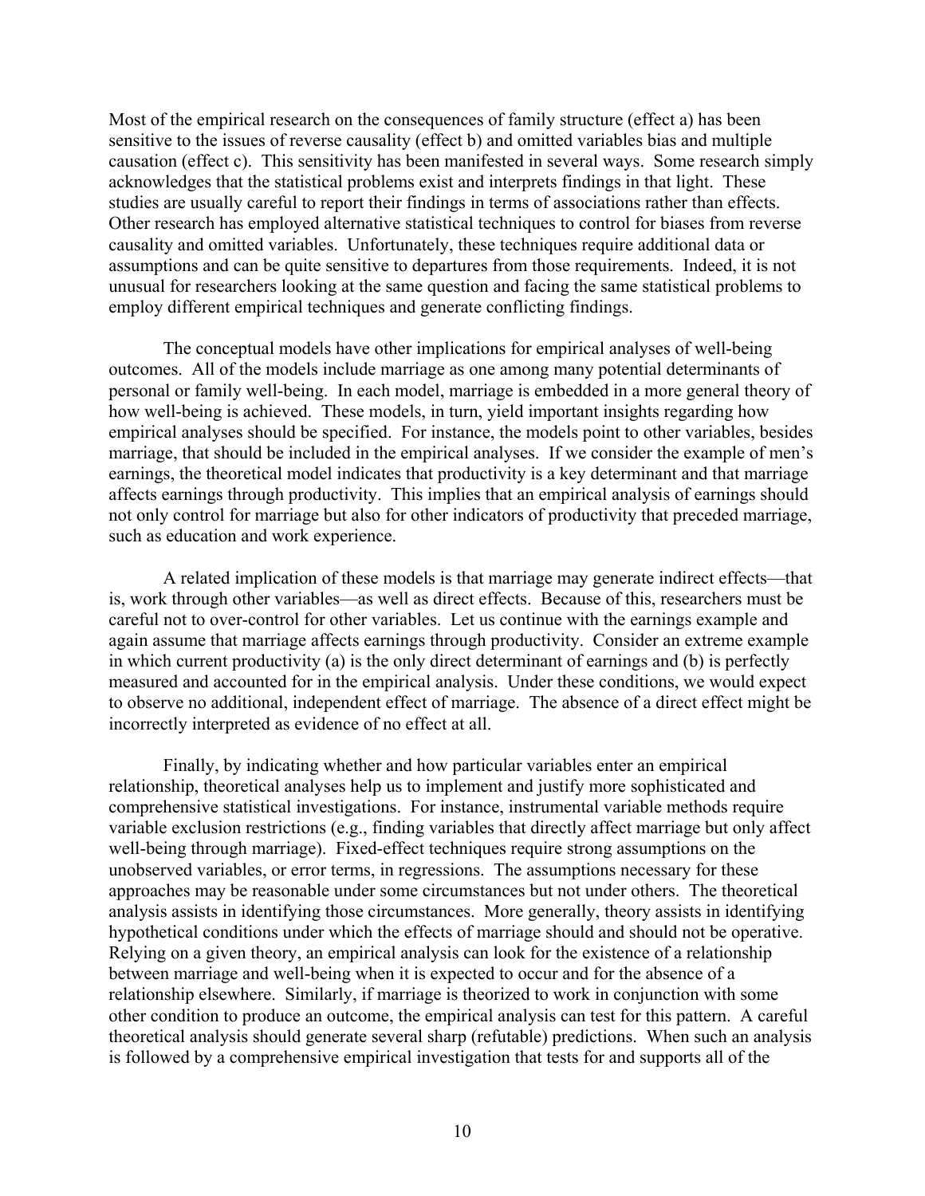Most of the empirical research on the consequences of family structure (effect a) has been sensitive to the issues of reverse causality (effect b) and omitted variables bias and multiple causation (effect c). This sensitivity has been manifested in several ways. Some research simply acknowledges that the statistical problems exist and interprets findings in that light. These studies are usually careful to report their findings in terms of associations rather than effects. Other research has employed alternative statistical techniques to control for biases from reverse causality and omitted variables. Unfortunately, these techniques require additional data or assumptions and can be quite sensitive to departures from those requirements. Indeed, it is not unusual for researchers looking at the same question and facing the same statistical problems to employ different empirical techniques and generate conflicting findings.

The conceptual models have other implications for empirical analyses of well-being outcomes. All of the models include marriage as one among many potential determinants of personal or family well-being. In each model, marriage is embedded in a more general theory of how well-being is achieved. These models, in turn, yield important insights regarding how empirical analyses should be specified. For instance, the models point to other variables, besides marriage, that should be included in the empirical analyses. If we consider the example of men's earnings, the theoretical model indicates that productivity is a key determinant and that marriage affects earnings through productivity. This implies that an empirical analysis of earnings should not only control for marriage but also for other indicators of productivity that preceded marriage, such as education and work experience.

A related implication of these models is that marriage may generate indirect effects—that is, work through other variables—as well as direct effects. Because of this, researchers must be careful not to over-control for other variables. Let us continue with the earnings example and again assume that marriage affects earnings through productivity. Consider an extreme example in which current productivity (a) is the only direct determinant of earnings and (b) is perfectly measured and accounted for in the empirical analysis. Under these conditions, we would expect to observe no additional, independent effect of marriage. The absence of a direct effect might be incorrectly interpreted as evidence of no effect at all.

Finally, by indicating whether and how particular variables enter an empirical relationship, theoretical analyses help us to implement and justify more sophisticated and comprehensive statistical investigations. For instance, instrumental variable methods require variable exclusion restrictions (e.g., finding variables that directly affect marriage but only affect well-being through marriage). Fixed-effect techniques require strong assumptions on the unobserved variables, or error terms, in regressions. The assumptions necessary for these approaches may be reasonable under some circumstances but not under others. The theoretical analysis assists in identifying those circumstances. More generally, theory assists in identifying hypothetical conditions under which the effects of marriage should and should not be operative. Relying on a given theory, an empirical analysis can look for the existence of a relationship between marriage and well-being when it is expected to occur and for the absence of a relationship elsewhere. Similarly, if marriage is theorized to work in conjunction with some other condition to produce an outcome, the empirical analysis can test for this pattern. A careful theoretical analysis should generate several sharp (refutable) predictions. When such an analysis is followed by a comprehensive empirical investigation that tests for and supports all of the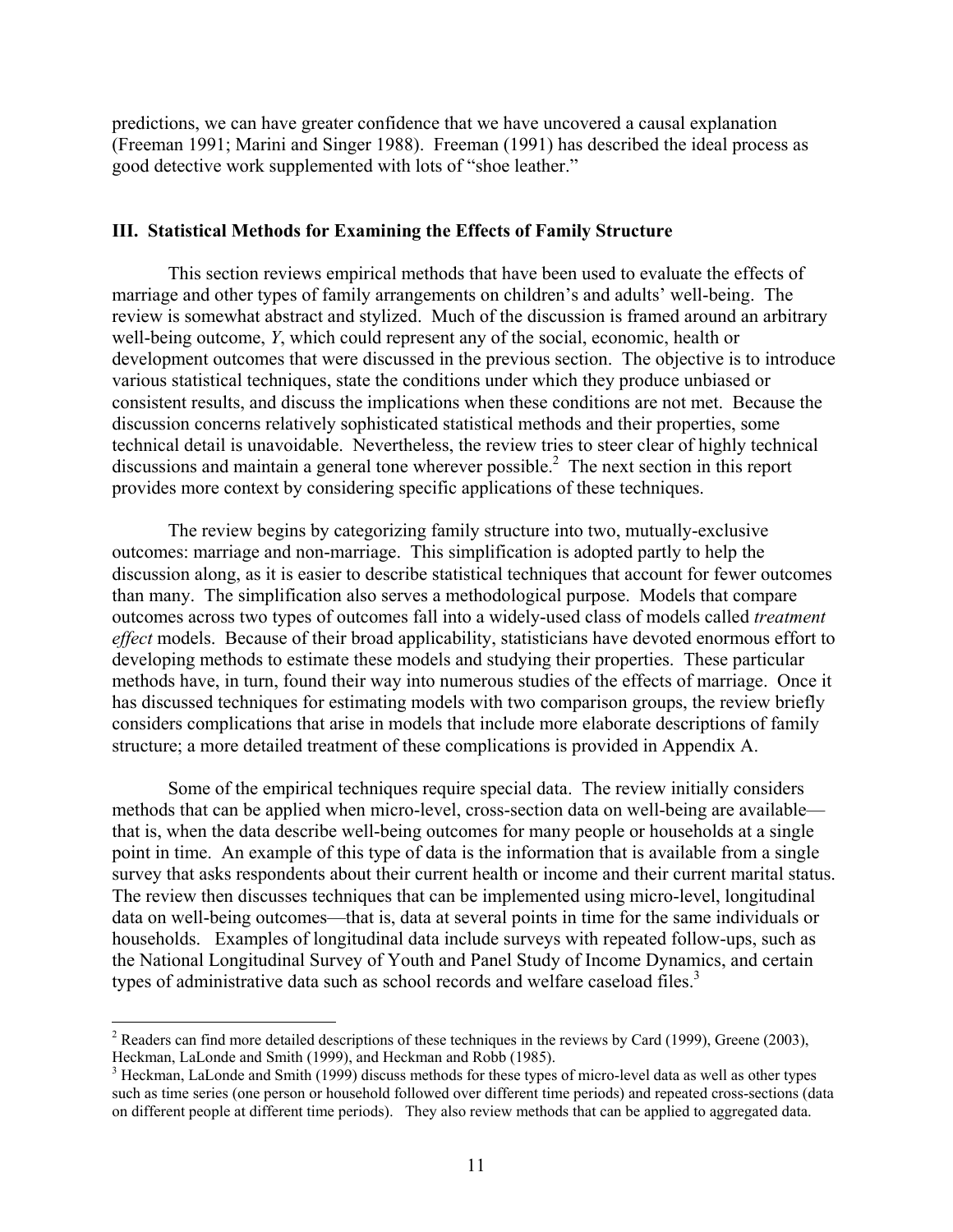predictions, we can have greater confidence that we have uncovered a causal explanation (Freeman 1991; Marini and Singer 1988). Freeman (1991) has described the ideal process as good detective work supplemented with lots of "shoe leather."

## III. Statistical Methods for Examining the Effects of Family Structure

This section reviews empirical methods that have been used to evaluate the effects of marriage and other types of family arrangements on children's and adults' well-being. The review is somewhat abstract and stylized. Much of the discussion is framed around an arbitrary well-being outcome, $Y$, which could represent any of the social, economic, health or development outcomes that were discussed in the previous section. The objective is to introduce various statistical techniques, state the conditions under which they produce unbiased or consistent results, and discuss the implications when these conditions are not met. Because the discussion concerns relatively sophisticated statistical methods and their properties, some technical detail is unavoidable. Nevertheless, the review tries to steer clear of highly technical discussions and maintain a general tone wherever possible.[2] The next section in this report provides more context by considering specific applications of these techniques.

The review begins by categorizing family structure into two, mutually-exclusive outcomes: marriage and non-marriage. This simplification is adopted partly to help the discussion along, as it is easier to describe statistical techniques that account for fewer outcomes than many. The simplification also serves a methodological purpose. Models that compare outcomes across two types of outcomes fall into a widely-used class of models called *treatment effect* models. Because of their broad applicability, statisticians have devoted enormous effort to developing methods to estimate these models and studying their properties. These particular methods have, in turn, found their way into numerous studies of the effects of marriage. Once it has discussed techniques for estimating models with two comparison groups, the review briefly considers complications that arise in models that include more elaborate descriptions of family structure; a more detailed treatment of these complications is provided in Appendix A.

Some of the empirical techniques require special data. The review initially considers methods that can be applied when micro-level, cross-section data on well-being are available—that is, when the data describe well-being outcomes for many people or households at a single point in time. An example of this type of data is the information that is available from a single survey that asks respondents about their current health or income and their current marital status. The review then discusses techniques that can be implemented using micro-level, longitudinal data on well-being outcomes—that is, data at several points in time for the same individuals or households. Examples of longitudinal data include surveys with repeated follow-ups, such as the National Longitudinal Survey of Youth and Panel Study of Income Dynamics, and certain types of administrative data such as school records and welfare caseload files.[3]

---

[2] Readers can find more detailed descriptions of these techniques in the reviews by Card (1999), Greene (2003), Heckman, LaLonde and Smith (1999), and Heckman and Robb (1985).

[3] Heckman, LaLonde and Smith (1999) discuss methods for these types of micro-level data as well as other types such as time series (one person or household followed over different time periods) and repeated cross-sections (data on different people at different time periods). They also review methods that can be applied to aggregated data.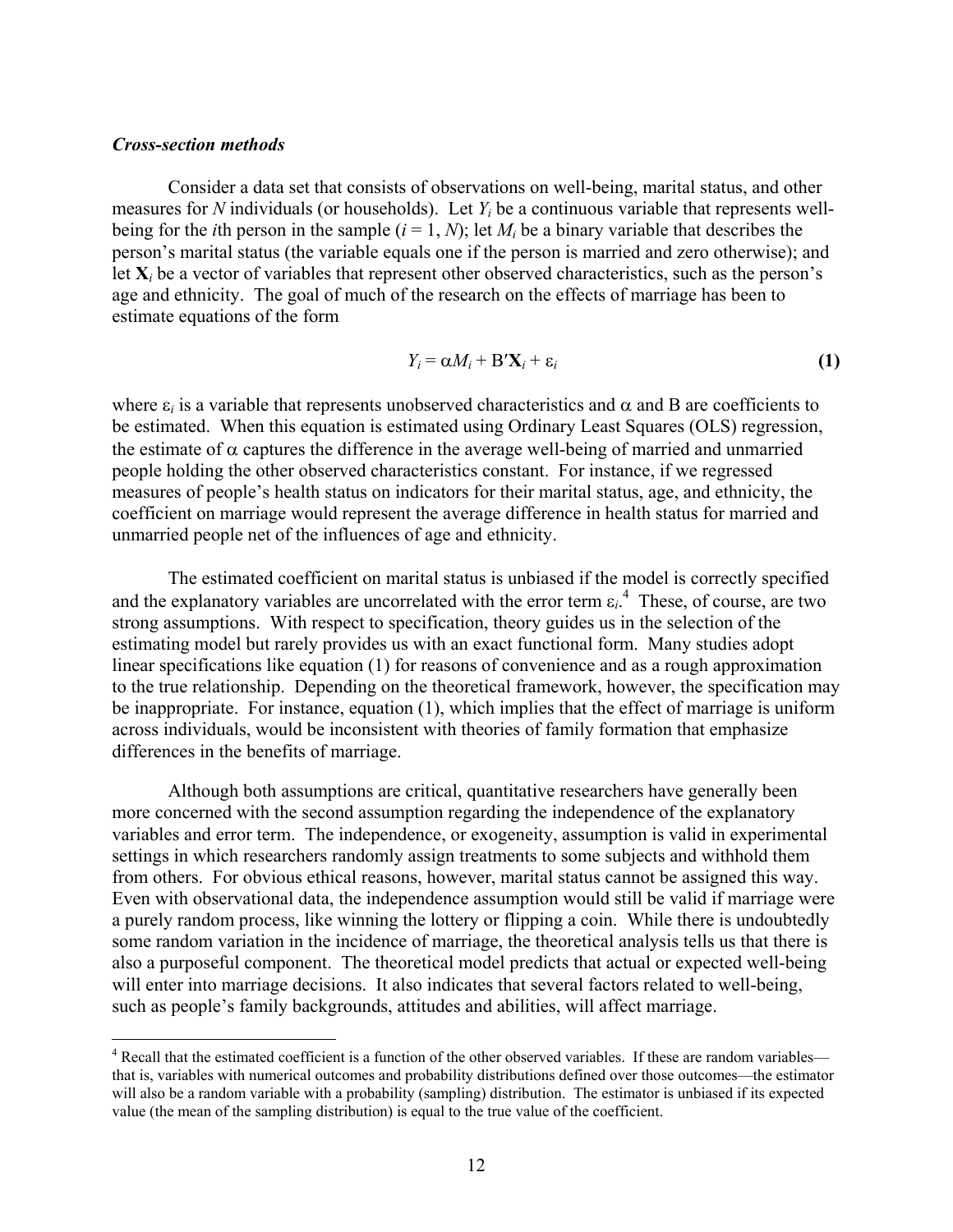***Cross-section methods***

Consider a data set that consists of observations on well-being, marital status, and other measures for $N$ individuals (or households). Let $Y_i$ be a continuous variable that represents well-being for the $i$th person in the sample ($i = 1, N$); let $M_i$ be a binary variable that describes the person's marital status (the variable equals one if the person is married and zero otherwise); and let $\mathbf{X}_i$ be a vector of variables that represent other observed characteristics, such as the person's age and ethnicity. The goal of much of the research on the effects of marriage has been to estimate equations of the form

$$Y_i = \alpha M_i + \mathrm{B}'\mathbf{X}_i + \varepsilon_i \tag{1}$$

where $\varepsilon_i$ is a variable that represents unobserved characteristics and $\alpha$ and B are coefficients to be estimated. When this equation is estimated using Ordinary Least Squares (OLS) regression, the estimate of $\alpha$ captures the difference in the average well-being of married and unmarried people holding the other observed characteristics constant. For instance, if we regressed measures of people's health status on indicators for their marital status, age, and ethnicity, the coefficient on marriage would represent the average difference in health status for married and unmarried people net of the influences of age and ethnicity.

The estimated coefficient on marital status is unbiased if the model is correctly specified and the explanatory variables are uncorrelated with the error term $\varepsilon_i$.[4] These, of course, are two strong assumptions. With respect to specification, theory guides us in the selection of the estimating model but rarely provides us with an exact functional form. Many studies adopt linear specifications like equation (1) for reasons of convenience and as a rough approximation to the true relationship. Depending on the theoretical framework, however, the specification may be inappropriate. For instance, equation (1), which implies that the effect of marriage is uniform across individuals, would be inconsistent with theories of family formation that emphasize differences in the benefits of marriage.

Although both assumptions are critical, quantitative researchers have generally been more concerned with the second assumption regarding the independence of the explanatory variables and error term. The independence, or exogeneity, assumption is valid in experimental settings in which researchers randomly assign treatments to some subjects and withhold them from others. For obvious ethical reasons, however, marital status cannot be assigned this way. Even with observational data, the independence assumption would still be valid if marriage were a purely random process, like winning the lottery or flipping a coin. While there is undoubtedly some random variation in the incidence of marriage, the theoretical analysis tells us that there is also a purposeful component. The theoretical model predicts that actual or expected well-being will enter into marriage decisions. It also indicates that several factors related to well-being, such as people's family backgrounds, attitudes and abilities, will affect marriage.

[4] Recall that the estimated coefficient is a function of the other observed variables. If these are random variables—that is, variables with numerical outcomes and probability distributions defined over those outcomes—the estimator will also be a random variable with a probability (sampling) distribution. The estimator is unbiased if its expected value (the mean of the sampling distribution) is equal to the true value of the coefficient.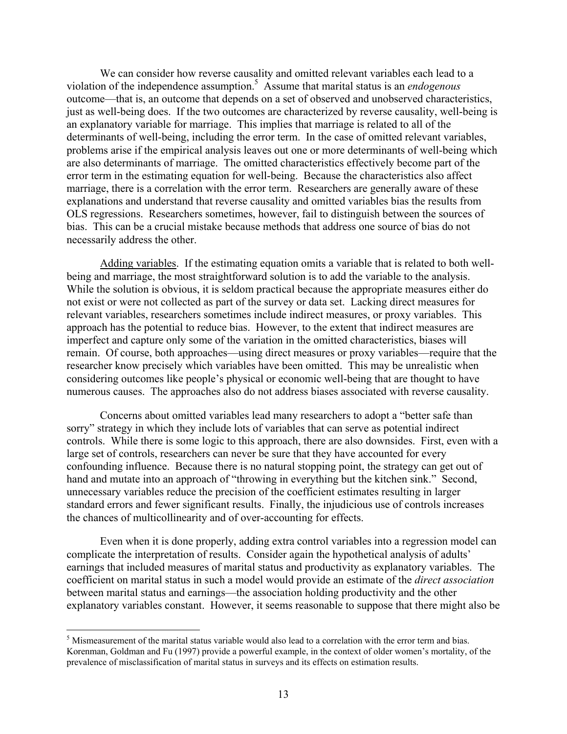We can consider how reverse causality and omitted relevant variables each lead to a violation of the independence assumption.[5] Assume that marital status is an *endogenous* outcome—that is, an outcome that depends on a set of observed and unobserved characteristics, just as well-being does. If the two outcomes are characterized by reverse causality, well-being is an explanatory variable for marriage. This implies that marriage is related to all of the determinants of well-being, including the error term. In the case of omitted relevant variables, problems arise if the empirical analysis leaves out one or more determinants of well-being which are also determinants of marriage. The omitted characteristics effectively become part of the error term in the estimating equation for well-being. Because the characteristics also affect marriage, there is a correlation with the error term. Researchers are generally aware of these explanations and understand that reverse causality and omitted variables bias the results from OLS regressions. Researchers sometimes, however, fail to distinguish between the sources of bias. This can be a crucial mistake because methods that address one source of bias do not necessarily address the other.

<u>Adding variables</u>. If the estimating equation omits a variable that is related to both well-being and marriage, the most straightforward solution is to add the variable to the analysis. While the solution is obvious, it is seldom practical because the appropriate measures either do not exist or were not collected as part of the survey or data set. Lacking direct measures for relevant variables, researchers sometimes include indirect measures, or proxy variables. This approach has the potential to reduce bias. However, to the extent that indirect measures are imperfect and capture only some of the variation in the omitted characteristics, biases will remain. Of course, both approaches—using direct measures or proxy variables—require that the researcher know precisely which variables have been omitted. This may be unrealistic when considering outcomes like people's physical or economic well-being that are thought to have numerous causes. The approaches also do not address biases associated with reverse causality.

Concerns about omitted variables lead many researchers to adopt a "better safe than sorry" strategy in which they include lots of variables that can serve as potential indirect controls. While there is some logic to this approach, there are also downsides. First, even with a large set of controls, researchers can never be sure that they have accounted for every confounding influence. Because there is no natural stopping point, the strategy can get out of hand and mutate into an approach of "throwing in everything but the kitchen sink." Second, unnecessary variables reduce the precision of the coefficient estimates resulting in larger standard errors and fewer significant results. Finally, the injudicious use of controls increases the chances of multicollinearity and of over-accounting for effects.

Even when it is done properly, adding extra control variables into a regression model can complicate the interpretation of results. Consider again the hypothetical analysis of adults' earnings that included measures of marital status and productivity as explanatory variables. The coefficient on marital status in such a model would provide an estimate of the *direct association* between marital status and earnings—the association holding productivity and the other explanatory variables constant. However, it seems reasonable to suppose that there might also be

---

[5] Mismeasurement of the marital status variable would also lead to a correlation with the error term and bias. Korenman, Goldman and Fu (1997) provide a powerful example, in the context of older women's mortality, of the prevalence of misclassification of marital status in surveys and its effects on estimation results.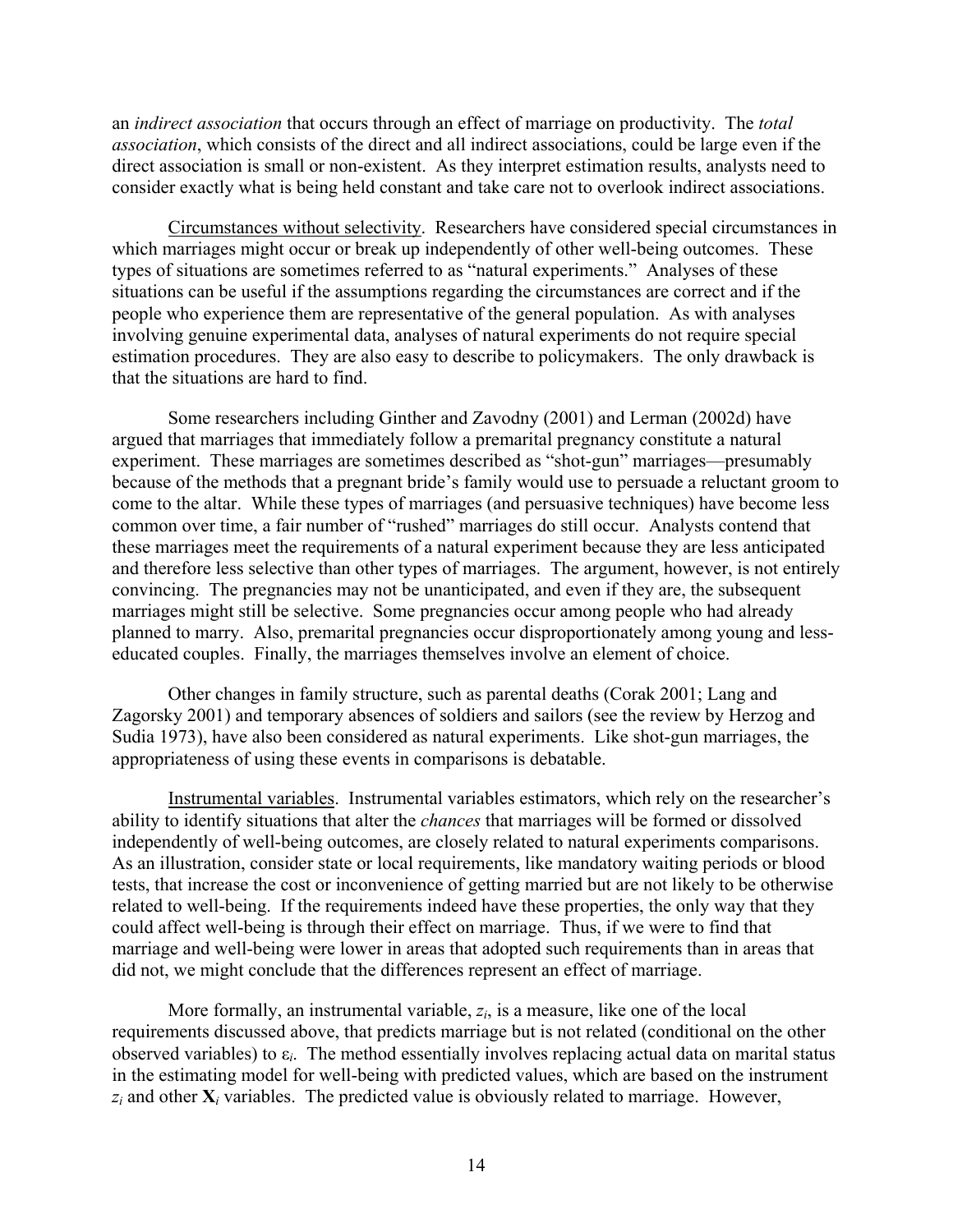an *indirect association* that occurs through an effect of marriage on productivity. The *total association*, which consists of the direct and all indirect associations, could be large even if the direct association is small or non-existent. As they interpret estimation results, analysts need to consider exactly what is being held constant and take care not to overlook indirect associations.

Circumstances without selectivity. Researchers have considered special circumstances in which marriages might occur or break up independently of other well-being outcomes. These types of situations are sometimes referred to as "natural experiments." Analyses of these situations can be useful if the assumptions regarding the circumstances are correct and if the people who experience them are representative of the general population. As with analyses involving genuine experimental data, analyses of natural experiments do not require special estimation procedures. They are also easy to describe to policymakers. The only drawback is that the situations are hard to find.

Some researchers including Ginther and Zavodny (2001) and Lerman (2002d) have argued that marriages that immediately follow a premarital pregnancy constitute a natural experiment. These marriages are sometimes described as "shot-gun" marriages—presumably because of the methods that a pregnant bride's family would use to persuade a reluctant groom to come to the altar. While these types of marriages (and persuasive techniques) have become less common over time, a fair number of "rushed" marriages do still occur. Analysts contend that these marriages meet the requirements of a natural experiment because they are less anticipated and therefore less selective than other types of marriages. The argument, however, is not entirely convincing. The pregnancies may not be unanticipated, and even if they are, the subsequent marriages might still be selective. Some pregnancies occur among people who had already planned to marry. Also, premarital pregnancies occur disproportionately among young and less-educated couples. Finally, the marriages themselves involve an element of choice.

Other changes in family structure, such as parental deaths (Corak 2001; Lang and Zagorsky 2001) and temporary absences of soldiers and sailors (see the review by Herzog and Sudia 1973), have also been considered as natural experiments. Like shot-gun marriages, the appropriateness of using these events in comparisons is debatable.

Instrumental variables. Instrumental variables estimators, which rely on the researcher's ability to identify situations that alter the *chances* that marriages will be formed or dissolved independently of well-being outcomes, are closely related to natural experiments comparisons. As an illustration, consider state or local requirements, like mandatory waiting periods or blood tests, that increase the cost or inconvenience of getting married but are not likely to be otherwise related to well-being. If the requirements indeed have these properties, the only way that they could affect well-being is through their effect on marriage. Thus, if we were to find that marriage and well-being were lower in areas that adopted such requirements than in areas that did not, we might conclude that the differences represent an effect of marriage.

More formally, an instrumental variable, $z_i$, is a measure, like one of the local requirements discussed above, that predicts marriage but is not related (conditional on the other observed variables) to $\varepsilon_i$. The method essentially involves replacing actual data on marital status in the estimating model for well-being with predicted values, which are based on the instrument $z_i$ and other $\mathbf{X}_i$ variables. The predicted value is obviously related to marriage. However,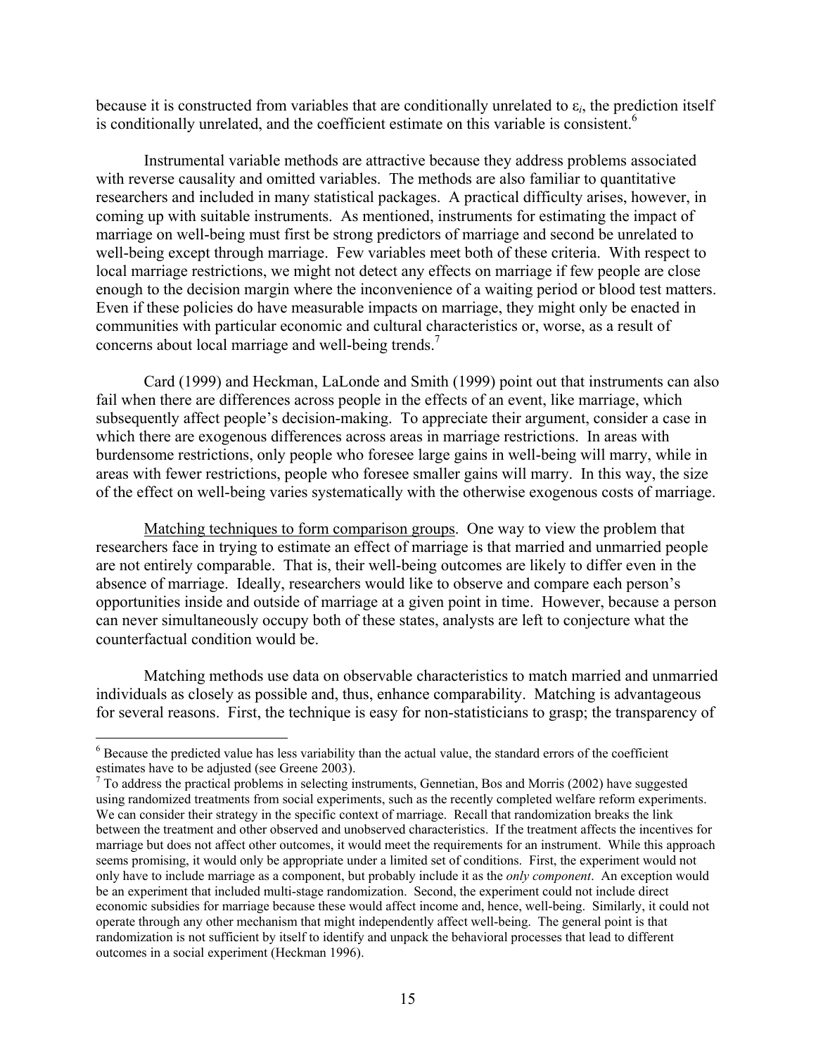because it is constructed from variables that are conditionally unrelated to $\varepsilon_i$, the prediction itself is conditionally unrelated, and the coefficient estimate on this variable is consistent.[6]

Instrumental variable methods are attractive because they address problems associated with reverse causality and omitted variables. The methods are also familiar to quantitative researchers and included in many statistical packages. A practical difficulty arises, however, in coming up with suitable instruments. As mentioned, instruments for estimating the impact of marriage on well-being must first be strong predictors of marriage and second be unrelated to well-being except through marriage. Few variables meet both of these criteria. With respect to local marriage restrictions, we might not detect any effects on marriage if few people are close enough to the decision margin where the inconvenience of a waiting period or blood test matters. Even if these policies do have measurable impacts on marriage, they might only be enacted in communities with particular economic and cultural characteristics or, worse, as a result of concerns about local marriage and well-being trends.[7]

Card (1999) and Heckman, LaLonde and Smith (1999) point out that instruments can also fail when there are differences across people in the effects of an event, like marriage, which subsequently affect people's decision-making. To appreciate their argument, consider a case in which there are exogenous differences across areas in marriage restrictions. In areas with burdensome restrictions, only people who foresee large gains in well-being will marry, while in areas with fewer restrictions, people who foresee smaller gains will marry. In this way, the size of the effect on well-being varies systematically with the otherwise exogenous costs of marriage.

Matching techniques to form comparison groups. One way to view the problem that researchers face in trying to estimate an effect of marriage is that married and unmarried people are not entirely comparable. That is, their well-being outcomes are likely to differ even in the absence of marriage. Ideally, researchers would like to observe and compare each person's opportunities inside and outside of marriage at a given point in time. However, because a person can never simultaneously occupy both of these states, analysts are left to conjecture what the counterfactual condition would be.

Matching methods use data on observable characteristics to match married and unmarried individuals as closely as possible and, thus, enhance comparability. Matching is advantageous for several reasons. First, the technique is easy for non-statisticians to grasp; the transparency of

---

[6] Because the predicted value has less variability than the actual value, the standard errors of the coefficient estimates have to be adjusted (see Greene 2003).

[7] To address the practical problems in selecting instruments, Gennetian, Bos and Morris (2002) have suggested using randomized treatments from social experiments, such as the recently completed welfare reform experiments. We can consider their strategy in the specific context of marriage. Recall that randomization breaks the link between the treatment and other observed and unobserved characteristics. If the treatment affects the incentives for marriage but does not affect other outcomes, it would meet the requirements for an instrument. While this approach seems promising, it would only be appropriate under a limited set of conditions. First, the experiment would not only have to include marriage as a component, but probably include it as the *only component*. An exception would be an experiment that included multi-stage randomization. Second, the experiment could not include direct economic subsidies for marriage because these would affect income and, hence, well-being. Similarly, it could not operate through any other mechanism that might independently affect well-being. The general point is that randomization is not sufficient by itself to identify and unpack the behavioral processes that lead to different outcomes in a social experiment (Heckman 1996).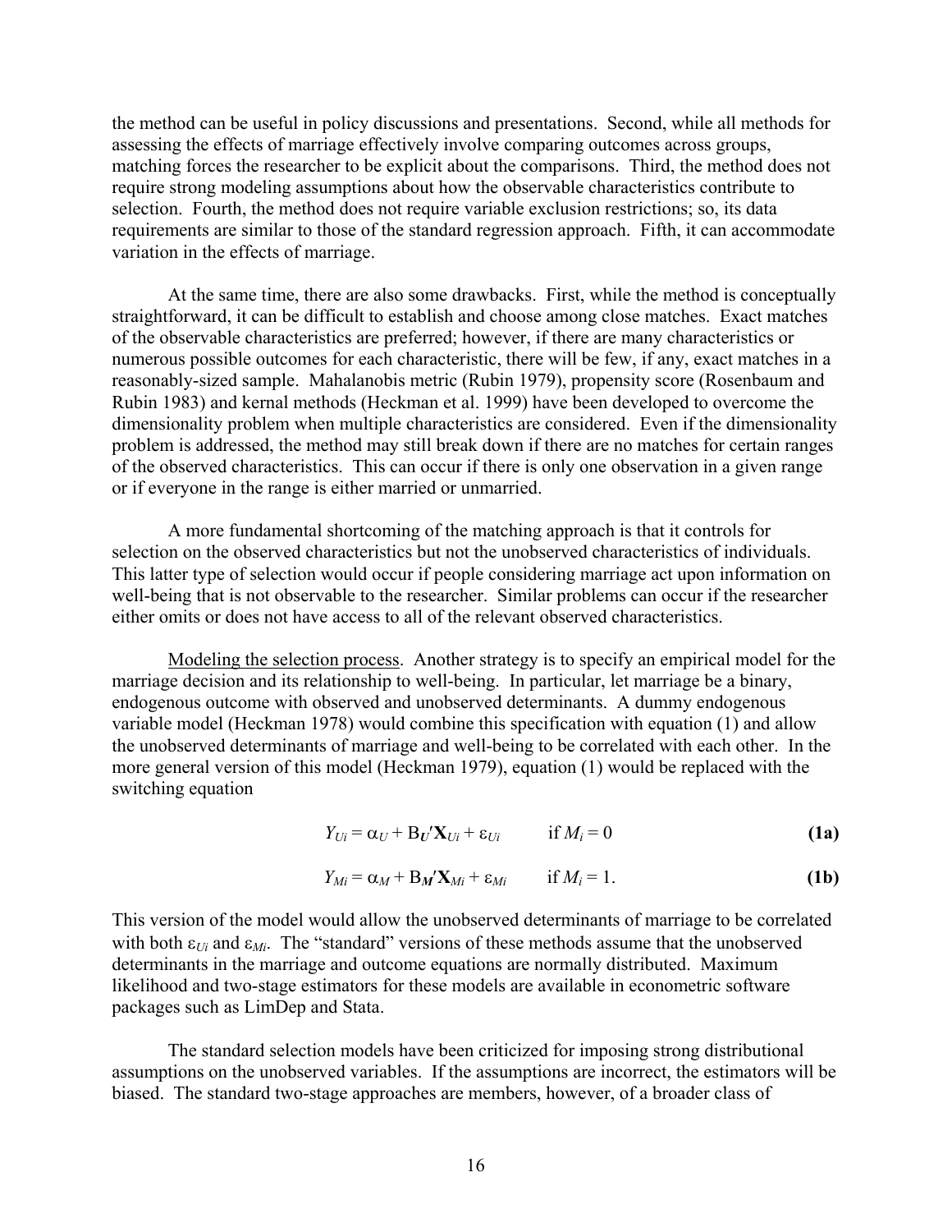the method can be useful in policy discussions and presentations. Second, while all methods for assessing the effects of marriage effectively involve comparing outcomes across groups, matching forces the researcher to be explicit about the comparisons. Third, the method does not require strong modeling assumptions about how the observable characteristics contribute to selection. Fourth, the method does not require variable exclusion restrictions; so, its data requirements are similar to those of the standard regression approach. Fifth, it can accommodate variation in the effects of marriage.

At the same time, there are also some drawbacks. First, while the method is conceptually straightforward, it can be difficult to establish and choose among close matches. Exact matches of the observable characteristics are preferred; however, if there are many characteristics or numerous possible outcomes for each characteristic, there will be few, if any, exact matches in a reasonably-sized sample. Mahalanobis metric (Rubin 1979), propensity score (Rosenbaum and Rubin 1983) and kernal methods (Heckman et al. 1999) have been developed to overcome the dimensionality problem when multiple characteristics are considered. Even if the dimensionality problem is addressed, the method may still break down if there are no matches for certain ranges of the observed characteristics. This can occur if there is only one observation in a given range or if everyone in the range is either married or unmarried.

A more fundamental shortcoming of the matching approach is that it controls for selection on the observed characteristics but not the unobserved characteristics of individuals. This latter type of selection would occur if people considering marriage act upon information on well-being that is not observable to the researcher. Similar problems can occur if the researcher either omits or does not have access to all of the relevant observed characteristics.

<u>Modeling the selection process</u>. Another strategy is to specify an empirical model for the marriage decision and its relationship to well-being. In particular, let marriage be a binary, endogenous outcome with observed and unobserved determinants. A dummy endogenous variable model (Heckman 1978) would combine this specification with equation (1) and allow the unobserved determinants of marriage and well-being to be correlated with each other. In the more general version of this model (Heckman 1979), equation (1) would be replaced with the switching equation

$$Y_{Ui} = \alpha_U + \mathrm{B}_{\boldsymbol{U}}'\mathbf{X}_{Ui} + \varepsilon_{Ui} \qquad \text{if } M_i = 0 \qquad \textbf{(1a)}$$

$$Y_{Mi} = \alpha_M + \mathrm{B}_{\boldsymbol{M}}'\mathbf{X}_{Mi} + \varepsilon_{Mi} \qquad \text{if } M_i = 1. \qquad \textbf{(1b)}$$

This version of the model would allow the unobserved determinants of marriage to be correlated with both $\varepsilon_{Ui}$ and $\varepsilon_{Mi}$. The "standard" versions of these methods assume that the unobserved determinants in the marriage and outcome equations are normally distributed. Maximum likelihood and two-stage estimators for these models are available in econometric software packages such as LimDep and Stata.

The standard selection models have been criticized for imposing strong distributional assumptions on the unobserved variables. If the assumptions are incorrect, the estimators will be biased. The standard two-stage approaches are members, however, of a broader class of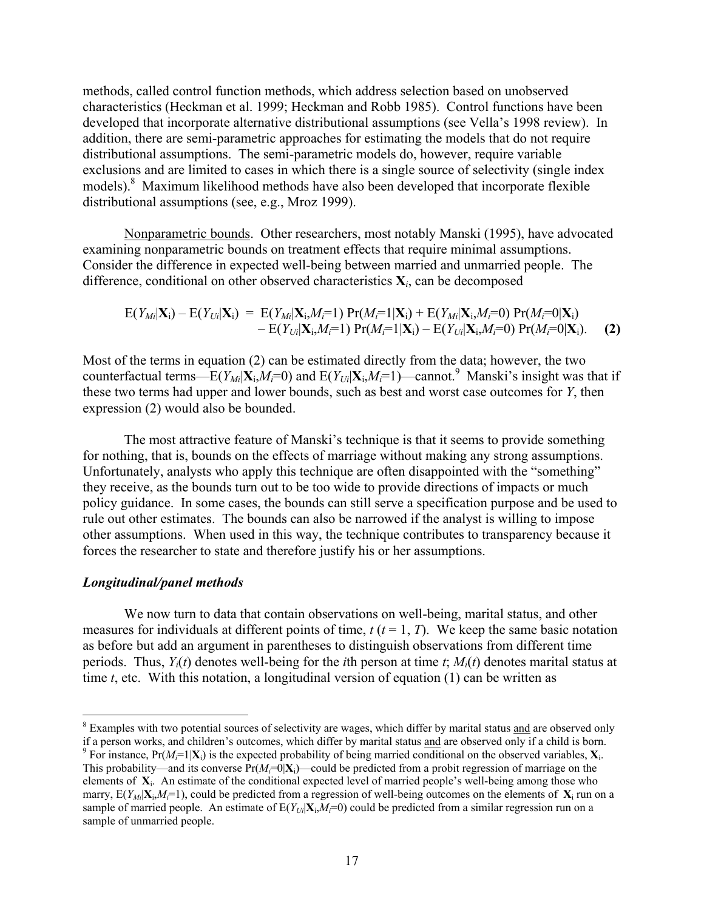methods, called control function methods, which address selection based on unobserved characteristics (Heckman et al. 1999; Heckman and Robb 1985). Control functions have been developed that incorporate alternative distributional assumptions (see Vella's 1998 review). In addition, there are semi-parametric approaches for estimating the models that do not require distributional assumptions. The semi-parametric models do, however, require variable exclusions and are limited to cases in which there is a single source of selectivity (single index models).[8] Maximum likelihood methods have also been developed that incorporate flexible distributional assumptions (see, e.g., Mroz 1999).

Nonparametric bounds. Other researchers, most notably Manski (1995), have advocated examining nonparametric bounds on treatment effects that require minimal assumptions. Consider the difference in expected well-being between married and unmarried people. The difference, conditional on other observed characteristics $\mathbf{X}_i$, can be decomposed

$$\begin{aligned} \mathrm{E}(Y_{Mi}|\mathbf{X}_i) - \mathrm{E}(Y_{Ui}|\mathbf{X}_i) = \; & \mathrm{E}(Y_{Mi}|\mathbf{X}_i,M_i=1)\Pr(M_i=1|\mathbf{X}_i) + \mathrm{E}(Y_{Mi}|\mathbf{X}_i,M_i=0)\Pr(M_i=0|\mathbf{X}_i) \\ & - \mathrm{E}(Y_{Ui}|\mathbf{X}_i,M_i=1)\Pr(M_i=1|\mathbf{X}_i) - \mathrm{E}(Y_{Ui}|\mathbf{X}_i,M_i=0)\Pr(M_i=0|\mathbf{X}_i). \quad \mathbf{(2)} \end{aligned}$$

Most of the terms in equation (2) can be estimated directly from the data; however, the two counterfactual terms—$\mathrm{E}(Y_{Mi}|\mathbf{X}_i,M_i=0)$ and $\mathrm{E}(Y_{Ui}|\mathbf{X}_i,M_i=1)$—cannot.[9] Manski's insight was that if these two terms had upper and lower bounds, such as best and worst case outcomes for $Y$, then expression (2) would also be bounded.

The most attractive feature of Manski's technique is that it seems to provide something for nothing, that is, bounds on the effects of marriage without making any strong assumptions. Unfortunately, analysts who apply this technique are often disappointed with the "something" they receive, as the bounds turn out to be too wide to provide directions of impacts or much policy guidance. In some cases, the bounds can still serve a specification purpose and be used to rule out other estimates. The bounds can also be narrowed if the analyst is willing to impose other assumptions. When used in this way, the technique contributes to transparency because it forces the researcher to state and therefore justify his or her assumptions.

### *Longitudinal/panel methods*

We now turn to data that contain observations on well-being, marital status, and other measures for individuals at different points of time, $t$ ($t = 1, T$). We keep the same basic notation as before but add an argument in parentheses to distinguish observations from different time periods. Thus, $Y_i(t)$ denotes well-being for the $i$th person at time $t$; $M_i(t)$ denotes marital status at time $t$, etc. With this notation, a longitudinal version of equation (1) can be written as

---

[8] Examples with two potential sources of selectivity are wages, which differ by marital status and are observed only if a person works, and children's outcomes, which differ by marital status and are observed only if a child is born.

[9] For instance, $\Pr(M_i=1|\mathbf{X}_i)$ is the expected probability of being married conditional on the observed variables, $\mathbf{X}_i$. This probability—and its converse $\Pr(M_i=0|\mathbf{X}_i)$—could be predicted from a probit regression of marriage on the elements of $\mathbf{X}_i$. An estimate of the conditional expected level of married people's well-being among those who marry, $\mathrm{E}(Y_{Mi}|\mathbf{X}_i,M_i=1)$, could be predicted from a regression of well-being outcomes on the elements of $\mathbf{X}_i$ run on a sample of married people. An estimate of $\mathrm{E}(Y_{Ui}|\mathbf{X}_i,M_i=0)$ could be predicted from a similar regression run on a sample of unmarried people.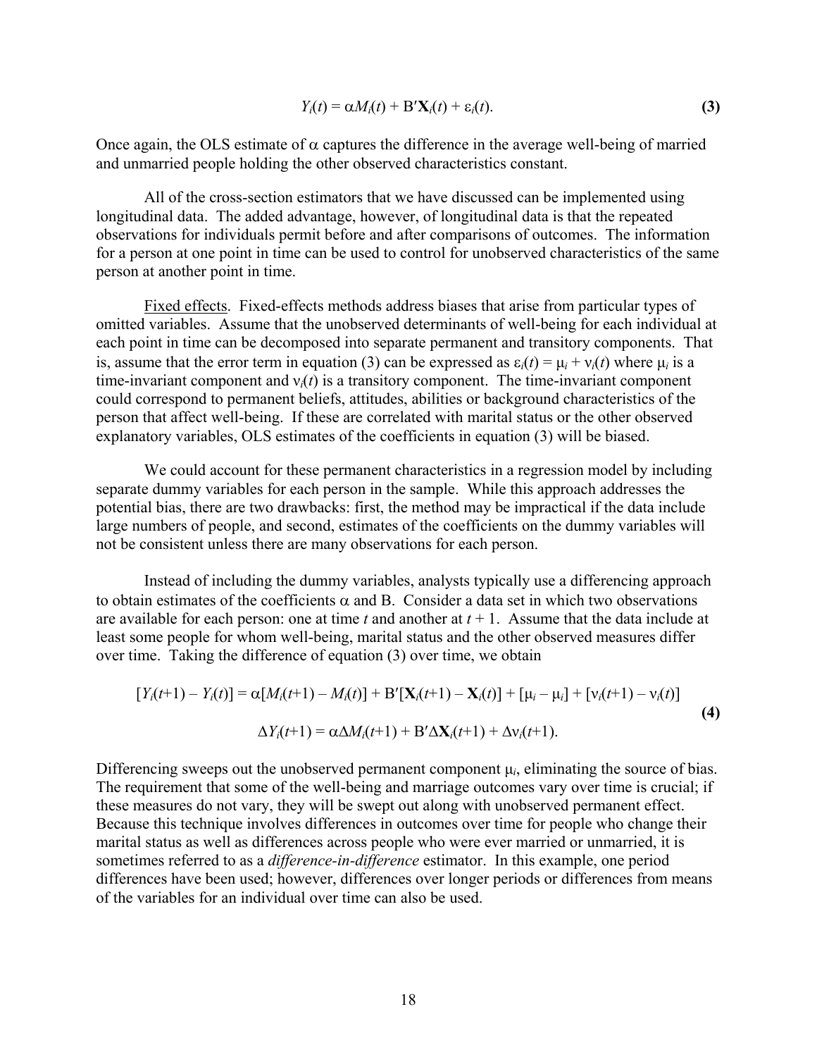$$Y_i(t) = \alpha M_i(t) + B'\mathbf{X}_i(t) + \varepsilon_i(t). \quad \textbf{(3)}$$

Once again, the OLS estimate of $\alpha$ captures the difference in the average well-being of married and unmarried people holding the other observed characteristics constant.

All of the cross-section estimators that we have discussed can be implemented using longitudinal data. The added advantage, however, of longitudinal data is that the repeated observations for individuals permit before and after comparisons of outcomes. The information for a person at one point in time can be used to control for unobserved characteristics of the same person at another point in time.

Fixed effects. Fixed-effects methods address biases that arise from particular types of omitted variables. Assume that the unobserved determinants of well-being for each individual at each point in time can be decomposed into separate permanent and transitory components. That is, assume that the error term in equation (3) can be expressed as $\varepsilon_i(t) = \mu_i + \nu_i(t)$ where $\mu_i$ is a time-invariant component and $\nu_i(t)$ is a transitory component. The time-invariant component could correspond to permanent beliefs, attitudes, abilities or background characteristics of the person that affect well-being. If these are correlated with marital status or the other observed explanatory variables, OLS estimates of the coefficients in equation (3) will be biased.

We could account for these permanent characteristics in a regression model by including separate dummy variables for each person in the sample. While this approach addresses the potential bias, there are two drawbacks: first, the method may be impractical if the data include large numbers of people, and second, estimates of the coefficients on the dummy variables will not be consistent unless there are many observations for each person.

Instead of including the dummy variables, analysts typically use a differencing approach to obtain estimates of the coefficients $\alpha$ and B. Consider a data set in which two observations are available for each person: one at time $t$ and another at $t + 1$. Assume that the data include at least some people for whom well-being, marital status and the other observed measures differ over time. Taking the difference of equation (3) over time, we obtain

$$[Y_i(t+1) - Y_i(t)] = \alpha[M_i(t+1) - M_i(t)] + B'[\mathbf{X}_i(t+1) - \mathbf{X}_i(t)] + [\mu_i - \mu_i] + [\nu_i(t+1) - \nu_i(t)]$$

$$\Delta Y_i(t+1) = \alpha \Delta M_i(t+1) + B'\Delta \mathbf{X}_i(t+1) + \Delta \nu_i(t+1). \quad \textbf{(4)}$$

Differencing sweeps out the unobserved permanent component $\mu_i$, eliminating the source of bias. The requirement that some of the well-being and marriage outcomes vary over time is crucial; if these measures do not vary, they will be swept out along with unobserved permanent effect. Because this technique involves differences in outcomes over time for people who change their marital status as well as differences across people who were ever married or unmarried, it is sometimes referred to as a *difference-in-difference* estimator. In this example, one period differences have been used; however, differences over longer periods or differences from means of the variables for an individual over time can also be used.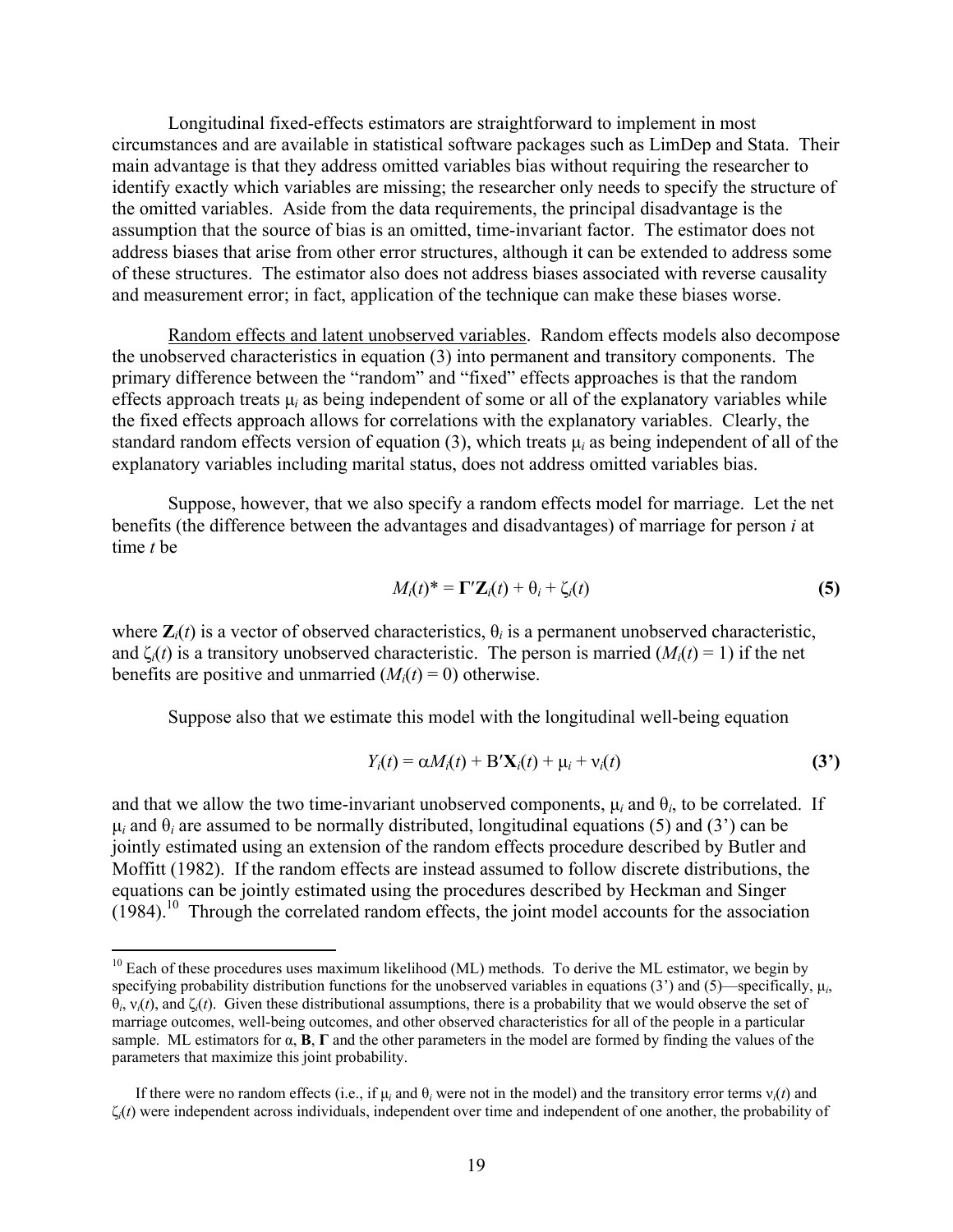Longitudinal fixed-effects estimators are straightforward to implement in most circumstances and are available in statistical software packages such as LimDep and Stata. Their main advantage is that they address omitted variables bias without requiring the researcher to identify exactly which variables are missing; the researcher only needs to specify the structure of the omitted variables. Aside from the data requirements, the principal disadvantage is the assumption that the source of bias is an omitted, time-invariant factor. The estimator does not address biases that arise from other error structures, although it can be extended to address some of these structures. The estimator also does not address biases associated with reverse causality and measurement error; in fact, application of the technique can make these biases worse.

Random effects and latent unobserved variables. Random effects models also decompose the unobserved characteristics in equation (3) into permanent and transitory components. The primary difference between the "random" and "fixed" effects approaches is that the random effects approach treats $\mu_i$ as being independent of some or all of the explanatory variables while the fixed effects approach allows for correlations with the explanatory variables. Clearly, the standard random effects version of equation (3), which treats $\mu_i$ as being independent of all of the explanatory variables including marital status, does not address omitted variables bias.

Suppose, however, that we also specify a random effects model for marriage. Let the net benefits (the difference between the advantages and disadvantages) of marriage for person *i* at time *t* be

$$M_i(t)^* = \mathbf{\Gamma}'\mathbf{Z}_i(t) + \theta_i + \zeta_i(t) \qquad \textbf{(5)}$$

where $\mathbf{Z}_i(t)$ is a vector of observed characteristics, $\theta_i$ is a permanent unobserved characteristic, and $\zeta_i(t)$ is a transitory unobserved characteristic. The person is married ($M_i(t) = 1$) if the net benefits are positive and unmarried ($M_i(t) = 0$) otherwise.

Suppose also that we estimate this model with the longitudinal well-being equation

$$Y_i(t) = \alpha M_i(t) + \mathrm{B}'\mathbf{X}_i(t) + \mu_i + \nu_i(t) \qquad \textbf{(3')}$$

and that we allow the two time-invariant unobserved components, $\mu_i$ and $\theta_i$, to be correlated. If $\mu_i$ and $\theta_i$ are assumed to be normally distributed, longitudinal equations (5) and (3') can be jointly estimated using an extension of the random effects procedure described by Butler and Moffitt (1982). If the random effects are instead assumed to follow discrete distributions, the equations can be jointly estimated using the procedures described by Heckman and Singer (1984).[10] Through the correlated random effects, the joint model accounts for the association

---

[10] Each of these procedures uses maximum likelihood (ML) methods. To derive the ML estimator, we begin by specifying probability distribution functions for the unobserved variables in equations (3') and (5)—specifically, $\mu_i$, $\theta_i$, $\nu_i(t)$, and $\zeta_i(t)$. Given these distributional assumptions, there is a probability that we would observe the set of marriage outcomes, well-being outcomes, and other observed characteristics for all of the people in a particular sample. ML estimators for $\alpha$, $\mathbf{B}$, $\mathbf{\Gamma}$ and the other parameters in the model are formed by finding the values of the parameters that maximize this joint probability.

If there were no random effects (i.e., if $\mu_i$ and $\theta_i$ were not in the model) and the transitory error terms $\nu_i(t)$ and $\zeta_i(t)$ were independent across individuals, independent over time and independent of one another, the probability of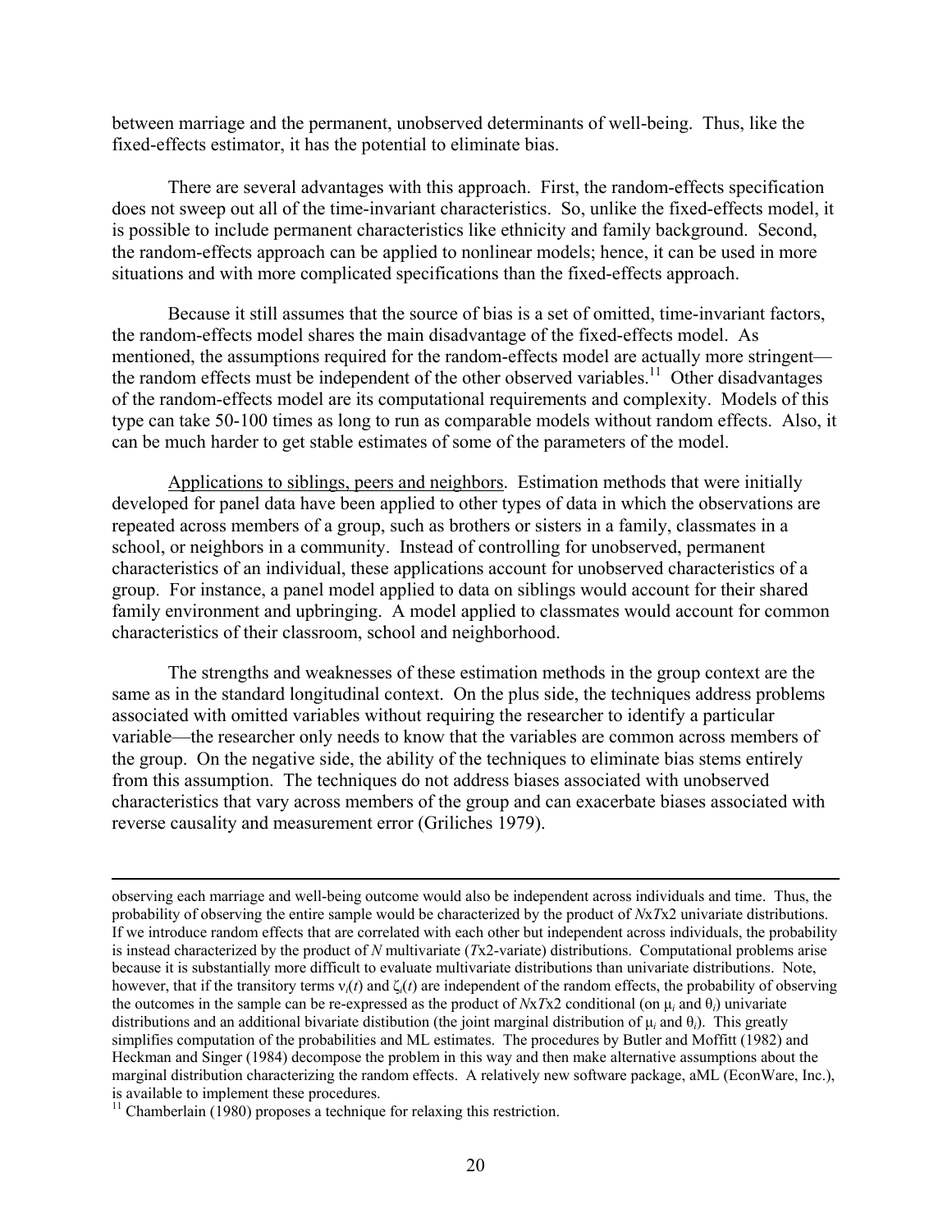between marriage and the permanent, unobserved determinants of well-being. Thus, like the fixed-effects estimator, it has the potential to eliminate bias.

There are several advantages with this approach. First, the random-effects specification does not sweep out all of the time-invariant characteristics. So, unlike the fixed-effects model, it is possible to include permanent characteristics like ethnicity and family background. Second, the random-effects approach can be applied to nonlinear models; hence, it can be used in more situations and with more complicated specifications than the fixed-effects approach.

Because it still assumes that the source of bias is a set of omitted, time-invariant factors, the random-effects model shares the main disadvantage of the fixed-effects model. As mentioned, the assumptions required for the random-effects model are actually more stringent—the random effects must be independent of the other observed variables.[11] Other disadvantages of the random-effects model are its computational requirements and complexity. Models of this type can take 50-100 times as long to run as comparable models without random effects. Also, it can be much harder to get stable estimates of some of the parameters of the model.

Applications to siblings, peers and neighbors. Estimation methods that were initially developed for panel data have been applied to other types of data in which the observations are repeated across members of a group, such as brothers or sisters in a family, classmates in a school, or neighbors in a community. Instead of controlling for unobserved, permanent characteristics of an individual, these applications account for unobserved characteristics of a group. For instance, a panel model applied to data on siblings would account for their shared family environment and upbringing. A model applied to classmates would account for common characteristics of their classroom, school and neighborhood.

The strengths and weaknesses of these estimation methods in the group context are the same as in the standard longitudinal context. On the plus side, the techniques address problems associated with omitted variables without requiring the researcher to identify a particular variable—the researcher only needs to know that the variables are common across members of the group. On the negative side, the ability of the techniques to eliminate bias stems entirely from this assumption. The techniques do not address biases associated with unobserved characteristics that vary across members of the group and can exacerbate biases associated with reverse causality and measurement error (Griliches 1979).

---

observing each marriage and well-being outcome would also be independent across individuals and time. Thus, the probability of observing the entire sample would be characterized by the product of $N$x$T$x2 univariate distributions. If we introduce random effects that are correlated with each other but independent across individuals, the probability is instead characterized by the product of $N$ multivariate ($T$x2-variate) distributions. Computational problems arise because it is substantially more difficult to evaluate multivariate distributions than univariate distributions. Note, however, that if the transitory terms $\nu_i(t)$ and $\zeta_i(t)$ are independent of the random effects, the probability of observing the outcomes in the sample can be re-expressed as the product of $N$x$T$x2 conditional (on $\mu_i$ and $\theta_i$) univariate distributions and an additional bivariate distibution (the joint marginal distribution of $\mu_i$ and $\theta_i$). This greatly simplifies computation of the probabilities and ML estimates. The procedures by Butler and Moffitt (1982) and Heckman and Singer (1984) decompose the problem in this way and then make alternative assumptions about the marginal distribution characterizing the random effects. A relatively new software package, aML (EconWare, Inc.), is available to implement these procedures.

[11] Chamberlain (1980) proposes a technique for relaxing this restriction.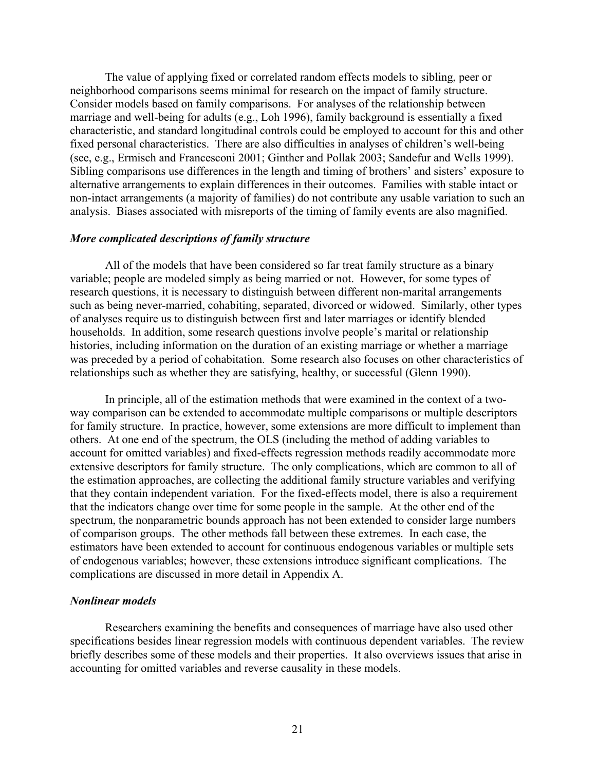The value of applying fixed or correlated random effects models to sibling, peer or neighborhood comparisons seems minimal for research on the impact of family structure. Consider models based on family comparisons. For analyses of the relationship between marriage and well-being for adults (e.g., Loh 1996), family background is essentially a fixed characteristic, and standard longitudinal controls could be employed to account for this and other fixed personal characteristics. There are also difficulties in analyses of children's well-being (see, e.g., Ermisch and Francesconi 2001; Ginther and Pollak 2003; Sandefur and Wells 1999). Sibling comparisons use differences in the length and timing of brothers' and sisters' exposure to alternative arrangements to explain differences in their outcomes. Families with stable intact or non-intact arrangements (a majority of families) do not contribute any usable variation to such an analysis. Biases associated with misreports of the timing of family events are also magnified.

### *More complicated descriptions of family structure*

All of the models that have been considered so far treat family structure as a binary variable; people are modeled simply as being married or not. However, for some types of research questions, it is necessary to distinguish between different non-marital arrangements such as being never-married, cohabiting, separated, divorced or widowed. Similarly, other types of analyses require us to distinguish between first and later marriages or identify blended households. In addition, some research questions involve people's marital or relationship histories, including information on the duration of an existing marriage or whether a marriage was preceded by a period of cohabitation. Some research also focuses on other characteristics of relationships such as whether they are satisfying, healthy, or successful (Glenn 1990).

In principle, all of the estimation methods that were examined in the context of a two-way comparison can be extended to accommodate multiple comparisons or multiple descriptors for family structure. In practice, however, some extensions are more difficult to implement than others. At one end of the spectrum, the OLS (including the method of adding variables to account for omitted variables) and fixed-effects regression methods readily accommodate more extensive descriptors for family structure. The only complications, which are common to all of the estimation approaches, are collecting the additional family structure variables and verifying that they contain independent variation. For the fixed-effects model, there is also a requirement that the indicators change over time for some people in the sample. At the other end of the spectrum, the nonparametric bounds approach has not been extended to consider large numbers of comparison groups. The other methods fall between these extremes. In each case, the estimators have been extended to account for continuous endogenous variables or multiple sets of endogenous variables; however, these extensions introduce significant complications. The complications are discussed in more detail in Appendix A.

### *Nonlinear models*

Researchers examining the benefits and consequences of marriage have also used other specifications besides linear regression models with continuous dependent variables. The review briefly describes some of these models and their properties. It also overviews issues that arise in accounting for omitted variables and reverse causality in these models.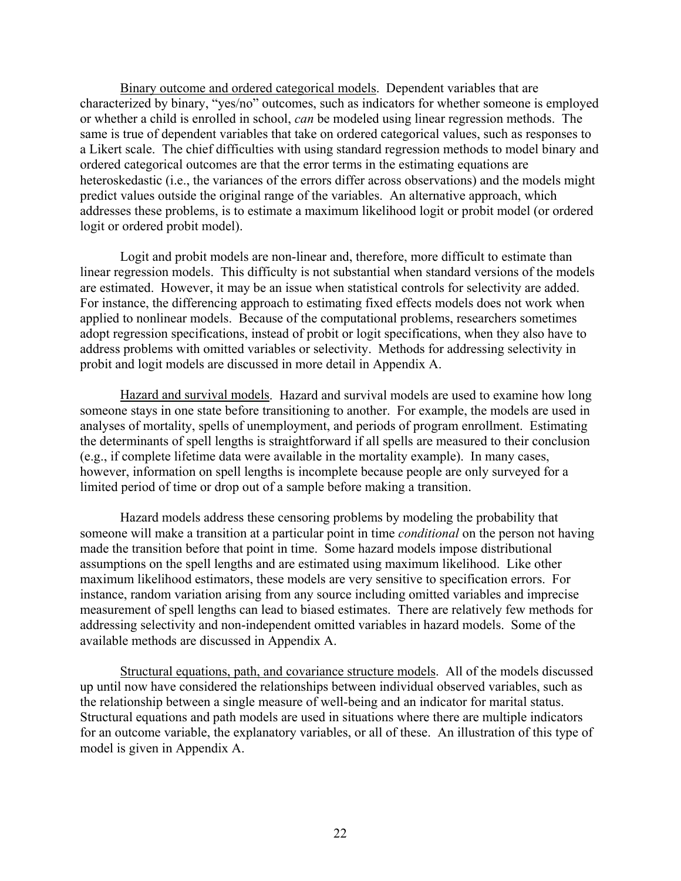<u>Binary outcome and ordered categorical models</u>. Dependent variables that are characterized by binary, "yes/no" outcomes, such as indicators for whether someone is employed or whether a child is enrolled in school, *can* be modeled using linear regression methods. The same is true of dependent variables that take on ordered categorical values, such as responses to a Likert scale. The chief difficulties with using standard regression methods to model binary and ordered categorical outcomes are that the error terms in the estimating equations are heteroskedastic (i.e., the variances of the errors differ across observations) and the models might predict values outside the original range of the variables. An alternative approach, which addresses these problems, is to estimate a maximum likelihood logit or probit model (or ordered logit or ordered probit model).

Logit and probit models are non-linear and, therefore, more difficult to estimate than linear regression models. This difficulty is not substantial when standard versions of the models are estimated. However, it may be an issue when statistical controls for selectivity are added. For instance, the differencing approach to estimating fixed effects models does not work when applied to nonlinear models. Because of the computational problems, researchers sometimes adopt regression specifications, instead of probit or logit specifications, when they also have to address problems with omitted variables or selectivity. Methods for addressing selectivity in probit and logit models are discussed in more detail in Appendix A.

<u>Hazard and survival models</u>. Hazard and survival models are used to examine how long someone stays in one state before transitioning to another. For example, the models are used in analyses of mortality, spells of unemployment, and periods of program enrollment. Estimating the determinants of spell lengths is straightforward if all spells are measured to their conclusion (e.g., if complete lifetime data were available in the mortality example). In many cases, however, information on spell lengths is incomplete because people are only surveyed for a limited period of time or drop out of a sample before making a transition.

Hazard models address these censoring problems by modeling the probability that someone will make a transition at a particular point in time *conditional* on the person not having made the transition before that point in time. Some hazard models impose distributional assumptions on the spell lengths and are estimated using maximum likelihood. Like other maximum likelihood estimators, these models are very sensitive to specification errors. For instance, random variation arising from any source including omitted variables and imprecise measurement of spell lengths can lead to biased estimates. There are relatively few methods for addressing selectivity and non-independent omitted variables in hazard models. Some of the available methods are discussed in Appendix A.

<u>Structural equations, path, and covariance structure models</u>. All of the models discussed up until now have considered the relationships between individual observed variables, such as the relationship between a single measure of well-being and an indicator for marital status. Structural equations and path models are used in situations where there are multiple indicators for an outcome variable, the explanatory variables, or all of these. An illustration of this type of model is given in Appendix A.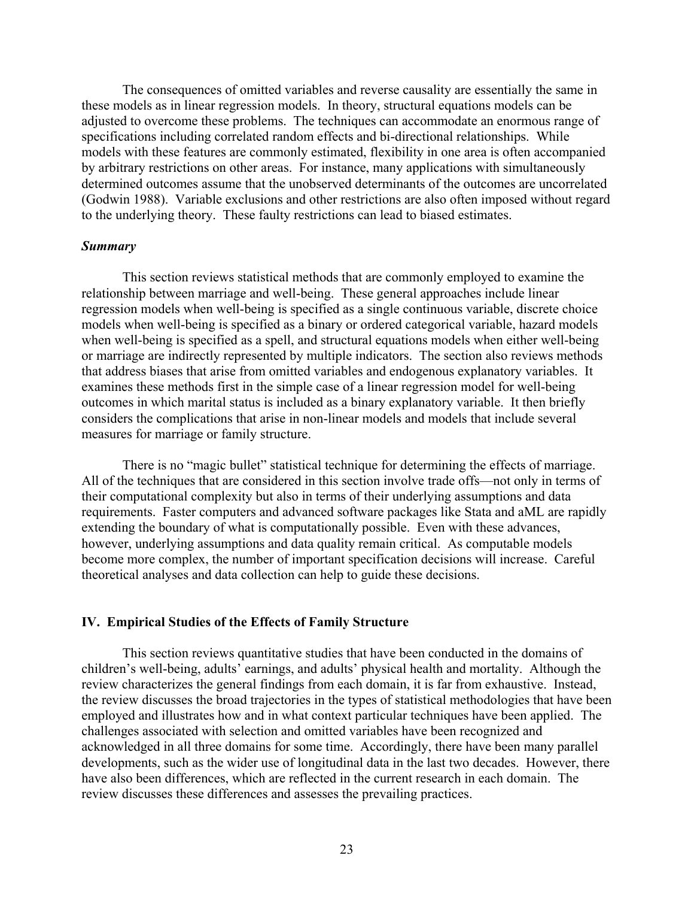The consequences of omitted variables and reverse causality are essentially the same in these models as in linear regression models. In theory, structural equations models can be adjusted to overcome these problems. The techniques can accommodate an enormous range of specifications including correlated random effects and bi-directional relationships. While models with these features are commonly estimated, flexibility in one area is often accompanied by arbitrary restrictions on other areas. For instance, many applications with simultaneously determined outcomes assume that the unobserved determinants of the outcomes are uncorrelated (Godwin 1988). Variable exclusions and other restrictions are also often imposed without regard to the underlying theory. These faulty restrictions can lead to biased estimates.

***Summary***

This section reviews statistical methods that are commonly employed to examine the relationship between marriage and well-being. These general approaches include linear regression models when well-being is specified as a single continuous variable, discrete choice models when well-being is specified as a binary or ordered categorical variable, hazard models when well-being is specified as a spell, and structural equations models when either well-being or marriage are indirectly represented by multiple indicators. The section also reviews methods that address biases that arise from omitted variables and endogenous explanatory variables. It examines these methods first in the simple case of a linear regression model for well-being outcomes in which marital status is included as a binary explanatory variable. It then briefly considers the complications that arise in non-linear models and models that include several measures for marriage or family structure.

There is no "magic bullet" statistical technique for determining the effects of marriage. All of the techniques that are considered in this section involve trade offs—not only in terms of their computational complexity but also in terms of their underlying assumptions and data requirements. Faster computers and advanced software packages like Stata and aML are rapidly extending the boundary of what is computationally possible. Even with these advances, however, underlying assumptions and data quality remain critical. As computable models become more complex, the number of important specification decisions will increase. Careful theoretical analyses and data collection can help to guide these decisions.

## IV. Empirical Studies of the Effects of Family Structure

This section reviews quantitative studies that have been conducted in the domains of children's well-being, adults' earnings, and adults' physical health and mortality. Although the review characterizes the general findings from each domain, it is far from exhaustive. Instead, the review discusses the broad trajectories in the types of statistical methodologies that have been employed and illustrates how and in what context particular techniques have been applied. The challenges associated with selection and omitted variables have been recognized and acknowledged in all three domains for some time. Accordingly, there have been many parallel developments, such as the wider use of longitudinal data in the last two decades. However, there have also been differences, which are reflected in the current research in each domain. The review discusses these differences and assesses the prevailing practices.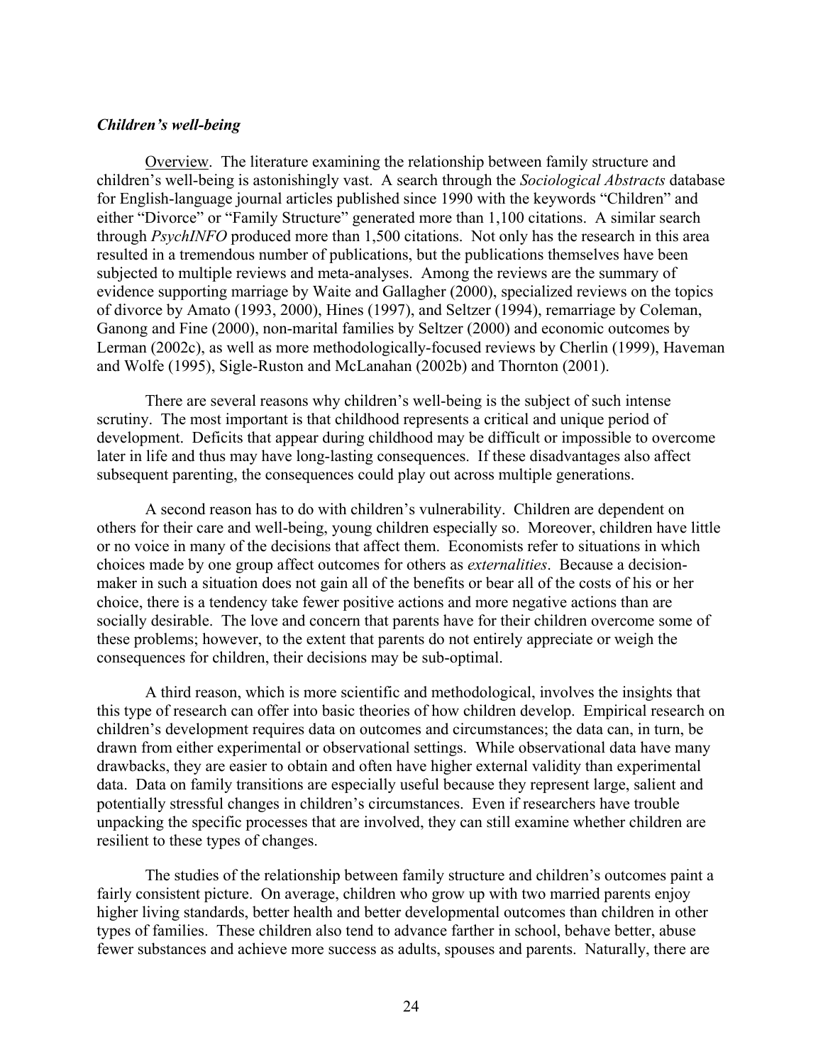### *Children's well-being*

Overview. The literature examining the relationship between family structure and children's well-being is astonishingly vast. A search through the *Sociological Abstracts* database for English-language journal articles published since 1990 with the keywords "Children" and either "Divorce" or "Family Structure" generated more than 1,100 citations. A similar search through *PsychINFO* produced more than 1,500 citations. Not only has the research in this area resulted in a tremendous number of publications, but the publications themselves have been subjected to multiple reviews and meta-analyses. Among the reviews are the summary of evidence supporting marriage by Waite and Gallagher (2000), specialized reviews on the topics of divorce by Amato (1993, 2000), Hines (1997), and Seltzer (1994), remarriage by Coleman, Ganong and Fine (2000), non-marital families by Seltzer (2000) and economic outcomes by Lerman (2002c), as well as more methodologically-focused reviews by Cherlin (1999), Haveman and Wolfe (1995), Sigle-Ruston and McLanahan (2002b) and Thornton (2001).

There are several reasons why children's well-being is the subject of such intense scrutiny. The most important is that childhood represents a critical and unique period of development. Deficits that appear during childhood may be difficult or impossible to overcome later in life and thus may have long-lasting consequences. If these disadvantages also affect subsequent parenting, the consequences could play out across multiple generations.

A second reason has to do with children's vulnerability. Children are dependent on others for their care and well-being, young children especially so. Moreover, children have little or no voice in many of the decisions that affect them. Economists refer to situations in which choices made by one group affect outcomes for others as *externalities*. Because a decision-maker in such a situation does not gain all of the benefits or bear all of the costs of his or her choice, there is a tendency take fewer positive actions and more negative actions than are socially desirable. The love and concern that parents have for their children overcome some of these problems; however, to the extent that parents do not entirely appreciate or weigh the consequences for children, their decisions may be sub-optimal.

A third reason, which is more scientific and methodological, involves the insights that this type of research can offer into basic theories of how children develop. Empirical research on children's development requires data on outcomes and circumstances; the data can, in turn, be drawn from either experimental or observational settings. While observational data have many drawbacks, they are easier to obtain and often have higher external validity than experimental data. Data on family transitions are especially useful because they represent large, salient and potentially stressful changes in children's circumstances. Even if researchers have trouble unpacking the specific processes that are involved, they can still examine whether children are resilient to these types of changes.

The studies of the relationship between family structure and children's outcomes paint a fairly consistent picture. On average, children who grow up with two married parents enjoy higher living standards, better health and better developmental outcomes than children in other types of families. These children also tend to advance farther in school, behave better, abuse fewer substances and achieve more success as adults, spouses and parents. Naturally, there are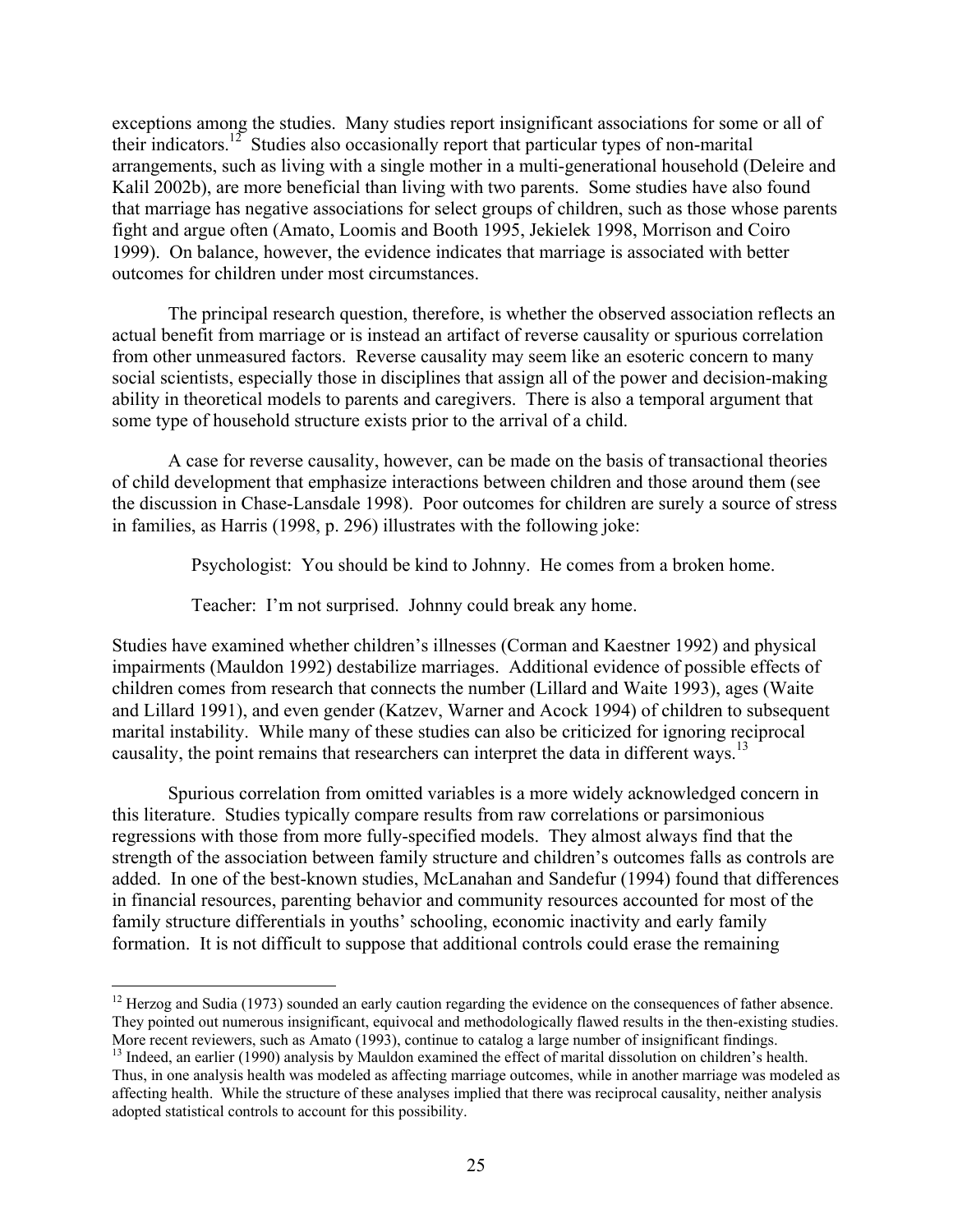exceptions among the studies. Many studies report insignificant associations for some or all of their indicators.[12] Studies also occasionally report that particular types of non-marital arrangements, such as living with a single mother in a multi-generational household (Deleire and Kalil 2002b), are more beneficial than living with two parents. Some studies have also found that marriage has negative associations for select groups of children, such as those whose parents fight and argue often (Amato, Loomis and Booth 1995, Jekielek 1998, Morrison and Coiro 1999). On balance, however, the evidence indicates that marriage is associated with better outcomes for children under most circumstances.

The principal research question, therefore, is whether the observed association reflects an actual benefit from marriage or is instead an artifact of reverse causality or spurious correlation from other unmeasured factors. Reverse causality may seem like an esoteric concern to many social scientists, especially those in disciplines that assign all of the power and decision-making ability in theoretical models to parents and caregivers. There is also a temporal argument that some type of household structure exists prior to the arrival of a child.

A case for reverse causality, however, can be made on the basis of transactional theories of child development that emphasize interactions between children and those around them (see the discussion in Chase-Lansdale 1998). Poor outcomes for children are surely a source of stress in families, as Harris (1998, p. 296) illustrates with the following joke:

> Psychologist: You should be kind to Johnny. He comes from a broken home.
>
> Teacher: I'm not surprised. Johnny could break any home.

Studies have examined whether children's illnesses (Corman and Kaestner 1992) and physical impairments (Mauldon 1992) destabilize marriages. Additional evidence of possible effects of children comes from research that connects the number (Lillard and Waite 1993), ages (Waite and Lillard 1991), and even gender (Katzev, Warner and Acock 1994) of children to subsequent marital instability. While many of these studies can also be criticized for ignoring reciprocal causality, the point remains that researchers can interpret the data in different ways.[13]

Spurious correlation from omitted variables is a more widely acknowledged concern in this literature. Studies typically compare results from raw correlations or parsimonious regressions with those from more fully-specified models. They almost always find that the strength of the association between family structure and children's outcomes falls as controls are added. In one of the best-known studies, McLanahan and Sandefur (1994) found that differences in financial resources, parenting behavior and community resources accounted for most of the family structure differentials in youths' schooling, economic inactivity and early family formation. It is not difficult to suppose that additional controls could erase the remaining

---

[12] Herzog and Sudia (1973) sounded an early caution regarding the evidence on the consequences of father absence. They pointed out numerous insignificant, equivocal and methodologically flawed results in the then-existing studies. More recent reviewers, such as Amato (1993), continue to catalog a large number of insignificant findings.

[13] Indeed, an earlier (1990) analysis by Mauldon examined the effect of marital dissolution on children's health. Thus, in one analysis health was modeled as affecting marriage outcomes, while in another marriage was modeled as affecting health. While the structure of these analyses implied that there was reciprocal causality, neither analysis adopted statistical controls to account for this possibility.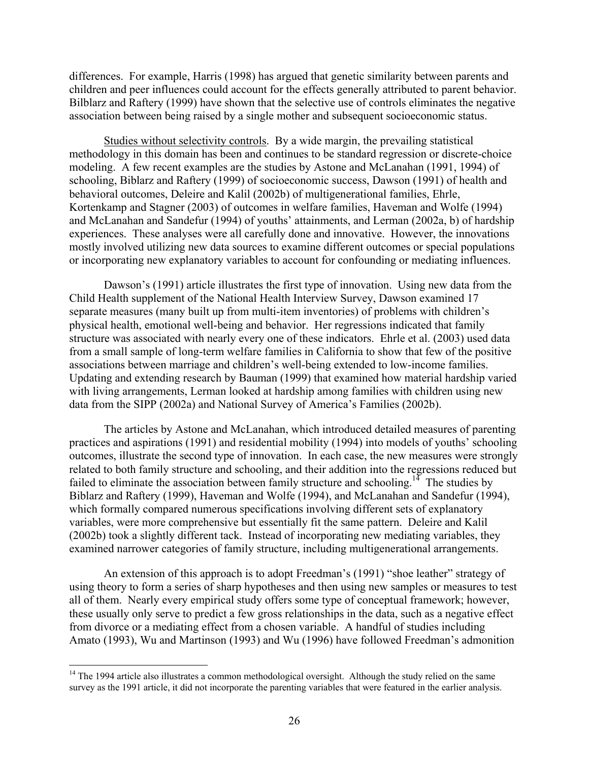differences. For example, Harris (1998) has argued that genetic similarity between parents and children and peer influences could account for the effects generally attributed to parent behavior. Bilblarz and Raftery (1999) have shown that the selective use of controls eliminates the negative association between being raised by a single mother and subsequent socioeconomic status.

Studies without selectivity controls. By a wide margin, the prevailing statistical methodology in this domain has been and continues to be standard regression or discrete-choice modeling. A few recent examples are the studies by Astone and McLanahan (1991, 1994) of schooling, Biblarz and Raftery (1999) of socioeconomic success, Dawson (1991) of health and behavioral outcomes, Deleire and Kalil (2002b) of multigenerational families, Ehrle, Kortenkamp and Stagner (2003) of outcomes in welfare families, Haveman and Wolfe (1994) and McLanahan and Sandefur (1994) of youths' attainments, and Lerman (2002a, b) of hardship experiences. These analyses were all carefully done and innovative. However, the innovations mostly involved utilizing new data sources to examine different outcomes or special populations or incorporating new explanatory variables to account for confounding or mediating influences.

Dawson's (1991) article illustrates the first type of innovation. Using new data from the Child Health supplement of the National Health Interview Survey, Dawson examined 17 separate measures (many built up from multi-item inventories) of problems with children's physical health, emotional well-being and behavior. Her regressions indicated that family structure was associated with nearly every one of these indicators. Ehrle et al. (2003) used data from a small sample of long-term welfare families in California to show that few of the positive associations between marriage and children's well-being extended to low-income families. Updating and extending research by Bauman (1999) that examined how material hardship varied with living arrangements, Lerman looked at hardship among families with children using new data from the SIPP (2002a) and National Survey of America's Families (2002b).

The articles by Astone and McLanahan, which introduced detailed measures of parenting practices and aspirations (1991) and residential mobility (1994) into models of youths' schooling outcomes, illustrate the second type of innovation. In each case, the new measures were strongly related to both family structure and schooling, and their addition into the regressions reduced but failed to eliminate the association between family structure and schooling.[14] The studies by Biblarz and Raftery (1999), Haveman and Wolfe (1994), and McLanahan and Sandefur (1994), which formally compared numerous specifications involving different sets of explanatory variables, were more comprehensive but essentially fit the same pattern. Deleire and Kalil (2002b) took a slightly different tack. Instead of incorporating new mediating variables, they examined narrower categories of family structure, including multigenerational arrangements.

An extension of this approach is to adopt Freedman's (1991) "shoe leather" strategy of using theory to form a series of sharp hypotheses and then using new samples or measures to test all of them. Nearly every empirical study offers some type of conceptual framework; however, these usually only serve to predict a few gross relationships in the data, such as a negative effect from divorce or a mediating effect from a chosen variable. A handful of studies including Amato (1993), Wu and Martinson (1993) and Wu (1996) have followed Freedman's admonition

[14] The 1994 article also illustrates a common methodological oversight. Although the study relied on the same survey as the 1991 article, it did not incorporate the parenting variables that were featured in the earlier analysis.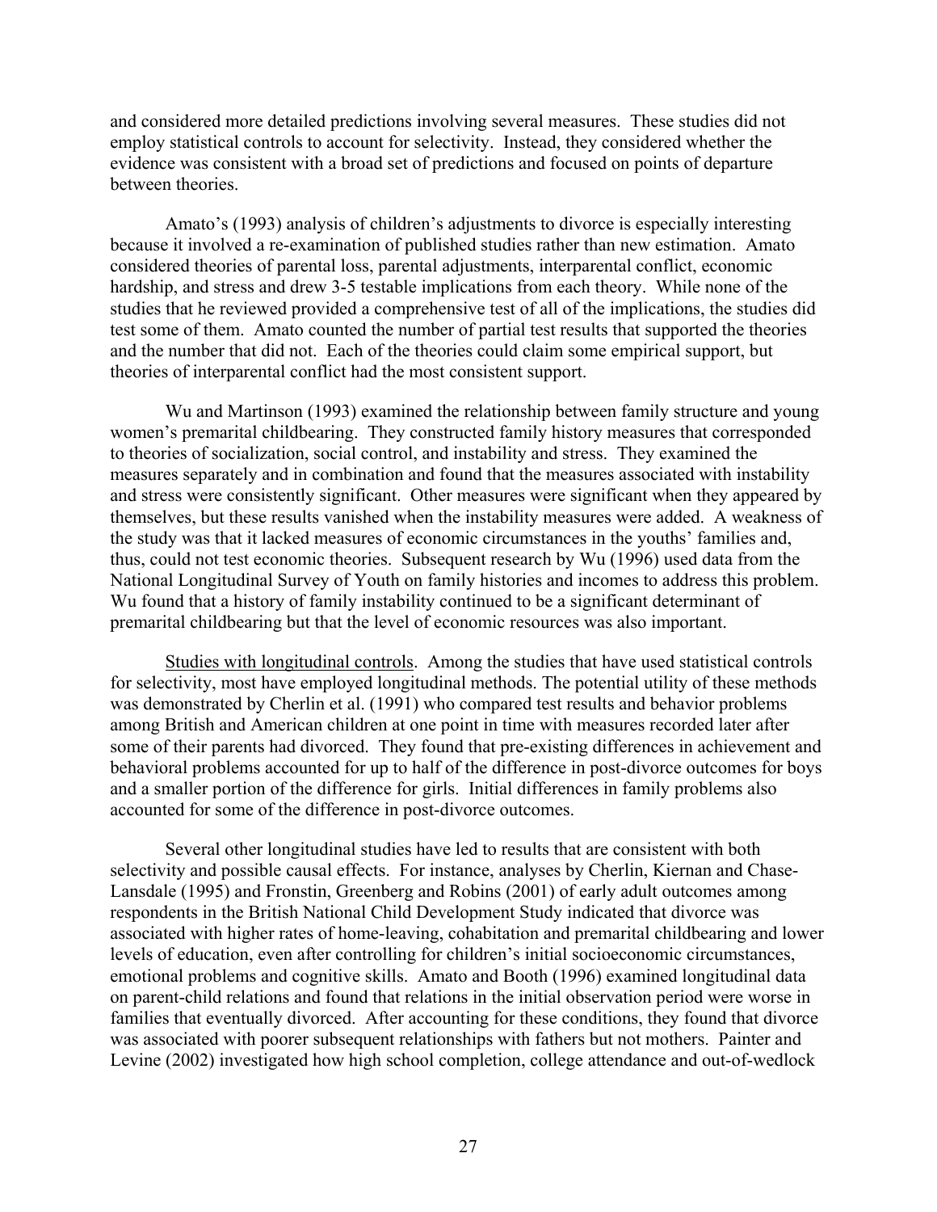and considered more detailed predictions involving several measures. These studies did not employ statistical controls to account for selectivity. Instead, they considered whether the evidence was consistent with a broad set of predictions and focused on points of departure between theories.

Amato's (1993) analysis of children's adjustments to divorce is especially interesting because it involved a re-examination of published studies rather than new estimation. Amato considered theories of parental loss, parental adjustments, interparental conflict, economic hardship, and stress and drew 3-5 testable implications from each theory. While none of the studies that he reviewed provided a comprehensive test of all of the implications, the studies did test some of them. Amato counted the number of partial test results that supported the theories and the number that did not. Each of the theories could claim some empirical support, but theories of interparental conflict had the most consistent support.

Wu and Martinson (1993) examined the relationship between family structure and young women's premarital childbearing. They constructed family history measures that corresponded to theories of socialization, social control, and instability and stress. They examined the measures separately and in combination and found that the measures associated with instability and stress were consistently significant. Other measures were significant when they appeared by themselves, but these results vanished when the instability measures were added. A weakness of the study was that it lacked measures of economic circumstances in the youths' families and, thus, could not test economic theories. Subsequent research by Wu (1996) used data from the National Longitudinal Survey of Youth on family histories and incomes to address this problem. Wu found that a history of family instability continued to be a significant determinant of premarital childbearing but that the level of economic resources was also important.

Studies with longitudinal controls. Among the studies that have used statistical controls for selectivity, most have employed longitudinal methods. The potential utility of these methods was demonstrated by Cherlin et al. (1991) who compared test results and behavior problems among British and American children at one point in time with measures recorded later after some of their parents had divorced. They found that pre-existing differences in achievement and behavioral problems accounted for up to half of the difference in post-divorce outcomes for boys and a smaller portion of the difference for girls. Initial differences in family problems also accounted for some of the difference in post-divorce outcomes.

Several other longitudinal studies have led to results that are consistent with both selectivity and possible causal effects. For instance, analyses by Cherlin, Kiernan and Chase-Lansdale (1995) and Fronstin, Greenberg and Robins (2001) of early adult outcomes among respondents in the British National Child Development Study indicated that divorce was associated with higher rates of home-leaving, cohabitation and premarital childbearing and lower levels of education, even after controlling for children's initial socioeconomic circumstances, emotional problems and cognitive skills. Amato and Booth (1996) examined longitudinal data on parent-child relations and found that relations in the initial observation period were worse in families that eventually divorced. After accounting for these conditions, they found that divorce was associated with poorer subsequent relationships with fathers but not mothers. Painter and Levine (2002) investigated how high school completion, college attendance and out-of-wedlock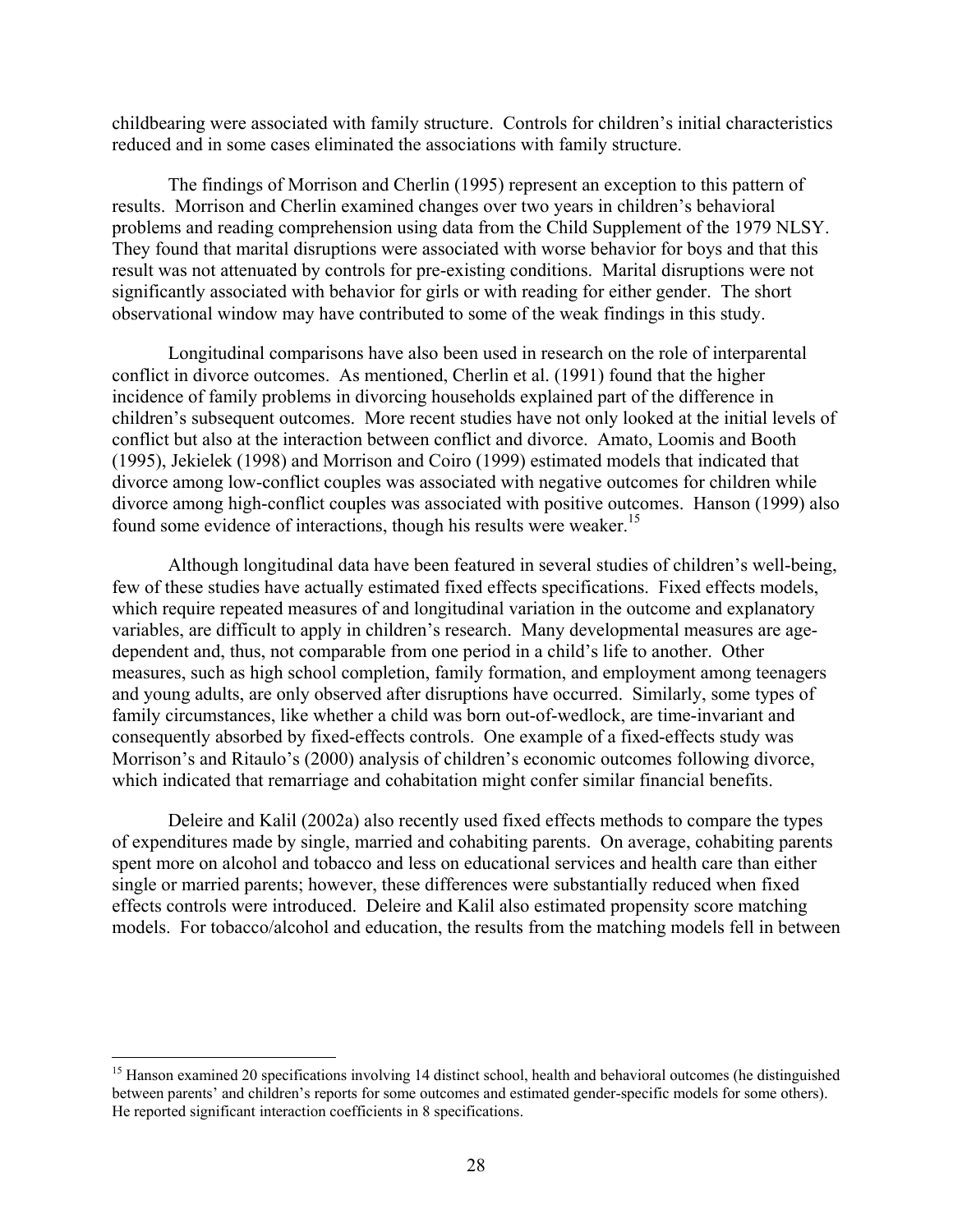childbearing were associated with family structure. Controls for children's initial characteristics reduced and in some cases eliminated the associations with family structure.

The findings of Morrison and Cherlin (1995) represent an exception to this pattern of results. Morrison and Cherlin examined changes over two years in children's behavioral problems and reading comprehension using data from the Child Supplement of the 1979 NLSY. They found that marital disruptions were associated with worse behavior for boys and that this result was not attenuated by controls for pre-existing conditions. Marital disruptions were not significantly associated with behavior for girls or with reading for either gender. The short observational window may have contributed to some of the weak findings in this study.

Longitudinal comparisons have also been used in research on the role of interparental conflict in divorce outcomes. As mentioned, Cherlin et al. (1991) found that the higher incidence of family problems in divorcing households explained part of the difference in children's subsequent outcomes. More recent studies have not only looked at the initial levels of conflict but also at the interaction between conflict and divorce. Amato, Loomis and Booth (1995), Jekielek (1998) and Morrison and Coiro (1999) estimated models that indicated that divorce among low-conflict couples was associated with negative outcomes for children while divorce among high-conflict couples was associated with positive outcomes. Hanson (1999) also found some evidence of interactions, though his results were weaker.[15]

Although longitudinal data have been featured in several studies of children's well-being, few of these studies have actually estimated fixed effects specifications. Fixed effects models, which require repeated measures of and longitudinal variation in the outcome and explanatory variables, are difficult to apply in children's research. Many developmental measures are age-dependent and, thus, not comparable from one period in a child's life to another. Other measures, such as high school completion, family formation, and employment among teenagers and young adults, are only observed after disruptions have occurred. Similarly, some types of family circumstances, like whether a child was born out-of-wedlock, are time-invariant and consequently absorbed by fixed-effects controls. One example of a fixed-effects study was Morrison's and Ritaulo's (2000) analysis of children's economic outcomes following divorce, which indicated that remarriage and cohabitation might confer similar financial benefits.

Deleire and Kalil (2002a) also recently used fixed effects methods to compare the types of expenditures made by single, married and cohabiting parents. On average, cohabiting parents spent more on alcohol and tobacco and less on educational services and health care than either single or married parents; however, these differences were substantially reduced when fixed effects controls were introduced. Deleire and Kalil also estimated propensity score matching models. For tobacco/alcohol and education, the results from the matching models fell in between

[15] Hanson examined 20 specifications involving 14 distinct school, health and behavioral outcomes (he distinguished between parents' and children's reports for some outcomes and estimated gender-specific models for some others). He reported significant interaction coefficients in 8 specifications.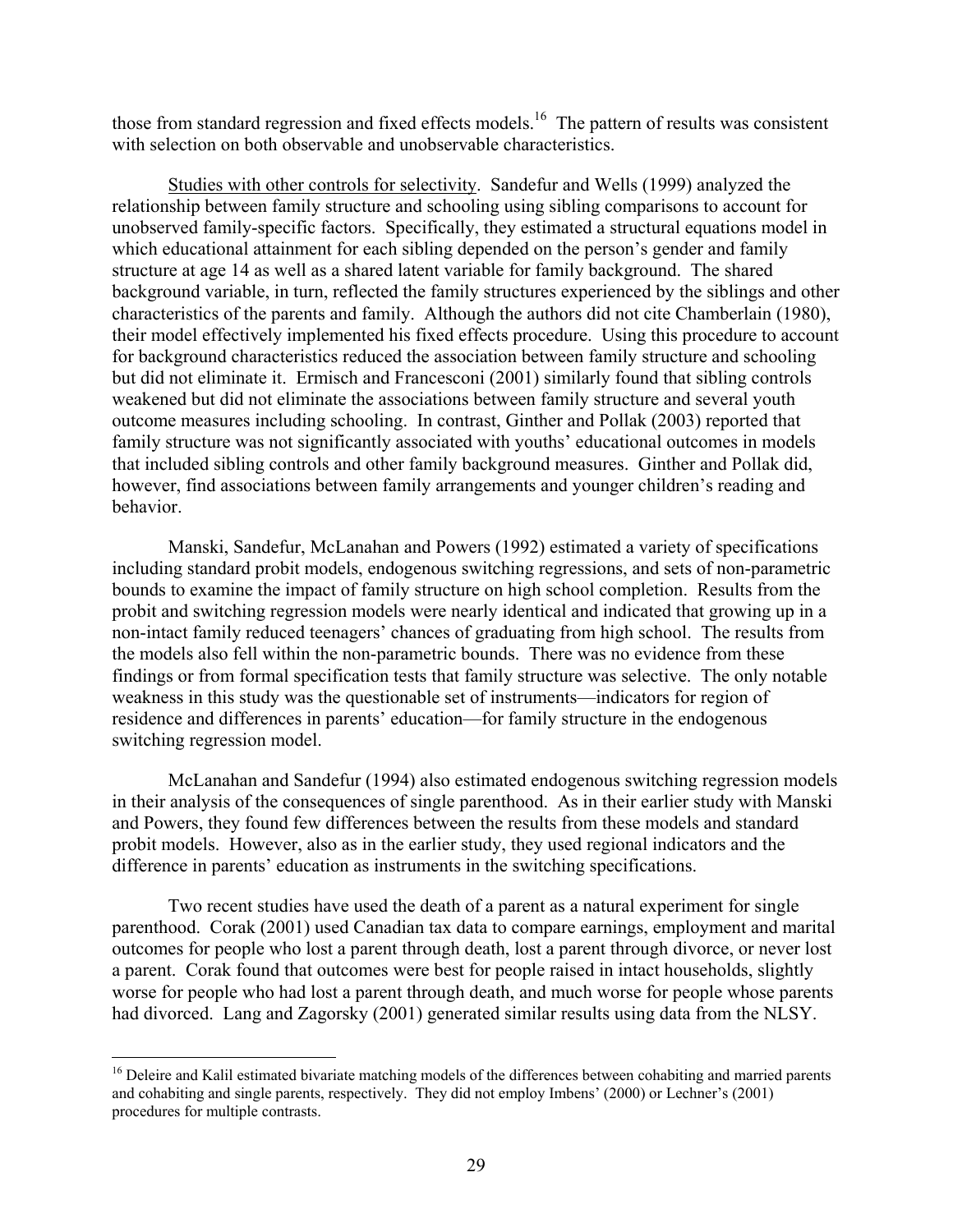those from standard regression and fixed effects models.[16] The pattern of results was consistent with selection on both observable and unobservable characteristics.

Studies with other controls for selectivity. Sandefur and Wells (1999) analyzed the relationship between family structure and schooling using sibling comparisons to account for unobserved family-specific factors. Specifically, they estimated a structural equations model in which educational attainment for each sibling depended on the person's gender and family structure at age 14 as well as a shared latent variable for family background. The shared background variable, in turn, reflected the family structures experienced by the siblings and other characteristics of the parents and family. Although the authors did not cite Chamberlain (1980), their model effectively implemented his fixed effects procedure. Using this procedure to account for background characteristics reduced the association between family structure and schooling but did not eliminate it. Ermisch and Francesconi (2001) similarly found that sibling controls weakened but did not eliminate the associations between family structure and several youth outcome measures including schooling. In contrast, Ginther and Pollak (2003) reported that family structure was not significantly associated with youths' educational outcomes in models that included sibling controls and other family background measures. Ginther and Pollak did, however, find associations between family arrangements and younger children's reading and behavior.

Manski, Sandefur, McLanahan and Powers (1992) estimated a variety of specifications including standard probit models, endogenous switching regressions, and sets of non-parametric bounds to examine the impact of family structure on high school completion. Results from the probit and switching regression models were nearly identical and indicated that growing up in a non-intact family reduced teenagers' chances of graduating from high school. The results from the models also fell within the non-parametric bounds. There was no evidence from these findings or from formal specification tests that family structure was selective. The only notable weakness in this study was the questionable set of instruments—indicators for region of residence and differences in parents' education—for family structure in the endogenous switching regression model.

McLanahan and Sandefur (1994) also estimated endogenous switching regression models in their analysis of the consequences of single parenthood. As in their earlier study with Manski and Powers, they found few differences between the results from these models and standard probit models. However, also as in the earlier study, they used regional indicators and the difference in parents' education as instruments in the switching specifications.

Two recent studies have used the death of a parent as a natural experiment for single parenthood. Corak (2001) used Canadian tax data to compare earnings, employment and marital outcomes for people who lost a parent through death, lost a parent through divorce, or never lost a parent. Corak found that outcomes were best for people raised in intact households, slightly worse for people who had lost a parent through death, and much worse for people whose parents had divorced. Lang and Zagorsky (2001) generated similar results using data from the NLSY.

[16] Deleire and Kalil estimated bivariate matching models of the differences between cohabiting and married parents and cohabiting and single parents, respectively. They did not employ Imbens' (2000) or Lechner's (2001) procedures for multiple contrasts.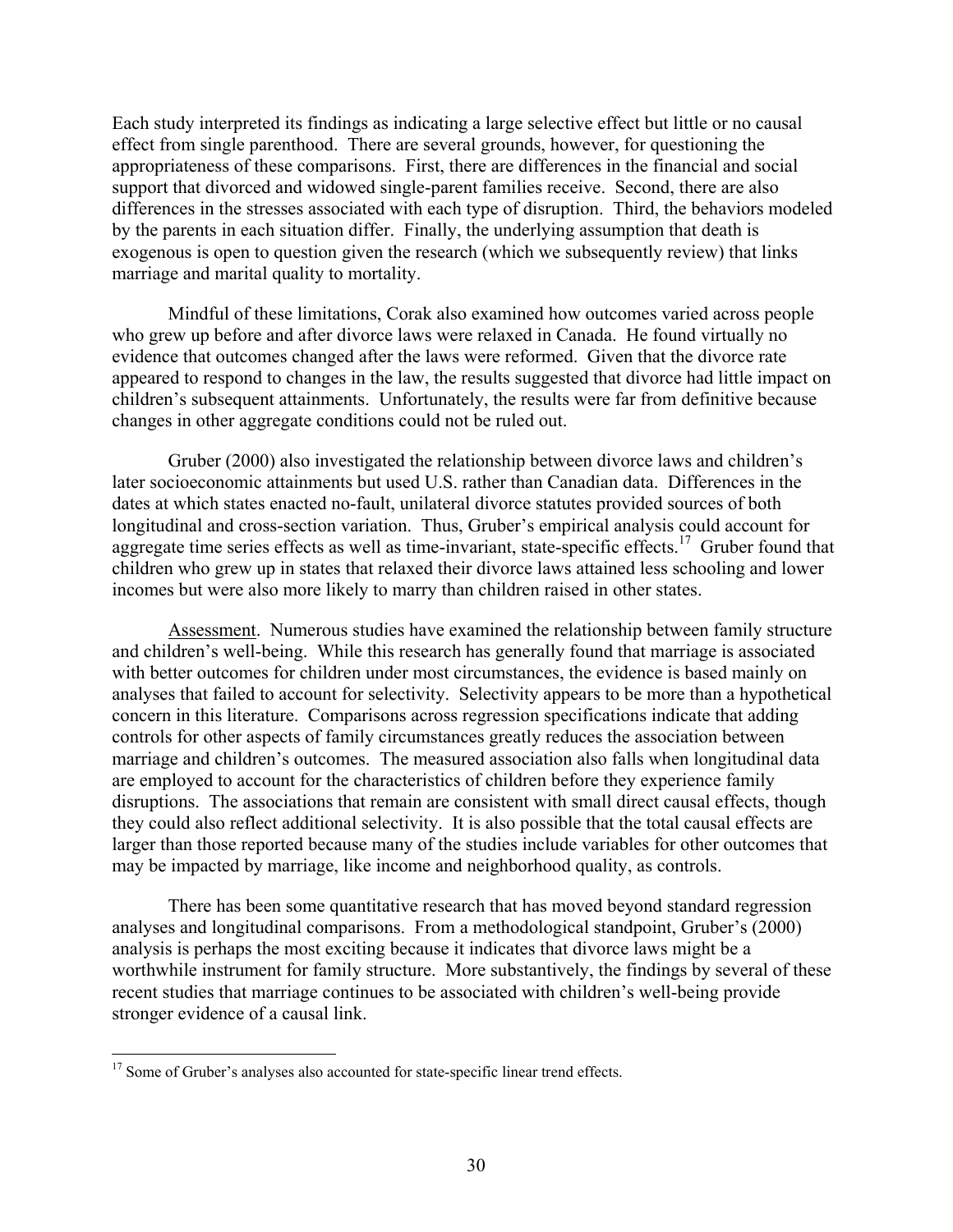Each study interpreted its findings as indicating a large selective effect but little or no causal effect from single parenthood. There are several grounds, however, for questioning the appropriateness of these comparisons. First, there are differences in the financial and social support that divorced and widowed single-parent families receive. Second, there are also differences in the stresses associated with each type of disruption. Third, the behaviors modeled by the parents in each situation differ. Finally, the underlying assumption that death is exogenous is open to question given the research (which we subsequently review) that links marriage and marital quality to mortality.

Mindful of these limitations, Corak also examined how outcomes varied across people who grew up before and after divorce laws were relaxed in Canada. He found virtually no evidence that outcomes changed after the laws were reformed. Given that the divorce rate appeared to respond to changes in the law, the results suggested that divorce had little impact on children's subsequent attainments. Unfortunately, the results were far from definitive because changes in other aggregate conditions could not be ruled out.

Gruber (2000) also investigated the relationship between divorce laws and children's later socioeconomic attainments but used U.S. rather than Canadian data. Differences in the dates at which states enacted no-fault, unilateral divorce statutes provided sources of both longitudinal and cross-section variation. Thus, Gruber's empirical analysis could account for aggregate time series effects as well as time-invariant, state-specific effects.[17] Gruber found that children who grew up in states that relaxed their divorce laws attained less schooling and lower incomes but were also more likely to marry than children raised in other states.

<u>Assessment</u>. Numerous studies have examined the relationship between family structure and children's well-being. While this research has generally found that marriage is associated with better outcomes for children under most circumstances, the evidence is based mainly on analyses that failed to account for selectivity. Selectivity appears to be more than a hypothetical concern in this literature. Comparisons across regression specifications indicate that adding controls for other aspects of family circumstances greatly reduces the association between marriage and children's outcomes. The measured association also falls when longitudinal data are employed to account for the characteristics of children before they experience family disruptions. The associations that remain are consistent with small direct causal effects, though they could also reflect additional selectivity. It is also possible that the total causal effects are larger than those reported because many of the studies include variables for other outcomes that may be impacted by marriage, like income and neighborhood quality, as controls.

There has been some quantitative research that has moved beyond standard regression analyses and longitudinal comparisons. From a methodological standpoint, Gruber's (2000) analysis is perhaps the most exciting because it indicates that divorce laws might be a worthwhile instrument for family structure. More substantively, the findings by several of these recent studies that marriage continues to be associated with children's well-being provide stronger evidence of a causal link.

[17] Some of Gruber's analyses also accounted for state-specific linear trend effects.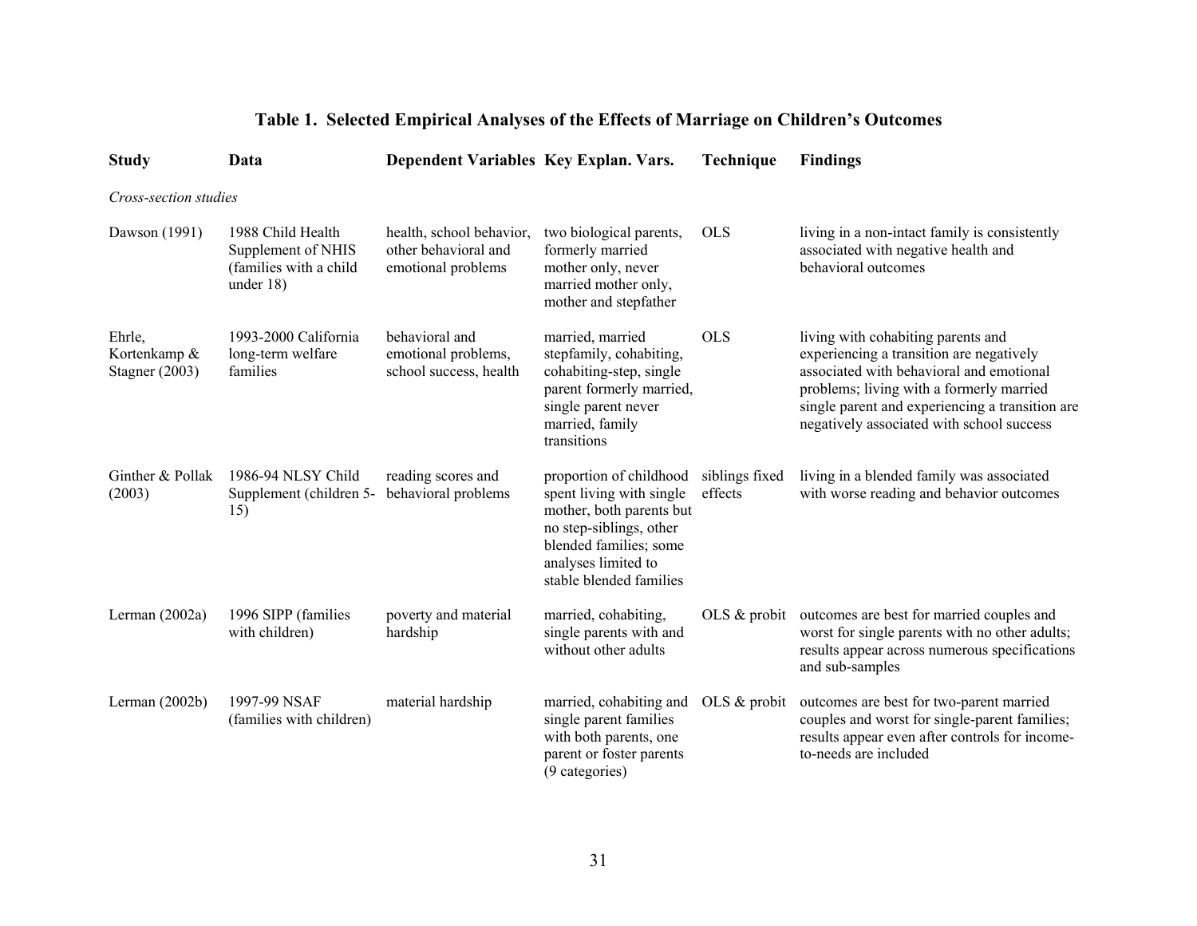### Table 1. Selected Empirical Analyses of the Effects of Marriage on Children's Outcomes

| Study | Data | Dependent Variables | Key Explan. Vars. | Technique | Findings |
|---|---|---|---|---|---|
| *Cross-section studies* | | | | | |
| Dawson (1991) | 1988 Child Health Supplement of NHIS (families with a child under 18) | health, school behavior, other behavioral and emotional problems | two biological parents, formerly married mother only, never married mother only, mother and stepfather | OLS | living in a non-intact family is consistently associated with negative health and behavioral outcomes |
| Ehrle, Kortenkamp & Stagner (2003) | 1993-2000 California long-term welfare families | behavioral and emotional problems, school success, health | married, married stepfamily, cohabiting, cohabiting-step, single parent formerly married, single parent never married, family transitions | OLS | living with cohabiting parents and experiencing a transition are negatively associated with behavioral and emotional problems; living with a formerly married single parent and experiencing a transition are negatively associated with school success |
| Ginther & Pollak (2003) | 1986-94 NLSY Child Supplement (children 5-15) | reading scores and behavioral problems | proportion of childhood spent living with single mother, both parents but no step-siblings, other blended families; some analyses limited to stable blended families | siblings fixed effects | living in a blended family was associated with worse reading and behavior outcomes |
| Lerman (2002a) | 1996 SIPP (families with children) | poverty and material hardship | married, cohabiting, single parents with and without other adults | OLS & probit | outcomes are best for married couples and worst for single parents with no other adults; results appear across numerous specifications and sub-samples |
| Lerman (2002b) | 1997-99 NSAF (families with children) | material hardship | married, cohabiting and single parent families with both parents, one parent or foster parents (9 categories) | OLS & probit | outcomes are best for two-parent married couples and worst for single-parent families; results appear even after controls for income-to-needs are included |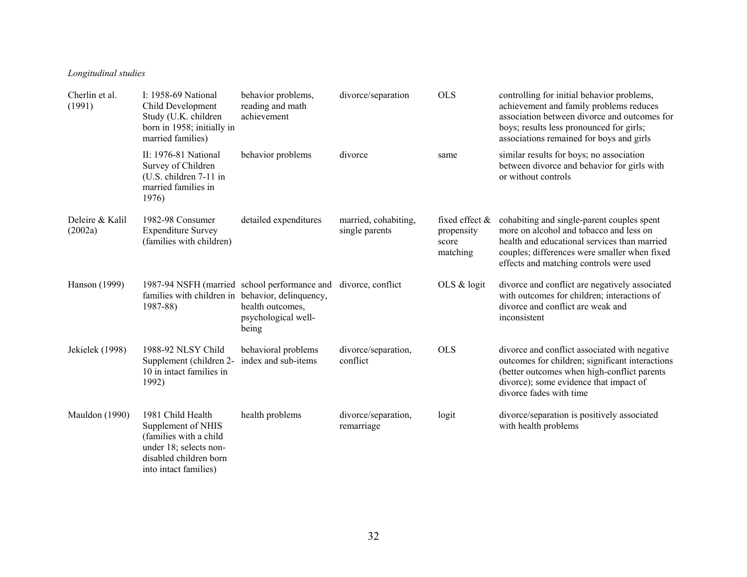*Longitudinal studies*

| | | | | | |
|---|---|---|---|---|---|
| Cherlin et al. (1991) | I: 1958-69 National Child Development Study (U.K. children born in 1958; initially in married families) | behavior problems, reading and math achievement | divorce/separation | OLS | controlling for initial behavior problems, achievement and family problems reduces association between divorce and outcomes for boys; results less pronounced for girls; associations remained for boys and girls |
| | II: 1976-81 National Survey of Children (U.S. children 7-11 in married families in 1976) | behavior problems | divorce | same | similar results for boys; no association between divorce and behavior for girls with or without controls |
| Deleire & Kalil (2002a) | 1982-98 Consumer Expenditure Survey (families with children) | detailed expenditures | married, cohabiting, single parents | fixed effect & propensity score matching | cohabiting and single-parent couples spent more on alcohol and tobacco and less on health and educational services than married couples; differences were smaller when fixed effects and matching controls were used |
| Hanson (1999) | 1987-94 NSFH (married families with children in 1987-88) | school performance and behavior, delinquency, health outcomes, psychological well-being | divorce, conflict | OLS & logit | divorce and conflict are negatively associated with outcomes for children; interactions of divorce and conflict are weak and inconsistent |
| Jekielek (1998) | 1988-92 NLSY Child Supplement (children 2-10 in intact families in 1992) | behavioral problems index and sub-items | divorce/separation, conflict | OLS | divorce and conflict associated with negative outcomes for children; significant interactions (better outcomes when high-conflict parents divorce); some evidence that impact of divorce fades with time |
| Mauldon (1990) | 1981 Child Health Supplement of NHIS (families with a child under 18; selects non-disabled children born into intact families) | health problems | divorce/separation, remarriage | logit | divorce/separation is positively associated with health problems |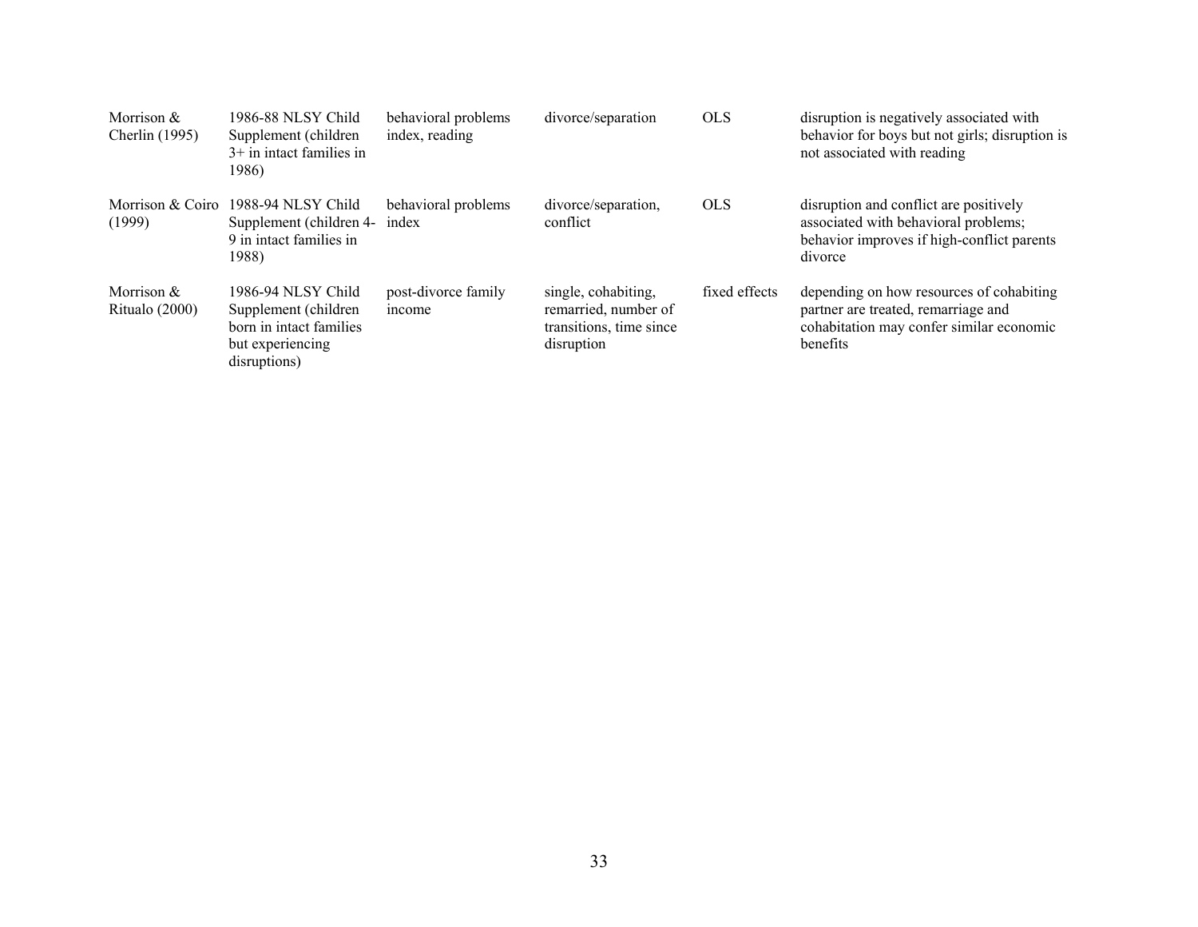| | | | | | |
|---|---|---|---|---|---|
| Morrison & Cherlin (1995) | 1986-88 NLSY Child Supplement (children 3+ in intact families in 1986) | behavioral problems index, reading | divorce/separation | OLS | disruption is negatively associated with behavior for boys but not girls; disruption is not associated with reading |
| Morrison & Coiro (1999) | 1988-94 NLSY Child Supplement (children 4-9 in intact families in 1988) | behavioral problems index | divorce/separation, conflict | OLS | disruption and conflict are positively associated with behavioral problems; behavior improves if high-conflict parents divorce |
| Morrison & Ritualo (2000) | 1986-94 NLSY Child Supplement (children born in intact families but experiencing disruptions) | post-divorce family income | single, cohabiting, remarried, number of transitions, time since disruption | fixed effects | depending on how resources of cohabiting partner are treated, remarriage and cohabitation may confer similar economic benefits |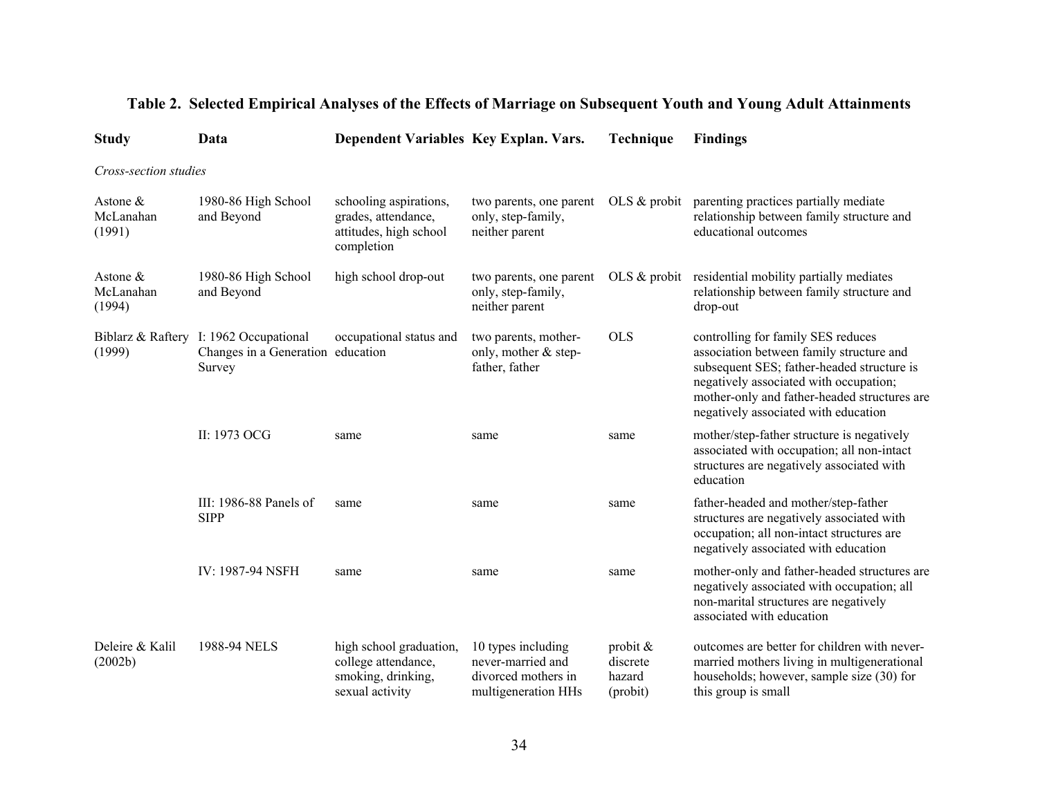## Table 2. Selected Empirical Analyses of the Effects of Marriage on Subsequent Youth and Young Adult Attainments

| Study | Data | Dependent Variables | Key Explan. Vars. | Technique | Findings |
|---|---|---|---|---|---|
| *Cross-section studies* | | | | | |
| Astone & McLanahan (1991) | 1980-86 High School and Beyond | schooling aspirations, grades, attendance, attitudes, high school completion | two parents, one parent only, step-family, neither parent | OLS & probit | parenting practices partially mediate relationship between family structure and educational outcomes |
| Astone & McLanahan (1994) | 1980-86 High School and Beyond | high school drop-out | two parents, one parent only, step-family, neither parent | OLS & probit | residential mobility partially mediates relationship between family structure and drop-out |
| Biblarz & Raftery (1999) | I: 1962 Occupational Changes in a Generation Survey | occupational status and education | two parents, mother-only, mother & step-father, father | OLS | controlling for family SES reduces association between family structure and subsequent SES; father-headed structure is negatively associated with occupation; mother-only and father-headed structures are negatively associated with education |
| | II: 1973 OCG | same | same | same | mother/step-father structure is negatively associated with occupation; all non-intact structures are negatively associated with education |
| | III: 1986-88 Panels of SIPP | same | same | same | father-headed and mother/step-father structures are negatively associated with occupation; all non-intact structures are negatively associated with education |
| | IV: 1987-94 NSFH | same | same | same | mother-only and father-headed structures are negatively associated with occupation; all non-marital structures are negatively associated with education |
| Deleire & Kalil (2002b) | 1988-94 NELS | high school graduation, college attendance, smoking, drinking, sexual activity | 10 types including never-married and divorced mothers in multigeneration HHs | probit & discrete hazard (probit) | outcomes are better for children with never-married mothers living in multigenerational households; however, sample size (30) for this group is small |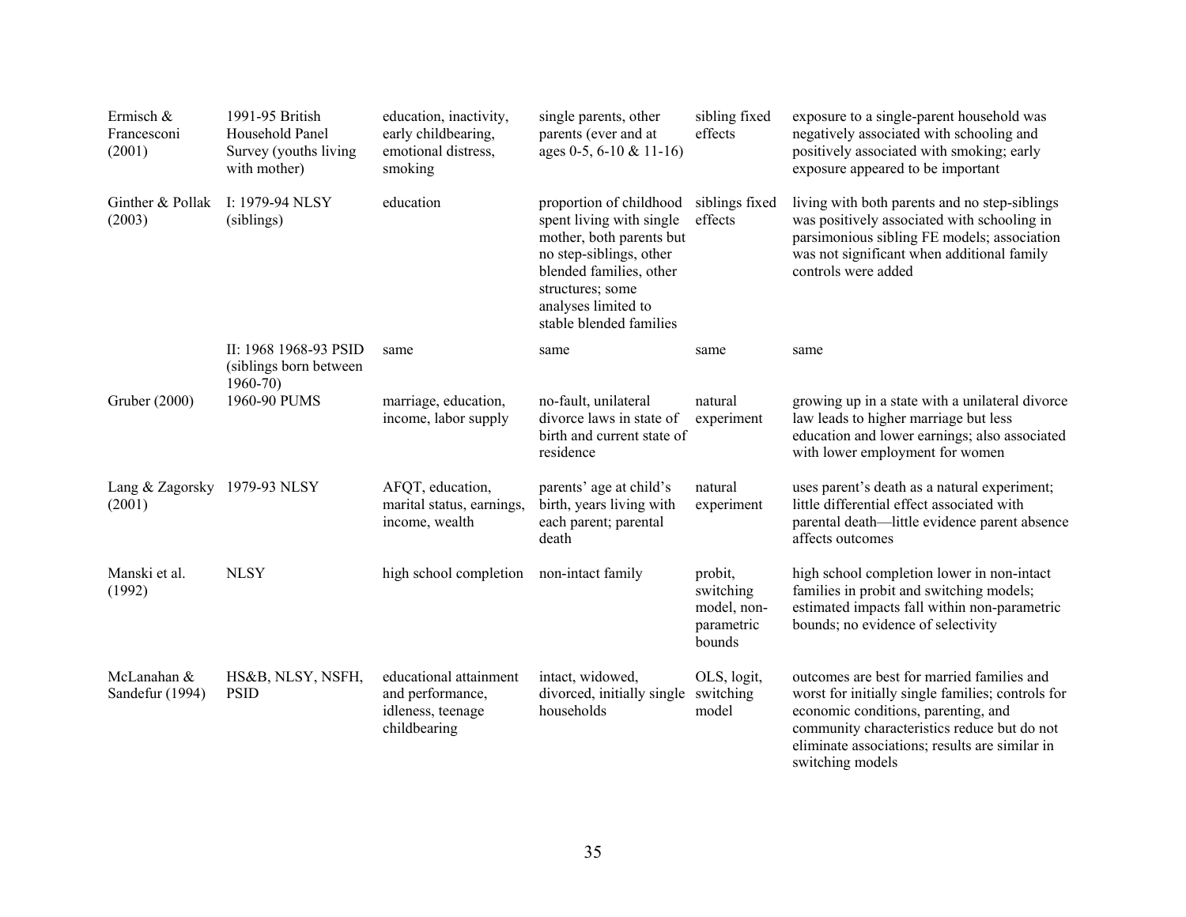| | | | | | |
|---|---|---|---|---|---|
| Ermisch & Francesconi (2001) | 1991-95 British Household Panel Survey (youths living with mother) | education, inactivity, early childbearing, emotional distress, smoking | single parents, other parents (ever and at ages 0-5, 6-10 & 11-16) | sibling fixed effects | exposure to a single-parent household was negatively associated with schooling and positively associated with smoking; early exposure appeared to be important |
| Ginther & Pollak (2003) | I: 1979-94 NLSY (siblings) | education | proportion of childhood spent living with single mother, both parents but no step-siblings, other blended families, other structures; some analyses limited to stable blended families | siblings fixed effects | living with both parents and no step-siblings was positively associated with schooling in parsimonious sibling FE models; association was not significant when additional family controls were added |
| | II: 1968 1968-93 PSID (siblings born between 1960-70) | same | same | same | same |
| Gruber (2000) | 1960-90 PUMS | marriage, education, income, labor supply | no-fault, unilateral divorce laws in state of birth and current state of residence | natural experiment | growing up in a state with a unilateral divorce law leads to higher marriage but less education and lower earnings; also associated with lower employment for women |
| Lang & Zagorsky (2001) | 1979-93 NLSY | AFQT, education, marital status, earnings, income, wealth | parents' age at child's birth, years living with each parent; parental death | natural experiment | uses parent's death as a natural experiment; little differential effect associated with parental death—little evidence parent absence affects outcomes |
| Manski et al. (1992) | NLSY | high school completion | non-intact family | probit, switching model, non-parametric bounds | high school completion lower in non-intact families in probit and switching models; estimated impacts fall within non-parametric bounds; no evidence of selectivity |
| McLanahan & Sandefur (1994) | HS&B, NLSY, NSFH, PSID | educational attainment and performance, idleness, teenage childbearing | intact, widowed, divorced, initially single households | OLS, logit, switching model | outcomes are best for married families and worst for initially single families; controls for economic conditions, parenting, and community characteristics reduce but do not eliminate associations; results are similar in switching models |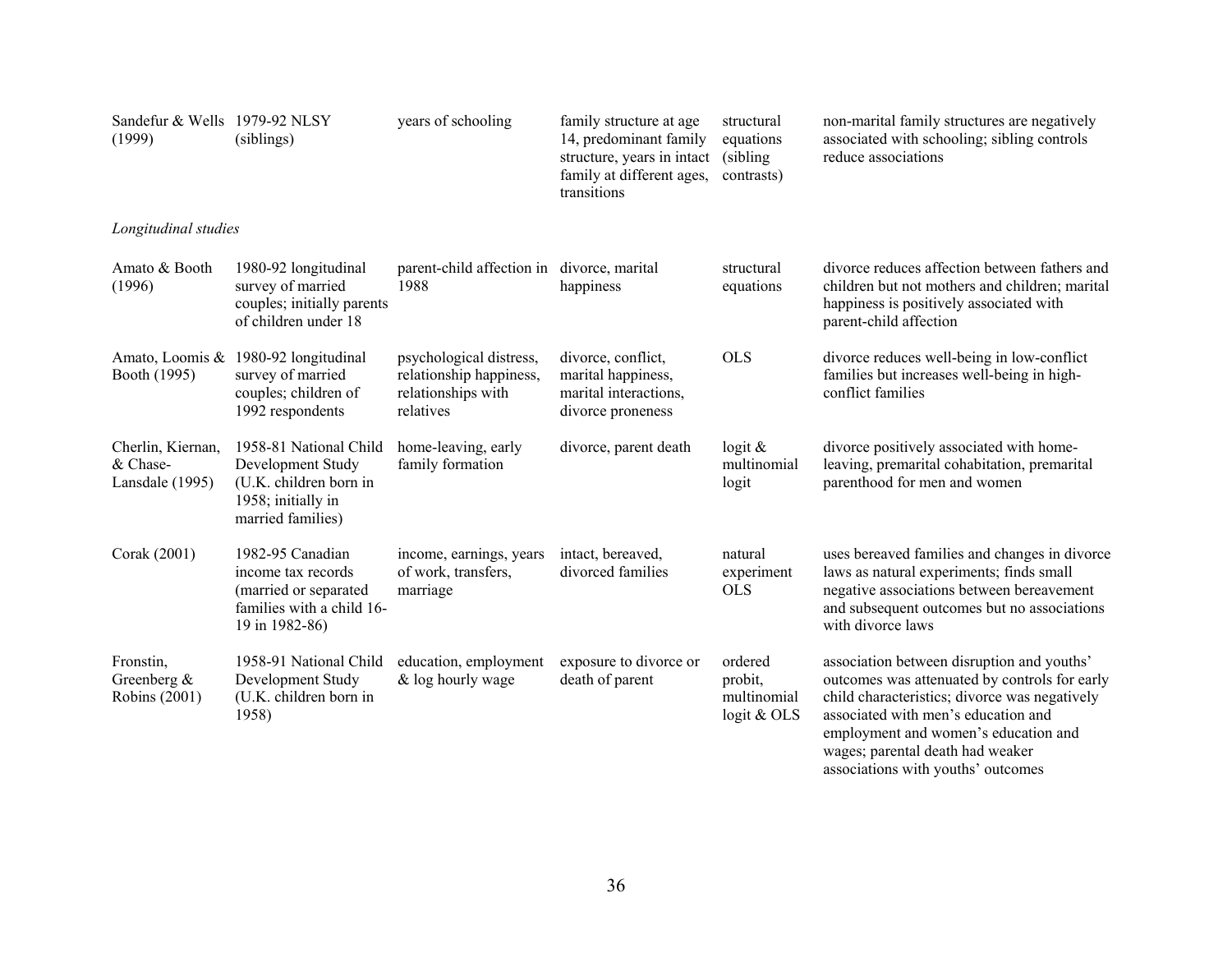| | | | | | |
|---|---|---|---|---|---|
| Sandefur & Wells (1999) | 1979-92 NLSY (siblings) | years of schooling | family structure at age 14, predominant family structure, years in intact family at different ages, transitions | structural equations (sibling contrasts) | non-marital family structures are negatively associated with schooling; sibling controls reduce associations |
| *Longitudinal studies* | | | | | |
| Amato & Booth (1996) | 1980-92 longitudinal survey of married couples; initially parents of children under 18 | parent-child affection in 1988 | divorce, marital happiness | structural equations | divorce reduces affection between fathers and children but not mothers and children; marital happiness is positively associated with parent-child affection |
| Amato, Loomis & Booth (1995) | 1980-92 longitudinal survey of married couples; children of 1992 respondents | psychological distress, relationship happiness, relationships with relatives | divorce, conflict, marital happiness, marital interactions, divorce proneness | OLS | divorce reduces well-being in low-conflict families but increases well-being in high-conflict families |
| Cherlin, Kiernan, & Chase-Lansdale (1995) | 1958-81 National Child Development Study (U.K. children born in 1958; initially in married families) | home-leaving, early family formation | divorce, parent death | logit & multinomial logit | divorce positively associated with home-leaving, premarital cohabitation, premarital parenthood for men and women |
| Corak (2001) | 1982-95 Canadian income tax records (married or separated families with a child 16-19 in 1982-86) | income, earnings, years of work, transfers, marriage | intact, bereaved, divorced families | natural experiment OLS | uses bereaved families and changes in divorce laws as natural experiments; finds small negative associations between bereavement and subsequent outcomes but no associations with divorce laws |
| Fronstin, Greenberg & Robins (2001) | 1958-91 National Child Development Study (U.K. children born in 1958) | education, employment & log hourly wage | exposure to divorce or death of parent | ordered probit, multinomial logit & OLS | association between disruption and youths' outcomes was attenuated by controls for early child characteristics; divorce was negatively associated with men's education and employment and women's education and wages; parental death had weaker associations with youths' outcomes |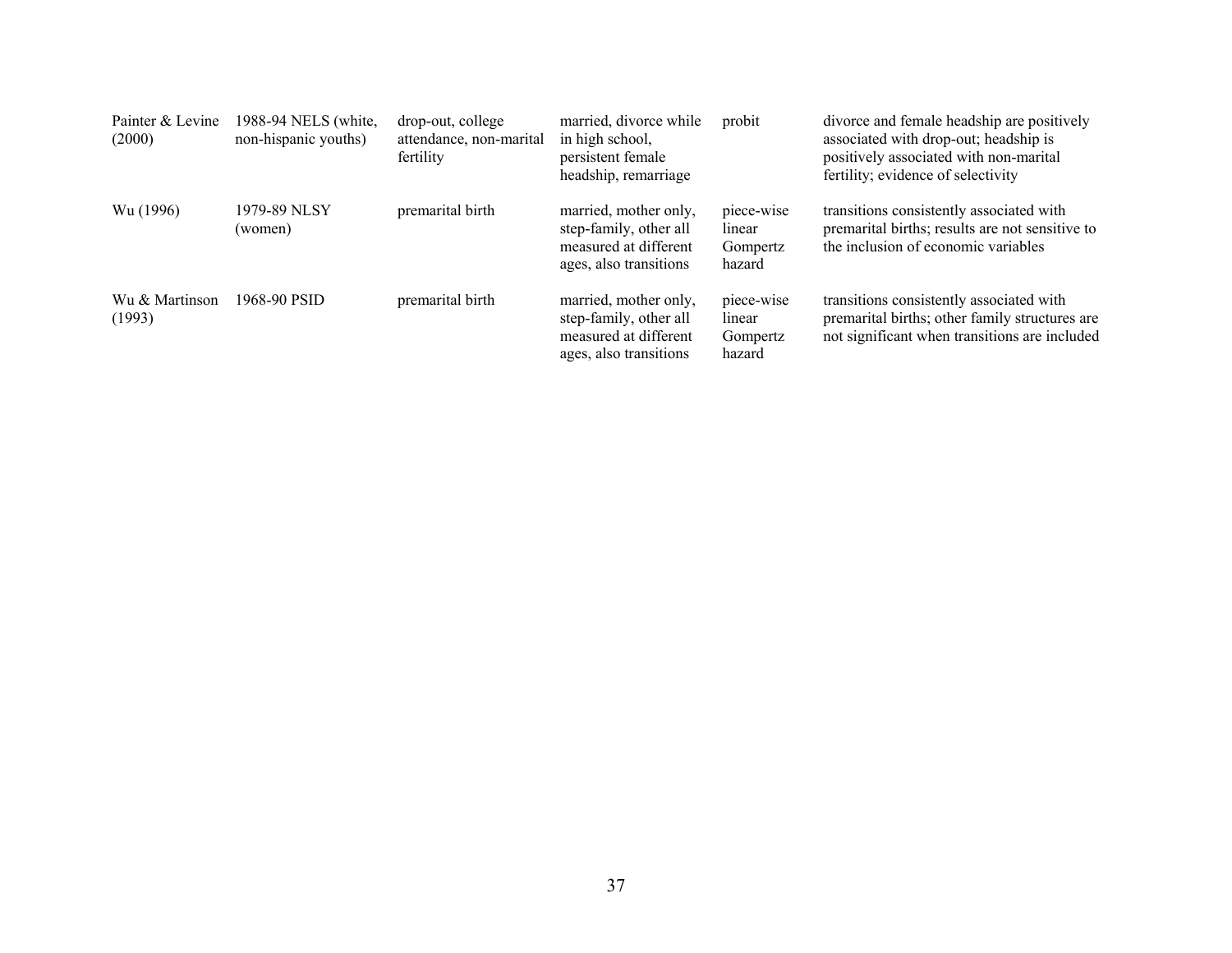| | | | | | |
|---|---|---|---|---|---|
| Painter & Levine (2000) | 1988-94 NELS (white, non-hispanic youths) | drop-out, college attendance, non-marital fertility | married, divorce while in high school, persistent female headship, remarriage | probit | divorce and female headship are positively associated with drop-out; headship is positively associated with non-marital fertility; evidence of selectivity |
| Wu (1996) | 1979-89 NLSY (women) | premarital birth | married, mother only, step-family, other all measured at different ages, also transitions | piece-wise linear Gompertz hazard | transitions consistently associated with premarital births; results are not sensitive to the inclusion of economic variables |
| Wu & Martinson (1993) | 1968-90 PSID | premarital birth | married, mother only, step-family, other all measured at different ages, also transitions | piece-wise linear Gompertz hazard | transitions consistently associated with premarital births; other family structures are not significant when transitions are included |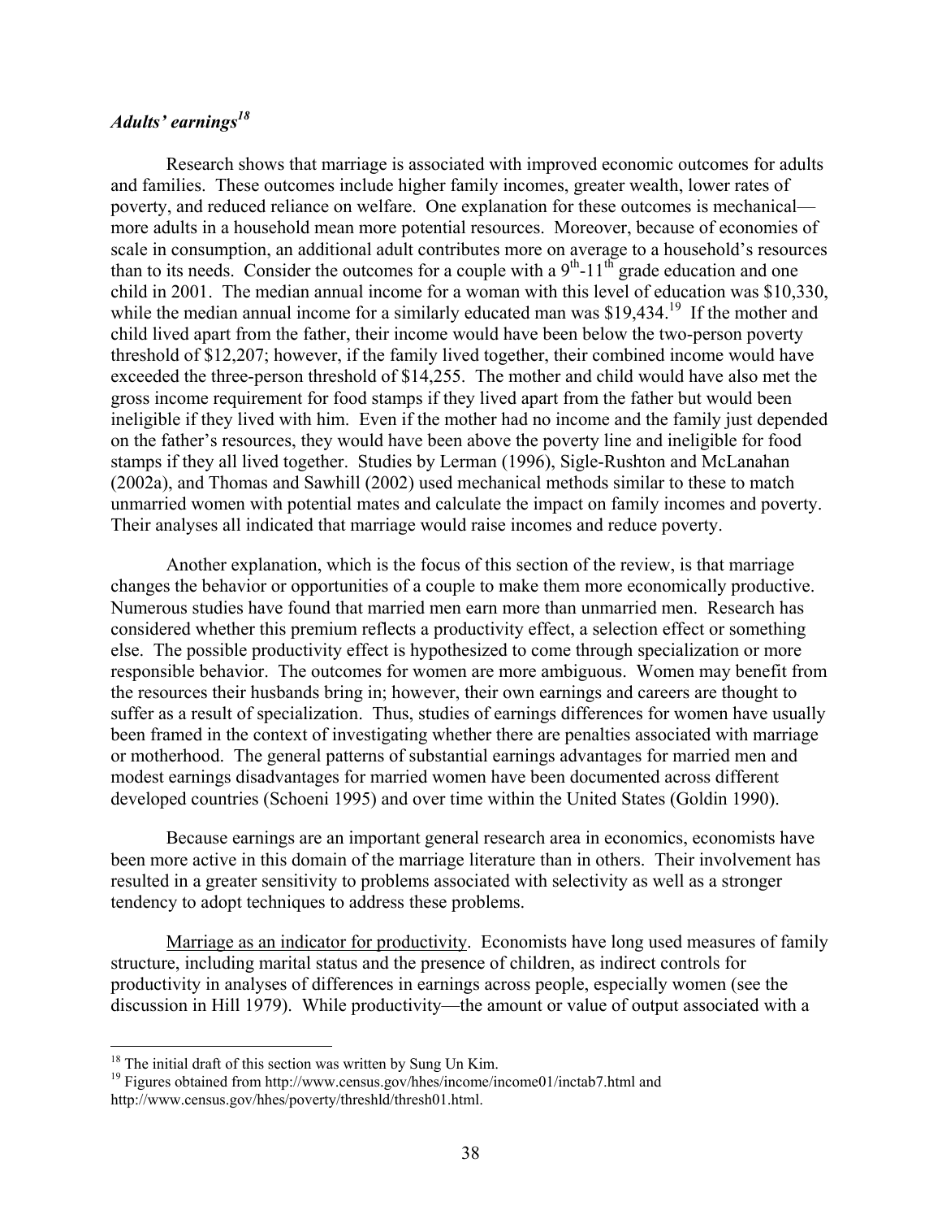### *Adults' earnings*[18]

Research shows that marriage is associated with improved economic outcomes for adults and families. These outcomes include higher family incomes, greater wealth, lower rates of poverty, and reduced reliance on welfare. One explanation for these outcomes is mechanical—more adults in a household mean more potential resources. Moreover, because of economies of scale in consumption, an additional adult contributes more on average to a household's resources than to its needs. Consider the outcomes for a couple with a 9th-11th grade education and one child in 2001. The median annual income for a woman with this level of education was $10,330, while the median annual income for a similarly educated man was $19,434.[19] If the mother and child lived apart from the father, their income would have been below the two-person poverty threshold of $12,207; however, if the family lived together, their combined income would have exceeded the three-person threshold of $14,255. The mother and child would have also met the gross income requirement for food stamps if they lived apart from the father but would been ineligible if they lived with him. Even if the mother had no income and the family just depended on the father's resources, they would have been above the poverty line and ineligible for food stamps if they all lived together. Studies by Lerman (1996), Sigle-Rushton and McLanahan (2002a), and Thomas and Sawhill (2002) used mechanical methods similar to these to match unmarried women with potential mates and calculate the impact on family incomes and poverty. Their analyses all indicated that marriage would raise incomes and reduce poverty.

Another explanation, which is the focus of this section of the review, is that marriage changes the behavior or opportunities of a couple to make them more economically productive. Numerous studies have found that married men earn more than unmarried men. Research has considered whether this premium reflects a productivity effect, a selection effect or something else. The possible productivity effect is hypothesized to come through specialization or more responsible behavior. The outcomes for women are more ambiguous. Women may benefit from the resources their husbands bring in; however, their own earnings and careers are thought to suffer as a result of specialization. Thus, studies of earnings differences for women have usually been framed in the context of investigating whether there are penalties associated with marriage or motherhood. The general patterns of substantial earnings advantages for married men and modest earnings disadvantages for married women have been documented across different developed countries (Schoeni 1995) and over time within the United States (Goldin 1990).

Because earnings are an important general research area in economics, economists have been more active in this domain of the marriage literature than in others. Their involvement has resulted in a greater sensitivity to problems associated with selectivity as well as a stronger tendency to adopt techniques to address these problems.

Marriage as an indicator for productivity. Economists have long used measures of family structure, including marital status and the presence of children, as indirect controls for productivity in analyses of differences in earnings across people, especially women (see the discussion in Hill 1979). While productivity—the amount or value of output associated with a

---

[18] The initial draft of this section was written by Sung Un Kim.

[19] Figures obtained from http://www.census.gov/hhes/income/income01/inctab7.html and http://www.census.gov/hhes/poverty/threshld/thresh01.html.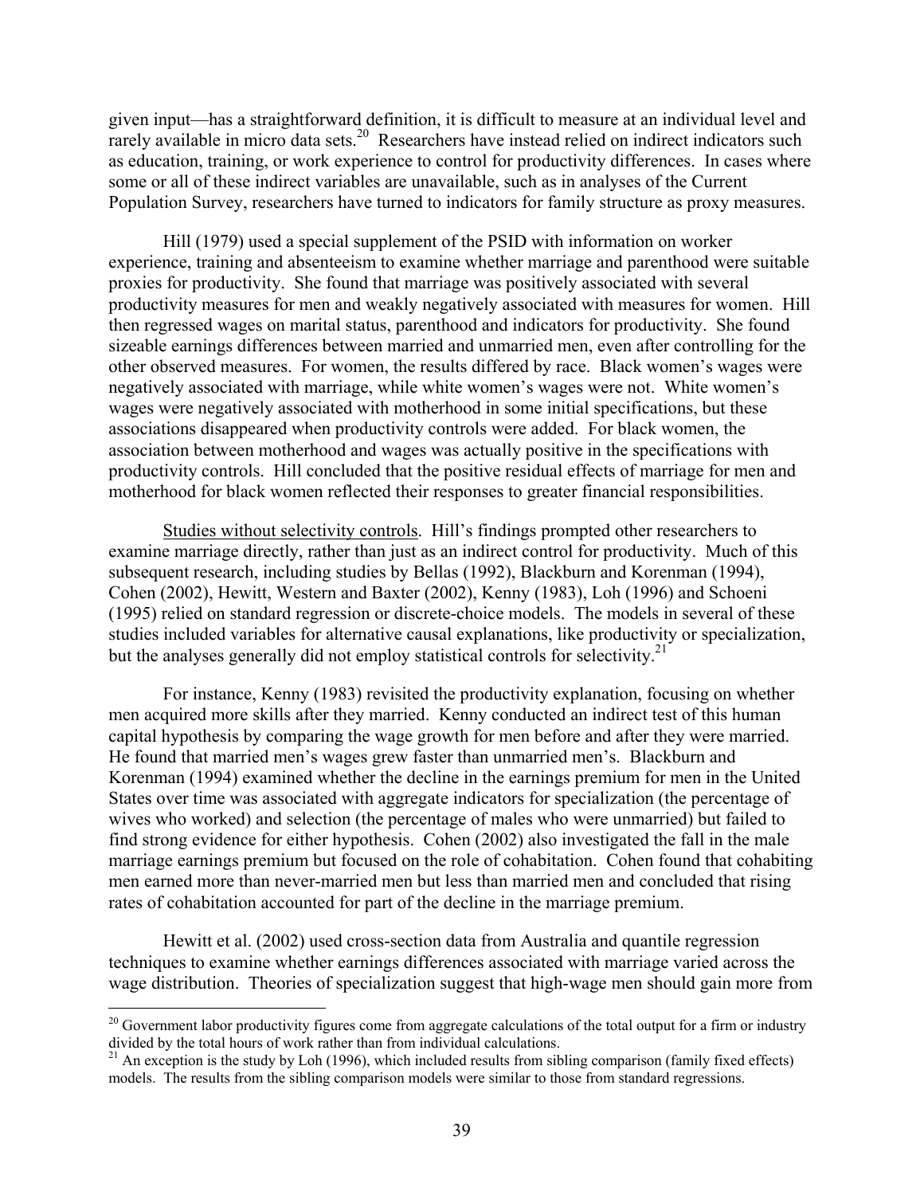given input—has a straightforward definition, it is difficult to measure at an individual level and rarely available in micro data sets.[20] Researchers have instead relied on indirect indicators such as education, training, or work experience to control for productivity differences. In cases where some or all of these indirect variables are unavailable, such as in analyses of the Current Population Survey, researchers have turned to indicators for family structure as proxy measures.

Hill (1979) used a special supplement of the PSID with information on worker experience, training and absenteeism to examine whether marriage and parenthood were suitable proxies for productivity. She found that marriage was positively associated with several productivity measures for men and weakly negatively associated with measures for women. Hill then regressed wages on marital status, parenthood and indicators for productivity. She found sizeable earnings differences between married and unmarried men, even after controlling for the other observed measures. For women, the results differed by race. Black women's wages were negatively associated with marriage, while white women's wages were not. White women's wages were negatively associated with motherhood in some initial specifications, but these associations disappeared when productivity controls were added. For black women, the association between motherhood and wages was actually positive in the specifications with productivity controls. Hill concluded that the positive residual effects of marriage for men and motherhood for black women reflected their responses to greater financial responsibilities.

<u>Studies without selectivity controls</u>. Hill's findings prompted other researchers to examine marriage directly, rather than just as an indirect control for productivity. Much of this subsequent research, including studies by Bellas (1992), Blackburn and Korenman (1994), Cohen (2002), Hewitt, Western and Baxter (2002), Kenny (1983), Loh (1996) and Schoeni (1995) relied on standard regression or discrete-choice models. The models in several of these studies included variables for alternative causal explanations, like productivity or specialization, but the analyses generally did not employ statistical controls for selectivity.[21]

For instance, Kenny (1983) revisited the productivity explanation, focusing on whether men acquired more skills after they married. Kenny conducted an indirect test of this human capital hypothesis by comparing the wage growth for men before and after they were married. He found that married men's wages grew faster than unmarried men's. Blackburn and Korenman (1994) examined whether the decline in the earnings premium for men in the United States over time was associated with aggregate indicators for specialization (the percentage of wives who worked) and selection (the percentage of males who were unmarried) but failed to find strong evidence for either hypothesis. Cohen (2002) also investigated the fall in the male marriage earnings premium but focused on the role of cohabitation. Cohen found that cohabiting men earned more than never-married men but less than married men and concluded that rising rates of cohabitation accounted for part of the decline in the marriage premium.

Hewitt et al. (2002) used cross-section data from Australia and quantile regression techniques to examine whether earnings differences associated with marriage varied across the wage distribution. Theories of specialization suggest that high-wage men should gain more from

---

[20] Government labor productivity figures come from aggregate calculations of the total output for a firm or industry divided by the total hours of work rather than from individual calculations.

[21] An exception is the study by Loh (1996), which included results from sibling comparison (family fixed effects) models. The results from the sibling comparison models were similar to those from standard regressions.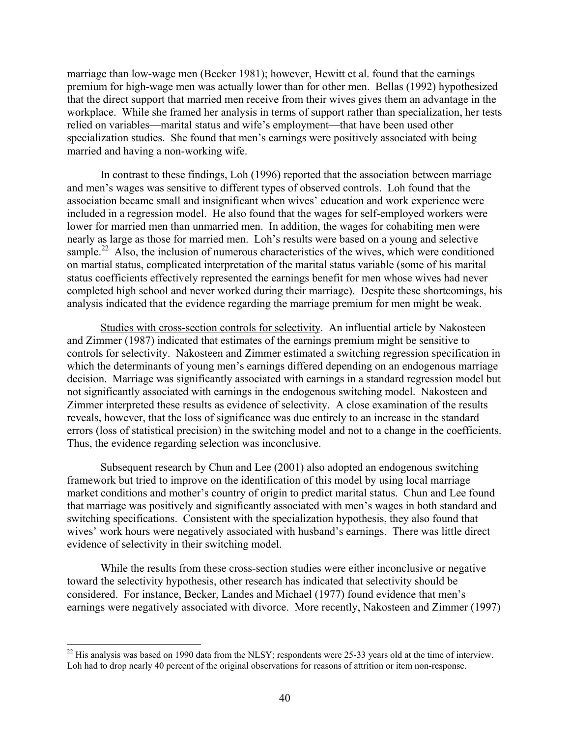marriage than low-wage men (Becker 1981); however, Hewitt et al. found that the earnings premium for high-wage men was actually lower than for other men. Bellas (1992) hypothesized that the direct support that married men receive from their wives gives them an advantage in the workplace. While she framed her analysis in terms of support rather than specialization, her tests relied on variables—marital status and wife's employment—that have been used other specialization studies. She found that men's earnings were positively associated with being married and having a non-working wife.

In contrast to these findings, Loh (1996) reported that the association between marriage and men's wages was sensitive to different types of observed controls. Loh found that the association became small and insignificant when wives' education and work experience were included in a regression model. He also found that the wages for self-employed workers were lower for married men than unmarried men. In addition, the wages for cohabiting men were nearly as large as those for married men. Loh's results were based on a young and selective sample.[22] Also, the inclusion of numerous characteristics of the wives, which were conditioned on martial status, complicated interpretation of the marital status variable (some of his marital status coefficients effectively represented the earnings benefit for men whose wives had never completed high school and never worked during their marriage). Despite these shortcomings, his analysis indicated that the evidence regarding the marriage premium for men might be weak.

Studies with cross-section controls for selectivity. An influential article by Nakosteen and Zimmer (1987) indicated that estimates of the earnings premium might be sensitive to controls for selectivity. Nakosteen and Zimmer estimated a switching regression specification in which the determinants of young men's earnings differed depending on an endogenous marriage decision. Marriage was significantly associated with earnings in a standard regression model but not significantly associated with earnings in the endogenous switching model. Nakosteen and Zimmer interpreted these results as evidence of selectivity. A close examination of the results reveals, however, that the loss of significance was due entirely to an increase in the standard errors (loss of statistical precision) in the switching model and not to a change in the coefficients. Thus, the evidence regarding selection was inconclusive.

Subsequent research by Chun and Lee (2001) also adopted an endogenous switching framework but tried to improve on the identification of this model by using local marriage market conditions and mother's country of origin to predict marital status. Chun and Lee found that marriage was positively and significantly associated with men's wages in both standard and switching specifications. Consistent with the specialization hypothesis, they also found that wives' work hours were negatively associated with husband's earnings. There was little direct evidence of selectivity in their switching model.

While the results from these cross-section studies were either inconclusive or negative toward the selectivity hypothesis, other research has indicated that selectivity should be considered. For instance, Becker, Landes and Michael (1977) found evidence that men's earnings were negatively associated with divorce. More recently, Nakosteen and Zimmer (1997)

[22] His analysis was based on 1990 data from the NLSY; respondents were 25-33 years old at the time of interview. Loh had to drop nearly 40 percent of the original observations for reasons of attrition or item non-response.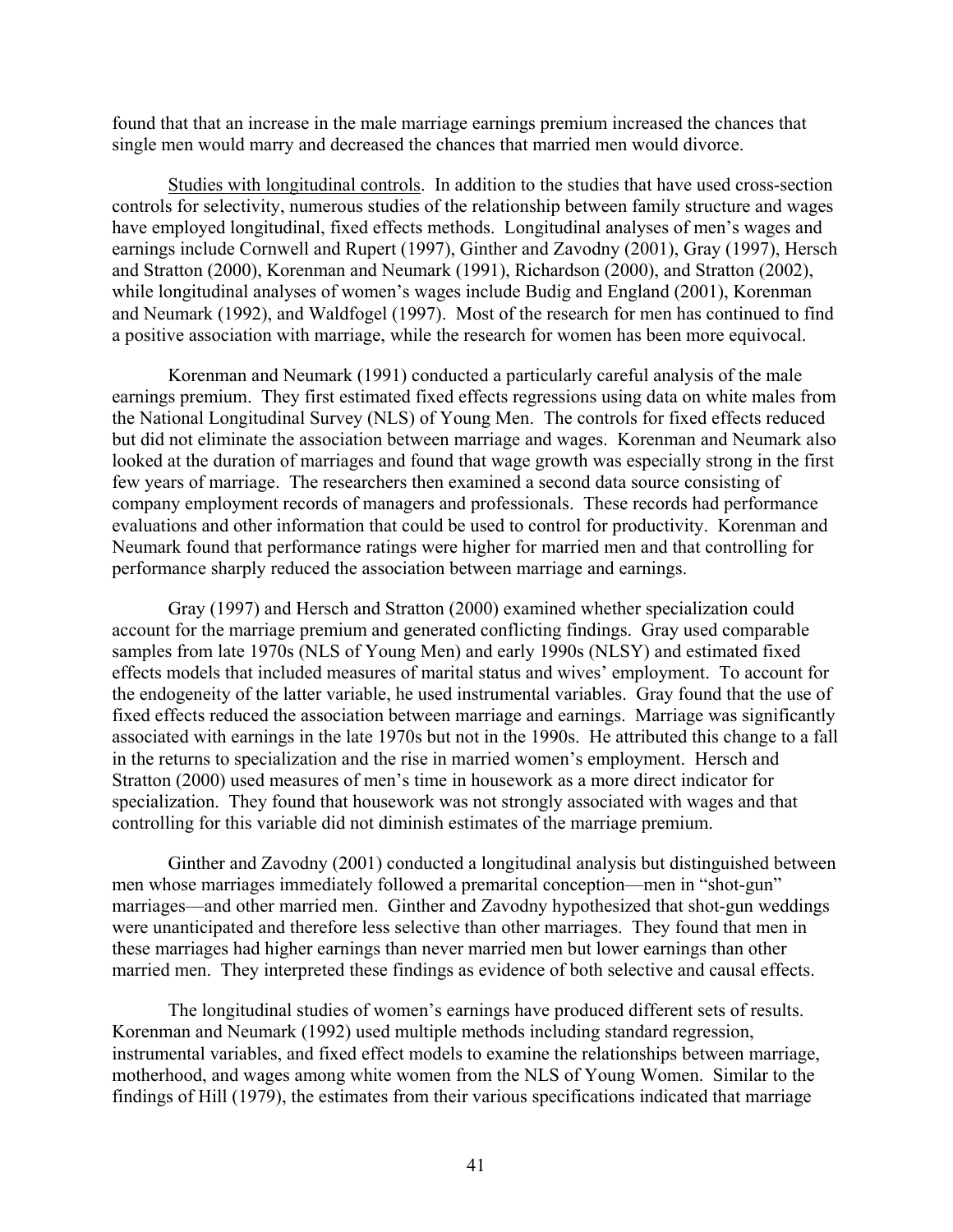found that that an increase in the male marriage earnings premium increased the chances that single men would marry and decreased the chances that married men would divorce.

Studies with longitudinal controls. In addition to the studies that have used cross-section controls for selectivity, numerous studies of the relationship between family structure and wages have employed longitudinal, fixed effects methods. Longitudinal analyses of men's wages and earnings include Cornwell and Rupert (1997), Ginther and Zavodny (2001), Gray (1997), Hersch and Stratton (2000), Korenman and Neumark (1991), Richardson (2000), and Stratton (2002), while longitudinal analyses of women's wages include Budig and England (2001), Korenman and Neumark (1992), and Waldfogel (1997). Most of the research for men has continued to find a positive association with marriage, while the research for women has been more equivocal.

Korenman and Neumark (1991) conducted a particularly careful analysis of the male earnings premium. They first estimated fixed effects regressions using data on white males from the National Longitudinal Survey (NLS) of Young Men. The controls for fixed effects reduced but did not eliminate the association between marriage and wages. Korenman and Neumark also looked at the duration of marriages and found that wage growth was especially strong in the first few years of marriage. The researchers then examined a second data source consisting of company employment records of managers and professionals. These records had performance evaluations and other information that could be used to control for productivity. Korenman and Neumark found that performance ratings were higher for married men and that controlling for performance sharply reduced the association between marriage and earnings.

Gray (1997) and Hersch and Stratton (2000) examined whether specialization could account for the marriage premium and generated conflicting findings. Gray used comparable samples from late 1970s (NLS of Young Men) and early 1990s (NLSY) and estimated fixed effects models that included measures of marital status and wives' employment. To account for the endogeneity of the latter variable, he used instrumental variables. Gray found that the use of fixed effects reduced the association between marriage and earnings. Marriage was significantly associated with earnings in the late 1970s but not in the 1990s. He attributed this change to a fall in the returns to specialization and the rise in married women's employment. Hersch and Stratton (2000) used measures of men's time in housework as a more direct indicator for specialization. They found that housework was not strongly associated with wages and that controlling for this variable did not diminish estimates of the marriage premium.

Ginther and Zavodny (2001) conducted a longitudinal analysis but distinguished between men whose marriages immediately followed a premarital conception—men in "shot-gun" marriages—and other married men. Ginther and Zavodny hypothesized that shot-gun weddings were unanticipated and therefore less selective than other marriages. They found that men in these marriages had higher earnings than never married men but lower earnings than other married men. They interpreted these findings as evidence of both selective and causal effects.

The longitudinal studies of women's earnings have produced different sets of results. Korenman and Neumark (1992) used multiple methods including standard regression, instrumental variables, and fixed effect models to examine the relationships between marriage, motherhood, and wages among white women from the NLS of Young Women. Similar to the findings of Hill (1979), the estimates from their various specifications indicated that marriage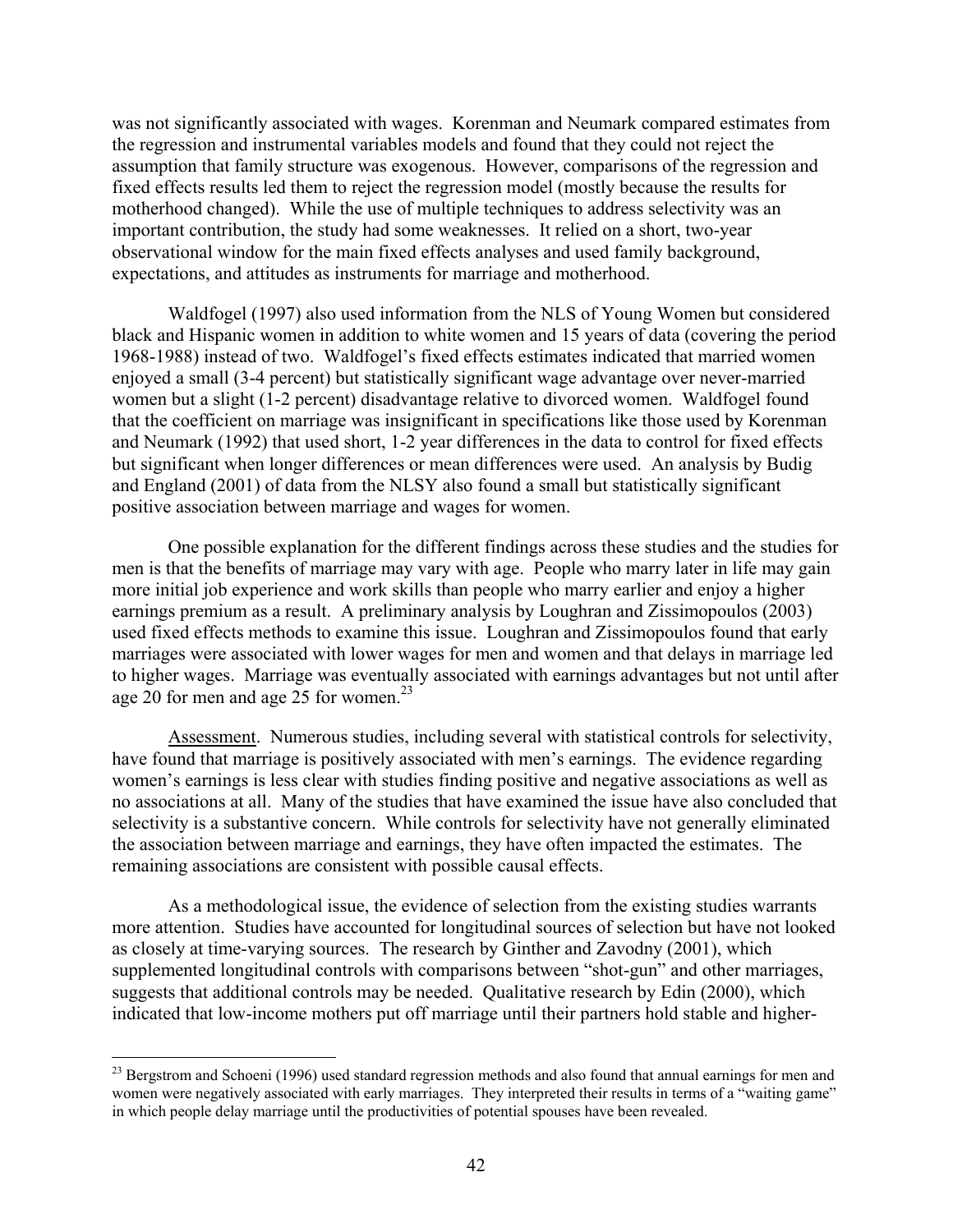was not significantly associated with wages. Korenman and Neumark compared estimates from the regression and instrumental variables models and found that they could not reject the assumption that family structure was exogenous. However, comparisons of the regression and fixed effects results led them to reject the regression model (mostly because the results for motherhood changed). While the use of multiple techniques to address selectivity was an important contribution, the study had some weaknesses. It relied on a short, two-year observational window for the main fixed effects analyses and used family background, expectations, and attitudes as instruments for marriage and motherhood.

Waldfogel (1997) also used information from the NLS of Young Women but considered black and Hispanic women in addition to white women and 15 years of data (covering the period 1968-1988) instead of two. Waldfogel's fixed effects estimates indicated that married women enjoyed a small (3-4 percent) but statistically significant wage advantage over never-married women but a slight (1-2 percent) disadvantage relative to divorced women. Waldfogel found that the coefficient on marriage was insignificant in specifications like those used by Korenman and Neumark (1992) that used short, 1-2 year differences in the data to control for fixed effects but significant when longer differences or mean differences were used. An analysis by Budig and England (2001) of data from the NLSY also found a small but statistically significant positive association between marriage and wages for women.

One possible explanation for the different findings across these studies and the studies for men is that the benefits of marriage may vary with age. People who marry later in life may gain more initial job experience and work skills than people who marry earlier and enjoy a higher earnings premium as a result. A preliminary analysis by Loughran and Zissimopoulos (2003) used fixed effects methods to examine this issue. Loughran and Zissimopoulos found that early marriages were associated with lower wages for men and women and that delays in marriage led to higher wages. Marriage was eventually associated with earnings advantages but not until after age 20 for men and age 25 for women.[23]

Assessment. Numerous studies, including several with statistical controls for selectivity, have found that marriage is positively associated with men's earnings. The evidence regarding women's earnings is less clear with studies finding positive and negative associations as well as no associations at all. Many of the studies that have examined the issue have also concluded that selectivity is a substantive concern. While controls for selectivity have not generally eliminated the association between marriage and earnings, they have often impacted the estimates. The remaining associations are consistent with possible causal effects.

As a methodological issue, the evidence of selection from the existing studies warrants more attention. Studies have accounted for longitudinal sources of selection but have not looked as closely at time-varying sources. The research by Ginther and Zavodny (2001), which supplemented longitudinal controls with comparisons between "shot-gun" and other marriages, suggests that additional controls may be needed. Qualitative research by Edin (2000), which indicated that low-income mothers put off marriage until their partners hold stable and higher-

[23] Bergstrom and Schoeni (1996) used standard regression methods and also found that annual earnings for men and women were negatively associated with early marriages. They interpreted their results in terms of a "waiting game" in which people delay marriage until the productivities of potential spouses have been revealed.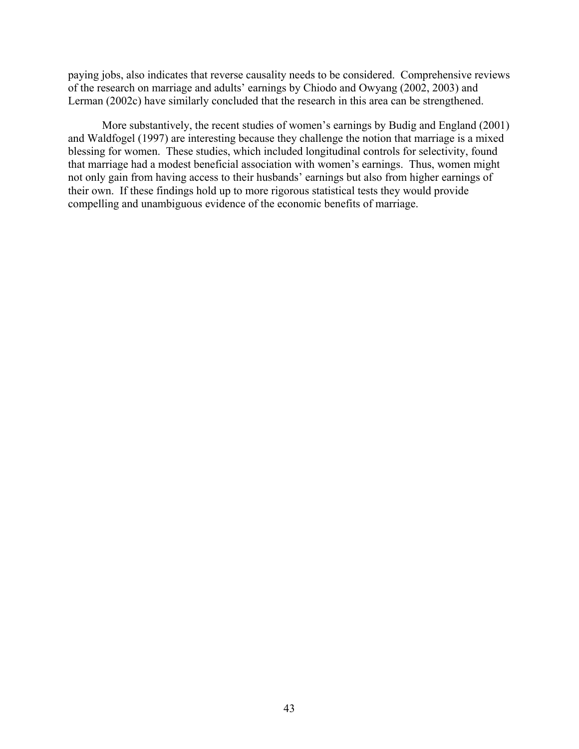paying jobs, also indicates that reverse causality needs to be considered. Comprehensive reviews of the research on marriage and adults' earnings by Chiodo and Owyang (2002, 2003) and Lerman (2002c) have similarly concluded that the research in this area can be strengthened.

More substantively, the recent studies of women's earnings by Budig and England (2001) and Waldfogel (1997) are interesting because they challenge the notion that marriage is a mixed blessing for women. These studies, which included longitudinal controls for selectivity, found that marriage had a modest beneficial association with women's earnings. Thus, women might not only gain from having access to their husbands' earnings but also from higher earnings of their own. If these findings hold up to more rigorous statistical tests they would provide compelling and unambiguous evidence of the economic benefits of marriage.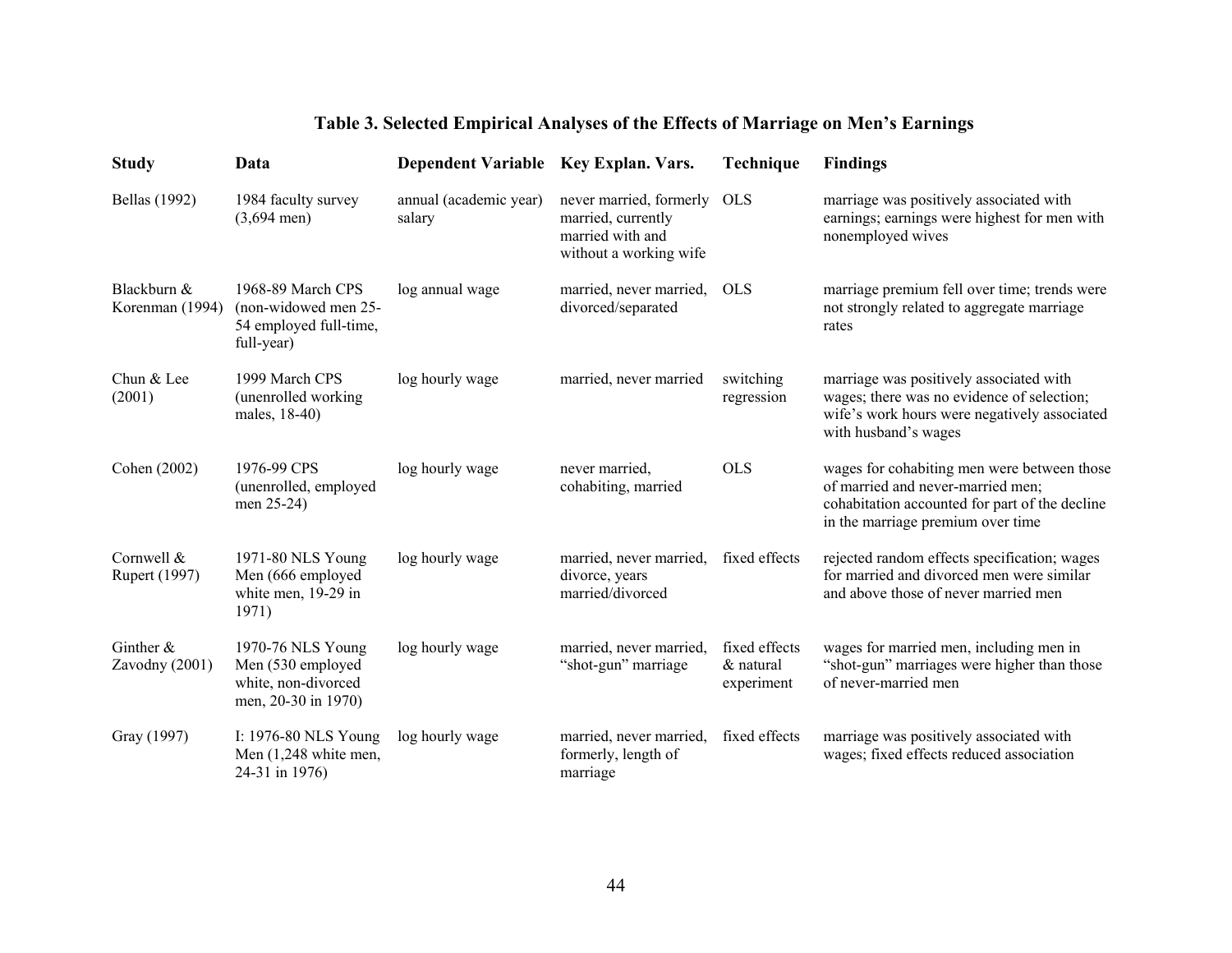**Table 3. Selected Empirical Analyses of the Effects of Marriage on Men's Earnings**

| Study | Data | Dependent Variable | Key Explan. Vars. | Technique | Findings |
|---|---|---|---|---|---|
| Bellas (1992) | 1984 faculty survey (3,694 men) | annual (academic year) salary | never married, formerly married, currently married with and without a working wife | OLS | marriage was positively associated with earnings; earnings were highest for men with nonemployed wives |
| Blackburn & Korenman (1994) | 1968-89 March CPS (non-widowed men 25-54 employed full-time, full-year) | log annual wage | married, never married, divorced/separated | OLS | marriage premium fell over time; trends were not strongly related to aggregate marriage rates |
| Chun & Lee (2001) | 1999 March CPS (unenrolled working males, 18-40) | log hourly wage | married, never married | switching regression | marriage was positively associated with wages; there was no evidence of selection; wife's work hours were negatively associated with husband's wages |
| Cohen (2002) | 1976-99 CPS (unenrolled, employed men 25-24) | log hourly wage | never married, cohabiting, married | OLS | wages for cohabiting men were between those of married and never-married men; cohabitation accounted for part of the decline in the marriage premium over time |
| Cornwell & Rupert (1997) | 1971-80 NLS Young Men (666 employed white men, 19-29 in 1971) | log hourly wage | married, never married, divorce, years married/divorced | fixed effects | rejected random effects specification; wages for married and divorced men were similar and above those of never married men |
| Ginther & Zavodny (2001) | 1970-76 NLS Young Men (530 employed white, non-divorced men, 20-30 in 1970) | log hourly wage | married, never married, "shot-gun" marriage | fixed effects & natural experiment | wages for married men, including men in "shot-gun" marriages were higher than those of never-married men |
| Gray (1997) | I: 1976-80 NLS Young Men (1,248 white men, 24-31 in 1976) | log hourly wage | married, never married, formerly, length of marriage | fixed effects | marriage was positively associated with wages; fixed effects reduced association |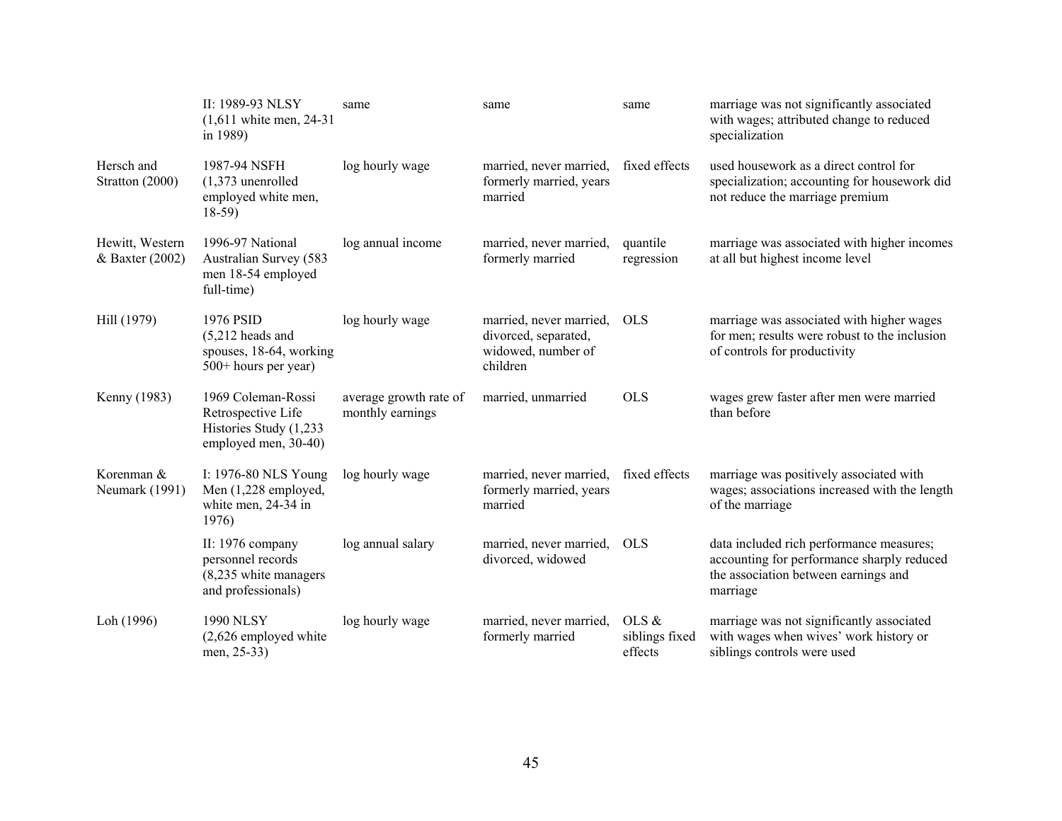| | | | | | |
|---|---|---|---|---|---|
| | II: 1989-93 NLSY (1,611 white men, 24-31 in 1989) | same | same | same | marriage was not significantly associated with wages; attributed change to reduced specialization |
| Hersch and Stratton (2000) | 1987-94 NSFH (1,373 unenrolled employed white men, 18-59) | log hourly wage | married, never married, formerly married, years married | fixed effects | used housework as a direct control for specialization; accounting for housework did not reduce the marriage premium |
| Hewitt, Western & Baxter (2002) | 1996-97 National Australian Survey (583 men 18-54 employed full-time) | log annual income | married, never married, formerly married | quantile regression | marriage was associated with higher incomes at all but highest income level |
| Hill (1979) | 1976 PSID (5,212 heads and spouses, 18-64, working 500+ hours per year) | log hourly wage | married, never married, divorced, separated, widowed, number of children | OLS | marriage was associated with higher wages for men; results were robust to the inclusion of controls for productivity |
| Kenny (1983) | 1969 Coleman-Rossi Retrospective Life Histories Study (1,233 employed men, 30-40) | average growth rate of monthly earnings | married, unmarried | OLS | wages grew faster after men were married than before |
| Korenman & Neumark (1991) | I: 1976-80 NLS Young Men (1,228 employed, white men, 24-34 in 1976) | log hourly wage | married, never married, formerly married, years married | fixed effects | marriage was positively associated with wages; associations increased with the length of the marriage |
| | II: 1976 company personnel records (8,235 white managers and professionals) | log annual salary | married, never married, divorced, widowed | OLS | data included rich performance measures; accounting for performance sharply reduced the association between earnings and marriage |
| Loh (1996) | 1990 NLSY (2,626 employed white men, 25-33) | log hourly wage | married, never married, formerly married | OLS & siblings fixed effects | marriage was not significantly associated with wages when wives' work history or siblings controls were used |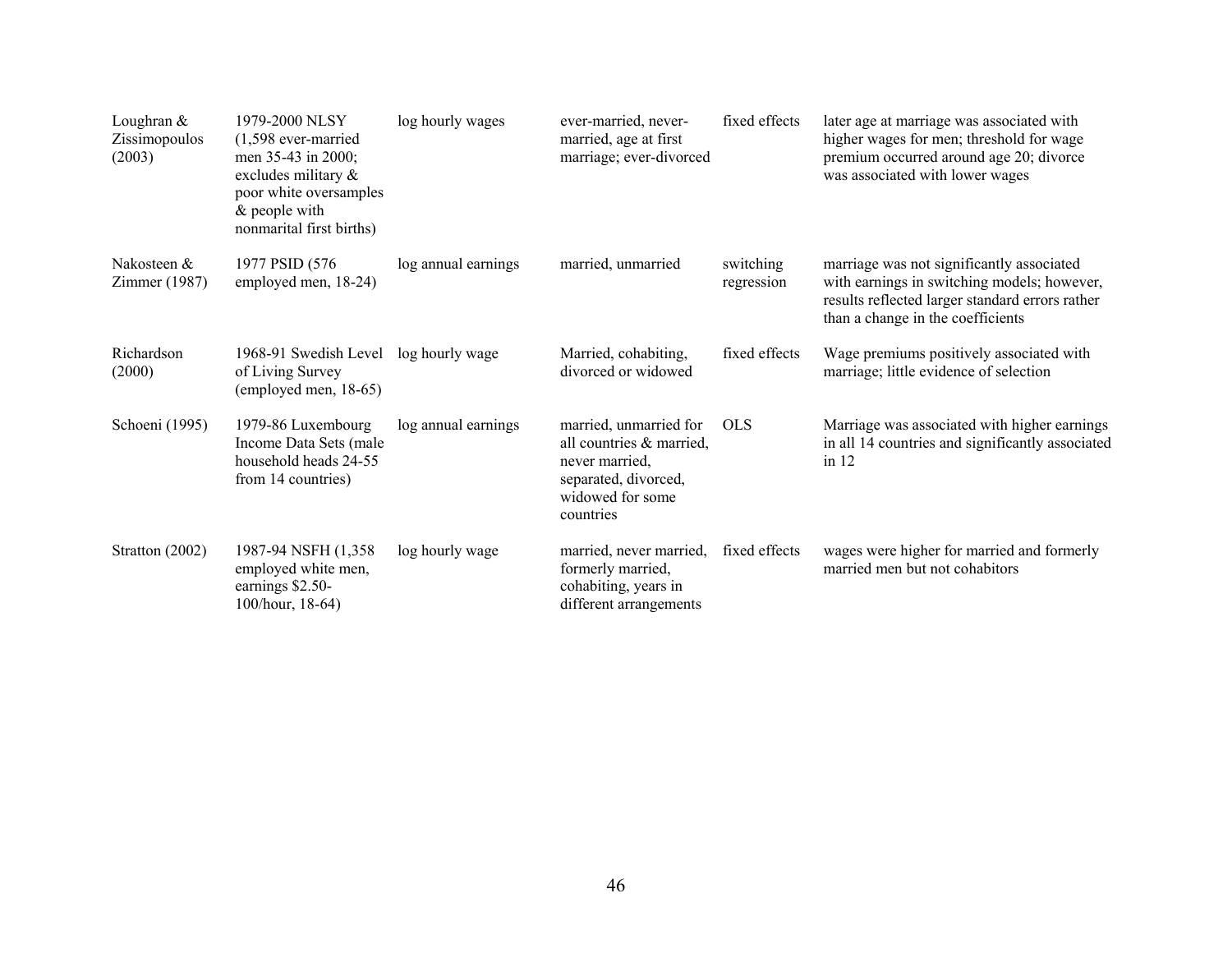| | | | | | |
|---|---|---|---|---|---|
| Loughran & Zissimopoulos (2003) | 1979-2000 NLSY (1,598 ever-married men 35-43 in 2000; excludes military & poor white oversamples & people with nonmarital first births) | log hourly wages | ever-married, never-married, age at first marriage; ever-divorced | fixed effects | later age at marriage was associated with higher wages for men; threshold for wage premium occurred around age 20; divorce was associated with lower wages |
| Nakosteen & Zimmer (1987) | 1977 PSID (576 employed men, 18-24) | log annual earnings | married, unmarried | switching regression | marriage was not significantly associated with earnings in switching models; however, results reflected larger standard errors rather than a change in the coefficients |
| Richardson (2000) | 1968-91 Swedish Level of Living Survey (employed men, 18-65) | log hourly wage | Married, cohabiting, divorced or widowed | fixed effects | Wage premiums positively associated with marriage; little evidence of selection |
| Schoeni (1995) | 1979-86 Luxembourg Income Data Sets (male household heads 24-55 from 14 countries) | log annual earnings | married, unmarried for all countries & married, never married, separated, divorced, widowed for some countries | OLS | Marriage was associated with higher earnings in all 14 countries and significantly associated in 12 |
| Stratton (2002) | 1987-94 NSFH (1,358 employed white men, earnings $2.50-100/hour, 18-64) | log hourly wage | married, never married, formerly married, cohabiting, years in different arrangements | fixed effects | wages were higher for married and formerly married men but not cohabitors |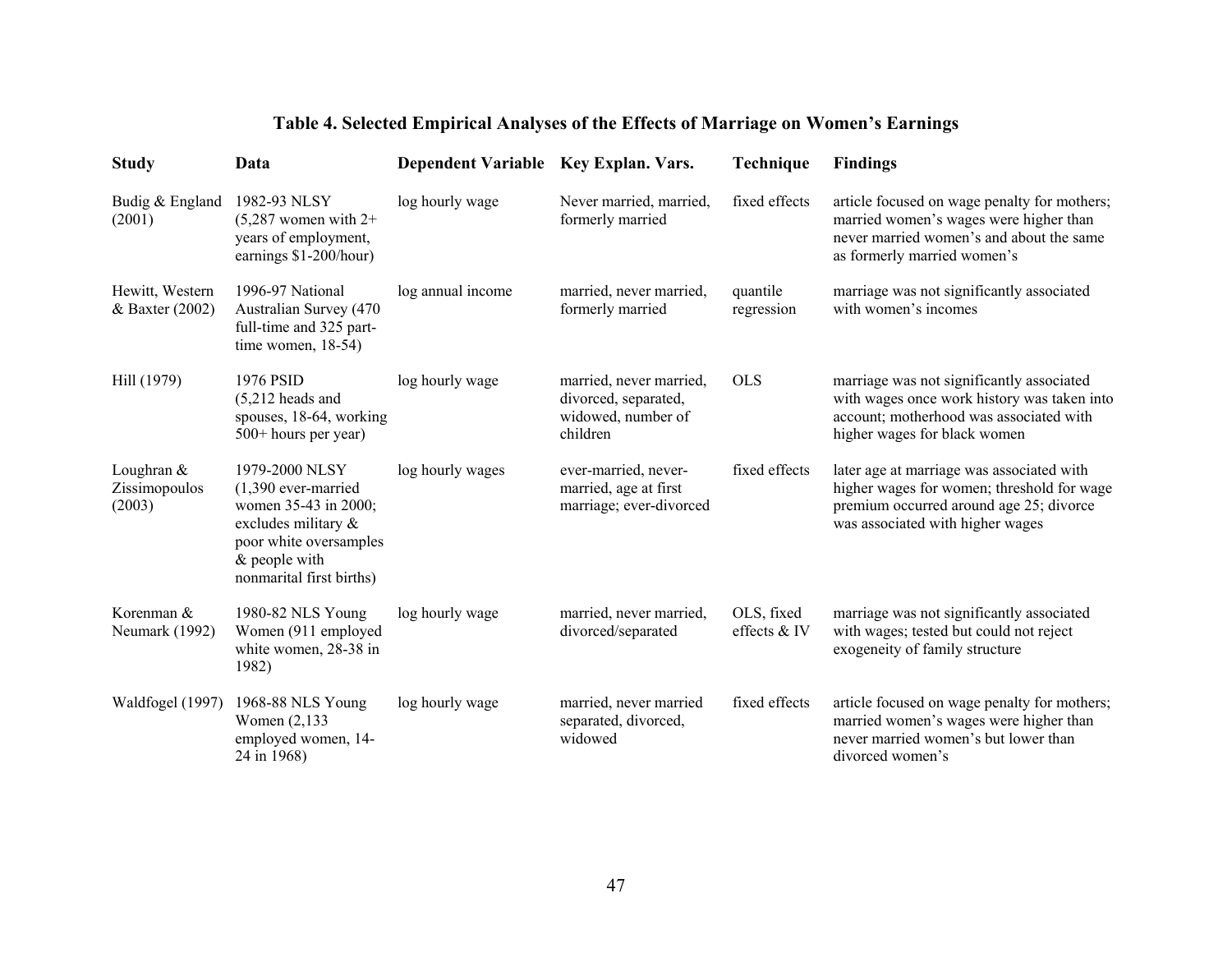### Table 4. Selected Empirical Analyses of the Effects of Marriage on Women's Earnings

| Study | Data | Dependent Variable | Key Explan. Vars. | Technique | Findings |
|---|---|---|---|---|---|
| Budig & England (2001) | 1982-93 NLSY (5,287 women with 2+ years of employment, earnings $1-200/hour) | log hourly wage | Never married, married, formerly married | fixed effects | article focused on wage penalty for mothers; married women's wages were higher than never married women's and about the same as formerly married women's |
| Hewitt, Western & Baxter (2002) | 1996-97 National Australian Survey (470 full-time and 325 part-time women, 18-54) | log annual income | married, never married, formerly married | quantile regression | marriage was not significantly associated with women's incomes |
| Hill (1979) | 1976 PSID (5,212 heads and spouses, 18-64, working 500+ hours per year) | log hourly wage | married, never married, divorced, separated, widowed, number of children | OLS | marriage was not significantly associated with wages once work history was taken into account; motherhood was associated with higher wages for black women |
| Loughran & Zissimopoulos (2003) | 1979-2000 NLSY (1,390 ever-married women 35-43 in 2000; excludes military & poor white oversamples & people with nonmarital first births) | log hourly wages | ever-married, never-married, age at first marriage; ever-divorced | fixed effects | later age at marriage was associated with higher wages for women; threshold for wage premium occurred around age 25; divorce was associated with higher wages |
| Korenman & Neumark (1992) | 1980-82 NLS Young Women (911 employed white women, 28-38 in 1982) | log hourly wage | married, never married, divorced/separated | OLS, fixed effects & IV | marriage was not significantly associated with wages; tested but could not reject exogeneity of family structure |
| Waldfogel (1997) | 1968-88 NLS Young Women (2,133 employed women, 14-24 in 1968) | log hourly wage | married, never married separated, divorced, widowed | fixed effects | article focused on wage penalty for mothers; married women's wages were higher than never married women's but lower than divorced women's |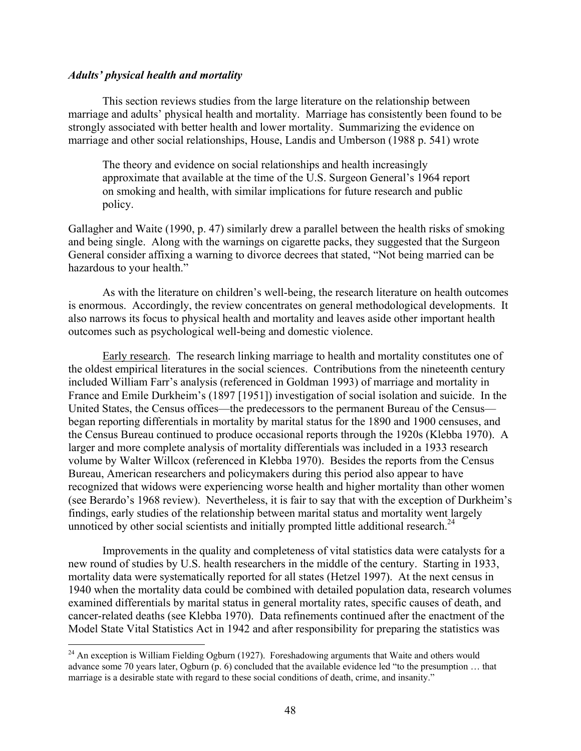### *Adults' physical health and mortality*

This section reviews studies from the large literature on the relationship between marriage and adults' physical health and mortality. Marriage has consistently been found to be strongly associated with better health and lower mortality. Summarizing the evidence on marriage and other social relationships, House, Landis and Umberson (1988 p. 541) wrote

> The theory and evidence on social relationships and health increasingly approximate that available at the time of the U.S. Surgeon General's 1964 report on smoking and health, with similar implications for future research and public policy.

Gallagher and Waite (1990, p. 47) similarly drew a parallel between the health risks of smoking and being single. Along with the warnings on cigarette packs, they suggested that the Surgeon General consider affixing a warning to divorce decrees that stated, "Not being married can be hazardous to your health."

As with the literature on children's well-being, the research literature on health outcomes is enormous. Accordingly, the review concentrates on general methodological developments. It also narrows its focus to physical health and mortality and leaves aside other important health outcomes such as psychological well-being and domestic violence.

Early research. The research linking marriage to health and mortality constitutes one of the oldest empirical literatures in the social sciences. Contributions from the nineteenth century included William Farr's analysis (referenced in Goldman 1993) of marriage and mortality in France and Emile Durkheim's (1897 [1951]) investigation of social isolation and suicide. In the United States, the Census offices—the predecessors to the permanent Bureau of the Census—began reporting differentials in mortality by marital status for the 1890 and 1900 censuses, and the Census Bureau continued to produce occasional reports through the 1920s (Klebba 1970). A larger and more complete analysis of mortality differentials was included in a 1933 research volume by Walter Willcox (referenced in Klebba 1970). Besides the reports from the Census Bureau, American researchers and policymakers during this period also appear to have recognized that widows were experiencing worse health and higher mortality than other women (see Berardo's 1968 review). Nevertheless, it is fair to say that with the exception of Durkheim's findings, early studies of the relationship between marital status and mortality went largely unnoticed by other social scientists and initially prompted little additional research.[24]

Improvements in the quality and completeness of vital statistics data were catalysts for a new round of studies by U.S. health researchers in the middle of the century. Starting in 1933, mortality data were systematically reported for all states (Hetzel 1997). At the next census in 1940 when the mortality data could be combined with detailed population data, research volumes examined differentials by marital status in general mortality rates, specific causes of death, and cancer-related deaths (see Klebba 1970). Data refinements continued after the enactment of the Model State Vital Statistics Act in 1942 and after responsibility for preparing the statistics was

[24] An exception is William Fielding Ogburn (1927). Foreshadowing arguments that Waite and others would advance some 70 years later, Ogburn (p. 6) concluded that the available evidence led "to the presumption … that marriage is a desirable state with regard to these social conditions of death, crime, and insanity."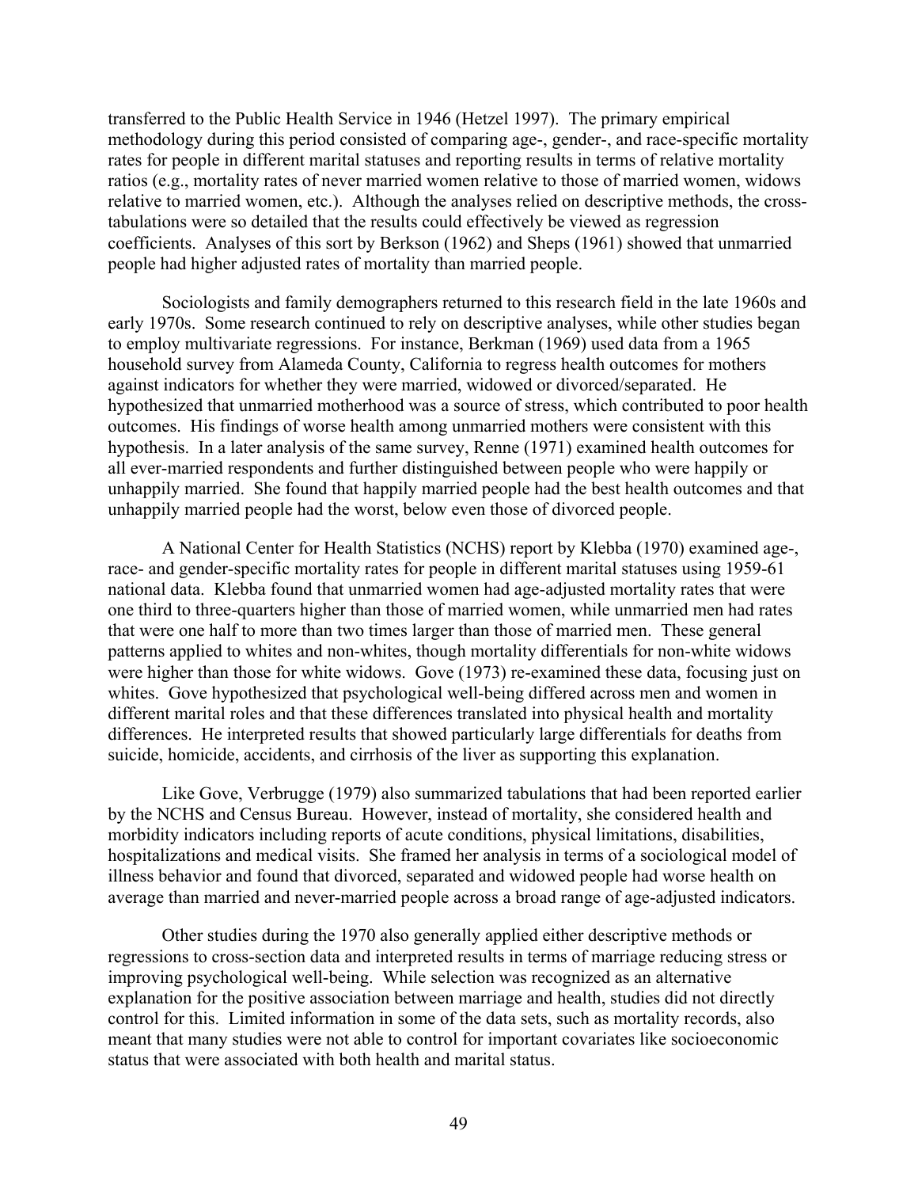transferred to the Public Health Service in 1946 (Hetzel 1997). The primary empirical methodology during this period consisted of comparing age-, gender-, and race-specific mortality rates for people in different marital statuses and reporting results in terms of relative mortality ratios (e.g., mortality rates of never married women relative to those of married women, widows relative to married women, etc.). Although the analyses relied on descriptive methods, the cross-tabulations were so detailed that the results could effectively be viewed as regression coefficients. Analyses of this sort by Berkson (1962) and Sheps (1961) showed that unmarried people had higher adjusted rates of mortality than married people.

Sociologists and family demographers returned to this research field in the late 1960s and early 1970s. Some research continued to rely on descriptive analyses, while other studies began to employ multivariate regressions. For instance, Berkman (1969) used data from a 1965 household survey from Alameda County, California to regress health outcomes for mothers against indicators for whether they were married, widowed or divorced/separated. He hypothesized that unmarried motherhood was a source of stress, which contributed to poor health outcomes. His findings of worse health among unmarried mothers were consistent with this hypothesis. In a later analysis of the same survey, Renne (1971) examined health outcomes for all ever-married respondents and further distinguished between people who were happily or unhappily married. She found that happily married people had the best health outcomes and that unhappily married people had the worst, below even those of divorced people.

A National Center for Health Statistics (NCHS) report by Klebba (1970) examined age-, race- and gender-specific mortality rates for people in different marital statuses using 1959-61 national data. Klebba found that unmarried women had age-adjusted mortality rates that were one third to three-quarters higher than those of married women, while unmarried men had rates that were one half to more than two times larger than those of married men. These general patterns applied to whites and non-whites, though mortality differentials for non-white widows were higher than those for white widows. Gove (1973) re-examined these data, focusing just on whites. Gove hypothesized that psychological well-being differed across men and women in different marital roles and that these differences translated into physical health and mortality differences. He interpreted results that showed particularly large differentials for deaths from suicide, homicide, accidents, and cirrhosis of the liver as supporting this explanation.

Like Gove, Verbrugge (1979) also summarized tabulations that had been reported earlier by the NCHS and Census Bureau. However, instead of mortality, she considered health and morbidity indicators including reports of acute conditions, physical limitations, disabilities, hospitalizations and medical visits. She framed her analysis in terms of a sociological model of illness behavior and found that divorced, separated and widowed people had worse health on average than married and never-married people across a broad range of age-adjusted indicators.

Other studies during the 1970 also generally applied either descriptive methods or regressions to cross-section data and interpreted results in terms of marriage reducing stress or improving psychological well-being. While selection was recognized as an alternative explanation for the positive association between marriage and health, studies did not directly control for this. Limited information in some of the data sets, such as mortality records, also meant that many studies were not able to control for important covariates like socioeconomic status that were associated with both health and marital status.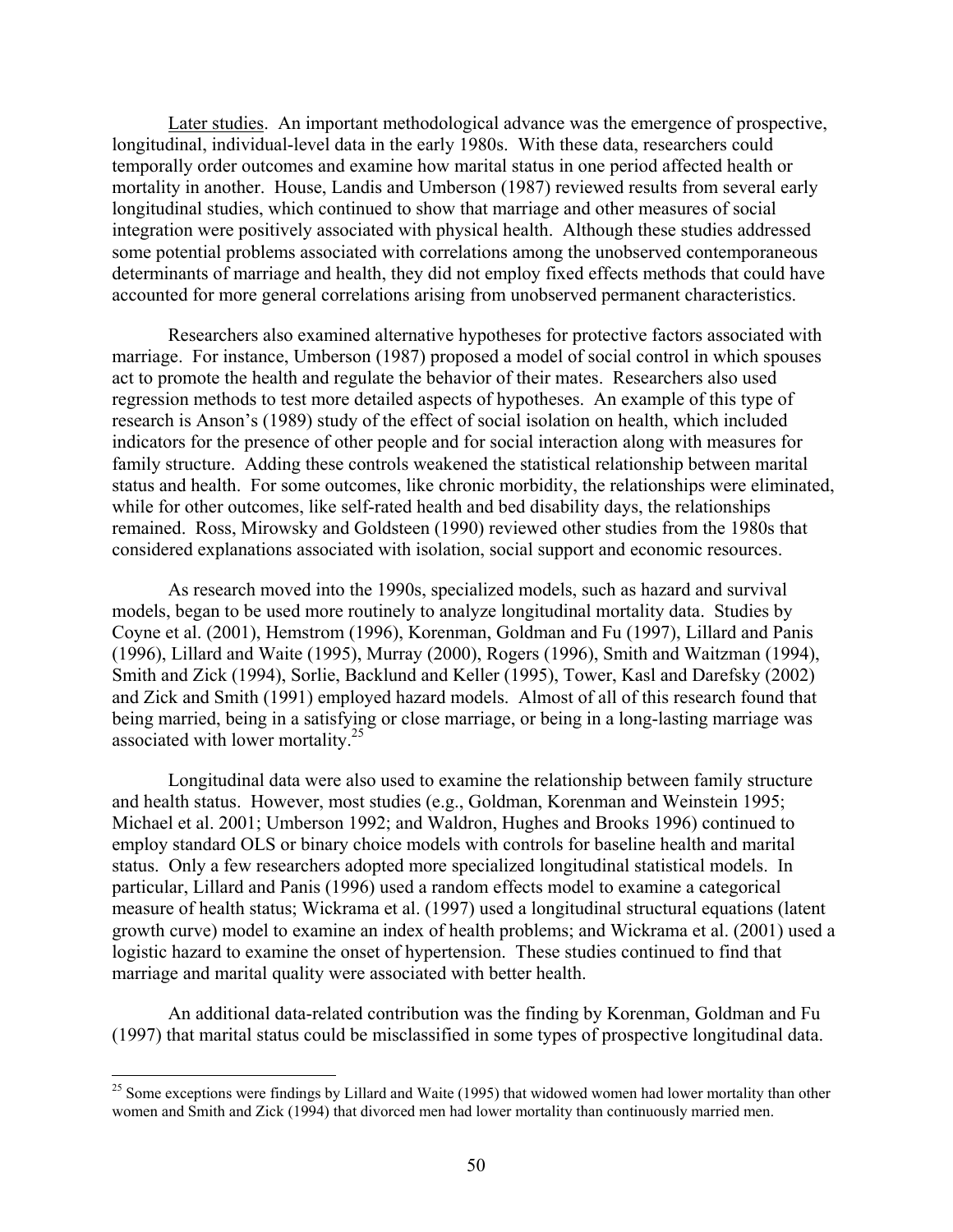Later studies. An important methodological advance was the emergence of prospective, longitudinal, individual-level data in the early 1980s. With these data, researchers could temporally order outcomes and examine how marital status in one period affected health or mortality in another. House, Landis and Umberson (1987) reviewed results from several early longitudinal studies, which continued to show that marriage and other measures of social integration were positively associated with physical health. Although these studies addressed some potential problems associated with correlations among the unobserved contemporaneous determinants of marriage and health, they did not employ fixed effects methods that could have accounted for more general correlations arising from unobserved permanent characteristics.

Researchers also examined alternative hypotheses for protective factors associated with marriage. For instance, Umberson (1987) proposed a model of social control in which spouses act to promote the health and regulate the behavior of their mates. Researchers also used regression methods to test more detailed aspects of hypotheses. An example of this type of research is Anson's (1989) study of the effect of social isolation on health, which included indicators for the presence of other people and for social interaction along with measures for family structure. Adding these controls weakened the statistical relationship between marital status and health. For some outcomes, like chronic morbidity, the relationships were eliminated, while for other outcomes, like self-rated health and bed disability days, the relationships remained. Ross, Mirowsky and Goldsteen (1990) reviewed other studies from the 1980s that considered explanations associated with isolation, social support and economic resources.

As research moved into the 1990s, specialized models, such as hazard and survival models, began to be used more routinely to analyze longitudinal mortality data. Studies by Coyne et al. (2001), Hemstrom (1996), Korenman, Goldman and Fu (1997), Lillard and Panis (1996), Lillard and Waite (1995), Murray (2000), Rogers (1996), Smith and Waitzman (1994), Smith and Zick (1994), Sorlie, Backlund and Keller (1995), Tower, Kasl and Darefsky (2002) and Zick and Smith (1991) employed hazard models. Almost of all of this research found that being married, being in a satisfying or close marriage, or being in a long-lasting marriage was associated with lower mortality.[25]

Longitudinal data were also used to examine the relationship between family structure and health status. However, most studies (e.g., Goldman, Korenman and Weinstein 1995; Michael et al. 2001; Umberson 1992; and Waldron, Hughes and Brooks 1996) continued to employ standard OLS or binary choice models with controls for baseline health and marital status. Only a few researchers adopted more specialized longitudinal statistical models. In particular, Lillard and Panis (1996) used a random effects model to examine a categorical measure of health status; Wickrama et al. (1997) used a longitudinal structural equations (latent growth curve) model to examine an index of health problems; and Wickrama et al. (2001) used a logistic hazard to examine the onset of hypertension. These studies continued to find that marriage and marital quality were associated with better health.

An additional data-related contribution was the finding by Korenman, Goldman and Fu (1997) that marital status could be misclassified in some types of prospective longitudinal data.

[25] Some exceptions were findings by Lillard and Waite (1995) that widowed women had lower mortality than other women and Smith and Zick (1994) that divorced men had lower mortality than continuously married men.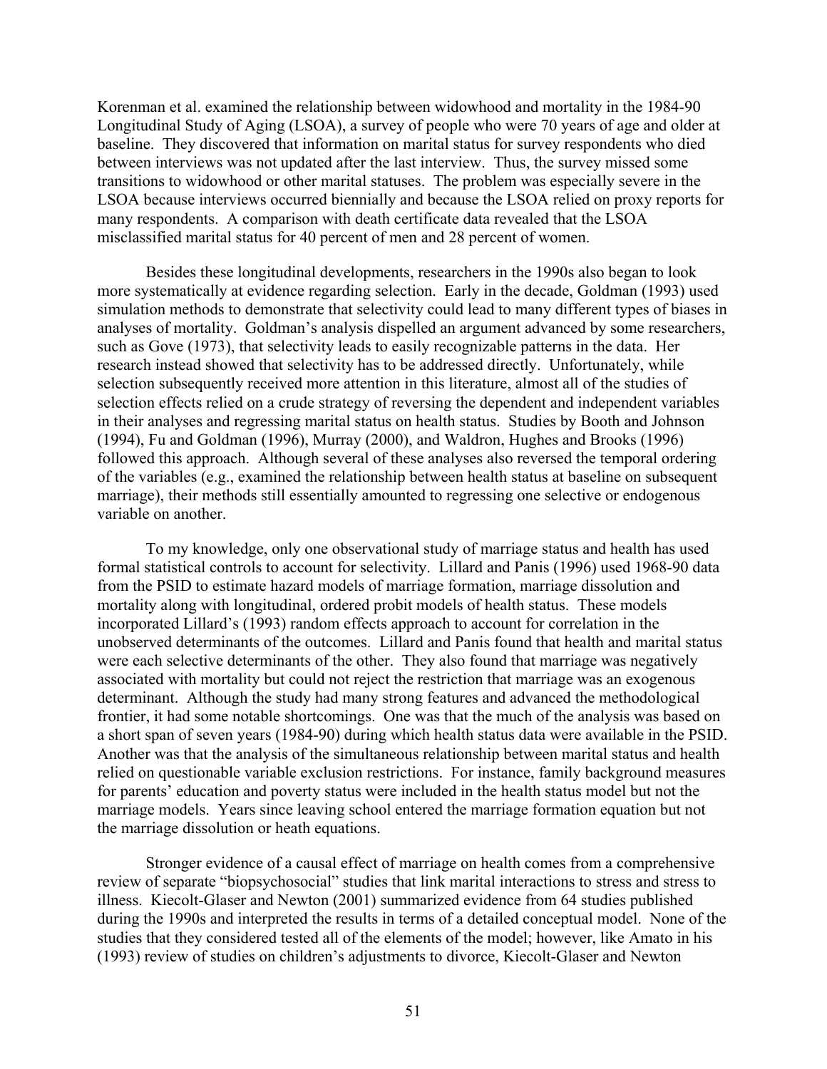Korenman et al. examined the relationship between widowhood and mortality in the 1984-90 Longitudinal Study of Aging (LSOA), a survey of people who were 70 years of age and older at baseline. They discovered that information on marital status for survey respondents who died between interviews was not updated after the last interview. Thus, the survey missed some transitions to widowhood or other marital statuses. The problem was especially severe in the LSOA because interviews occurred biennially and because the LSOA relied on proxy reports for many respondents. A comparison with death certificate data revealed that the LSOA misclassified marital status for 40 percent of men and 28 percent of women.

Besides these longitudinal developments, researchers in the 1990s also began to look more systematically at evidence regarding selection. Early in the decade, Goldman (1993) used simulation methods to demonstrate that selectivity could lead to many different types of biases in analyses of mortality. Goldman's analysis dispelled an argument advanced by some researchers, such as Gove (1973), that selectivity leads to easily recognizable patterns in the data. Her research instead showed that selectivity has to be addressed directly. Unfortunately, while selection subsequently received more attention in this literature, almost all of the studies of selection effects relied on a crude strategy of reversing the dependent and independent variables in their analyses and regressing marital status on health status. Studies by Booth and Johnson (1994), Fu and Goldman (1996), Murray (2000), and Waldron, Hughes and Brooks (1996) followed this approach. Although several of these analyses also reversed the temporal ordering of the variables (e.g., examined the relationship between health status at baseline on subsequent marriage), their methods still essentially amounted to regressing one selective or endogenous variable on another.

To my knowledge, only one observational study of marriage status and health has used formal statistical controls to account for selectivity. Lillard and Panis (1996) used 1968-90 data from the PSID to estimate hazard models of marriage formation, marriage dissolution and mortality along with longitudinal, ordered probit models of health status. These models incorporated Lillard's (1993) random effects approach to account for correlation in the unobserved determinants of the outcomes. Lillard and Panis found that health and marital status were each selective determinants of the other. They also found that marriage was negatively associated with mortality but could not reject the restriction that marriage was an exogenous determinant. Although the study had many strong features and advanced the methodological frontier, it had some notable shortcomings. One was that the much of the analysis was based on a short span of seven years (1984-90) during which health status data were available in the PSID. Another was that the analysis of the simultaneous relationship between marital status and health relied on questionable variable exclusion restrictions. For instance, family background measures for parents' education and poverty status were included in the health status model but not the marriage models. Years since leaving school entered the marriage formation equation but not the marriage dissolution or heath equations.

Stronger evidence of a causal effect of marriage on health comes from a comprehensive review of separate "biopsychosocial" studies that link marital interactions to stress and stress to illness. Kiecolt-Glaser and Newton (2001) summarized evidence from 64 studies published during the 1990s and interpreted the results in terms of a detailed conceptual model. None of the studies that they considered tested all of the elements of the model; however, like Amato in his (1993) review of studies on children's adjustments to divorce, Kiecolt-Glaser and Newton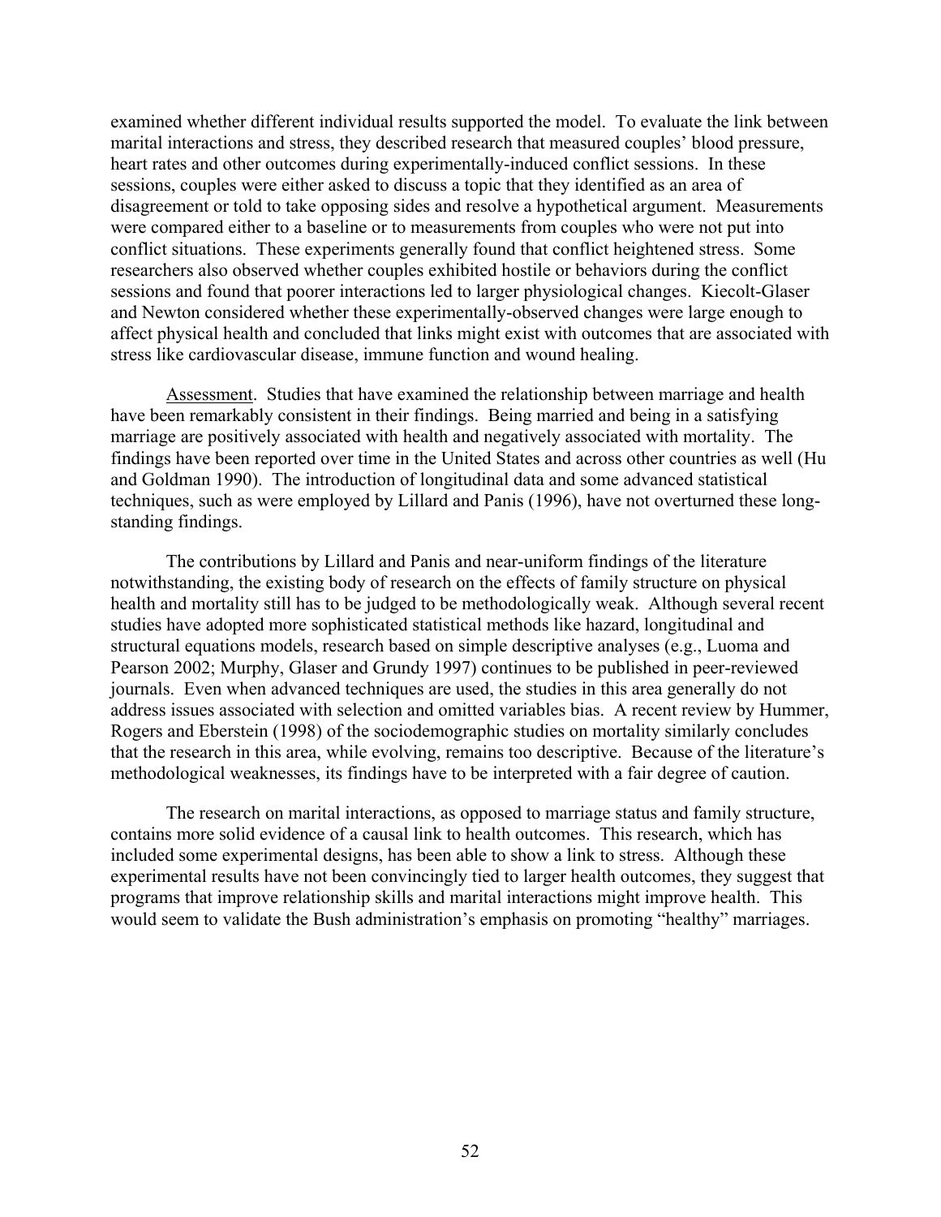examined whether different individual results supported the model. To evaluate the link between marital interactions and stress, they described research that measured couples' blood pressure, heart rates and other outcomes during experimentally-induced conflict sessions. In these sessions, couples were either asked to discuss a topic that they identified as an area of disagreement or told to take opposing sides and resolve a hypothetical argument. Measurements were compared either to a baseline or to measurements from couples who were not put into conflict situations. These experiments generally found that conflict heightened stress. Some researchers also observed whether couples exhibited hostile or behaviors during the conflict sessions and found that poorer interactions led to larger physiological changes. Kiecolt-Glaser and Newton considered whether these experimentally-observed changes were large enough to affect physical health and concluded that links might exist with outcomes that are associated with stress like cardiovascular disease, immune function and wound healing.

<u>Assessment</u>. Studies that have examined the relationship between marriage and health have been remarkably consistent in their findings. Being married and being in a satisfying marriage are positively associated with health and negatively associated with mortality. The findings have been reported over time in the United States and across other countries as well (Hu and Goldman 1990). The introduction of longitudinal data and some advanced statistical techniques, such as were employed by Lillard and Panis (1996), have not overturned these long-standing findings.

The contributions by Lillard and Panis and near-uniform findings of the literature notwithstanding, the existing body of research on the effects of family structure on physical health and mortality still has to be judged to be methodologically weak. Although several recent studies have adopted more sophisticated statistical methods like hazard, longitudinal and structural equations models, research based on simple descriptive analyses (e.g., Luoma and Pearson 2002; Murphy, Glaser and Grundy 1997) continues to be published in peer-reviewed journals. Even when advanced techniques are used, the studies in this area generally do not address issues associated with selection and omitted variables bias. A recent review by Hummer, Rogers and Eberstein (1998) of the sociodemographic studies on mortality similarly concludes that the research in this area, while evolving, remains too descriptive. Because of the literature's methodological weaknesses, its findings have to be interpreted with a fair degree of caution.

The research on marital interactions, as opposed to marriage status and family structure, contains more solid evidence of a causal link to health outcomes. This research, which has included some experimental designs, has been able to show a link to stress. Although these experimental results have not been convincingly tied to larger health outcomes, they suggest that programs that improve relationship skills and marital interactions might improve health. This would seem to validate the Bush administration's emphasis on promoting "healthy" marriages.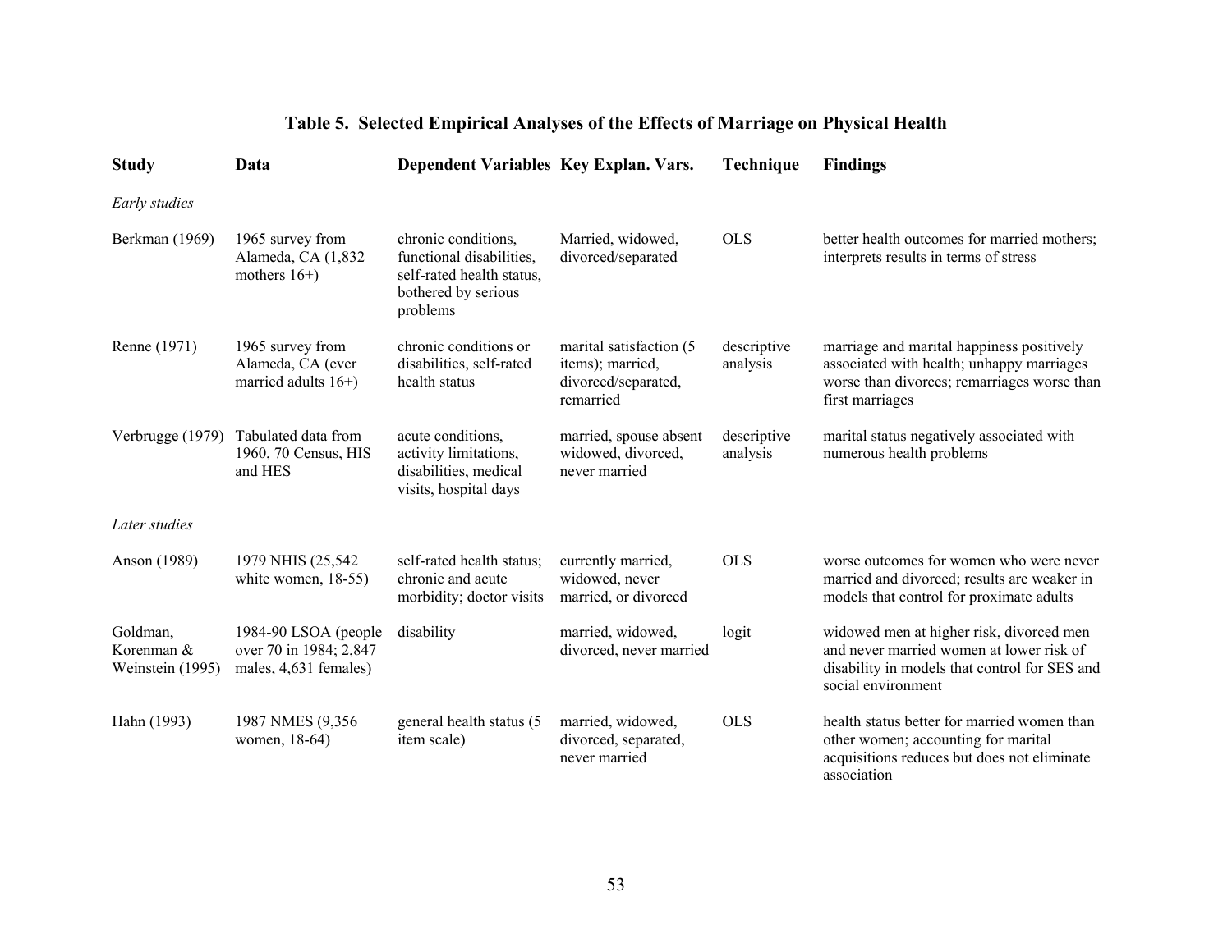### Table 5. Selected Empirical Analyses of the Effects of Marriage on Physical Health

| Study | Data | Dependent Variables | Key Explan. Vars. | Technique | Findings |
|---|---|---|---|---|---|
| *Early studies* | | | | | |
| Berkman (1969) | 1965 survey from Alameda, CA (1,832 mothers 16+) | chronic conditions, functional disabilities, self-rated health status, bothered by serious problems | Married, widowed, divorced/separated | OLS | better health outcomes for married mothers; interprets results in terms of stress |
| Renne (1971) | 1965 survey from Alameda, CA (ever married adults 16+) | chronic conditions or disabilities, self-rated health status | marital satisfaction (5 items); married, divorced/separated, remarried | descriptive analysis | marriage and marital happiness positively associated with health; unhappy marriages worse than divorces; remarriages worse than first marriages |
| Verbrugge (1979) | Tabulated data from 1960, 70 Census, HIS and HES | acute conditions, activity limitations, disabilities, medical visits, hospital days | married, spouse absent widowed, divorced, never married | descriptive analysis | marital status negatively associated with numerous health problems |
| *Later studies* | | | | | |
| Anson (1989) | 1979 NHIS (25,542 white women, 18-55) | self-rated health status; chronic and acute morbidity; doctor visits | currently married, widowed, never married, or divorced | OLS | worse outcomes for women who were never married and divorced; results are weaker in models that control for proximate adults |
| Goldman, Korenman & Weinstein (1995) | 1984-90 LSOA (people over 70 in 1984; 2,847 males, 4,631 females) | disability | married, widowed, divorced, never married | logit | widowed men at higher risk, divorced men and never married women at lower risk of disability in models that control for SES and social environment |
| Hahn (1993) | 1987 NMES (9,356 women, 18-64) | general health status (5 item scale) | married, widowed, divorced, separated, never married | OLS | health status better for married women than other women; accounting for marital acquisitions reduces but does not eliminate association |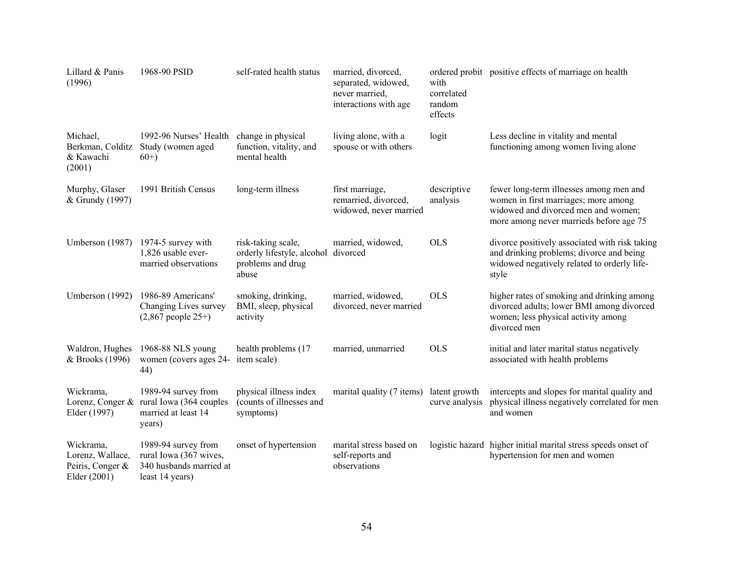| | | | | | |
|---|---|---|---|---|---|
| Lillard & Panis (1996) | 1968-90 PSID | self-rated health status | married, divorced, separated, widowed, never married, interactions with age | ordered probit with correlated random effects | positive effects of marriage on health |
| Michael, Berkman, Colditz & Kawachi (2001) | 1992-96 Nurses' Health Study (women aged 60+) | change in physical function, vitality, and mental health | living alone, with a spouse or with others | logit | Less decline in vitality and mental functioning among women living alone |
| Murphy, Glaser & Grundy (1997) | 1991 British Census | long-term illness | first marriage, remarried, divorced, widowed, never married | descriptive analysis | fewer long-term illnesses among men and women in first marriages; more among widowed and divorced men and women; more among never marrieds before age 75 |
| Umberson (1987) | 1974-5 survey with 1,826 usable ever-married observations | risk-taking scale, orderly lifestyle, alcohol problems and drug abuse | married, widowed, divorced | OLS | divorce positively associated with risk taking and drinking problems; divorce and being widowed negatively related to orderly life-style |
| Umberson (1992) | 1986-89 Americans' Changing Lives survey (2,867 people 25+) | smoking, drinking, BMI, sleep, physical activity | married, widowed, divorced, never married | OLS | higher rates of smoking and drinking among divorced adults; lower BMI among divorced women; less physical activity among divorced men |
| Waldron, Hughes & Brooks (1996) | 1968-88 NLS young women (covers ages 24-44) | health problems (17 item scale) | married, unmarried | OLS | initial and later marital status negatively associated with health problems |
| Wickrama, Lorenz, Conger & Elder (1997) | 1989-94 survey from rural Iowa (364 couples married at least 14 years) | physical illness index (counts of illnesses and symptoms) | marital quality (7 items) | latent growth curve analysis | intercepts and slopes for marital quality and physical illness negatively correlated for men and women |
| Wickrama, Lorenz, Wallace, Peiris, Conger & Elder (2001) | 1989-94 survey from rural Iowa (367 wives, 340 husbands married at least 14 years) | onset of hypertension | marital stress based on self-reports and observations | logistic hazard | higher initial marital stress speeds onset of hypertension for men and women |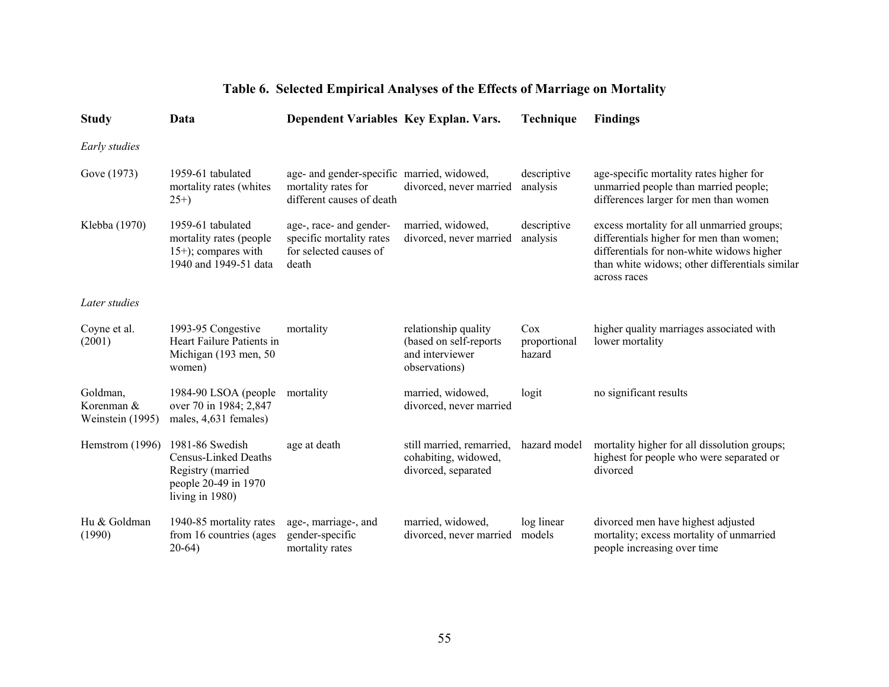### Table 6. Selected Empirical Analyses of the Effects of Marriage on Mortality

| Study | Data | Dependent Variables | Key Explan. Vars. | Technique | Findings |
|---|---|---|---|---|---|
| *Early studies* | | | | | |
| Gove (1973) | 1959-61 tabulated mortality rates (whites 25+) | age- and gender-specific mortality rates for different causes of death | married, widowed, divorced, never married | descriptive analysis | age-specific mortality rates higher for unmarried people than married people; differences larger for men than women |
| Klebba (1970) | 1959-61 tabulated mortality rates (people 15+); compares with 1940 and 1949-51 data | age-, race- and gender-specific mortality rates for selected causes of death | married, widowed, divorced, never married | descriptive analysis | excess mortality for all unmarried groups; differentials higher for men than women; differentials for non-white widows higher than white widows; other differentials similar across races |
| *Later studies* | | | | | |
| Coyne et al. (2001) | 1993-95 Congestive Heart Failure Patients in Michigan (193 men, 50 women) | mortality | relationship quality (based on self-reports and interviewer observations) | Cox proportional hazard | higher quality marriages associated with lower mortality |
| Goldman, Korenman & Weinstein (1995) | 1984-90 LSOA (people over 70 in 1984; 2,847 males, 4,631 females) | mortality | married, widowed, divorced, never married | logit | no significant results |
| Hemstrom (1996) | 1981-86 Swedish Census-Linked Deaths Registry (married people 20-49 in 1970 living in 1980) | age at death | still married, remarried, cohabiting, widowed, divorced, separated | hazard model | mortality higher for all dissolution groups; highest for people who were separated or divorced |
| Hu & Goldman (1990) | 1940-85 mortality rates from 16 countries (ages 20-64) | age-, marriage-, and gender-specific mortality rates | married, widowed, divorced, never married | log linear models | divorced men have highest adjusted mortality; excess mortality of unmarried people increasing over time |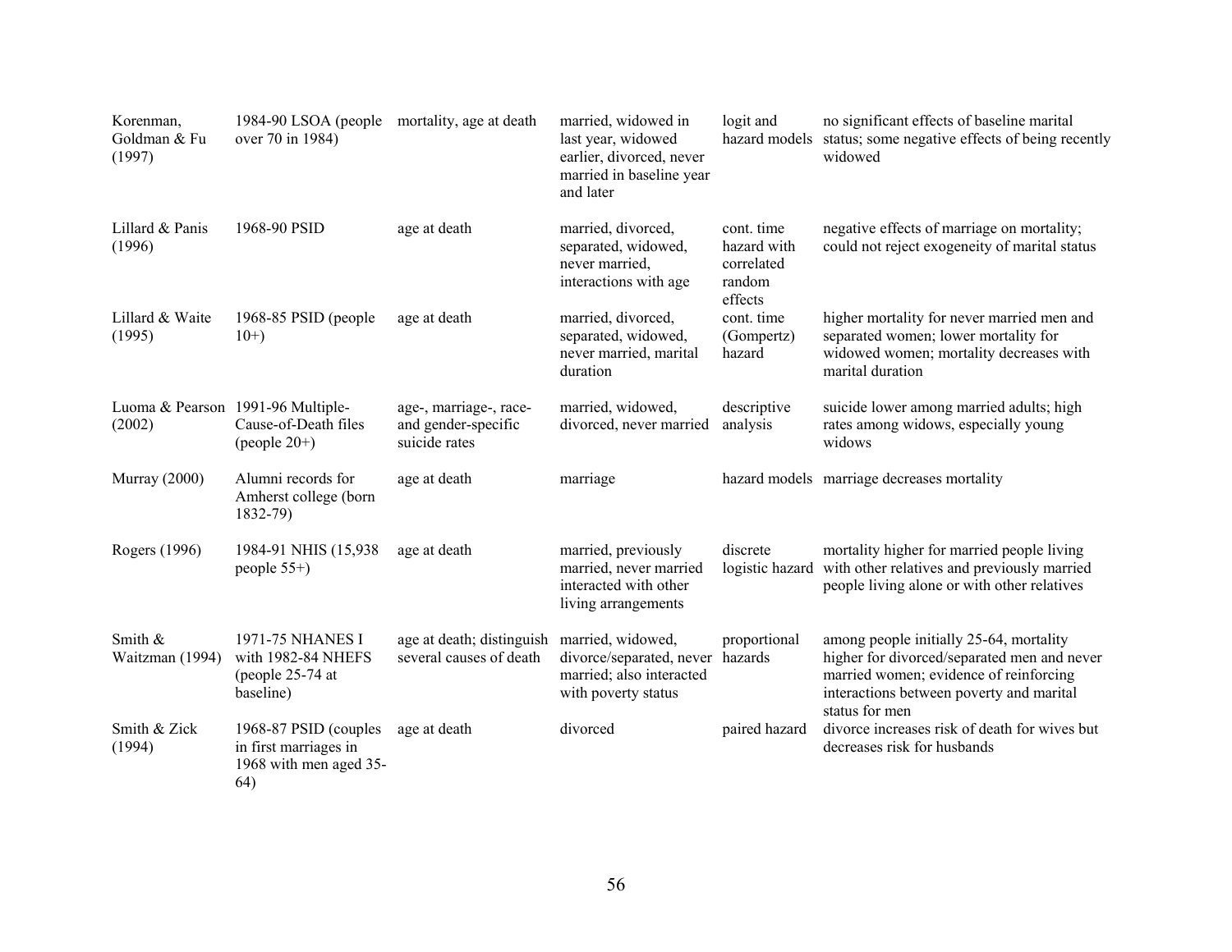| | | | | | |
|---|---|---|---|---|---|
| Korenman, Goldman & Fu (1997) | 1984-90 LSOA (people over 70 in 1984) | mortality, age at death | married, widowed in last year, widowed earlier, divorced, never married in baseline year and later | logit and hazard models | no significant effects of baseline marital status; some negative effects of being recently widowed |
| Lillard & Panis (1996) | 1968-90 PSID | age at death | married, divorced, separated, widowed, never married, interactions with age | cont. time hazard with correlated random effects | negative effects of marriage on mortality; could not reject exogeneity of marital status |
| Lillard & Waite (1995) | 1968-85 PSID (people 10+) | age at death | married, divorced, separated, widowed, never married, marital duration | cont. time (Gompertz) hazard | higher mortality for never married men and separated women; lower mortality for widowed women; mortality decreases with marital duration |
| Luoma & Pearson (2002) | 1991-96 Multiple-Cause-of-Death files (people 20+) | age-, marriage-, race- and gender-specific suicide rates | married, widowed, divorced, never married | descriptive analysis | suicide lower among married adults; high rates among widows, especially young widows |
| Murray (2000) | Alumni records for Amherst college (born 1832-79) | age at death | marriage | hazard models | marriage decreases mortality |
| Rogers (1996) | 1984-91 NHIS (15,938 people 55+) | age at death | married, previously married, never married interacted with other living arrangements | discrete logistic hazard | mortality higher for married people living with other relatives and previously married people living alone or with other relatives |
| Smith & Waitzman (1994) | 1971-75 NHANES I with 1982-84 NHEFS (people 25-74 at baseline) | age at death; distinguish several causes of death | married, widowed, divorce/separated, never married; also interacted with poverty status | proportional hazards | among people initially 25-64, mortality higher for divorced/separated men and never married women; evidence of reinforcing interactions between poverty and marital status for men |
| Smith & Zick (1994) | 1968-87 PSID (couples in first marriages in 1968 with men aged 35-64) | age at death | divorced | paired hazard | divorce increases risk of death for wives but decreases risk for husbands |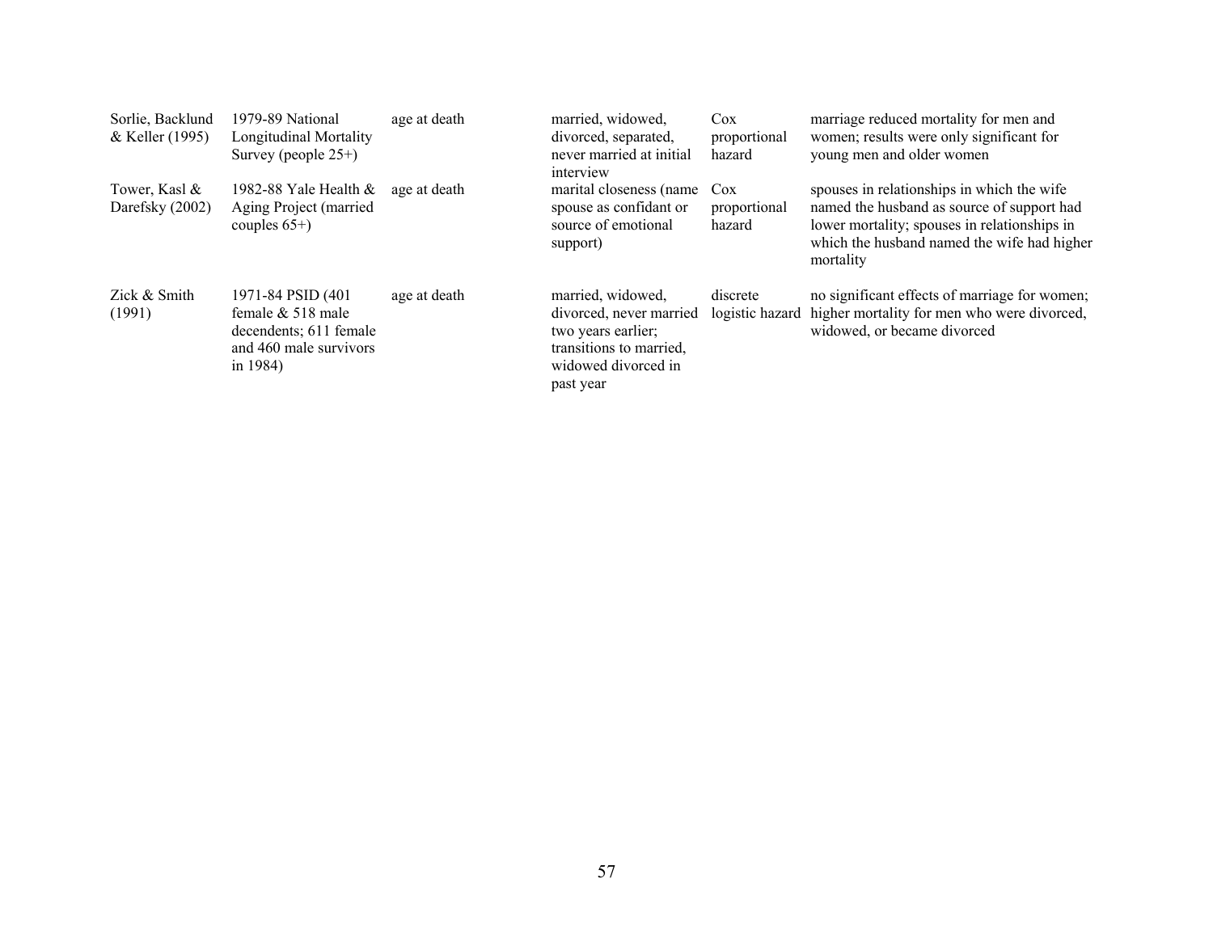| | | | | | |
|---|---|---|---|---|---|
| Sorlie, Backlund & Keller (1995) | 1979-89 National Longitudinal Mortality Survey (people 25+) | age at death | married, widowed, divorced, separated, never married at initial interview | Cox proportional hazard | marriage reduced mortality for men and women; results were only significant for young men and older women |
| Tower, Kasl & Darefsky (2002) | 1982-88 Yale Health & Aging Project (married couples 65+) | age at death | marital closeness (name spouse as confidant or source of emotional support) | Cox proportional hazard | spouses in relationships in which the wife named the husband as source of support had lower mortality; spouses in relationships in which the husband named the wife had higher mortality |
| Zick & Smith (1991) | 1971-84 PSID (401 female & 518 male decendents; 611 female and 460 male survivors in 1984) | age at death | married, widowed, divorced, never married two years earlier; transitions to married, widowed divorced in past year | discrete logistic hazard | no significant effects of marriage for women; higher mortality for men who were divorced, widowed, or became divorced |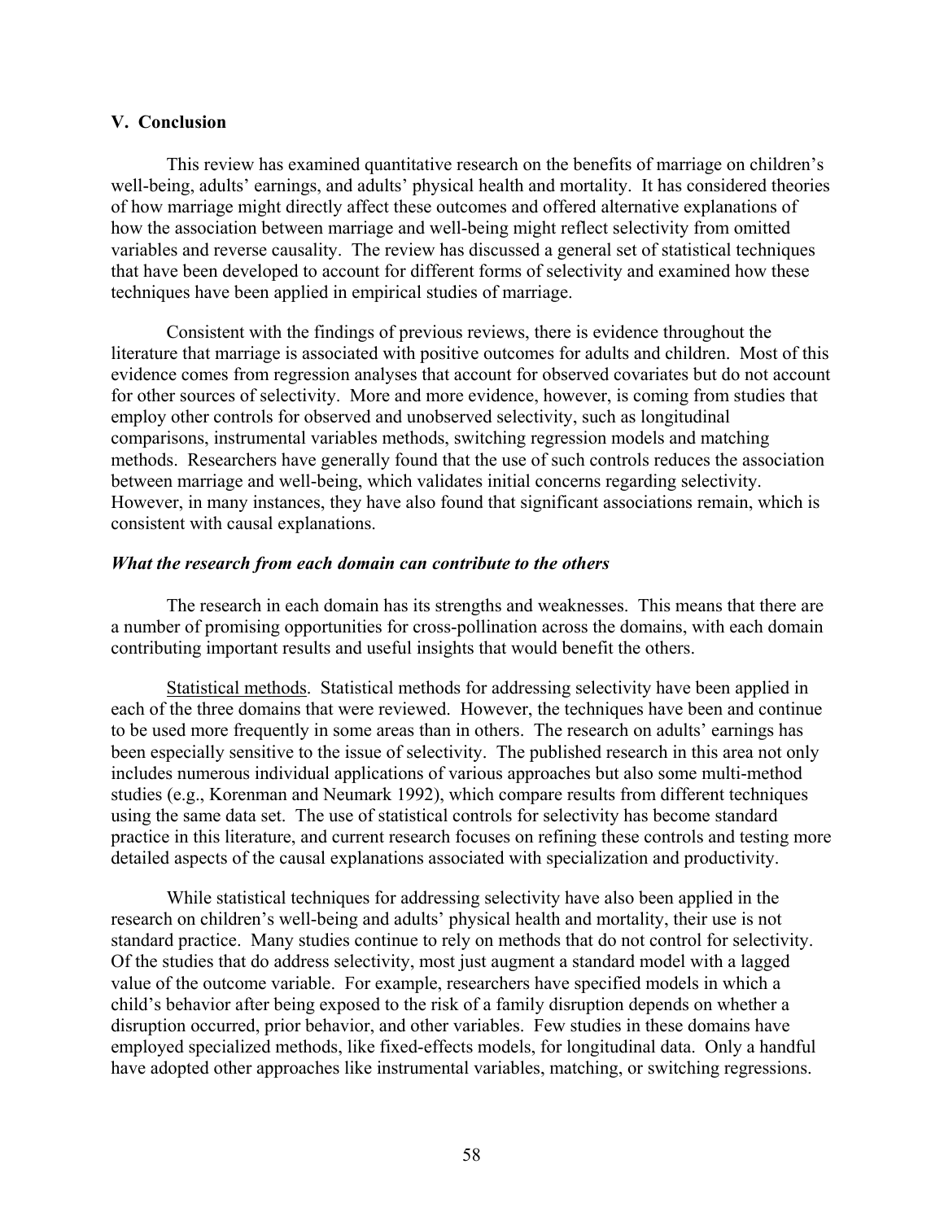## V. Conclusion

This review has examined quantitative research on the benefits of marriage on children's well-being, adults' earnings, and adults' physical health and mortality. It has considered theories of how marriage might directly affect these outcomes and offered alternative explanations of how the association between marriage and well-being might reflect selectivity from omitted variables and reverse causality. The review has discussed a general set of statistical techniques that have been developed to account for different forms of selectivity and examined how these techniques have been applied in empirical studies of marriage.

Consistent with the findings of previous reviews, there is evidence throughout the literature that marriage is associated with positive outcomes for adults and children. Most of this evidence comes from regression analyses that account for observed covariates but do not account for other sources of selectivity. More and more evidence, however, is coming from studies that employ other controls for observed and unobserved selectivity, such as longitudinal comparisons, instrumental variables methods, switching regression models and matching methods. Researchers have generally found that the use of such controls reduces the association between marriage and well-being, which validates initial concerns regarding selectivity. However, in many instances, they have also found that significant associations remain, which is consistent with causal explanations.

### *What the research from each domain can contribute to the others*

The research in each domain has its strengths and weaknesses. This means that there are a number of promising opportunities for cross-pollination across the domains, with each domain contributing important results and useful insights that would benefit the others.

Statistical methods. Statistical methods for addressing selectivity have been applied in each of the three domains that were reviewed. However, the techniques have been and continue to be used more frequently in some areas than in others. The research on adults' earnings has been especially sensitive to the issue of selectivity. The published research in this area not only includes numerous individual applications of various approaches but also some multi-method studies (e.g., Korenman and Neumark 1992), which compare results from different techniques using the same data set. The use of statistical controls for selectivity has become standard practice in this literature, and current research focuses on refining these controls and testing more detailed aspects of the causal explanations associated with specialization and productivity.

While statistical techniques for addressing selectivity have also been applied in the research on children's well-being and adults' physical health and mortality, their use is not standard practice. Many studies continue to rely on methods that do not control for selectivity. Of the studies that do address selectivity, most just augment a standard model with a lagged value of the outcome variable. For example, researchers have specified models in which a child's behavior after being exposed to the risk of a family disruption depends on whether a disruption occurred, prior behavior, and other variables. Few studies in these domains have employed specialized methods, like fixed-effects models, for longitudinal data. Only a handful have adopted other approaches like instrumental variables, matching, or switching regressions.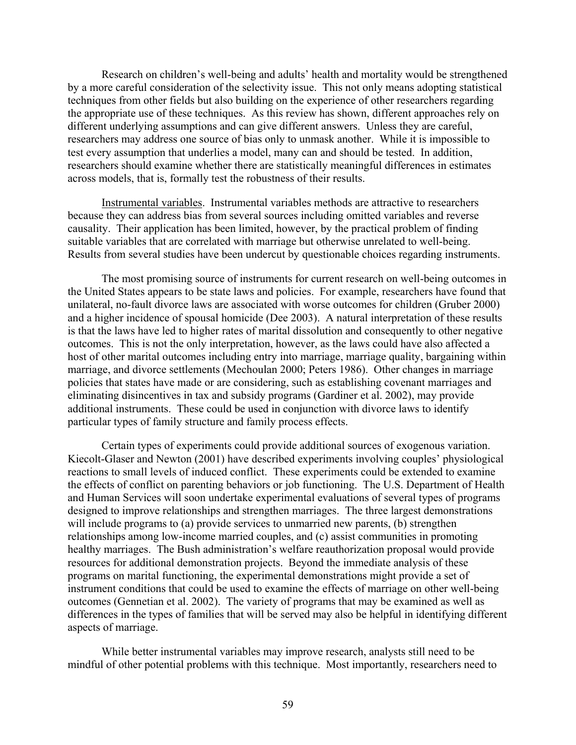Research on children's well-being and adults' health and mortality would be strengthened by a more careful consideration of the selectivity issue. This not only means adopting statistical techniques from other fields but also building on the experience of other researchers regarding the appropriate use of these techniques. As this review has shown, different approaches rely on different underlying assumptions and can give different answers. Unless they are careful, researchers may address one source of bias only to unmask another. While it is impossible to test every assumption that underlies a model, many can and should be tested. In addition, researchers should examine whether there are statistically meaningful differences in estimates across models, that is, formally test the robustness of their results.

<u>Instrumental variables</u>. Instrumental variables methods are attractive to researchers because they can address bias from several sources including omitted variables and reverse causality. Their application has been limited, however, by the practical problem of finding suitable variables that are correlated with marriage but otherwise unrelated to well-being. Results from several studies have been undercut by questionable choices regarding instruments.

The most promising source of instruments for current research on well-being outcomes in the United States appears to be state laws and policies. For example, researchers have found that unilateral, no-fault divorce laws are associated with worse outcomes for children (Gruber 2000) and a higher incidence of spousal homicide (Dee 2003). A natural interpretation of these results is that the laws have led to higher rates of marital dissolution and consequently to other negative outcomes. This is not the only interpretation, however, as the laws could have also affected a host of other marital outcomes including entry into marriage, marriage quality, bargaining within marriage, and divorce settlements (Mechoulan 2000; Peters 1986). Other changes in marriage policies that states have made or are considering, such as establishing covenant marriages and eliminating disincentives in tax and subsidy programs (Gardiner et al. 2002), may provide additional instruments. These could be used in conjunction with divorce laws to identify particular types of family structure and family process effects.

Certain types of experiments could provide additional sources of exogenous variation. Kiecolt-Glaser and Newton (2001) have described experiments involving couples' physiological reactions to small levels of induced conflict. These experiments could be extended to examine the effects of conflict on parenting behaviors or job functioning. The U.S. Department of Health and Human Services will soon undertake experimental evaluations of several types of programs designed to improve relationships and strengthen marriages. The three largest demonstrations will include programs to (a) provide services to unmarried new parents, (b) strengthen relationships among low-income married couples, and (c) assist communities in promoting healthy marriages. The Bush administration's welfare reauthorization proposal would provide resources for additional demonstration projects. Beyond the immediate analysis of these programs on marital functioning, the experimental demonstrations might provide a set of instrument conditions that could be used to examine the effects of marriage on other well-being outcomes (Gennetian et al. 2002). The variety of programs that may be examined as well as differences in the types of families that will be served may also be helpful in identifying different aspects of marriage.

While better instrumental variables may improve research, analysts still need to be mindful of other potential problems with this technique. Most importantly, researchers need to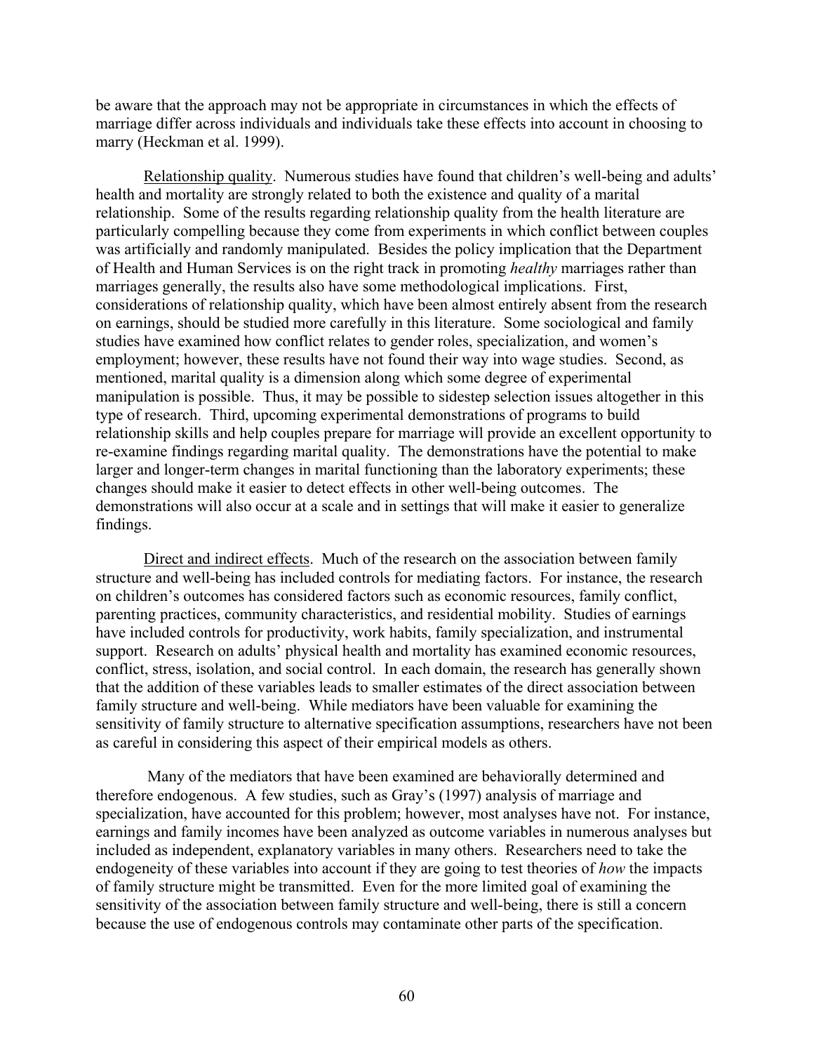be aware that the approach may not be appropriate in circumstances in which the effects of marriage differ across individuals and individuals take these effects into account in choosing to marry (Heckman et al. 1999).

Relationship quality. Numerous studies have found that children's well-being and adults' health and mortality are strongly related to both the existence and quality of a marital relationship. Some of the results regarding relationship quality from the health literature are particularly compelling because they come from experiments in which conflict between couples was artificially and randomly manipulated. Besides the policy implication that the Department of Health and Human Services is on the right track in promoting *healthy* marriages rather than marriages generally, the results also have some methodological implications. First, considerations of relationship quality, which have been almost entirely absent from the research on earnings, should be studied more carefully in this literature. Some sociological and family studies have examined how conflict relates to gender roles, specialization, and women's employment; however, these results have not found their way into wage studies. Second, as mentioned, marital quality is a dimension along which some degree of experimental manipulation is possible. Thus, it may be possible to sidestep selection issues altogether in this type of research. Third, upcoming experimental demonstrations of programs to build relationship skills and help couples prepare for marriage will provide an excellent opportunity to re-examine findings regarding marital quality. The demonstrations have the potential to make larger and longer-term changes in marital functioning than the laboratory experiments; these changes should make it easier to detect effects in other well-being outcomes. The demonstrations will also occur at a scale and in settings that will make it easier to generalize findings.

Direct and indirect effects. Much of the research on the association between family structure and well-being has included controls for mediating factors. For instance, the research on children's outcomes has considered factors such as economic resources, family conflict, parenting practices, community characteristics, and residential mobility. Studies of earnings have included controls for productivity, work habits, family specialization, and instrumental support. Research on adults' physical health and mortality has examined economic resources, conflict, stress, isolation, and social control. In each domain, the research has generally shown that the addition of these variables leads to smaller estimates of the direct association between family structure and well-being. While mediators have been valuable for examining the sensitivity of family structure to alternative specification assumptions, researchers have not been as careful in considering this aspect of their empirical models as others.

Many of the mediators that have been examined are behaviorally determined and therefore endogenous. A few studies, such as Gray's (1997) analysis of marriage and specialization, have accounted for this problem; however, most analyses have not. For instance, earnings and family incomes have been analyzed as outcome variables in numerous analyses but included as independent, explanatory variables in many others. Researchers need to take the endogeneity of these variables into account if they are going to test theories of *how* the impacts of family structure might be transmitted. Even for the more limited goal of examining the sensitivity of the association between family structure and well-being, there is still a concern because the use of endogenous controls may contaminate other parts of the specification.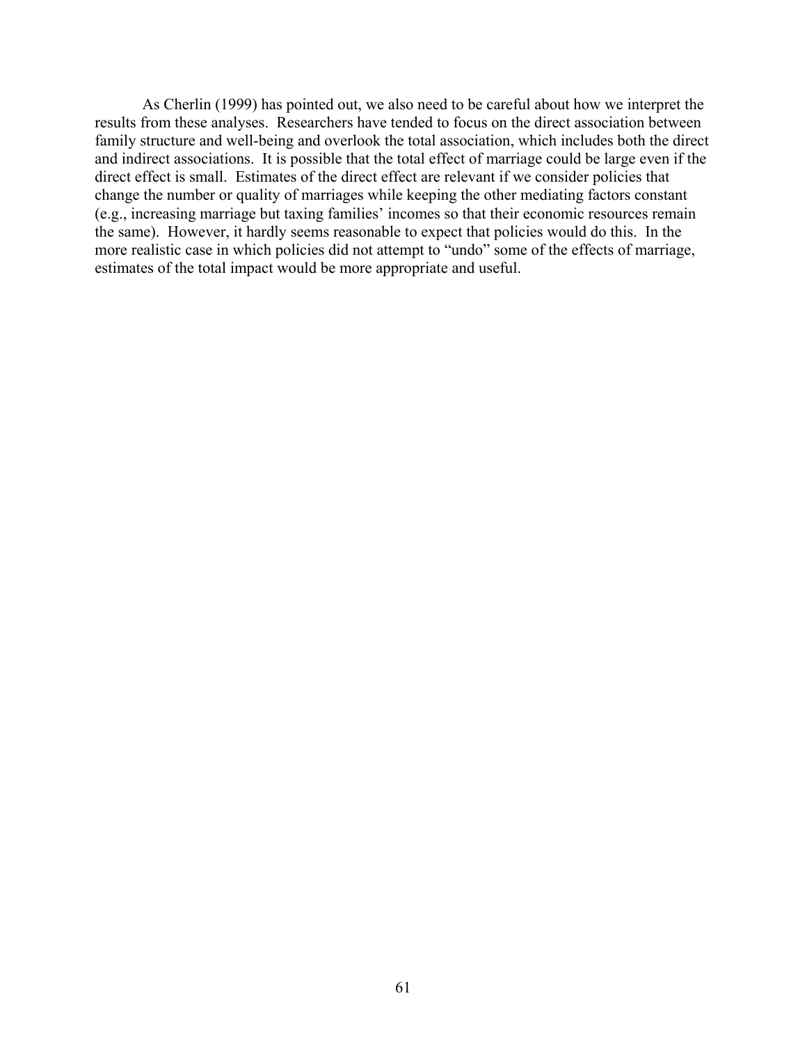As Cherlin (1999) has pointed out, we also need to be careful about how we interpret the results from these analyses. Researchers have tended to focus on the direct association between family structure and well-being and overlook the total association, which includes both the direct and indirect associations. It is possible that the total effect of marriage could be large even if the direct effect is small. Estimates of the direct effect are relevant if we consider policies that change the number or quality of marriages while keeping the other mediating factors constant (e.g., increasing marriage but taxing families' incomes so that their economic resources remain the same). However, it hardly seems reasonable to expect that policies would do this. In the more realistic case in which policies did not attempt to "undo" some of the effects of marriage, estimates of the total impact would be more appropriate and useful.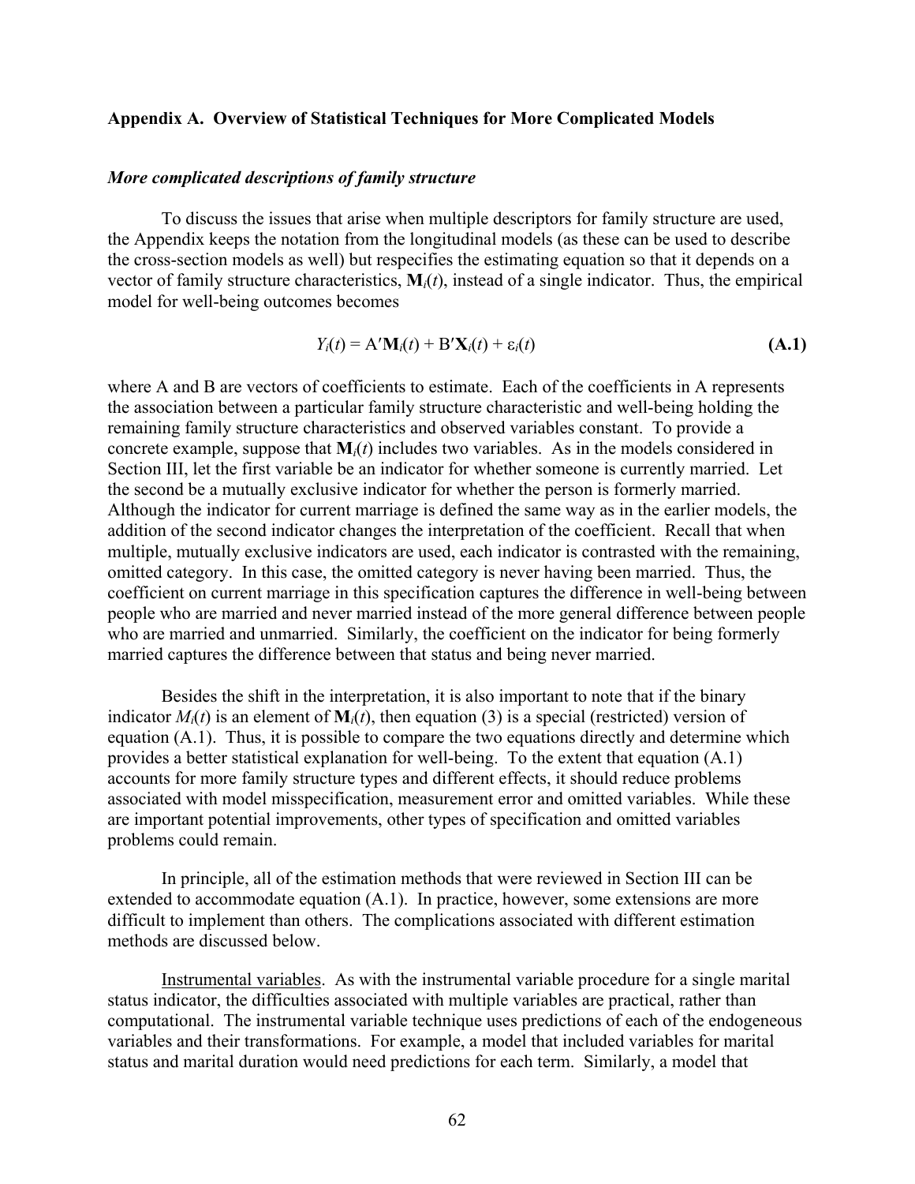## Appendix A. Overview of Statistical Techniques for More Complicated Models

### *More complicated descriptions of family structure*

To discuss the issues that arise when multiple descriptors for family structure are used, the Appendix keeps the notation from the longitudinal models (as these can be used to describe the cross-section models as well) but respecifies the estimating equation so that it depends on a vector of family structure characteristics, $\mathbf{M}_i(t)$, instead of a single indicator. Thus, the empirical model for well-being outcomes becomes

$$Y_i(t) = \text{A}'\mathbf{M}_i(t) + \text{B}'\mathbf{X}_i(t) + \varepsilon_i(t) \qquad \textbf{(A.1)}$$

where A and B are vectors of coefficients to estimate. Each of the coefficients in A represents the association between a particular family structure characteristic and well-being holding the remaining family structure characteristics and observed variables constant. To provide a concrete example, suppose that $\mathbf{M}_i(t)$ includes two variables. As in the models considered in Section III, let the first variable be an indicator for whether someone is currently married. Let the second be a mutually exclusive indicator for whether the person is formerly married. Although the indicator for current marriage is defined the same way as in the earlier models, the addition of the second indicator changes the interpretation of the coefficient. Recall that when multiple, mutually exclusive indicators are used, each indicator is contrasted with the remaining, omitted category. In this case, the omitted category is never having been married. Thus, the coefficient on current marriage in this specification captures the difference in well-being between people who are married and never married instead of the more general difference between people who are married and unmarried. Similarly, the coefficient on the indicator for being formerly married captures the difference between that status and being never married.

Besides the shift in the interpretation, it is also important to note that if the binary indicator $M_i(t)$ is an element of $\mathbf{M}_i(t)$, then equation (3) is a special (restricted) version of equation (A.1). Thus, it is possible to compare the two equations directly and determine which provides a better statistical explanation for well-being. To the extent that equation (A.1) accounts for more family structure types and different effects, it should reduce problems associated with model misspecification, measurement error and omitted variables. While these are important potential improvements, other types of specification and omitted variables problems could remain.

In principle, all of the estimation methods that were reviewed in Section III can be extended to accommodate equation (A.1). In practice, however, some extensions are more difficult to implement than others. The complications associated with different estimation methods are discussed below.

<u>Instrumental variables</u>. As with the instrumental variable procedure for a single marital status indicator, the difficulties associated with multiple variables are practical, rather than computational. The instrumental variable technique uses predictions of each of the endogeneous variables and their transformations. For example, a model that included variables for marital status and marital duration would need predictions for each term. Similarly, a model that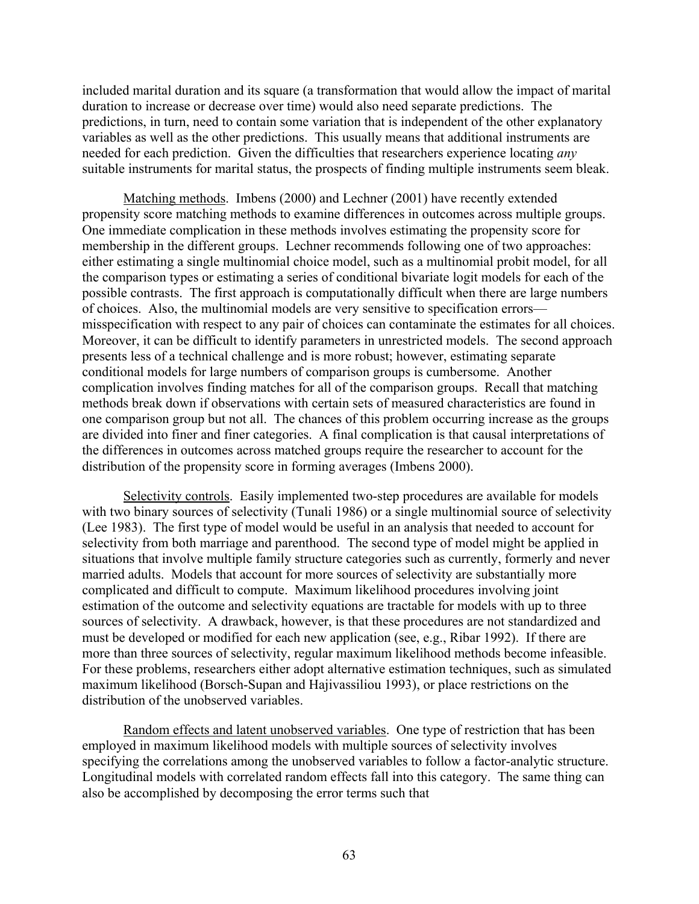included marital duration and its square (a transformation that would allow the impact of marital duration to increase or decrease over time) would also need separate predictions. The predictions, in turn, need to contain some variation that is independent of the other explanatory variables as well as the other predictions. This usually means that additional instruments are needed for each prediction. Given the difficulties that researchers experience locating *any* suitable instruments for marital status, the prospects of finding multiple instruments seem bleak.

Matching methods. Imbens (2000) and Lechner (2001) have recently extended propensity score matching methods to examine differences in outcomes across multiple groups. One immediate complication in these methods involves estimating the propensity score for membership in the different groups. Lechner recommends following one of two approaches: either estimating a single multinomial choice model, such as a multinomial probit model, for all the comparison types or estimating a series of conditional bivariate logit models for each of the possible contrasts. The first approach is computationally difficult when there are large numbers of choices. Also, the multinomial models are very sensitive to specification errors—misspecification with respect to any pair of choices can contaminate the estimates for all choices. Moreover, it can be difficult to identify parameters in unrestricted models. The second approach presents less of a technical challenge and is more robust; however, estimating separate conditional models for large numbers of comparison groups is cumbersome. Another complication involves finding matches for all of the comparison groups. Recall that matching methods break down if observations with certain sets of measured characteristics are found in one comparison group but not all. The chances of this problem occurring increase as the groups are divided into finer and finer categories. A final complication is that causal interpretations of the differences in outcomes across matched groups require the researcher to account for the distribution of the propensity score in forming averages (Imbens 2000).

Selectivity controls. Easily implemented two-step procedures are available for models with two binary sources of selectivity (Tunali 1986) or a single multinomial source of selectivity (Lee 1983). The first type of model would be useful in an analysis that needed to account for selectivity from both marriage and parenthood. The second type of model might be applied in situations that involve multiple family structure categories such as currently, formerly and never married adults. Models that account for more sources of selectivity are substantially more complicated and difficult to compute. Maximum likelihood procedures involving joint estimation of the outcome and selectivity equations are tractable for models with up to three sources of selectivity. A drawback, however, is that these procedures are not standardized and must be developed or modified for each new application (see, e.g., Ribar 1992). If there are more than three sources of selectivity, regular maximum likelihood methods become infeasible. For these problems, researchers either adopt alternative estimation techniques, such as simulated maximum likelihood (Borsch-Supan and Hajivassiliou 1993), or place restrictions on the distribution of the unobserved variables.

Random effects and latent unobserved variables. One type of restriction that has been employed in maximum likelihood models with multiple sources of selectivity involves specifying the correlations among the unobserved variables to follow a factor-analytic structure. Longitudinal models with correlated random effects fall into this category. The same thing can also be accomplished by decomposing the error terms such that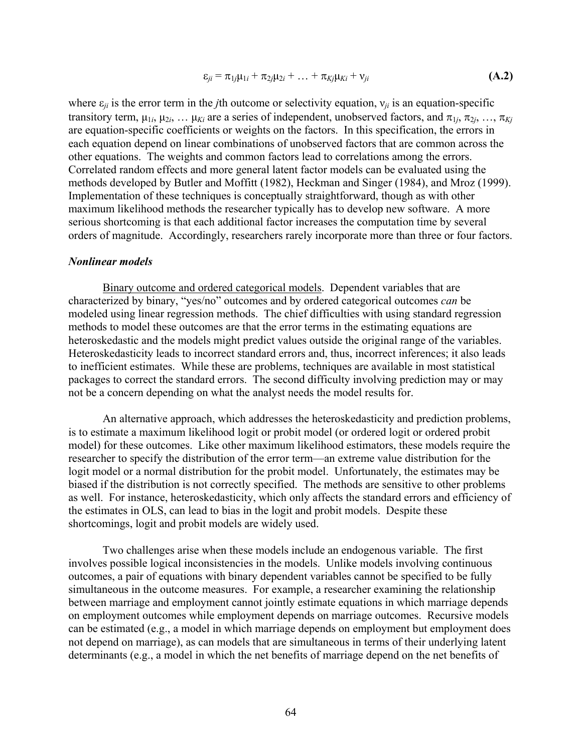$$\varepsilon_{ji} = \pi_{1j}\mu_{1i} + \pi_{2j}\mu_{2i} + \ldots + \pi_{Kj}\mu_{Ki} + \nu_{ji} \quad \textbf{(A.2)}$$

where $\varepsilon_{ji}$ is the error term in the $j$th outcome or selectivity equation, $\nu_{ji}$ is an equation-specific transitory term, $\mu_{1i}$, $\mu_{2i}$, … $\mu_{Ki}$ are a series of independent, unobserved factors, and $\pi_{1j}$, $\pi_{2j}$, …, $\pi_{Kj}$ are equation-specific coefficients or weights on the factors. In this specification, the errors in each equation depend on linear combinations of unobserved factors that are common across the other equations. The weights and common factors lead to correlations among the errors. Correlated random effects and more general latent factor models can be evaluated using the methods developed by Butler and Moffitt (1982), Heckman and Singer (1984), and Mroz (1999). Implementation of these techniques is conceptually straightforward, though as with other maximum likelihood methods the researcher typically has to develop new software. A more serious shortcoming is that each additional factor increases the computation time by several orders of magnitude. Accordingly, researchers rarely incorporate more than three or four factors.

### *Nonlinear models*

Binary outcome and ordered categorical models. Dependent variables that are characterized by binary, "yes/no" outcomes and by ordered categorical outcomes *can* be modeled using linear regression methods. The chief difficulties with using standard regression methods to model these outcomes are that the error terms in the estimating equations are heteroskedastic and the models might predict values outside the original range of the variables. Heteroskedasticity leads to incorrect standard errors and, thus, incorrect inferences; it also leads to inefficient estimates. While these are problems, techniques are available in most statistical packages to correct the standard errors. The second difficulty involving prediction may or may not be a concern depending on what the analyst needs the model results for.

An alternative approach, which addresses the heteroskedasticity and prediction problems, is to estimate a maximum likelihood logit or probit model (or ordered logit or ordered probit model) for these outcomes. Like other maximum likelihood estimators, these models require the researcher to specify the distribution of the error term—an extreme value distribution for the logit model or a normal distribution for the probit model. Unfortunately, the estimates may be biased if the distribution is not correctly specified. The methods are sensitive to other problems as well. For instance, heteroskedasticity, which only affects the standard errors and efficiency of the estimates in OLS, can lead to bias in the logit and probit models. Despite these shortcomings, logit and probit models are widely used.

Two challenges arise when these models include an endogenous variable. The first involves possible logical inconsistencies in the models. Unlike models involving continuous outcomes, a pair of equations with binary dependent variables cannot be specified to be fully simultaneous in the outcome measures. For example, a researcher examining the relationship between marriage and employment cannot jointly estimate equations in which marriage depends on employment outcomes while employment depends on marriage outcomes. Recursive models can be estimated (e.g., a model in which marriage depends on employment but employment does not depend on marriage), as can models that are simultaneous in terms of their underlying latent determinants (e.g., a model in which the net benefits of marriage depend on the net benefits of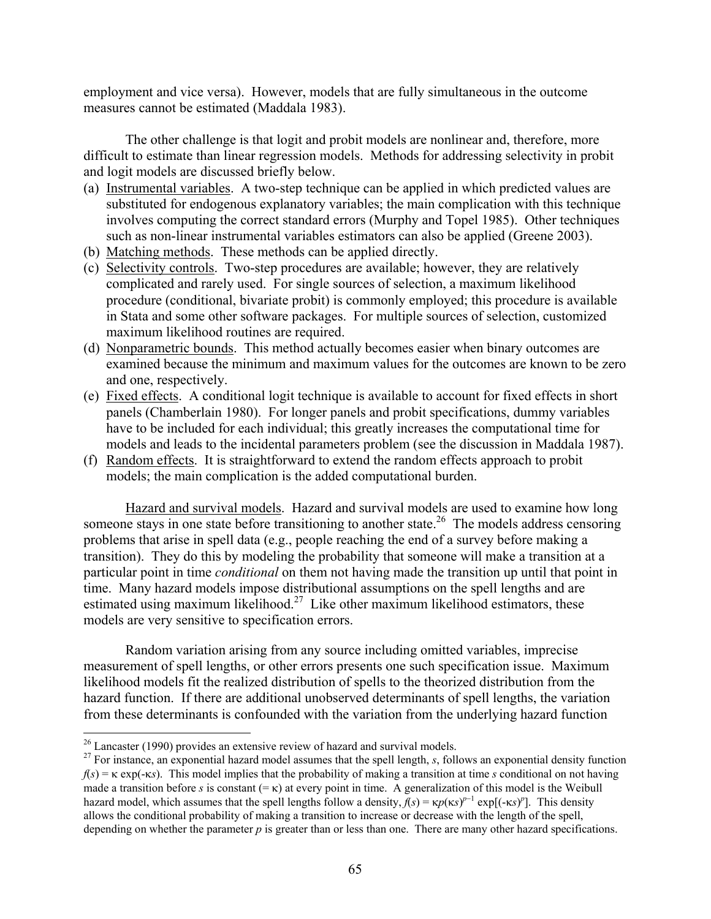employment and vice versa). However, models that are fully simultaneous in the outcome measures cannot be estimated (Maddala 1983).

The other challenge is that logit and probit models are nonlinear and, therefore, more difficult to estimate than linear regression models. Methods for addressing selectivity in probit and logit models are discussed briefly below.

(a) Instrumental variables. A two-step technique can be applied in which predicted values are substituted for endogenous explanatory variables; the main complication with this technique involves computing the correct standard errors (Murphy and Topel 1985). Other techniques such as non-linear instrumental variables estimators can also be applied (Greene 2003).
(b) Matching methods. These methods can be applied directly.
(c) Selectivity controls. Two-step procedures are available; however, they are relatively complicated and rarely used. For single sources of selection, a maximum likelihood procedure (conditional, bivariate probit) is commonly employed; this procedure is available in Stata and some other software packages. For multiple sources of selection, customized maximum likelihood routines are required.
(d) Nonparametric bounds. This method actually becomes easier when binary outcomes are examined because the minimum and maximum values for the outcomes are known to be zero and one, respectively.
(e) Fixed effects. A conditional logit technique is available to account for fixed effects in short panels (Chamberlain 1980). For longer panels and probit specifications, dummy variables have to be included for each individual; this greatly increases the computational time for models and leads to the incidental parameters problem (see the discussion in Maddala 1987).
(f) Random effects. It is straightforward to extend the random effects approach to probit models; the main complication is the added computational burden.

Hazard and survival models. Hazard and survival models are used to examine how long someone stays in one state before transitioning to another state.[26] The models address censoring problems that arise in spell data (e.g., people reaching the end of a survey before making a transition). They do this by modeling the probability that someone will make a transition at a particular point in time *conditional* on them not having made the transition up until that point in time. Many hazard models impose distributional assumptions on the spell lengths and are estimated using maximum likelihood.[27] Like other maximum likelihood estimators, these models are very sensitive to specification errors.

Random variation arising from any source including omitted variables, imprecise measurement of spell lengths, or other errors presents one such specification issue. Maximum likelihood models fit the realized distribution of spells to the theorized distribution from the hazard function. If there are additional unobserved determinants of spell lengths, the variation from these determinants is confounded with the variation from the underlying hazard function

---

[26] Lancaster (1990) provides an extensive review of hazard and survival models.

[27] For instance, an exponential hazard model assumes that the spell length, $s$, follows an exponential density function $f(s) = \kappa \exp(-\kappa s)$. This model implies that the probability of making a transition at time $s$ conditional on not having made a transition before $s$ is constant ($= \kappa$) at every point in time. A generalization of this model is the Weibull hazard model, which assumes that the spell lengths follow a density, $f(s) = \kappa p(\kappa s)^{p-1} \exp[(-\kappa s)^p]$. This density allows the conditional probability of making a transition to increase or decrease with the length of the spell, depending on whether the parameter $p$ is greater than or less than one. There are many other hazard specifications.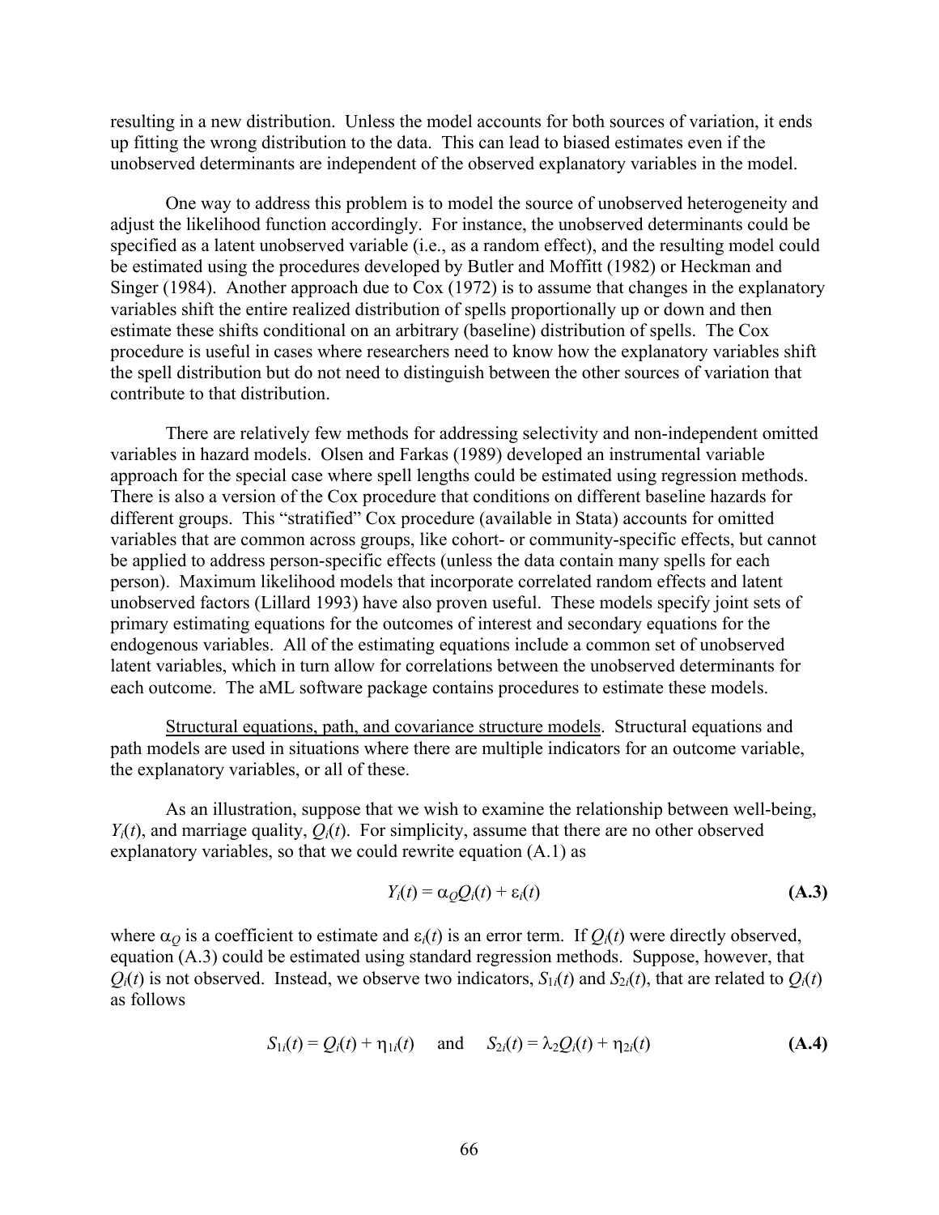resulting in a new distribution. Unless the model accounts for both sources of variation, it ends up fitting the wrong distribution to the data. This can lead to biased estimates even if the unobserved determinants are independent of the observed explanatory variables in the model.

One way to address this problem is to model the source of unobserved heterogeneity and adjust the likelihood function accordingly. For instance, the unobserved determinants could be specified as a latent unobserved variable (i.e., as a random effect), and the resulting model could be estimated using the procedures developed by Butler and Moffitt (1982) or Heckman and Singer (1984). Another approach due to Cox (1972) is to assume that changes in the explanatory variables shift the entire realized distribution of spells proportionally up or down and then estimate these shifts conditional on an arbitrary (baseline) distribution of spells. The Cox procedure is useful in cases where researchers need to know how the explanatory variables shift the spell distribution but do not need to distinguish between the other sources of variation that contribute to that distribution.

There are relatively few methods for addressing selectivity and non-independent omitted variables in hazard models. Olsen and Farkas (1989) developed an instrumental variable approach for the special case where spell lengths could be estimated using regression methods. There is also a version of the Cox procedure that conditions on different baseline hazards for different groups. This "stratified" Cox procedure (available in Stata) accounts for omitted variables that are common across groups, like cohort- or community-specific effects, but cannot be applied to address person-specific effects (unless the data contain many spells for each person). Maximum likelihood models that incorporate correlated random effects and latent unobserved factors (Lillard 1993) have also proven useful. These models specify joint sets of primary estimating equations for the outcomes of interest and secondary equations for the endogenous variables. All of the estimating equations include a common set of unobserved latent variables, which in turn allow for correlations between the unobserved determinants for each outcome. The aML software package contains procedures to estimate these models.

<u>Structural equations, path, and covariance structure models</u>. Structural equations and path models are used in situations where there are multiple indicators for an outcome variable, the explanatory variables, or all of these.

As an illustration, suppose that we wish to examine the relationship between well-being, $Y_i(t)$, and marriage quality, $Q_i(t)$. For simplicity, assume that there are no other observed explanatory variables, so that we could rewrite equation (A.1) as

$$Y_i(t) = \alpha_Q Q_i(t) + \varepsilon_i(t) \qquad \textbf{(A.3)}$$

where $\alpha_Q$ is a coefficient to estimate and $\varepsilon_i(t)$ is an error term. If $Q_i(t)$ were directly observed, equation (A.3) could be estimated using standard regression methods. Suppose, however, that $Q_i(t)$ is not observed. Instead, we observe two indicators, $S_{1i}(t)$ and $S_{2i}(t)$, that are related to $Q_i(t)$ as follows

$$S_{1i}(t) = Q_i(t) + \eta_{1i}(t) \quad \text{and} \quad S_{2i}(t) = \lambda_2 Q_i(t) + \eta_{2i}(t) \qquad \textbf{(A.4)}$$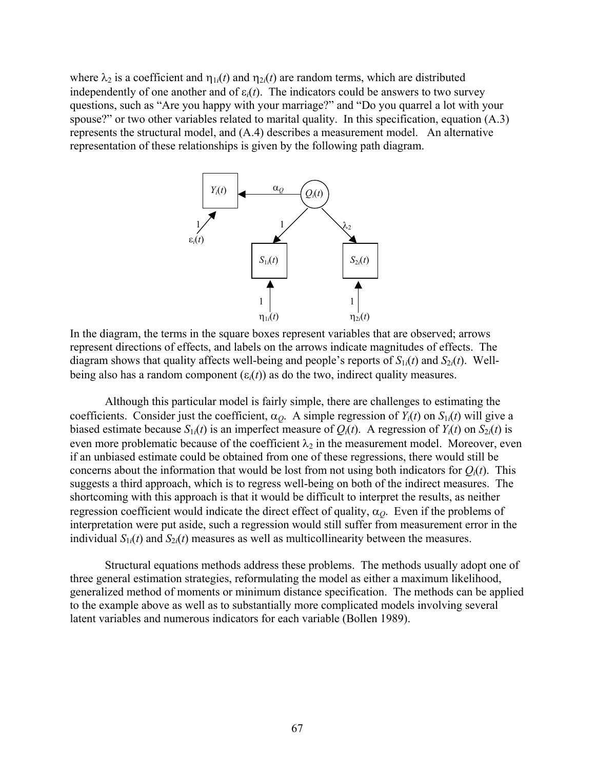where $\lambda_2$ is a coefficient and $\eta_{1i}(t)$ and $\eta_{2i}(t)$ are random terms, which are distributed independently of one another and of $\varepsilon_i(t)$. The indicators could be answers to two survey questions, such as "Are you happy with your marriage?" and "Do you quarrel a lot with your spouse?" or two other variables related to marital quality. In this specification, equation (A.3) represents the structural model, and (A.4) describes a measurement model. An alternative representation of these relationships is given by the following path diagram.

In the diagram, the terms in the square boxes represent variables that are observed; arrows represent directions of effects, and labels on the arrows indicate magnitudes of effects. The diagram shows that quality affects well-being and people's reports of $S_{1i}(t)$ and $S_{2i}(t)$. Well-being also has a random component ($\varepsilon_i(t)$) as do the two, indirect quality measures.

Although this particular model is fairly simple, there are challenges to estimating the coefficients. Consider just the coefficient, $\alpha_Q$. A simple regression of $Y_i(t)$ on $S_{1i}(t)$ will give a biased estimate because $S_{1i}(t)$ is an imperfect measure of $Q_i(t)$. A regression of $Y_i(t)$ on $S_{2i}(t)$ is even more problematic because of the coefficient $\lambda_2$ in the measurement model. Moreover, even if an unbiased estimate could be obtained from one of these regressions, there would still be concerns about the information that would be lost from not using both indicators for $Q_i(t)$. This suggests a third approach, which is to regress well-being on both of the indirect measures. The shortcoming with this approach is that it would be difficult to interpret the results, as neither regression coefficient would indicate the direct effect of quality, $\alpha_Q$. Even if the problems of interpretation were put aside, such a regression would still suffer from measurement error in the individual $S_{1i}(t)$ and $S_{2i}(t)$ measures as well as multicollinearity between the measures.

Structural equations methods address these problems. The methods usually adopt one of three general estimation strategies, reformulating the model as either a maximum likelihood, generalized method of moments or minimum distance specification. The methods can be applied to the example above as well as to substantially more complicated models involving several latent variables and numerous indicators for each variable (Bollen 1989).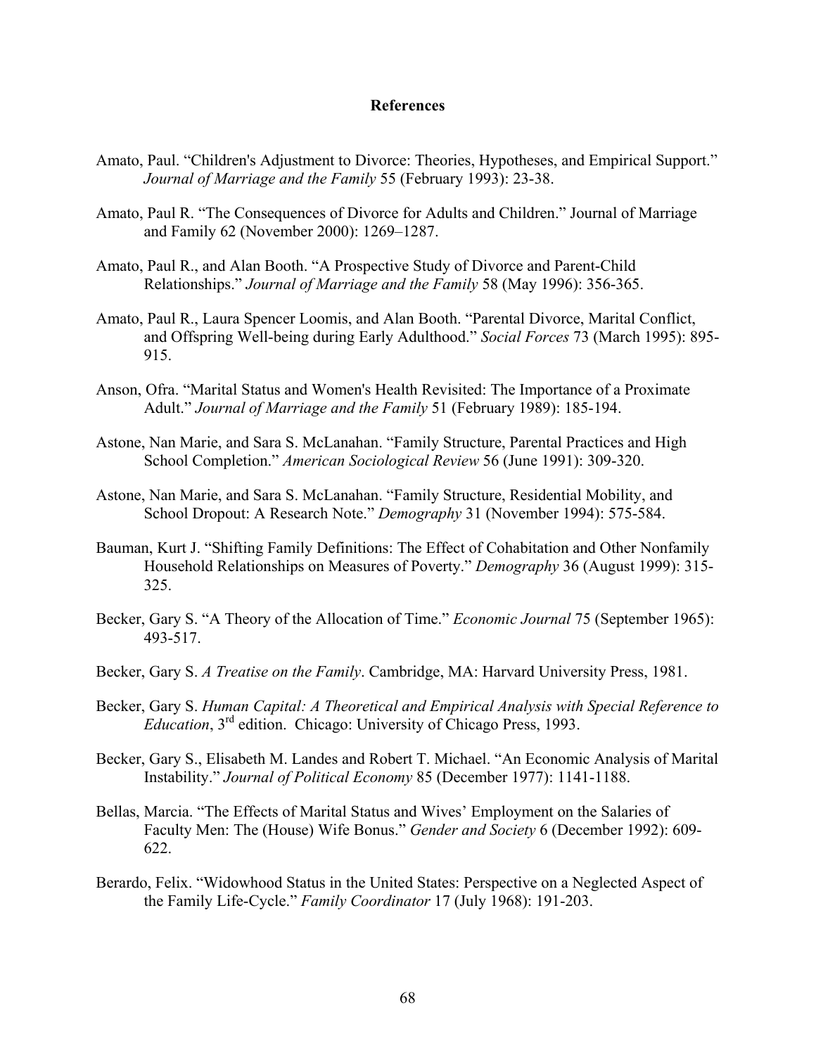# References

Amato, Paul. "Children's Adjustment to Divorce: Theories, Hypotheses, and Empirical Support." *Journal of Marriage and the Family* 55 (February 1993): 23-38.

Amato, Paul R. "The Consequences of Divorce for Adults and Children." Journal of Marriage and Family 62 (November 2000): 1269–1287.

Amato, Paul R., and Alan Booth. "A Prospective Study of Divorce and Parent-Child Relationships." *Journal of Marriage and the Family* 58 (May 1996): 356-365.

Amato, Paul R., Laura Spencer Loomis, and Alan Booth. "Parental Divorce, Marital Conflict, and Offspring Well-being during Early Adulthood." *Social Forces* 73 (March 1995): 895-915.

Anson, Ofra. "Marital Status and Women's Health Revisited: The Importance of a Proximate Adult." *Journal of Marriage and the Family* 51 (February 1989): 185-194.

Astone, Nan Marie, and Sara S. McLanahan. "Family Structure, Parental Practices and High School Completion." *American Sociological Review* 56 (June 1991): 309-320.

Astone, Nan Marie, and Sara S. McLanahan. "Family Structure, Residential Mobility, and School Dropout: A Research Note." *Demography* 31 (November 1994): 575-584.

Bauman, Kurt J. "Shifting Family Definitions: The Effect of Cohabitation and Other Nonfamily Household Relationships on Measures of Poverty." *Demography* 36 (August 1999): 315-325.

Becker, Gary S. "A Theory of the Allocation of Time." *Economic Journal* 75 (September 1965): 493-517.

Becker, Gary S. *A Treatise on the Family*. Cambridge, MA: Harvard University Press, 1981.

Becker, Gary S. *Human Capital: A Theoretical and Empirical Analysis with Special Reference to Education*, 3rd edition. Chicago: University of Chicago Press, 1993.

Becker, Gary S., Elisabeth M. Landes and Robert T. Michael. "An Economic Analysis of Marital Instability." *Journal of Political Economy* 85 (December 1977): 1141-1188.

Bellas, Marcia. "The Effects of Marital Status and Wives' Employment on the Salaries of Faculty Men: The (House) Wife Bonus." *Gender and Society* 6 (December 1992): 609-622.

Berardo, Felix. "Widowhood Status in the United States: Perspective on a Neglected Aspect of the Family Life-Cycle." *Family Coordinator* 17 (July 1968): 191-203.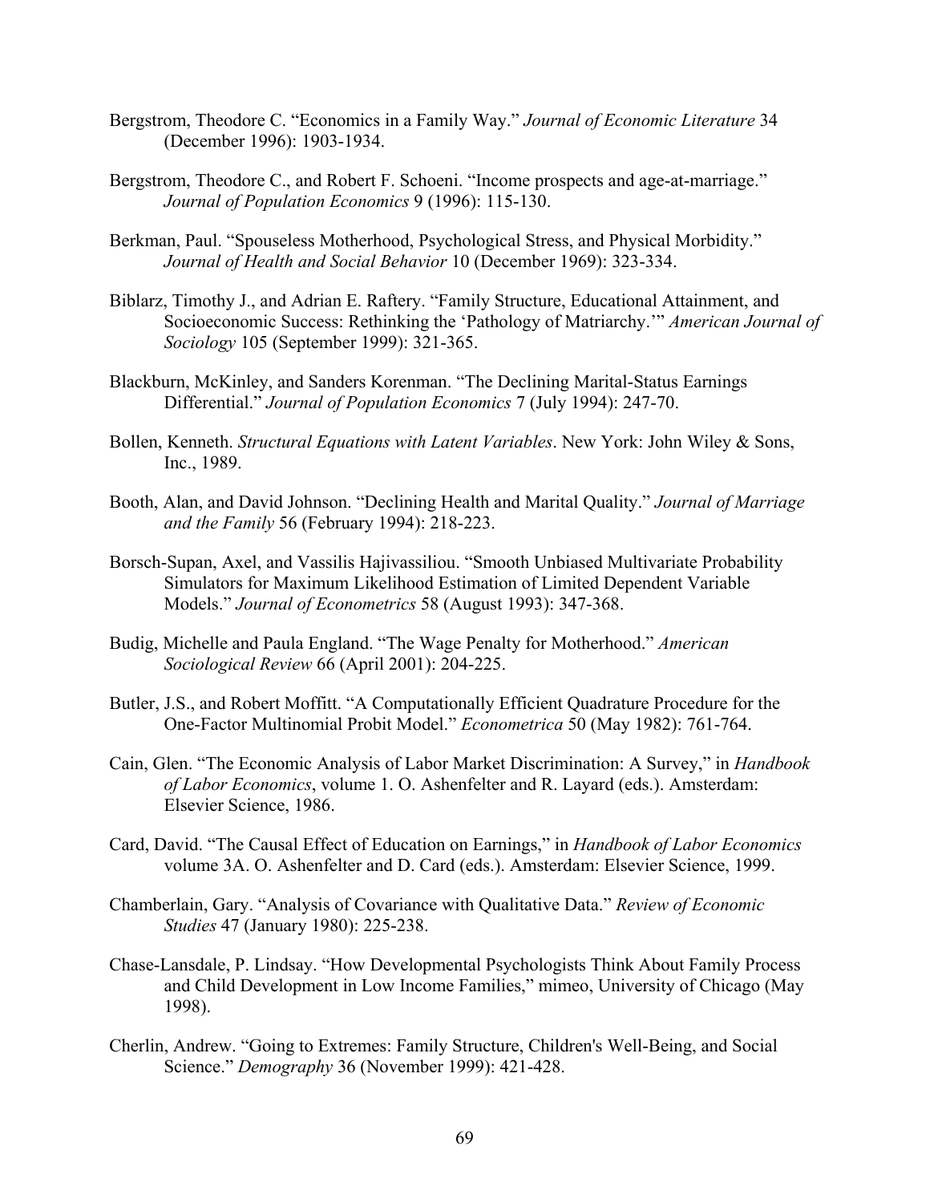Bergstrom, Theodore C. "Economics in a Family Way." *Journal of Economic Literature* 34 (December 1996): 1903-1934.

Bergstrom, Theodore C., and Robert F. Schoeni. "Income prospects and age-at-marriage." *Journal of Population Economics* 9 (1996): 115-130.

Berkman, Paul. "Spouseless Motherhood, Psychological Stress, and Physical Morbidity." *Journal of Health and Social Behavior* 10 (December 1969): 323-334.

Biblarz, Timothy J., and Adrian E. Raftery. "Family Structure, Educational Attainment, and Socioeconomic Success: Rethinking the 'Pathology of Matriarchy.'" *American Journal of Sociology* 105 (September 1999): 321-365.

Blackburn, McKinley, and Sanders Korenman. "The Declining Marital-Status Earnings Differential." *Journal of Population Economics* 7 (July 1994): 247-70.

Bollen, Kenneth. *Structural Equations with Latent Variables*. New York: John Wiley & Sons, Inc., 1989.

Booth, Alan, and David Johnson. "Declining Health and Marital Quality." *Journal of Marriage and the Family* 56 (February 1994): 218-223.

Borsch-Supan, Axel, and Vassilis Hajivassiliou. "Smooth Unbiased Multivariate Probability Simulators for Maximum Likelihood Estimation of Limited Dependent Variable Models." *Journal of Econometrics* 58 (August 1993): 347-368.

Budig, Michelle and Paula England. "The Wage Penalty for Motherhood." *American Sociological Review* 66 (April 2001): 204-225.

Butler, J.S., and Robert Moffitt. "A Computationally Efficient Quadrature Procedure for the One-Factor Multinomial Probit Model." *Econometrica* 50 (May 1982): 761-764.

Cain, Glen. "The Economic Analysis of Labor Market Discrimination: A Survey," in *Handbook of Labor Economics*, volume 1. O. Ashenfelter and R. Layard (eds.). Amsterdam: Elsevier Science, 1986.

Card, David. "The Causal Effect of Education on Earnings," in *Handbook of Labor Economics* volume 3A. O. Ashenfelter and D. Card (eds.). Amsterdam: Elsevier Science, 1999.

Chamberlain, Gary. "Analysis of Covariance with Qualitative Data." *Review of Economic Studies* 47 (January 1980): 225-238.

Chase-Lansdale, P. Lindsay. "How Developmental Psychologists Think About Family Process and Child Development in Low Income Families," mimeo, University of Chicago (May 1998).

Cherlin, Andrew. "Going to Extremes: Family Structure, Children's Well-Being, and Social Science." *Demography* 36 (November 1999): 421-428.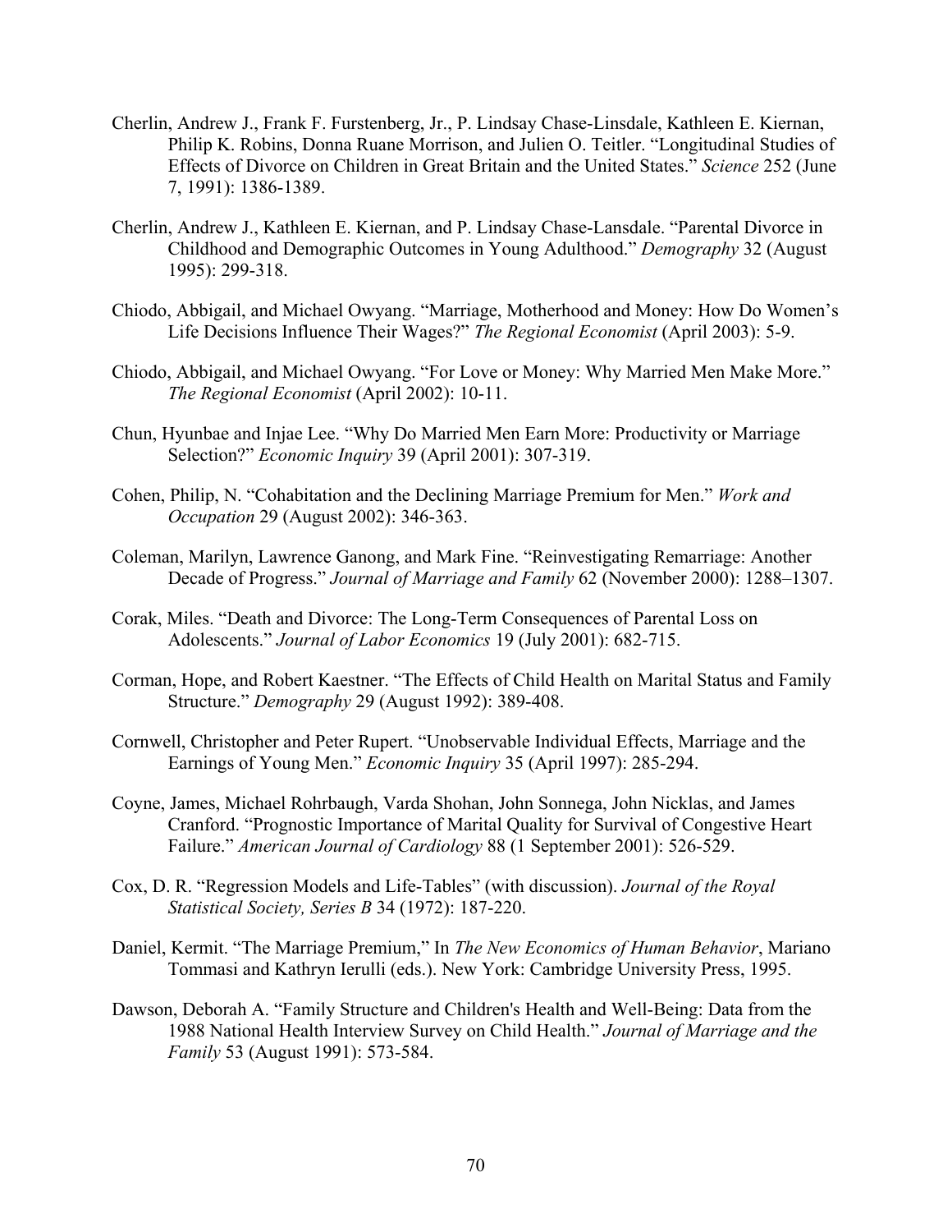Cherlin, Andrew J., Frank F. Furstenberg, Jr., P. Lindsay Chase-Linsdale, Kathleen E. Kiernan, Philip K. Robins, Donna Ruane Morrison, and Julien O. Teitler. "Longitudinal Studies of Effects of Divorce on Children in Great Britain and the United States." *Science* 252 (June 7, 1991): 1386-1389.

Cherlin, Andrew J., Kathleen E. Kiernan, and P. Lindsay Chase-Lansdale. "Parental Divorce in Childhood and Demographic Outcomes in Young Adulthood." *Demography* 32 (August 1995): 299-318.

Chiodo, Abbigail, and Michael Owyang. "Marriage, Motherhood and Money: How Do Women's Life Decisions Influence Their Wages?" *The Regional Economist* (April 2003): 5-9.

Chiodo, Abbigail, and Michael Owyang. "For Love or Money: Why Married Men Make More." *The Regional Economist* (April 2002): 10-11.

Chun, Hyunbae and Injae Lee. "Why Do Married Men Earn More: Productivity or Marriage Selection?" *Economic Inquiry* 39 (April 2001): 307-319.

Cohen, Philip, N. "Cohabitation and the Declining Marriage Premium for Men." *Work and Occupation* 29 (August 2002): 346-363.

Coleman, Marilyn, Lawrence Ganong, and Mark Fine. "Reinvestigating Remarriage: Another Decade of Progress." *Journal of Marriage and Family* 62 (November 2000): 1288–1307.

Corak, Miles. "Death and Divorce: The Long-Term Consequences of Parental Loss on Adolescents." *Journal of Labor Economics* 19 (July 2001): 682-715.

Corman, Hope, and Robert Kaestner. "The Effects of Child Health on Marital Status and Family Structure." *Demography* 29 (August 1992): 389-408.

Cornwell, Christopher and Peter Rupert. "Unobservable Individual Effects, Marriage and the Earnings of Young Men." *Economic Inquiry* 35 (April 1997): 285-294.

Coyne, James, Michael Rohrbaugh, Varda Shohan, John Sonnega, John Nicklas, and James Cranford. "Prognostic Importance of Marital Quality for Survival of Congestive Heart Failure." *American Journal of Cardiology* 88 (1 September 2001): 526-529.

Cox, D. R. "Regression Models and Life-Tables" (with discussion). *Journal of the Royal Statistical Society, Series B* 34 (1972): 187-220.

Daniel, Kermit. "The Marriage Premium," In *The New Economics of Human Behavior*, Mariano Tommasi and Kathryn Ierulli (eds.). New York: Cambridge University Press, 1995.

Dawson, Deborah A. "Family Structure and Children's Health and Well-Being: Data from the 1988 National Health Interview Survey on Child Health." *Journal of Marriage and the Family* 53 (August 1991): 573-584.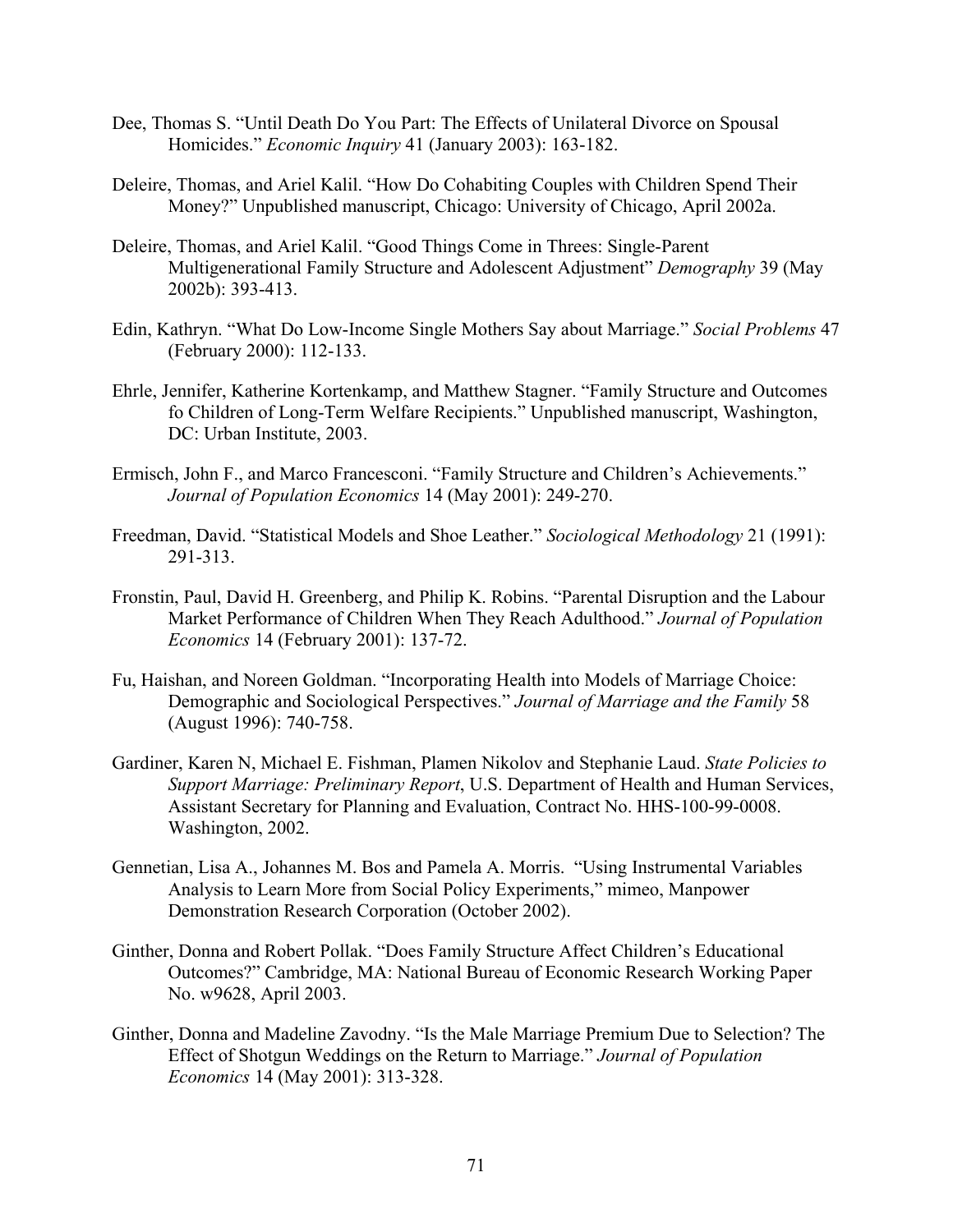Dee, Thomas S. "Until Death Do You Part: The Effects of Unilateral Divorce on Spousal Homicides." *Economic Inquiry* 41 (January 2003): 163-182.

Deleire, Thomas, and Ariel Kalil. "How Do Cohabiting Couples with Children Spend Their Money?" Unpublished manuscript, Chicago: University of Chicago, April 2002a.

Deleire, Thomas, and Ariel Kalil. "Good Things Come in Threes: Single-Parent Multigenerational Family Structure and Adolescent Adjustment" *Demography* 39 (May 2002b): 393-413.

Edin, Kathryn. "What Do Low-Income Single Mothers Say about Marriage." *Social Problems* 47 (February 2000): 112-133.

Ehrle, Jennifer, Katherine Kortenkamp, and Matthew Stagner. "Family Structure and Outcomes fo Children of Long-Term Welfare Recipients." Unpublished manuscript, Washington, DC: Urban Institute, 2003.

Ermisch, John F., and Marco Francesconi. "Family Structure and Children's Achievements." *Journal of Population Economics* 14 (May 2001): 249-270.

Freedman, David. "Statistical Models and Shoe Leather." *Sociological Methodology* 21 (1991): 291-313.

Fronstin, Paul, David H. Greenberg, and Philip K. Robins. "Parental Disruption and the Labour Market Performance of Children When They Reach Adulthood." *Journal of Population Economics* 14 (February 2001): 137-72.

Fu, Haishan, and Noreen Goldman. "Incorporating Health into Models of Marriage Choice: Demographic and Sociological Perspectives." *Journal of Marriage and the Family* 58 (August 1996): 740-758.

Gardiner, Karen N, Michael E. Fishman, Plamen Nikolov and Stephanie Laud. *State Policies to Support Marriage: Preliminary Report*, U.S. Department of Health and Human Services, Assistant Secretary for Planning and Evaluation, Contract No. HHS-100-99-0008. Washington, 2002.

Gennetian, Lisa A., Johannes M. Bos and Pamela A. Morris. "Using Instrumental Variables Analysis to Learn More from Social Policy Experiments," mimeo, Manpower Demonstration Research Corporation (October 2002).

Ginther, Donna and Robert Pollak. "Does Family Structure Affect Children's Educational Outcomes?" Cambridge, MA: National Bureau of Economic Research Working Paper No. w9628, April 2003.

Ginther, Donna and Madeline Zavodny. "Is the Male Marriage Premium Due to Selection? The Effect of Shotgun Weddings on the Return to Marriage." *Journal of Population Economics* 14 (May 2001): 313-328.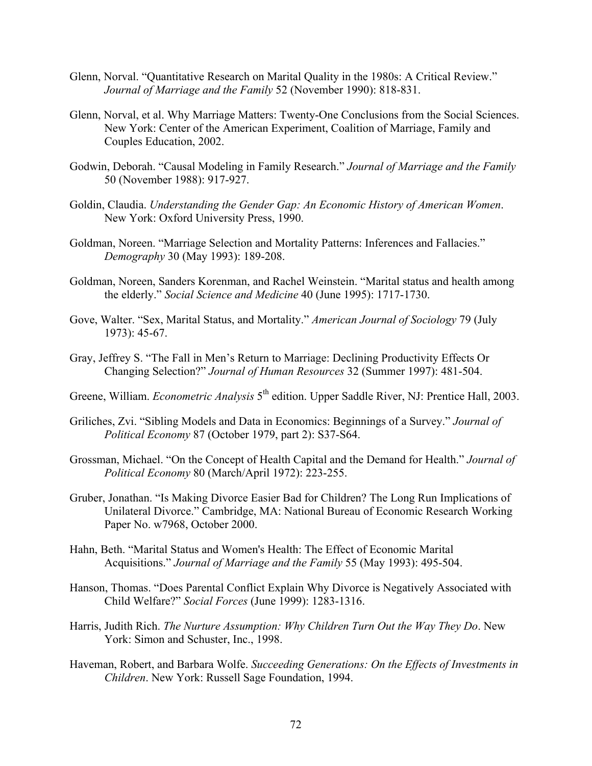Glenn, Norval. "Quantitative Research on Marital Quality in the 1980s: A Critical Review." *Journal of Marriage and the Family* 52 (November 1990): 818-831.

Glenn, Norval, et al. Why Marriage Matters: Twenty-One Conclusions from the Social Sciences. New York: Center of the American Experiment, Coalition of Marriage, Family and Couples Education, 2002.

Godwin, Deborah. "Causal Modeling in Family Research." *Journal of Marriage and the Family* 50 (November 1988): 917-927.

Goldin, Claudia. *Understanding the Gender Gap: An Economic History of American Women*. New York: Oxford University Press, 1990.

Goldman, Noreen. "Marriage Selection and Mortality Patterns: Inferences and Fallacies." *Demography* 30 (May 1993): 189-208.

Goldman, Noreen, Sanders Korenman, and Rachel Weinstein. "Marital status and health among the elderly." *Social Science and Medicine* 40 (June 1995): 1717-1730.

Gove, Walter. "Sex, Marital Status, and Mortality." *American Journal of Sociology* 79 (July 1973): 45-67.

Gray, Jeffrey S. "The Fall in Men's Return to Marriage: Declining Productivity Effects Or Changing Selection?" *Journal of Human Resources* 32 (Summer 1997): 481-504.

Greene, William. *Econometric Analysis* 5th edition. Upper Saddle River, NJ: Prentice Hall, 2003.

Griliches, Zvi. "Sibling Models and Data in Economics: Beginnings of a Survey." *Journal of Political Economy* 87 (October 1979, part 2): S37-S64.

Grossman, Michael. "On the Concept of Health Capital and the Demand for Health." *Journal of Political Economy* 80 (March/April 1972): 223-255.

Gruber, Jonathan. "Is Making Divorce Easier Bad for Children? The Long Run Implications of Unilateral Divorce." Cambridge, MA: National Bureau of Economic Research Working Paper No. w7968, October 2000.

Hahn, Beth. "Marital Status and Women's Health: The Effect of Economic Marital Acquisitions." *Journal of Marriage and the Family* 55 (May 1993): 495-504.

Hanson, Thomas. "Does Parental Conflict Explain Why Divorce is Negatively Associated with Child Welfare?" *Social Forces* (June 1999): 1283-1316.

Harris, Judith Rich. *The Nurture Assumption: Why Children Turn Out the Way They Do*. New York: Simon and Schuster, Inc., 1998.

Haveman, Robert, and Barbara Wolfe. *Succeeding Generations: On the Effects of Investments in Children*. New York: Russell Sage Foundation, 1994.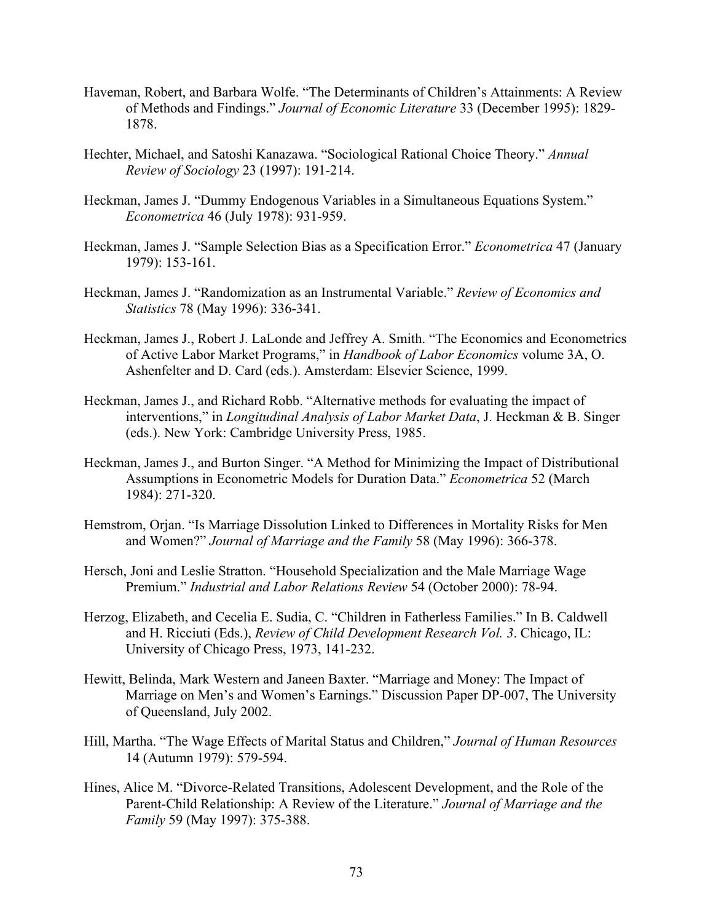Haveman, Robert, and Barbara Wolfe. “The Determinants of Children’s Attainments: A Review of Methods and Findings.” *Journal of Economic Literature* 33 (December 1995): 1829-1878.

Hechter, Michael, and Satoshi Kanazawa. “Sociological Rational Choice Theory.” *Annual Review of Sociology* 23 (1997): 191-214.

Heckman, James J. “Dummy Endogenous Variables in a Simultaneous Equations System.” *Econometrica* 46 (July 1978): 931-959.

Heckman, James J. “Sample Selection Bias as a Specification Error.” *Econometrica* 47 (January 1979): 153-161.

Heckman, James J. “Randomization as an Instrumental Variable.” *Review of Economics and Statistics* 78 (May 1996): 336-341.

Heckman, James J., Robert J. LaLonde and Jeffrey A. Smith. “The Economics and Econometrics of Active Labor Market Programs,” in *Handbook of Labor Economics* volume 3A, O. Ashenfelter and D. Card (eds.). Amsterdam: Elsevier Science, 1999.

Heckman, James J., and Richard Robb. “Alternative methods for evaluating the impact of interventions,” in *Longitudinal Analysis of Labor Market Data*, J. Heckman & B. Singer (eds.). New York: Cambridge University Press, 1985.

Heckman, James J., and Burton Singer. “A Method for Minimizing the Impact of Distributional Assumptions in Econometric Models for Duration Data.” *Econometrica* 52 (March 1984): 271-320.

Hemstrom, Orjan. “Is Marriage Dissolution Linked to Differences in Mortality Risks for Men and Women?” *Journal of Marriage and the Family* 58 (May 1996): 366-378.

Hersch, Joni and Leslie Stratton. “Household Specialization and the Male Marriage Wage Premium.” *Industrial and Labor Relations Review* 54 (October 2000): 78-94.

Herzog, Elizabeth, and Cecelia E. Sudia, C. “Children in Fatherless Families.” In B. Caldwell and H. Ricciuti (Eds.), *Review of Child Development Research Vol. 3*. Chicago, IL: University of Chicago Press, 1973, 141-232.

Hewitt, Belinda, Mark Western and Janeen Baxter. “Marriage and Money: The Impact of Marriage on Men’s and Women’s Earnings.” Discussion Paper DP-007, The University of Queensland, July 2002.

Hill, Martha. “The Wage Effects of Marital Status and Children,” *Journal of Human Resources* 14 (Autumn 1979): 579-594.

Hines, Alice M. “Divorce-Related Transitions, Adolescent Development, and the Role of the Parent-Child Relationship: A Review of the Literature.” *Journal of Marriage and the Family* 59 (May 1997): 375-388.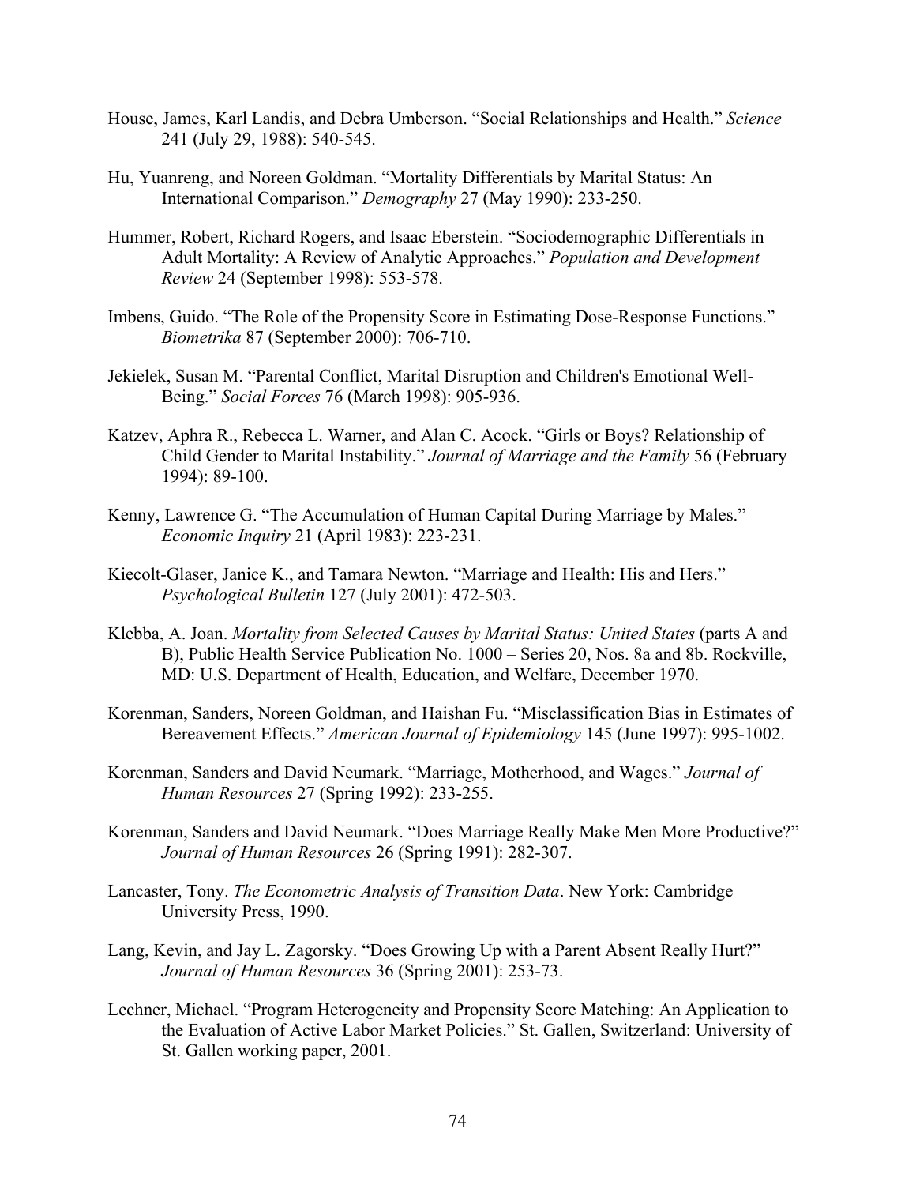House, James, Karl Landis, and Debra Umberson. "Social Relationships and Health." *Science* 241 (July 29, 1988): 540-545.

Hu, Yuanreng, and Noreen Goldman. "Mortality Differentials by Marital Status: An International Comparison." *Demography* 27 (May 1990): 233-250.

Hummer, Robert, Richard Rogers, and Isaac Eberstein. "Sociodemographic Differentials in Adult Mortality: A Review of Analytic Approaches." *Population and Development Review* 24 (September 1998): 553-578.

Imbens, Guido. "The Role of the Propensity Score in Estimating Dose-Response Functions." *Biometrika* 87 (September 2000): 706-710.

Jekielek, Susan M. "Parental Conflict, Marital Disruption and Children's Emotional Well-Being." *Social Forces* 76 (March 1998): 905-936.

Katzev, Aphra R., Rebecca L. Warner, and Alan C. Acock. "Girls or Boys? Relationship of Child Gender to Marital Instability." *Journal of Marriage and the Family* 56 (February 1994): 89-100.

Kenny, Lawrence G. "The Accumulation of Human Capital During Marriage by Males." *Economic Inquiry* 21 (April 1983): 223-231.

Kiecolt-Glaser, Janice K., and Tamara Newton. "Marriage and Health: His and Hers." *Psychological Bulletin* 127 (July 2001): 472-503.

Klebba, A. Joan. *Mortality from Selected Causes by Marital Status: United States* (parts A and B), Public Health Service Publication No. 1000 – Series 20, Nos. 8a and 8b. Rockville, MD: U.S. Department of Health, Education, and Welfare, December 1970.

Korenman, Sanders, Noreen Goldman, and Haishan Fu. "Misclassification Bias in Estimates of Bereavement Effects." *American Journal of Epidemiology* 145 (June 1997): 995-1002.

Korenman, Sanders and David Neumark. "Marriage, Motherhood, and Wages." *Journal of Human Resources* 27 (Spring 1992): 233-255.

Korenman, Sanders and David Neumark. "Does Marriage Really Make Men More Productive?" *Journal of Human Resources* 26 (Spring 1991): 282-307.

Lancaster, Tony. *The Econometric Analysis of Transition Data*. New York: Cambridge University Press, 1990.

Lang, Kevin, and Jay L. Zagorsky. "Does Growing Up with a Parent Absent Really Hurt?" *Journal of Human Resources* 36 (Spring 2001): 253-73.

Lechner, Michael. "Program Heterogeneity and Propensity Score Matching: An Application to the Evaluation of Active Labor Market Policies." St. Gallen, Switzerland: University of St. Gallen working paper, 2001.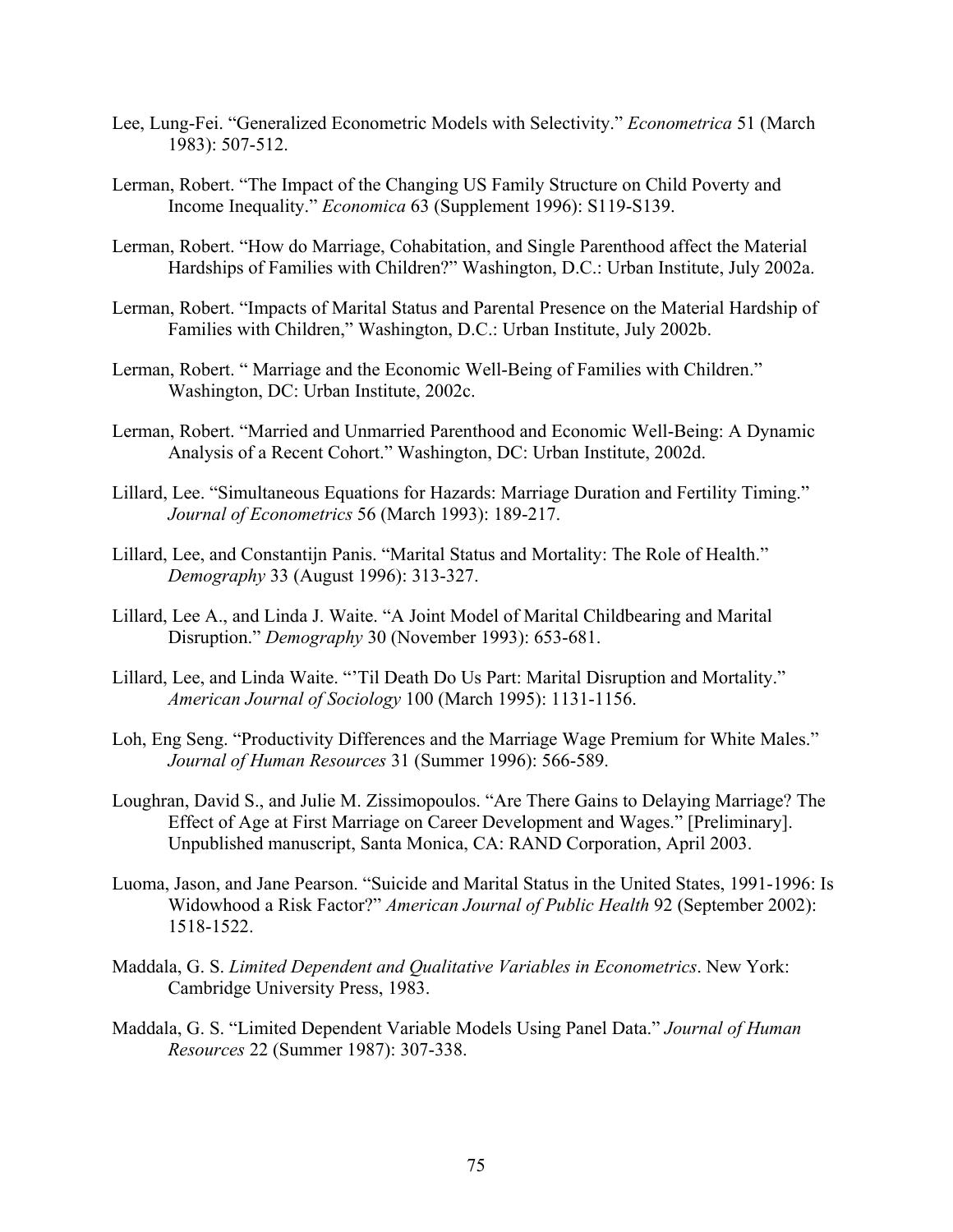Lee, Lung-Fei. "Generalized Econometric Models with Selectivity." *Econometrica* 51 (March 1983): 507-512.

Lerman, Robert. "The Impact of the Changing US Family Structure on Child Poverty and Income Inequality." *Economica* 63 (Supplement 1996): S119-S139.

Lerman, Robert. "How do Marriage, Cohabitation, and Single Parenthood affect the Material Hardships of Families with Children?" Washington, D.C.: Urban Institute, July 2002a.

Lerman, Robert. "Impacts of Marital Status and Parental Presence on the Material Hardship of Families with Children," Washington, D.C.: Urban Institute, July 2002b.

Lerman, Robert. " Marriage and the Economic Well-Being of Families with Children." Washington, DC: Urban Institute, 2002c.

Lerman, Robert. "Married and Unmarried Parenthood and Economic Well-Being: A Dynamic Analysis of a Recent Cohort." Washington, DC: Urban Institute, 2002d.

Lillard, Lee. "Simultaneous Equations for Hazards: Marriage Duration and Fertility Timing." *Journal of Econometrics* 56 (March 1993): 189-217.

Lillard, Lee, and Constantijn Panis. "Marital Status and Mortality: The Role of Health." *Demography* 33 (August 1996): 313-327.

Lillard, Lee A., and Linda J. Waite. "A Joint Model of Marital Childbearing and Marital Disruption." *Demography* 30 (November 1993): 653-681.

Lillard, Lee, and Linda Waite. "'Til Death Do Us Part: Marital Disruption and Mortality." *American Journal of Sociology* 100 (March 1995): 1131-1156.

Loh, Eng Seng. "Productivity Differences and the Marriage Wage Premium for White Males." *Journal of Human Resources* 31 (Summer 1996): 566-589.

Loughran, David S., and Julie M. Zissimopoulos. "Are There Gains to Delaying Marriage? The Effect of Age at First Marriage on Career Development and Wages." [Preliminary]. Unpublished manuscript, Santa Monica, CA: RAND Corporation, April 2003.

Luoma, Jason, and Jane Pearson. "Suicide and Marital Status in the United States, 1991-1996: Is Widowhood a Risk Factor?" *American Journal of Public Health* 92 (September 2002): 1518-1522.

Maddala, G. S. *Limited Dependent and Qualitative Variables in Econometrics*. New York: Cambridge University Press, 1983.

Maddala, G. S. "Limited Dependent Variable Models Using Panel Data." *Journal of Human Resources* 22 (Summer 1987): 307-338.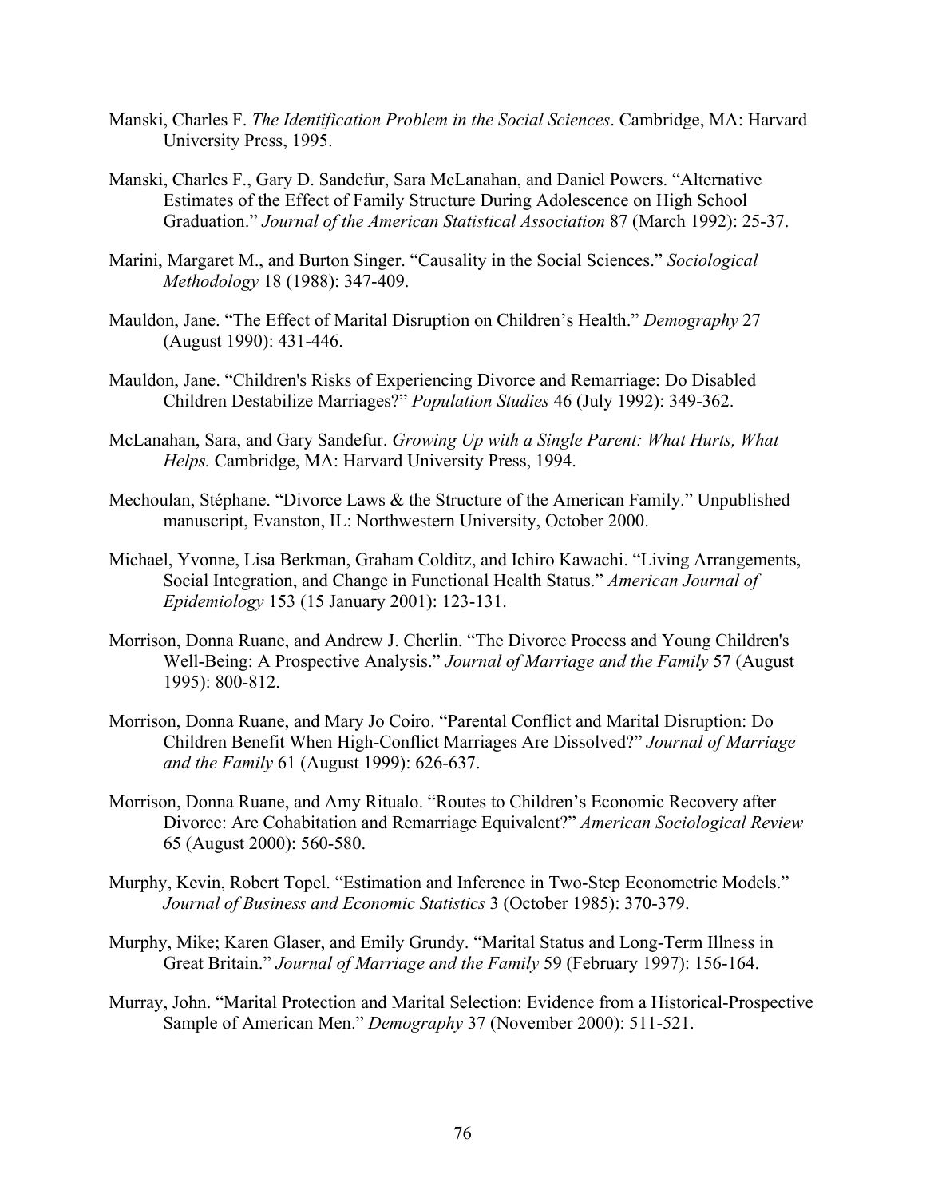Manski, Charles F. *The Identification Problem in the Social Sciences*. Cambridge, MA: Harvard University Press, 1995.

Manski, Charles F., Gary D. Sandefur, Sara McLanahan, and Daniel Powers. "Alternative Estimates of the Effect of Family Structure During Adolescence on High School Graduation." *Journal of the American Statistical Association* 87 (March 1992): 25-37.

Marini, Margaret M., and Burton Singer. "Causality in the Social Sciences." *Sociological Methodology* 18 (1988): 347-409.

Mauldon, Jane. "The Effect of Marital Disruption on Children's Health." *Demography* 27 (August 1990): 431-446.

Mauldon, Jane. "Children's Risks of Experiencing Divorce and Remarriage: Do Disabled Children Destabilize Marriages?" *Population Studies* 46 (July 1992): 349-362.

McLanahan, Sara, and Gary Sandefur. *Growing Up with a Single Parent: What Hurts, What Helps.* Cambridge, MA: Harvard University Press, 1994.

Mechoulan, Stéphane. "Divorce Laws & the Structure of the American Family." Unpublished manuscript, Evanston, IL: Northwestern University, October 2000.

Michael, Yvonne, Lisa Berkman, Graham Colditz, and Ichiro Kawachi. "Living Arrangements, Social Integration, and Change in Functional Health Status." *American Journal of Epidemiology* 153 (15 January 2001): 123-131.

Morrison, Donna Ruane, and Andrew J. Cherlin. "The Divorce Process and Young Children's Well-Being: A Prospective Analysis." *Journal of Marriage and the Family* 57 (August 1995): 800-812.

Morrison, Donna Ruane, and Mary Jo Coiro. "Parental Conflict and Marital Disruption: Do Children Benefit When High-Conflict Marriages Are Dissolved?" *Journal of Marriage and the Family* 61 (August 1999): 626-637.

Morrison, Donna Ruane, and Amy Ritualo. "Routes to Children's Economic Recovery after Divorce: Are Cohabitation and Remarriage Equivalent?" *American Sociological Review* 65 (August 2000): 560-580.

Murphy, Kevin, Robert Topel. "Estimation and Inference in Two-Step Econometric Models." *Journal of Business and Economic Statistics* 3 (October 1985): 370-379.

Murphy, Mike; Karen Glaser, and Emily Grundy. "Marital Status and Long-Term Illness in Great Britain." *Journal of Marriage and the Family* 59 (February 1997): 156-164.

Murray, John. "Marital Protection and Marital Selection: Evidence from a Historical-Prospective Sample of American Men." *Demography* 37 (November 2000): 511-521.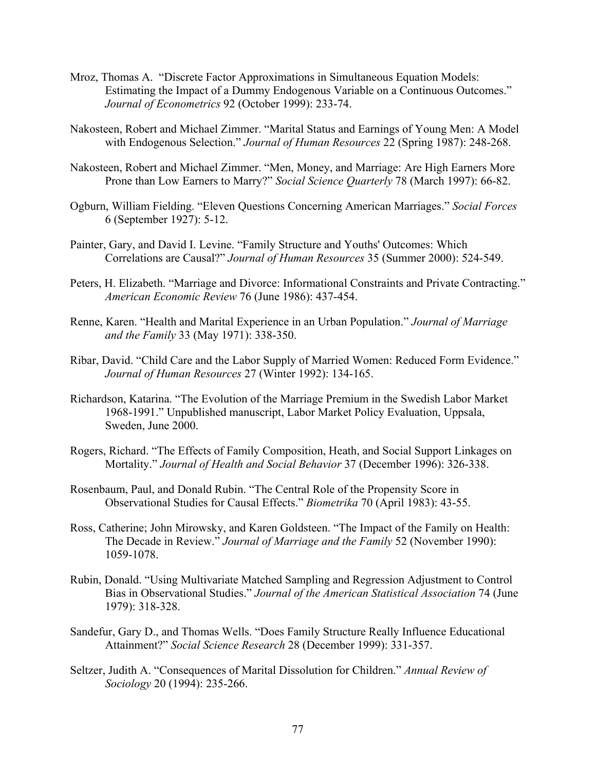Mroz, Thomas A. "Discrete Factor Approximations in Simultaneous Equation Models: Estimating the Impact of a Dummy Endogenous Variable on a Continuous Outcomes." *Journal of Econometrics* 92 (October 1999): 233-74.

Nakosteen, Robert and Michael Zimmer. "Marital Status and Earnings of Young Men: A Model with Endogenous Selection." *Journal of Human Resources* 22 (Spring 1987): 248-268.

Nakosteen, Robert and Michael Zimmer. "Men, Money, and Marriage: Are High Earners More Prone than Low Earners to Marry?" *Social Science Quarterly* 78 (March 1997): 66-82.

Ogburn, William Fielding. "Eleven Questions Concerning American Marriages." *Social Forces* 6 (September 1927): 5-12.

Painter, Gary, and David I. Levine. "Family Structure and Youths' Outcomes: Which Correlations are Causal?" *Journal of Human Resources* 35 (Summer 2000): 524-549.

Peters, H. Elizabeth. "Marriage and Divorce: Informational Constraints and Private Contracting." *American Economic Review* 76 (June 1986): 437-454.

Renne, Karen. "Health and Marital Experience in an Urban Population." *Journal of Marriage and the Family* 33 (May 1971): 338-350.

Ribar, David. "Child Care and the Labor Supply of Married Women: Reduced Form Evidence." *Journal of Human Resources* 27 (Winter 1992): 134-165.

Richardson, Katarina. "The Evolution of the Marriage Premium in the Swedish Labor Market 1968-1991." Unpublished manuscript, Labor Market Policy Evaluation, Uppsala, Sweden, June 2000.

Rogers, Richard. "The Effects of Family Composition, Heath, and Social Support Linkages on Mortality." *Journal of Health and Social Behavior* 37 (December 1996): 326-338.

Rosenbaum, Paul, and Donald Rubin. "The Central Role of the Propensity Score in Observational Studies for Causal Effects." *Biometrika* 70 (April 1983): 43-55.

Ross, Catherine; John Mirowsky, and Karen Goldsteen. "The Impact of the Family on Health: The Decade in Review." *Journal of Marriage and the Family* 52 (November 1990): 1059-1078.

Rubin, Donald. "Using Multivariate Matched Sampling and Regression Adjustment to Control Bias in Observational Studies." *Journal of the American Statistical Association* 74 (June 1979): 318-328.

Sandefur, Gary D., and Thomas Wells. "Does Family Structure Really Influence Educational Attainment?" *Social Science Research* 28 (December 1999): 331-357.

Seltzer, Judith A. "Consequences of Marital Dissolution for Children." *Annual Review of Sociology* 20 (1994): 235-266.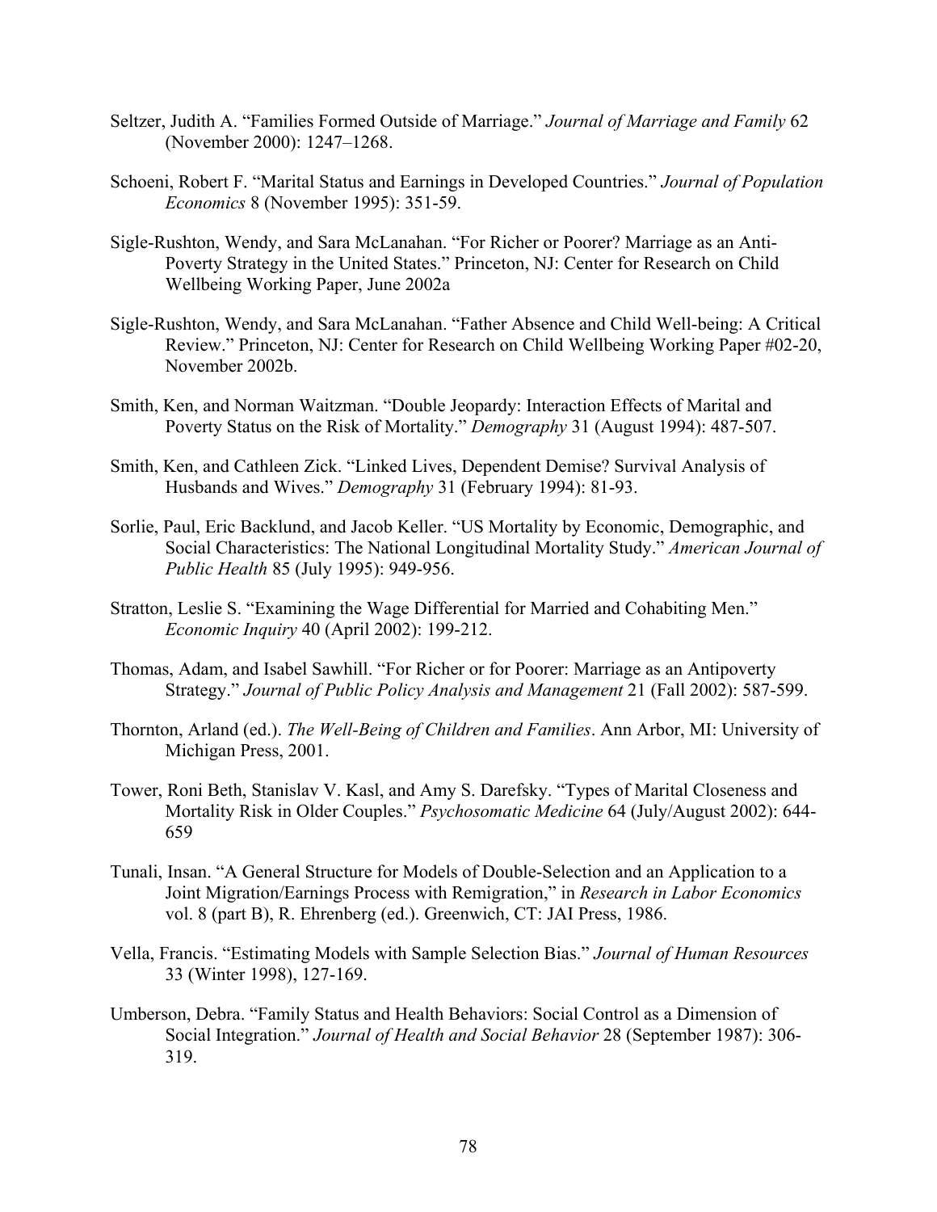Seltzer, Judith A. "Families Formed Outside of Marriage." *Journal of Marriage and Family* 62 (November 2000): 1247–1268.

Schoeni, Robert F. "Marital Status and Earnings in Developed Countries." *Journal of Population Economics* 8 (November 1995): 351-59.

Sigle-Rushton, Wendy, and Sara McLanahan. "For Richer or Poorer? Marriage as an Anti-Poverty Strategy in the United States." Princeton, NJ: Center for Research on Child Wellbeing Working Paper, June 2002a

Sigle-Rushton, Wendy, and Sara McLanahan. "Father Absence and Child Well-being: A Critical Review." Princeton, NJ: Center for Research on Child Wellbeing Working Paper #02-20, November 2002b.

Smith, Ken, and Norman Waitzman. "Double Jeopardy: Interaction Effects of Marital and Poverty Status on the Risk of Mortality." *Demography* 31 (August 1994): 487-507.

Smith, Ken, and Cathleen Zick. "Linked Lives, Dependent Demise? Survival Analysis of Husbands and Wives." *Demography* 31 (February 1994): 81-93.

Sorlie, Paul, Eric Backlund, and Jacob Keller. "US Mortality by Economic, Demographic, and Social Characteristics: The National Longitudinal Mortality Study." *American Journal of Public Health* 85 (July 1995): 949-956.

Stratton, Leslie S. "Examining the Wage Differential for Married and Cohabiting Men." *Economic Inquiry* 40 (April 2002): 199-212.

Thomas, Adam, and Isabel Sawhill. "For Richer or for Poorer: Marriage as an Antipoverty Strategy." *Journal of Public Policy Analysis and Management* 21 (Fall 2002): 587-599.

Thornton, Arland (ed.). *The Well-Being of Children and Families*. Ann Arbor, MI: University of Michigan Press, 2001.

Tower, Roni Beth, Stanislav V. Kasl, and Amy S. Darefsky. "Types of Marital Closeness and Mortality Risk in Older Couples." *Psychosomatic Medicine* 64 (July/August 2002): 644-659

Tunali, Insan. "A General Structure for Models of Double-Selection and an Application to a Joint Migration/Earnings Process with Remigration," in *Research in Labor Economics* vol. 8 (part B), R. Ehrenberg (ed.). Greenwich, CT: JAI Press, 1986.

Vella, Francis. "Estimating Models with Sample Selection Bias." *Journal of Human Resources* 33 (Winter 1998), 127-169.

Umberson, Debra. "Family Status and Health Behaviors: Social Control as a Dimension of Social Integration." *Journal of Health and Social Behavior* 28 (September 1987): 306-319.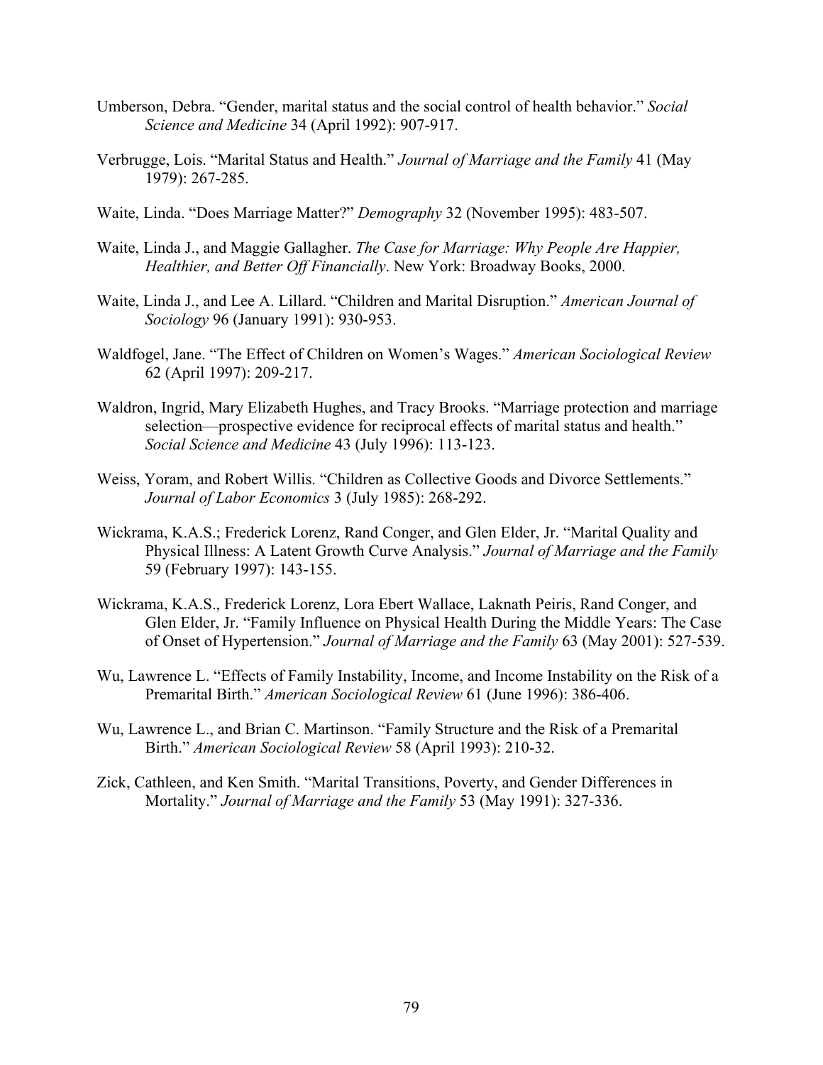Umberson, Debra. "Gender, marital status and the social control of health behavior." *Social Science and Medicine* 34 (April 1992): 907-917.

Verbrugge, Lois. "Marital Status and Health." *Journal of Marriage and the Family* 41 (May 1979): 267-285.

Waite, Linda. "Does Marriage Matter?" *Demography* 32 (November 1995): 483-507.

Waite, Linda J., and Maggie Gallagher. *The Case for Marriage: Why People Are Happier, Healthier, and Better Off Financially*. New York: Broadway Books, 2000.

Waite, Linda J., and Lee A. Lillard. "Children and Marital Disruption." *American Journal of Sociology* 96 (January 1991): 930-953.

Waldfogel, Jane. "The Effect of Children on Women's Wages." *American Sociological Review* 62 (April 1997): 209-217.

Waldron, Ingrid, Mary Elizabeth Hughes, and Tracy Brooks. "Marriage protection and marriage selection—prospective evidence for reciprocal effects of marital status and health." *Social Science and Medicine* 43 (July 1996): 113-123.

Weiss, Yoram, and Robert Willis. "Children as Collective Goods and Divorce Settlements." *Journal of Labor Economics* 3 (July 1985): 268-292.

Wickrama, K.A.S.; Frederick Lorenz, Rand Conger, and Glen Elder, Jr. "Marital Quality and Physical Illness: A Latent Growth Curve Analysis." *Journal of Marriage and the Family* 59 (February 1997): 143-155.

Wickrama, K.A.S., Frederick Lorenz, Lora Ebert Wallace, Laknath Peiris, Rand Conger, and Glen Elder, Jr. "Family Influence on Physical Health During the Middle Years: The Case of Onset of Hypertension." *Journal of Marriage and the Family* 63 (May 2001): 527-539.

Wu, Lawrence L. "Effects of Family Instability, Income, and Income Instability on the Risk of a Premarital Birth." *American Sociological Review* 61 (June 1996): 386-406.

Wu, Lawrence L., and Brian C. Martinson. "Family Structure and the Risk of a Premarital Birth." *American Sociological Review* 58 (April 1993): 210-32.

Zick, Cathleen, and Ken Smith. "Marital Transitions, Poverty, and Gender Differences in Mortality." *Journal of Marriage and the Family* 53 (May 1991): 327-336.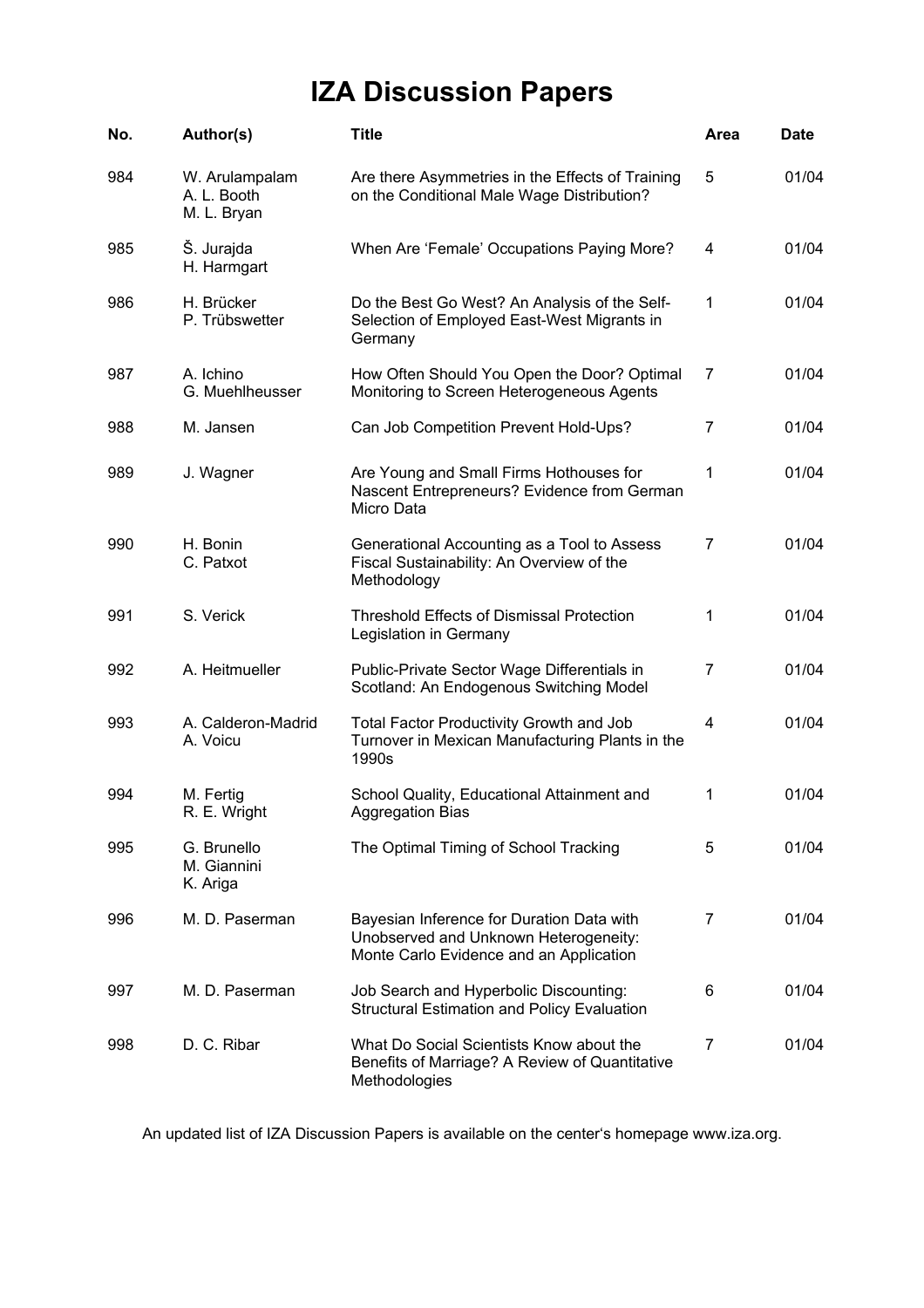# IZA Discussion Papers

| No. | Author(s) | Title | Area | Date |
|---|---|---|---|---|
| 984 | W. Arulampalam<br>A. L. Booth<br>M. L. Bryan | Are there Asymmetries in the Effects of Training on the Conditional Male Wage Distribution? | 5 | 01/04 |
| 985 | Š. Jurajda<br>H. Harmgart | When Are 'Female' Occupations Paying More? | 4 | 01/04 |
| 986 | H. Brücker<br>P. Trübswetter | Do the Best Go West? An Analysis of the Self-Selection of Employed East-West Migrants in Germany | 1 | 01/04 |
| 987 | A. Ichino<br>G. Muehlheusser | How Often Should You Open the Door? Optimal Monitoring to Screen Heterogeneous Agents | 7 | 01/04 |
| 988 | M. Jansen | Can Job Competition Prevent Hold-Ups? | 7 | 01/04 |
| 989 | J. Wagner | Are Young and Small Firms Hothouses for Nascent Entrepreneurs? Evidence from German Micro Data | 1 | 01/04 |
| 990 | H. Bonin<br>C. Patxot | Generational Accounting as a Tool to Assess Fiscal Sustainability: An Overview of the Methodology | 7 | 01/04 |
| 991 | S. Verick | Threshold Effects of Dismissal Protection Legislation in Germany | 1 | 01/04 |
| 992 | A. Heitmueller | Public-Private Sector Wage Differentials in Scotland: An Endogenous Switching Model | 7 | 01/04 |
| 993 | A. Calderon-Madrid<br>A. Voicu | Total Factor Productivity Growth and Job Turnover in Mexican Manufacturing Plants in the 1990s | 4 | 01/04 |
| 994 | M. Fertig<br>R. E. Wright | School Quality, Educational Attainment and Aggregation Bias | 1 | 01/04 |
| 995 | G. Brunello<br>M. Giannini<br>K. Ariga | The Optimal Timing of School Tracking | 5 | 01/04 |
| 996 | M. D. Paserman | Bayesian Inference for Duration Data with Unobserved and Unknown Heterogeneity: Monte Carlo Evidence and an Application | 7 | 01/04 |
| 997 | M. D. Paserman | Job Search and Hyperbolic Discounting: Structural Estimation and Policy Evaluation | 6 | 01/04 |
| 998 | D. C. Ribar | What Do Social Scientists Know about the Benefits of Marriage? A Review of Quantitative Methodologies | 7 | 01/04 |

An updated list of IZA Discussion Papers is available on the center's homepage www.iza.org.